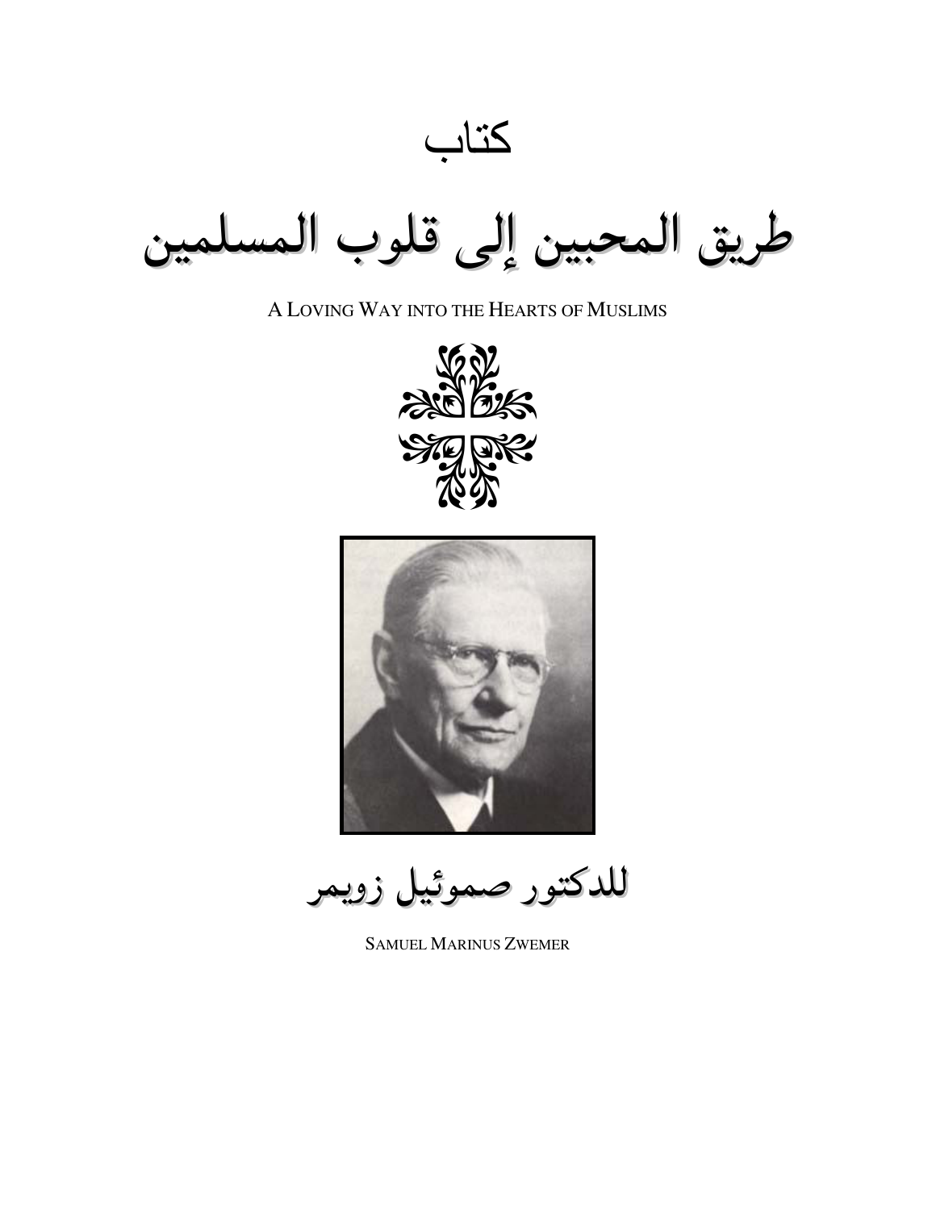كتاب

# طريق المحبين إلى قلوب المسلمين

A LOVING WAY INTO THE HEARTS OF MUSLIMS

## للدكتور صموئيل زويمر

SAMUEL MARINUS ZWEMER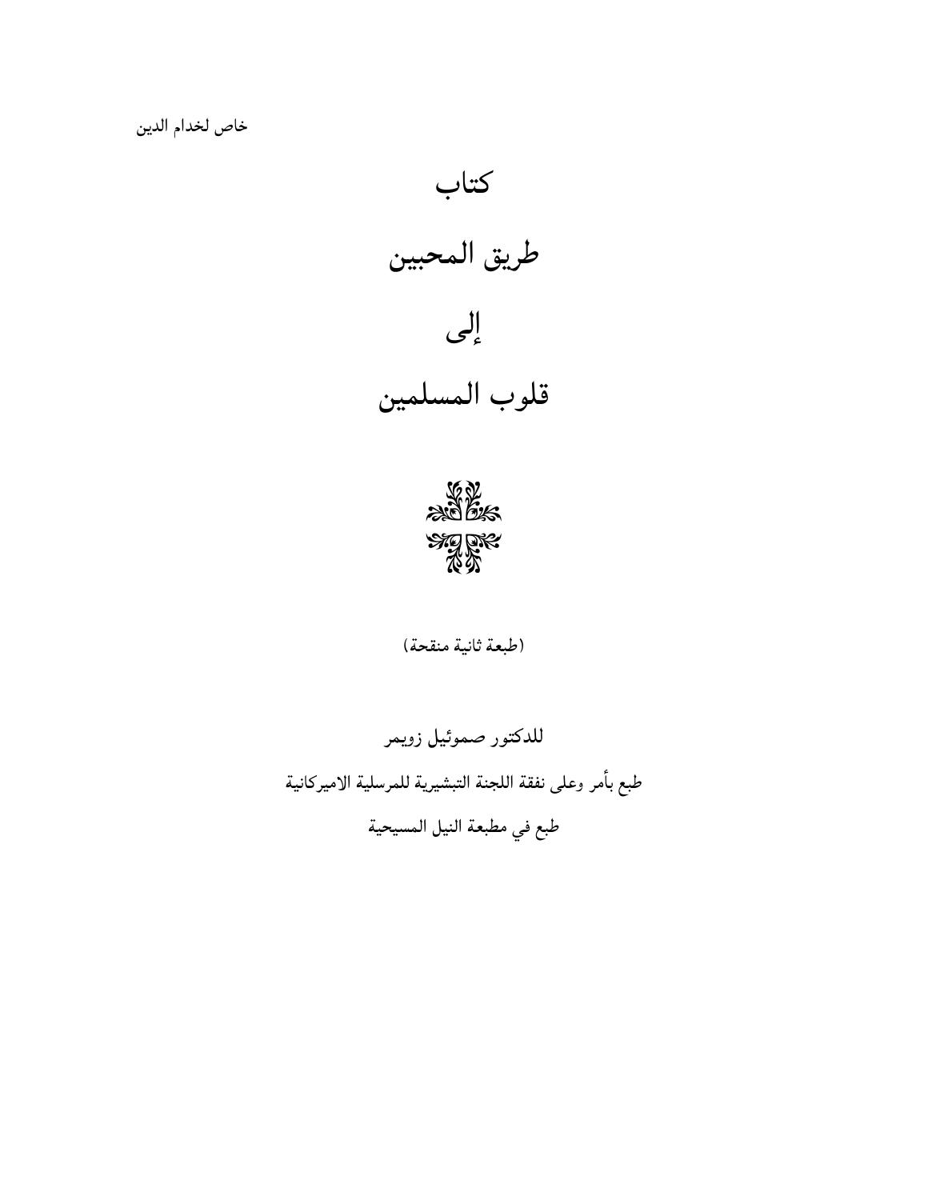خاص لخدام الدين

# كتاب

# طريق المحبين

# إلى

# قلوب المسلمين

(طبعة ثانية منقحة)

للدكتور صموئيل زويمر

طبع بأمر وعلى نفقة اللجنة التبشيرية للمرسلية الاميركانية

طبع في مطبعة النيل المسيحية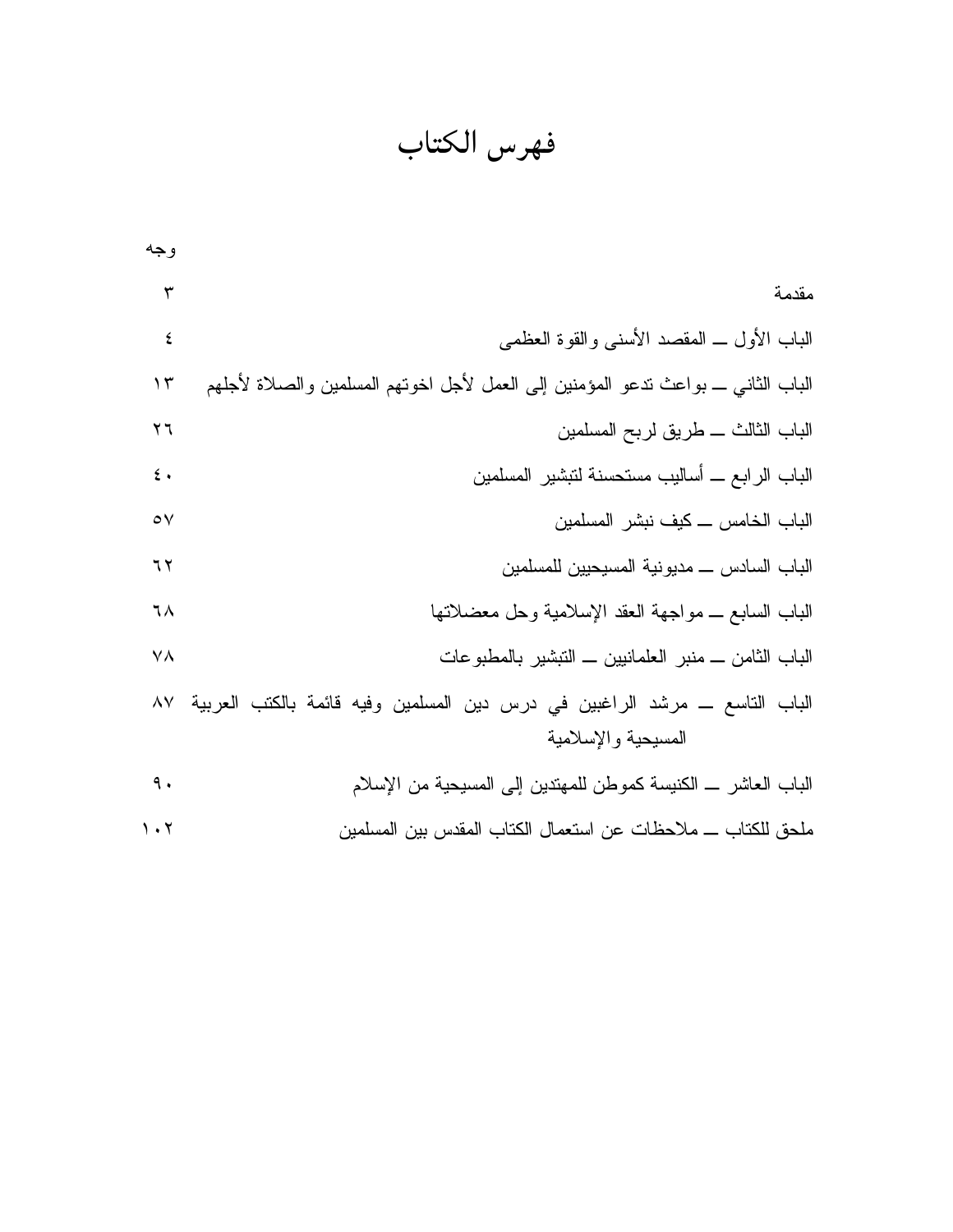# فهرس الكتاب

| | وجه |
|---|---|
| مقدمة | ٣ |
| الباب الأول ــ المقصد الأسنى والقوة العظمى | ٤ |
| الباب الثاني ــ بواعث تدعو المؤمنين إلى العمل لأجل اخوتهم المسلمين والصلاة لأجلهم | ١٣ |
| الباب الثالث ــ طريق لربح المسلمين | ٢٦ |
| الباب الرابع ــ أساليب مستحسنة لتبشير المسلمين | ٤٠ |
| الباب الخامس ــ كيف نبشر المسلمين | ٥٧ |
| الباب السادس ــ مديونية المسيحيين للمسلمين | ٦٢ |
| الباب السابع ــ مواجهة العقد الإسلامية وحل معضلاتها | ٦٨ |
| الباب الثامن ــ منبر العلمانيين ــ التبشير بالمطبوعات | ٧٨ |
| الباب التاسع ــ مرشد الراغبين في درس دين المسلمين وفيه قائمة بالكتب العربية المسيحية والإسلامية | ٨٧ |
| الباب العاشر ــ الكنيسة كموطن للمهتدين إلى المسيحية من الإسلام | ٩٠ |
| ملحق للكتاب ــ ملاحظات عن استعمال الكتاب المقدس بين المسلمين | ١٠٢ |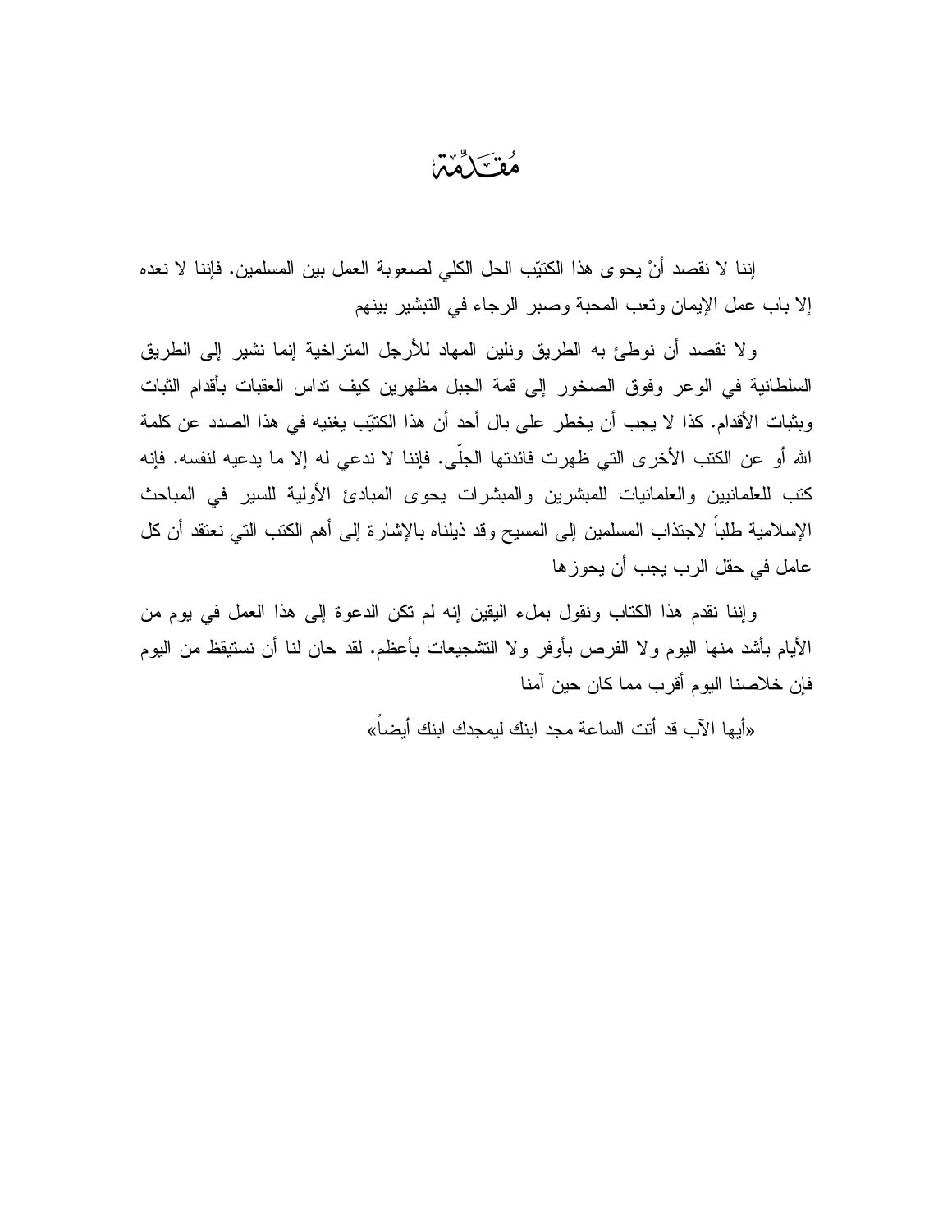# مُقَدِّمَة

إننا لا نقصد أنْ يحوى هذا الكتيّب الحل الكلي لصعوبة العمل بين المسلمين. فإننا لا نعده إلا باب عمل الإيمان وتعب المحبة وصبر الرجاء في التبشير بينهم

ولا نقصد أن نوطئ به الطريق ونلين المهاد للأرجل المتراخية إنما نشير إلى الطريق السلطانية في الوعر وفوق الصخور إلى قمة الجبل مظهرين كيف تداس العقبات بأقدام الثبات وبثبات الأقدام. كذا لا يجب أن يخطر على بال أحد أن هذا الكتيّب يغنيه في هذا الصدد عن كلمة الله أو عن الكتب الأخرى التي ظهرت فائدتها الجلّى. فإننا لا ندعي له إلا ما يدعيه لنفسه. فإنه كتب للعلمانيين والعلمانيات للمبشرين والمبشرات يحوى المبادئ الأولية للسير في المباحث الإسلامية طلباً لاجتذاب المسلمين إلى المسيح وقد ذيلناه بالإشارة إلى أهم الكتب التي نعتقد أن كل عامل في حقل الرب يجب أن يحوزها

وإننا نقدم هذا الكتاب ونقول بملء اليقين إنه لم تكن الدعوة إلى هذا العمل في يوم من الأيام بأشد منها اليوم ولا الفرص بأوفر ولا التشجيعات بأعظم. لقد حان لنا أن نستيقظ من اليوم فإن خلاصنا اليوم أقرب مما كان حين آمنا

«أيها الآب قد أتت الساعة مجد ابنك ليمجدك ابنك أيضاً»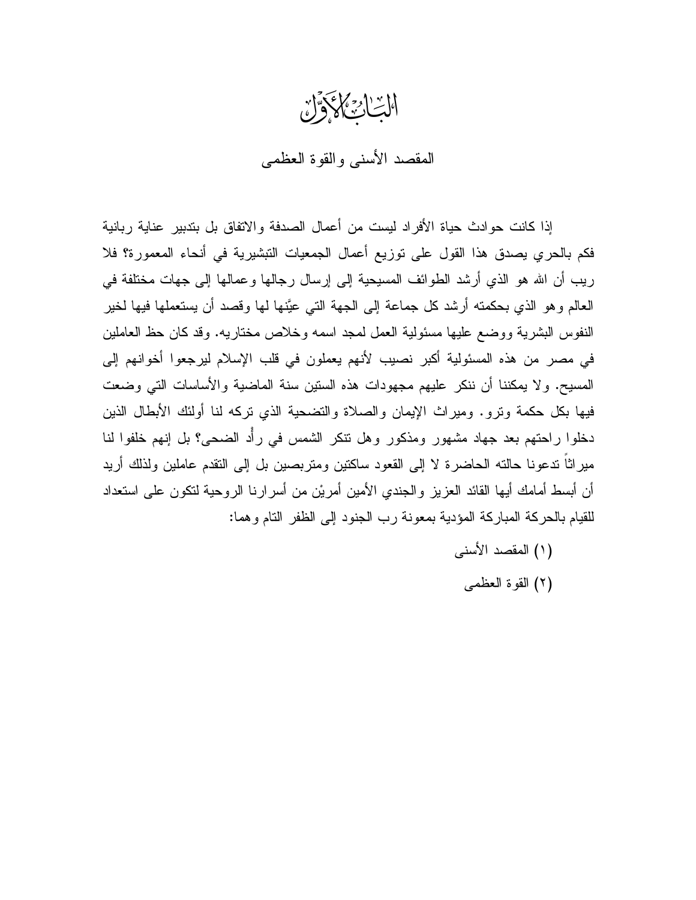# الباب الأول

## المقصد الأسنى والقوة العظمى

إذا كانت حوادث حياة الأفراد ليست من أعمال الصدفة والاتفاق بل بتدبير عناية ربانية فكم بالحري يصدق هذا القول على توزيع أعمال الجمعيات التبشيرية في أنحاء المعمورة؟ فلا ريب أن الله هو الذي أرشد الطوائف المسيحية إلى إرسال رجالها وعمالها إلى جهات مختلفة في العالم وهو الذي بحكمته أرشد كل جماعة إلى الجهة التي عيَّنها لها وقصد أن يستعملها فيها لخير النفوس البشرية ووضع عليها مسئولية العمل لمجد اسمه وخلاص مختاريه. وقد كان حظ العاملين في مصر من هذه المسئولية أكبر نصيب لأنهم يعملون في قلب الإسلام ليرجعوا أخوانهم إلى المسيح. ولا يمكننا أن ننكر عليهم مجهودات هذه الستين سنة الماضية والأساسات التي وضعت فيها بكل حكمة وترو. وميراث الإيمان والصلاة والتضحية الذي تركه لنا أولئك الأبطال الذين دخلوا راحتهم بعد جهاد مشهور ومذكور وهل تنكر الشمس في رأْد الضحى؟ بل إنهم خلفوا لنا ميراثاً تدعونا حالته الحاضرة لا إلى القعود ساكتين ومتربصين بل إلى التقدم عاملين ولذلك أريد أن أبسط أمامك أيها القائد العزيز والجندي الأمين أمريْن من أسرارنا الروحية لتكون على استعداد للقيام بالحركة المباركة المؤدية بمعونة رب الجنود إلى الظفر التام وهما:

(١) المقصد الأسنى

(٢) القوة العظمى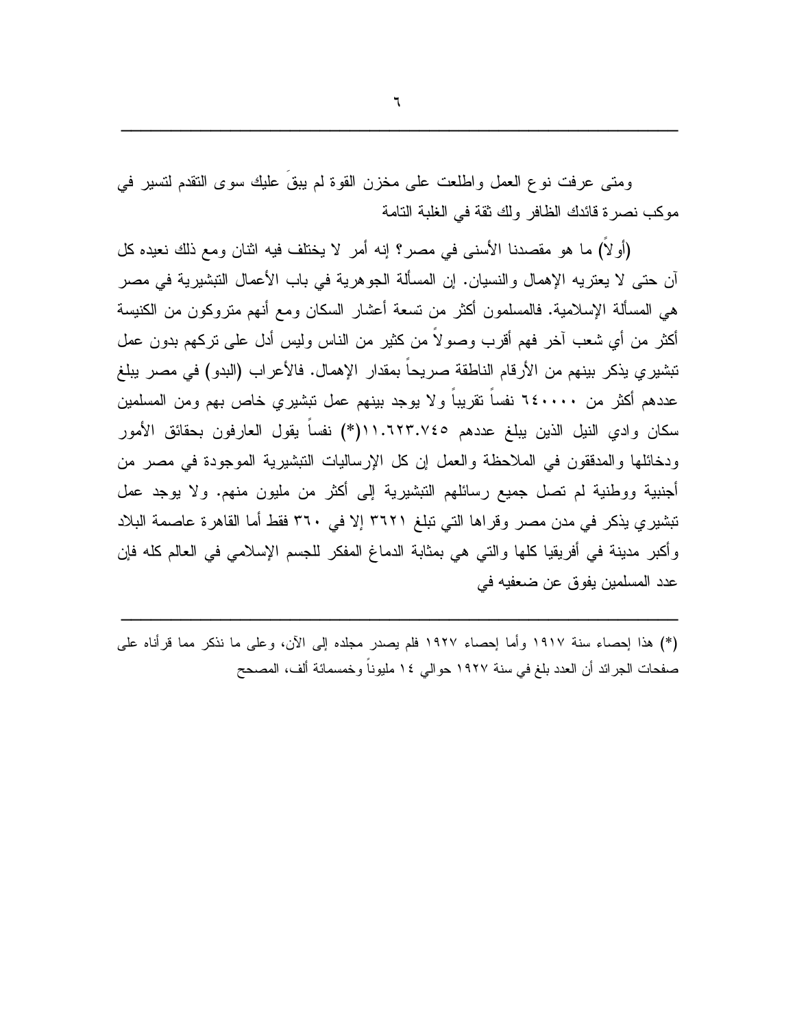ومتى عرفت نوع العمل واطلعت على مخزن القوة لم يبقَ عليك سوى التقدم لتسير في موكب نصرة قائدك الظافر ولك ثقة في الغلبة التامة

(أولاً) ما هو مقصدنا الأسنى في مصر؟ إنه أمر لا يختلف فيه اثنان ومع ذلك نعيده كل آن حتى لا يعتريه الإهمال والنسيان. إن المسألة الجوهرية في باب الأعمال التبشيرية في مصر هي المسألة الإسلامية. فالمسلمون أكثر من تسعة أعشار السكان ومع أنهم متروكون من الكنيسة أكثر من أي شعب آخر فهم أقرب وصولاً من كثير من الناس وليس أدل على تركهم بدون عمل تبشيري يذكر بينهم من الأرقام الناطقة صريحاً بمقدار الإهمال. فالأعراب (البدو) في مصر يبلغ عددهم أكثر من ٦٤٠٠٠٠ نفساً تقريباً ولا يوجد بينهم عمل تبشيري خاص بهم ومن المسلمين سكان وادي النيل الذين يبلغ عددهم ١١.٦٢٣.٧٤٥(*) نفساً يقول العارفون بحقائق الأمور ودخائلها والمدققون في الملاحظة والعمل إن كل الإرساليات التبشيرية الموجودة في مصر من أجنبية ووطنية لم تصل جميع رسائلهم التبشيرية إلى أكثر من مليون منهم. ولا يوجد عمل تبشيري يذكر في مدن مصر وقراها التي تبلغ ٣٦٢١ إلا في ٣٦٠ فقط أما القاهرة عاصمة البلاد وأكبر مدينة في أفريقيا كلها والتي هي بمثابة الدماغ المفكر للجسم الإسلامي في العالم كله فإن عدد المسلمين يفوق عن ضعفيه في

---

(*) هذا إحصاء سنة ١٩١٧ وأما إحصاء ١٩٢٧ فلم يصدر مجلده إلى الآن، وعلى ما نذكر مما قرأناه على صفحات الجرائد أن العدد بلغ في سنة ١٩٢٧ حوالي ١٤ مليوناً وخمسمائة ألف، المصحح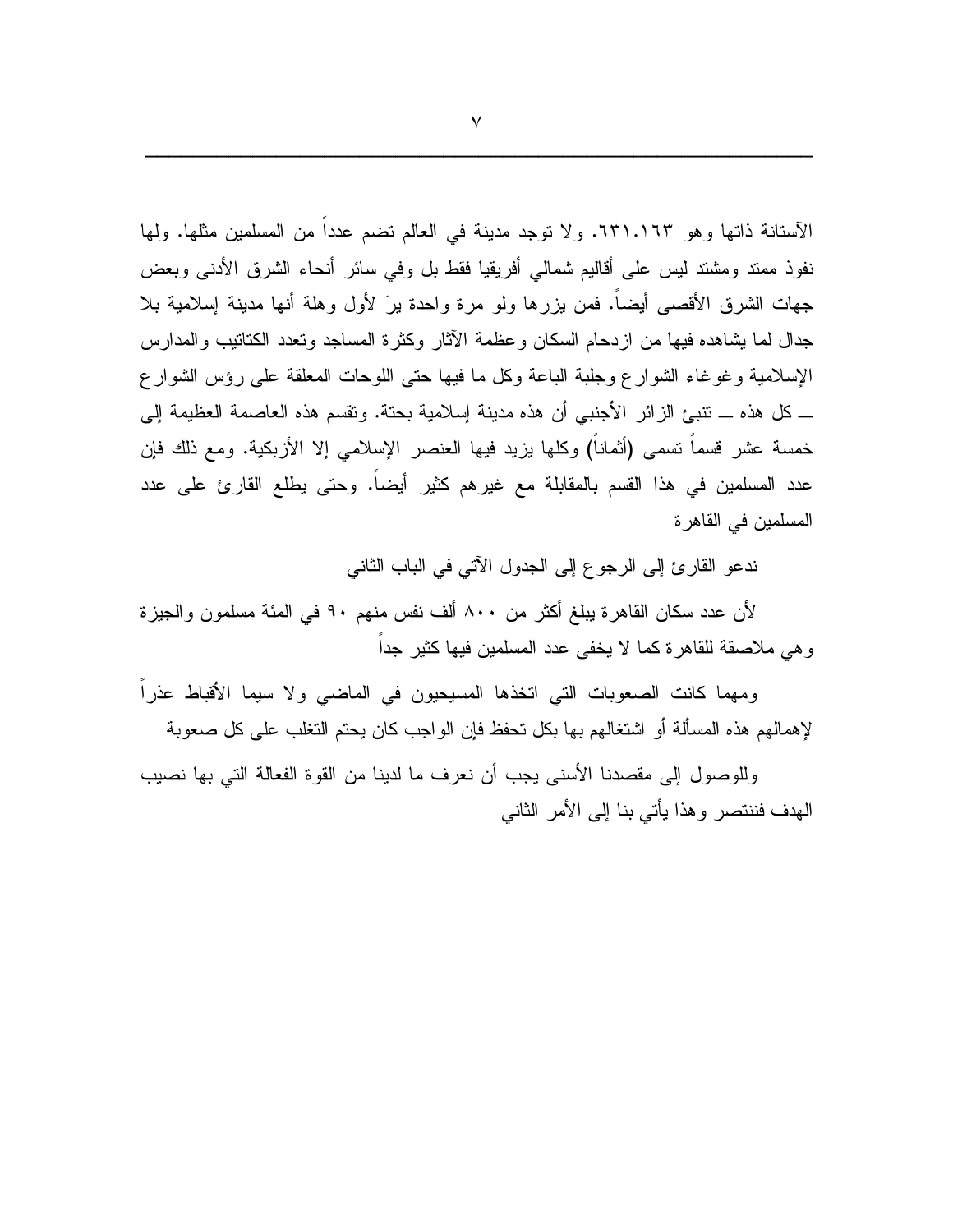الآستانة ذاتها وهو ٦٣١.١٦٣. ولا توجد مدينة في العالم تضم عدداً من المسلمين مثلها. ولها نفوذ ممتد ومشتد ليس على أقاليم شمالي أفريقيا فقط بل وفي سائر أنحاء الشرق الأدنى وبعض جهات الشرق الأقصى أيضاً. فمن يزرها ولو مرة واحدة يرَ لأول وهلة أنها مدينة إسلامية بلا جدال لما يشاهده فيها من ازدحام السكان وعظمة الآثار وكثرة المساجد وتعدد الكتاتيب والمدارس الإسلامية وغوغاء الشوارع وجلبة الباعة وكل ما فيها حتى اللوحات المعلقة على رؤس الشوارع ــ كل هذه ــ تنبئ الزائر الأجنبي أن هذه مدينة إسلامية بحتة. وتقسم هذه العاصمة العظيمة إلى خمسة عشر قسماً تسمى (أثماناً) وكلها يزيد فيها العنصر الإسلامي إلا الأزبكية. ومع ذلك فإن عدد المسلمين في هذا القسم بالمقابلة مع غيرهم كثير أيضاً. وحتى يطلع القارئ على عدد المسلمين في القاهرة

ندعو القارئ إلى الرجوع إلى الجدول الآتي في الباب الثاني

لأن عدد سكان القاهرة يبلغ أكثر من ٨٠٠ ألف نفس منهم ٩٠ في المئة مسلمون والجيزة وهي ملاصقة للقاهرة كما لا يخفى عدد المسلمين فيها كثير جداً

ومهما كانت الصعوبات التي اتخذها المسيحيون في الماضي ولا سيما الأقباط عذراً لإهمالهم هذه المسألة أو اشتغالهم بها بكل تحفظ فإن الواجب كان يحتم التغلب على كل صعوبة

وللوصول إلى مقصدنا الأسنى يجب أن نعرف ما لدينا من القوة الفعالة التي بها نصيب الهدف فننتصر وهذا يأتي بنا إلى الأمر الثاني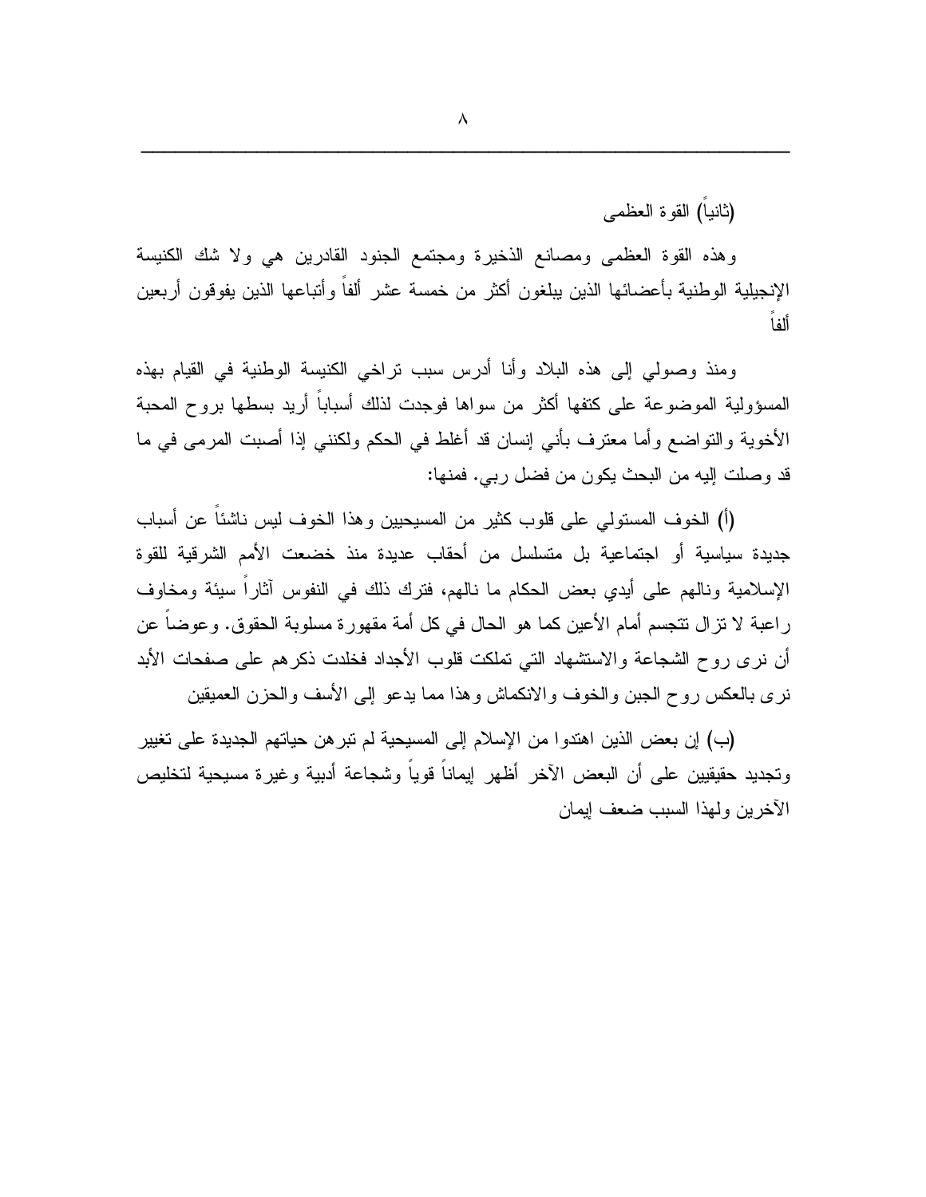(ثانياً) القوة العظمى

وهذه القوة العظمى ومصانع الذخيرة ومجتمع الجنود القادرين هي ولا شك الكنيسة الإنجيلية الوطنية بأعضائها الذين يبلغون أكثر من خمسة عشر ألفاً وأتباعها الذين يفوقون أربعين ألفاً

ومنذ وصولي إلى هذه البلاد وأنا أدرس سبب تراخي الكنيسة الوطنية في القيام بهذه المسؤولية الموضوعة على كتفها أكثر من سواها فوجدت لذلك أسباباً أريد بسطها بروح المحبة الأخوية والتواضع وأما معترف بأني إنسان قد أغلط في الحكم ولكنني إذا أصبت المرمى في ما قد وصلت إليه من البحث يكون من فضل ربي. فمنها:

(أ) الخوف المستولي على قلوب كثير من المسيحيين وهذا الخوف ليس ناشئاً عن أسباب جديدة سياسية أو اجتماعية بل متسلسل من أحقاب عديدة منذ خضعت الأمم الشرقية للقوة الإسلامية ونالهم على أيدي بعض الحكام ما نالهم، فترك ذلك في النفوس آثاراً سيئة ومخاوف راعبة لا تزال تتجسم أمام الأعين كما هو الحال في كل أمة مقهورة مسلوبة الحقوق. وعوضاً عن أن نرى روح الشجاعة والاستشهاد التي تملكت قلوب الأجداد فخلدت ذكرهم على صفحات الأبد نرى بالعكس روح الجبن والخوف والانكماش وهذا مما يدعو إلى الأسف والحزن العميقين

(ب) إن بعض الذين اهتدوا من الإسلام إلى المسيحية لم تبرهن حياتهم الجديدة على تغيير وتجديد حقيقيين على أن البعض الآخر أظهر إيماناً قوياً وشجاعة أدبية وغيرة مسيحية لتخليص الآخرين ولهذا السبب ضعف إيمان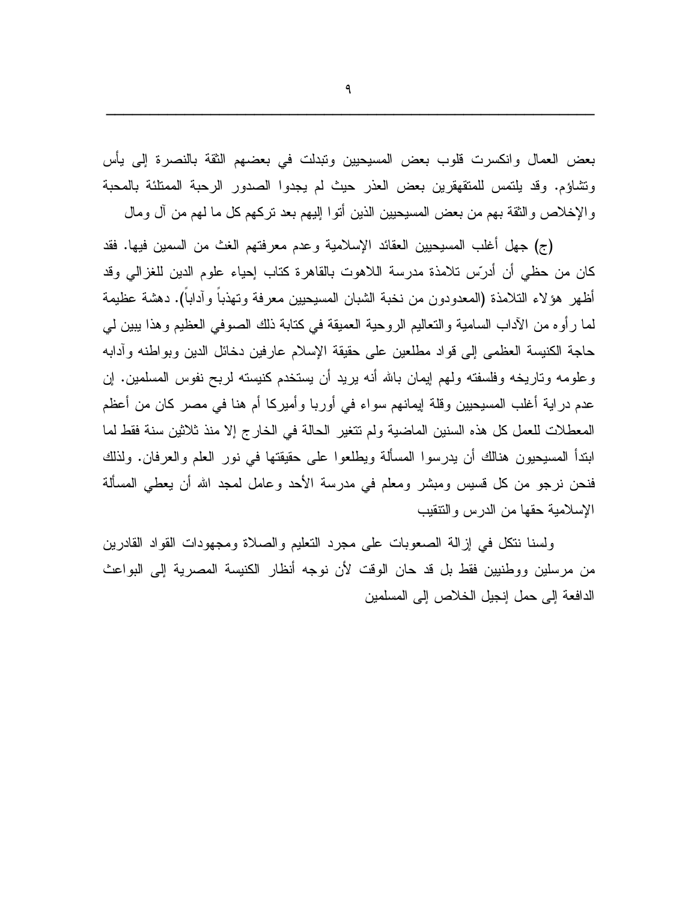بعض العمال وانكسرت قلوب بعض المسيحيين وتبدلت في بعضهم الثقة بالنصرة إلى يأس وتشاؤم. وقد يلتمس للمتقهقرين بعض العذر حيث لم يجدوا الصدور الرحبة الممتلئة بالمحبة والإخلاص والثقة بهم من بعض المسيحيين الذين أتوا إليهم بعد تركهم كل ما لهم من آل ومال

(ج) جهل أغلب المسيحيين العقائد الإسلامية وعدم معرفتهم الغث من السمين فيها. فقد كان من حظي أن أدرّس تلامذة مدرسة اللاهوت بالقاهرة كتاب إحياء علوم الدين للغزالي وقد أظهر هؤلاء التلامذة (المعدودون من نخبة الشبان المسيحيين معرفة وتهذباً وآداباً). دهشة عظيمة لما رأوه من الآداب السامية والتعاليم الروحية العميقة في كتابة ذلك الصوفي العظيم وهذا يبين لي حاجة الكنيسة العظمى إلى قواد مطلعين على حقيقة الإسلام عارفين دخائل الدين وبواطنه وآدابه وعلومه وتاريخه وفلسفته ولهم إيمان بالله أنه يريد أن يستخدم كنيسته لربح نفوس المسلمين. إن عدم دراية أغلب المسيحيين وقلة إيمانهم سواء في أوربا وأميركا أم هنا في مصر كان من أعظم المعطلات للعمل كل هذه السنين الماضية ولم تتغير الحالة في الخارج إلا منذ ثلاثين سنة فقط لما ابتدأ المسيحيون هنالك أن يدرسوا المسألة ويطلعوا على حقيقتها في نور العلم والعرفان. ولذلك فنحن نرجو من كل قسيس ومبشر ومعلم في مدرسة الأحد وعامل لمجد الله أن يعطي المسألة الإسلامية حقها من الدرس والتنقيب

ولسنا نتكل في إزالة الصعوبات على مجرد التعليم والصلاة ومجهودات القواد القادرين من مرسلين ووطنيين فقط بل قد حان الوقت لأن نوجه أنظار الكنيسة المصرية إلى البواعث الدافعة إلى حمل إنجيل الخلاص إلى المسلمين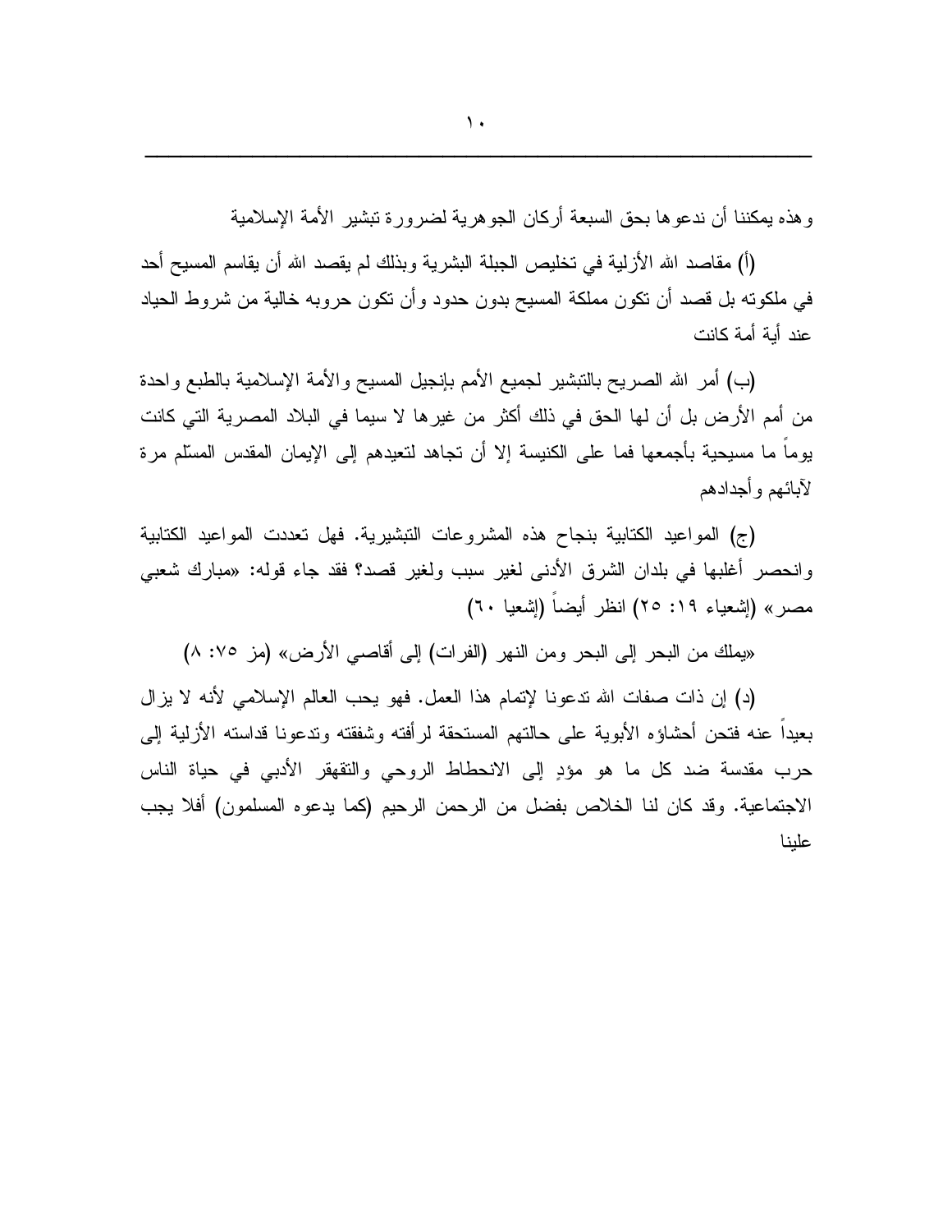وهذه يمكننا أن ندعوها بحق السبعة أركان الجوهرية لضرورة تبشير الأمة الإسلامية

(أ) مقاصد الله الأزلية في تخليص الجبلة البشرية وبذلك لم يقصد الله أن يقاسم المسيح أحد في ملكوته بل قصد أن تكون مملكة المسيح بدون حدود وأن تكون حروبه خالية من شروط الحياد عند أية أمة كانت

(ب) أمر الله الصريح بالتبشير لجميع الأمم بإنجيل المسيح والأمة الإسلامية بالطبع واحدة من أمم الأرض بل أن لها الحق في ذلك أكثر من غيرها لا سيما في البلاد المصرية التي كانت يوماً ما مسيحية بأجمعها فما على الكنيسة إلا أن تجاهد لتعيدهم إلى الإيمان المقدس المسلّم مرة لآبائهم وأجدادهم

(ج) المواعيد الكتابية بنجاح هذه المشروعات التبشيرية. فهل تعددت المواعيد الكتابية وانحصر أغلبها في بلدان الشرق الأدنى لغير سبب ولغير قصد؟ فقد جاء قوله: «مبارك شعبي مصر» (إشعياء ١٩: ٢٥) انظر أيضاً (إشعيا ٦٠)

«يملك من البحر إلى البحر ومن النهر (الفرات) إلى أقاصي الأرض» (مز ٧٥: ٨)

(د) إن ذات صفات الله تدعونا لإتمام هذا العمل. فهو يحب العالم الإسلامي لأنه لا يزال بعيداً عنه فتحن أحشاؤه الأبوية على حالتهم المستحقة لرأفته وشفقته وتدعونا قداسته الأزلية إلى حرب مقدسة ضد كل ما هو مؤدٍ إلى الانحطاط الروحي والتقهقر الأدبي في حياة الناس الاجتماعية. وقد كان لنا الخلاص بفضل من الرحمن الرحيم (كما يدعوه المسلمون) أفلا يجب علينا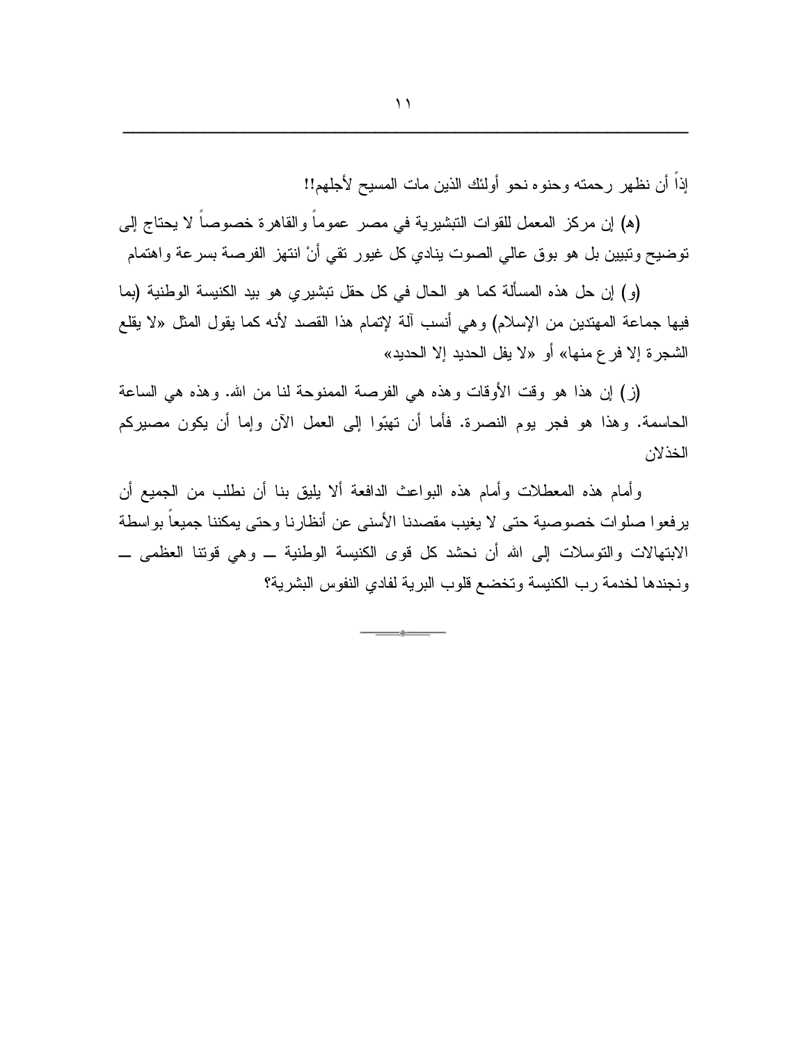إذاً أن نظهر رحمته وحنوه نحو أولئك الذين مات المسيح لأجلهم!!

(هـ) إن مركز المعمل للقوات التبشيرية في مصر عموماً والقاهرة خصوصاً لا يحتاج إلى توضيح وتبيين بل هو بوق عالي الصوت ينادي كل غيور تقي أنْ انتهز الفرصة بسرعة واهتمام

(و) إن حل هذه المسألة كما هو الحال في كل حقل تبشيري هو بيد الكنيسة الوطنية (بما فيها جماعة المهتدين من الإسلام) وهي أنسب آلة لإتمام هذا القصد لأنه كما يقول المثل «لا يقلع الشجرة إلا فرع منها» أو «لا يفل الحديد إلا الحديد»

(ز) إن هذا هو وقت الأوقات وهذه هي الفرصة الممنوحة لنا من الله. وهذه هي الساعة الحاسمة. وهذا هو فجر يوم النصرة. فأما أن تهبّوا إلى العمل الآن وإما أن يكون مصيركم الخذلان

وأمام هذه المعطلات وأمام هذه البواعث الدافعة ألا يليق بنا أن نطلب من الجميع أن يرفعوا صلوات خصوصية حتى لا يغيب مقصدنا الأسنى عن أنظارنا وحتى يمكننا جميعاً بواسطة الابتهالات والتوسلات إلى الله أن نحشد كل قوى الكنيسة الوطنية ــ وهي قوتنا العظمى ــ ونجندها لخدمة رب الكنيسة وتخضع قلوب البرية لفادي النفوس البشرية؟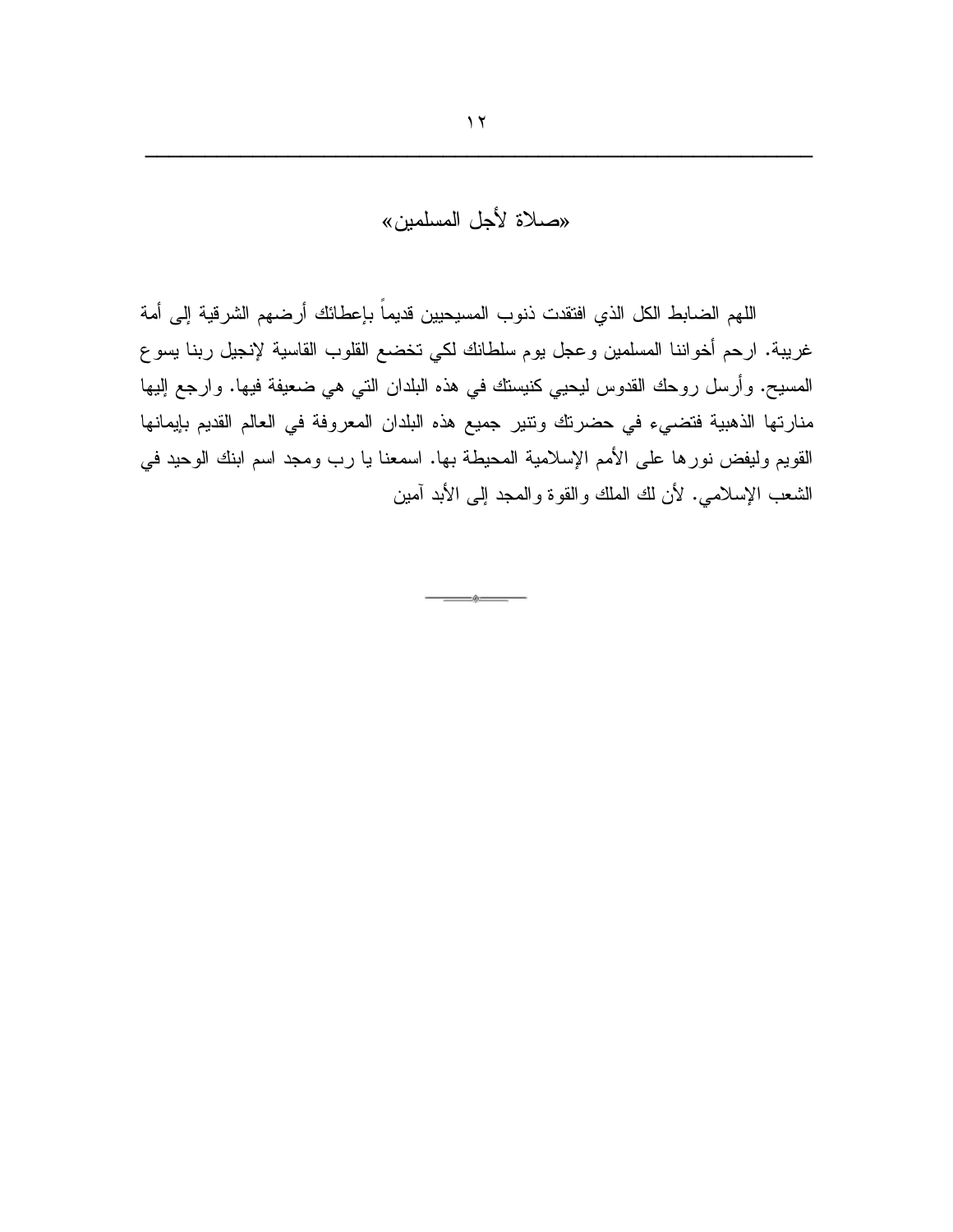## «صلاة لأجل المسلمين»

اللهم الضابط الكل الذي افتقدت ذنوب المسيحيين قديماً بإعطائك أرضهم الشرقية إلى أمة غريبة. ارحم أخواننا المسلمين وعجل يوم سلطانك لكي تخضع القلوب القاسية لإنجيل ربنا يسوع المسيح. وأرسل روحك القدوس ليحيي كنيستك في هذه البلدان التي هي ضعيفة فيها. وارجع إليها منارتها الذهبية فتضيء في حضرتك وتنير جميع هذه البلدان المعروفة في العالم القديم بإيمانها القويم وليفض نورها على الأمم الإسلامية المحيطة بها. اسمعنا يا رب ومجد اسم ابنك الوحيد في الشعب الإسلامي. لأن لك الملك والقوة والمجد إلى الأبد آمين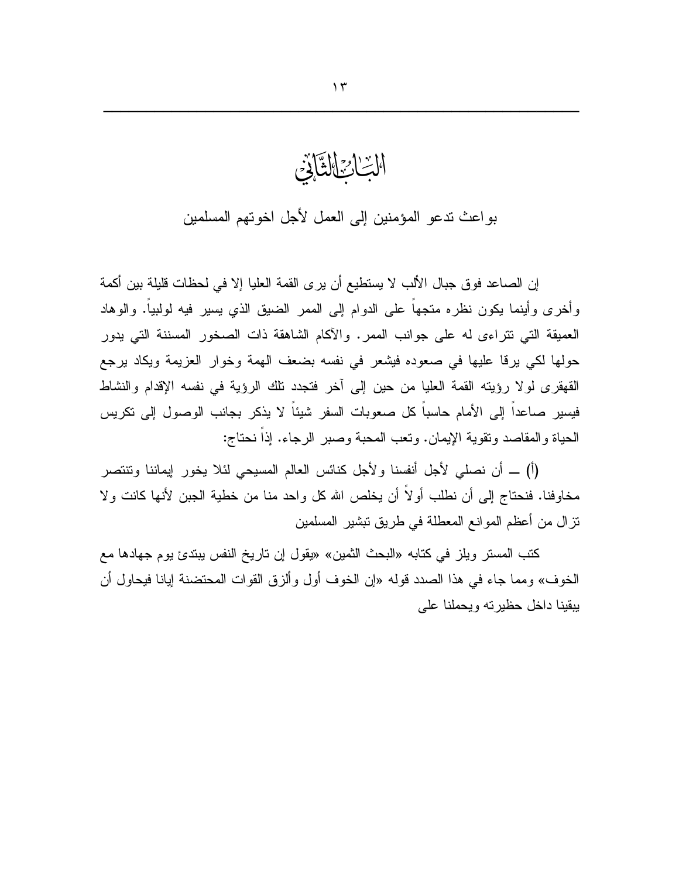# الباب الثاني

## بواعث تدعو المؤمنين إلى العمل لأجل اخوتهم المسلمين

إن الصاعد فوق جبال الألب لا يستطيع أن يرى القمة العليا إلا في لحظات قليلة بين أكمة وأخرى وأينما يكون نظره متجهاً على الدوام إلى الممر الضيق الذي يسير فيه لولبياً. والوهاد العميقة التي تتراءى له على جوانب الممر. والآكام الشاهقة ذات الصخور المسننة التي يدور حولها لكي يرقا عليها في صعوده فيشعر في نفسه بضعف الهمة وخوار العزيمة ويكاد يرجع القهقرى لولا رؤيته القمة العليا من حين إلى آخر فتجدد تلك الرؤية في نفسه الإقدام والنشاط فيسير صاعداً إلى الأمام حاسباً كل صعوبات السفر شيئاً لا يذكر بجانب الوصول إلى تكريس الحياة والمقاصد وتقوية الإيمان. وتعب المحبة وصبر الرجاء. إذاً نحتاج:

(أ) ـــ أن نصلي لأجل أنفسنا ولأجل كنائس العالم المسيحي لئلا يخور إيماننا وتنتصر مخاوفنا. فنحتاج إلى أن نطلب أولاً أن يخلص الله كل واحد منا من خطية الجبن لأنها كانت ولا تزال من أعظم الموانع المعطلة في طريق تبشير المسلمين

كتب المستر ويلز في كتابه «البحث الثمين» «يقول إن تاريخ النفس يبتدئ يوم جهادها مع الخوف» ومما جاء في هذا الصدد قوله «إن الخوف أول وألزق القوات المحتضنة إيانا فيحاول أن يبقينا داخل حظيرته ويحملنا على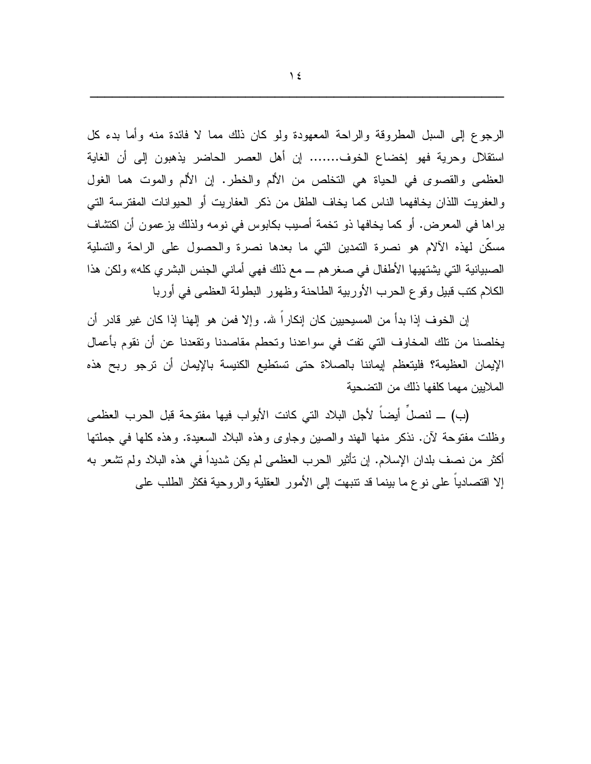الرجوع إلى السبل المطروقة والراحة المعهودة ولو كان ذلك مما لا فائدة منه وأما بدء كل استقلال وحرية فهو إخضاع الخوف....... إن أهل العصر الحاضر يذهبون إلى أن الغاية العظمى والقصوى في الحياة هي التخلص من الألم والخطر. إن الألم والموت هما الغول والعفريت اللذان يخافهما الناس كما يخاف الطفل من ذكر العفاريت أو الحيوانات المفترسة التي يراها في المعرض. أو كما يخافها ذو تخمة أصيب بكابوس في نومه ولذلك يزعمون أن اكتشاف مسكّن لهذه الآلام هو نصرة التمدين التي ما بعدها نصرة والحصول على الراحة والتسلية الصبيانية التي يشتهيها الأطفال في صغرهم ــ مع ذلك فهي أماني الجنس البشري كله» ولكن هذا الكلام كتب قبيل وقوع الحرب الأوربية الطاحنة وظهور البطولة العظمى في أوربا

إن الخوف إذا بدأ من المسيحيين كان إنكاراً لله. وإلا فمن هو إلهنا إذا كان غير قادر أن يخلصنا من تلك المخاوف التي تفت في سواعدنا وتحطم مقاصدنا وتقعدنا عن أن نقوم بأعمال الإيمان العظيمة؟ فليتعظم إيماننا بالصلاة حتى تستطيع الكنيسة بالإيمان أن ترجو ربح هذه الملايين مهما كلفها ذلك من التضحية

(ب) ــ لنصلِّ أيضاً لأجل البلاد التي كانت الأبواب فيها مفتوحة قبل الحرب العظمى وظلت مفتوحة لآن. نذكر منها الهند والصين وجاوى وهذه البلاد السعيدة. وهذه كلها في جملتها أكثر من نصف بلدان الإسلام. إن تأثير الحرب العظمى لم يكن شديداً في هذه البلاد ولم تشعر به إلا اقتصادياً على نوع ما بينما قد تنبهت إلى الأمور العقلية والروحية فكثر الطلب على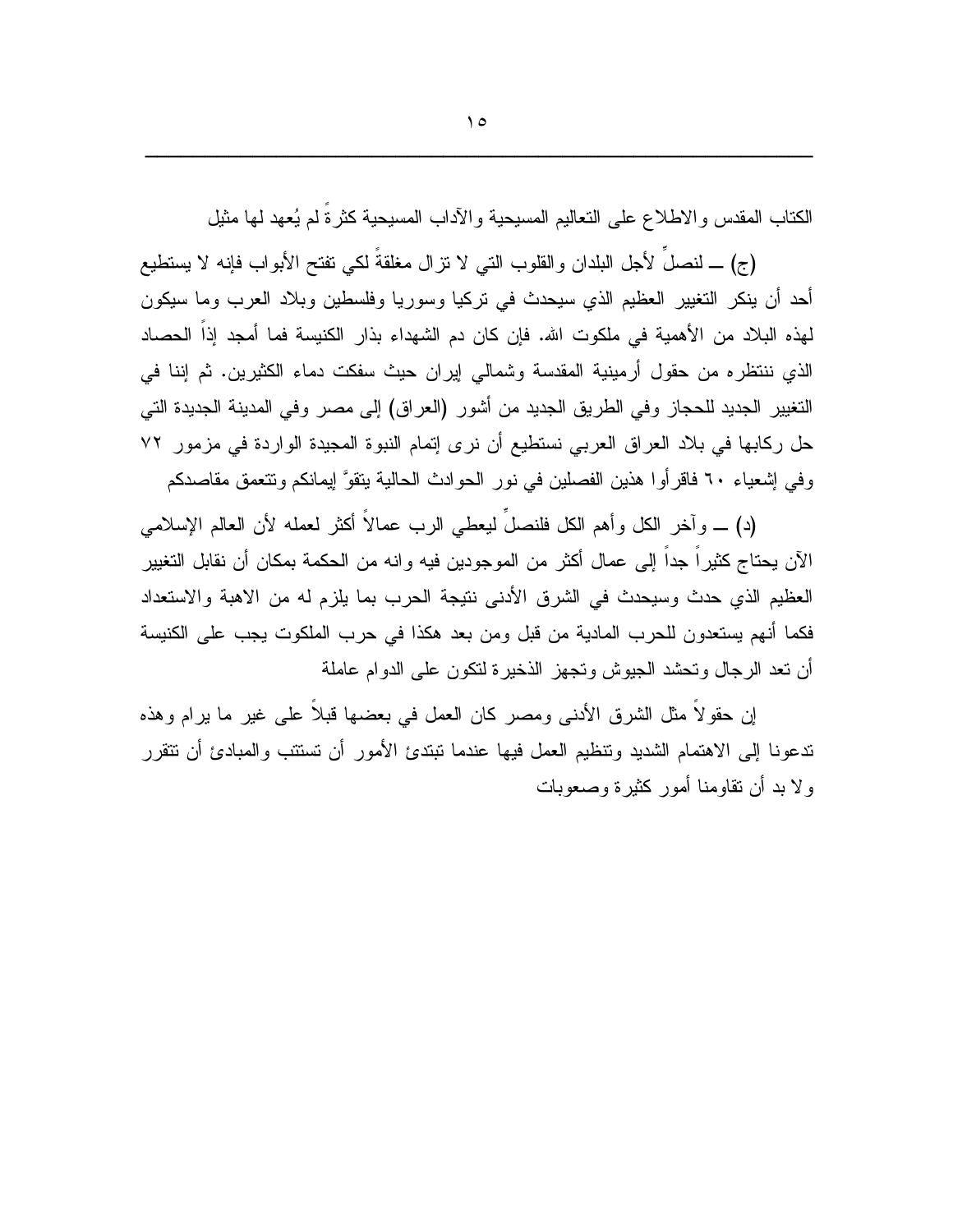الكتاب المقدس والاطلاع على التعاليم المسيحية والآداب المسيحية كثرةً لم يُعهد لها مثيل

(ج) ــ لنصلِّ لأجل البلدان والقلوب التي لا تزال مغلقةً لكي تفتح الأبواب فإنه لا يستطيع أحد أن ينكر التغيير العظيم الذي سيحدث في تركيا وسوريا وفلسطين وبلاد العرب وما سيكون لهذه البلاد من الأهمية في ملكوت الله. فإن كان دم الشهداء بذار الكنيسة فما أمجد إذاً الحصاد الذي ننتظره من حقول أرمينية المقدسة وشمالي إيران حيث سفكت دماء الكثيرين. ثم إننا في التغيير الجديد للحجاز وفي الطريق الجديد من أشور (العراق) إلى مصر وفي المدينة الجديدة التي حل ركابها في بلاد العراق العربي نستطيع أن نرى إتمام النبوة المجيدة الواردة في مزمور ٧٢ وفي إشعياء ٦٠ فاقرأوا هذين الفصلين في نور الحوادث الحالية يتقوَّ إيمانكم وتتعمق مقاصدكم

(د) ــ وآخر الكل وأهم الكل فلنصلِّ ليعطي الرب عمالاً أكثر لعمله لأن العالم الإسلامي الآن يحتاج كثيراً جداً إلى عمال أكثر من الموجودين فيه وانه من الحكمة بمكان أن نقابل التغيير العظيم الذي حدث وسيحدث في الشرق الأدنى نتيجة الحرب بما يلزم له من الاهبة والاستعداد فكما أنهم يستعدون للحرب المادية من قبل ومن بعد هكذا في حرب الملكوت يجب على الكنيسة أن تعد الرجال وتحشد الجيوش وتجهز الذخيرة لتكون على الدوام عاملة

إن حقولاً مثل الشرق الأدنى ومصر كان العمل في بعضها قبلاً على غير ما يرام وهذه تدعونا إلى الاهتمام الشديد وتنظيم العمل فيها عندما تبتدئ الأمور أن تستتب والمبادئ أن تتقرر ولا بد أن تقاومنا أمور كثيرة وصعوبات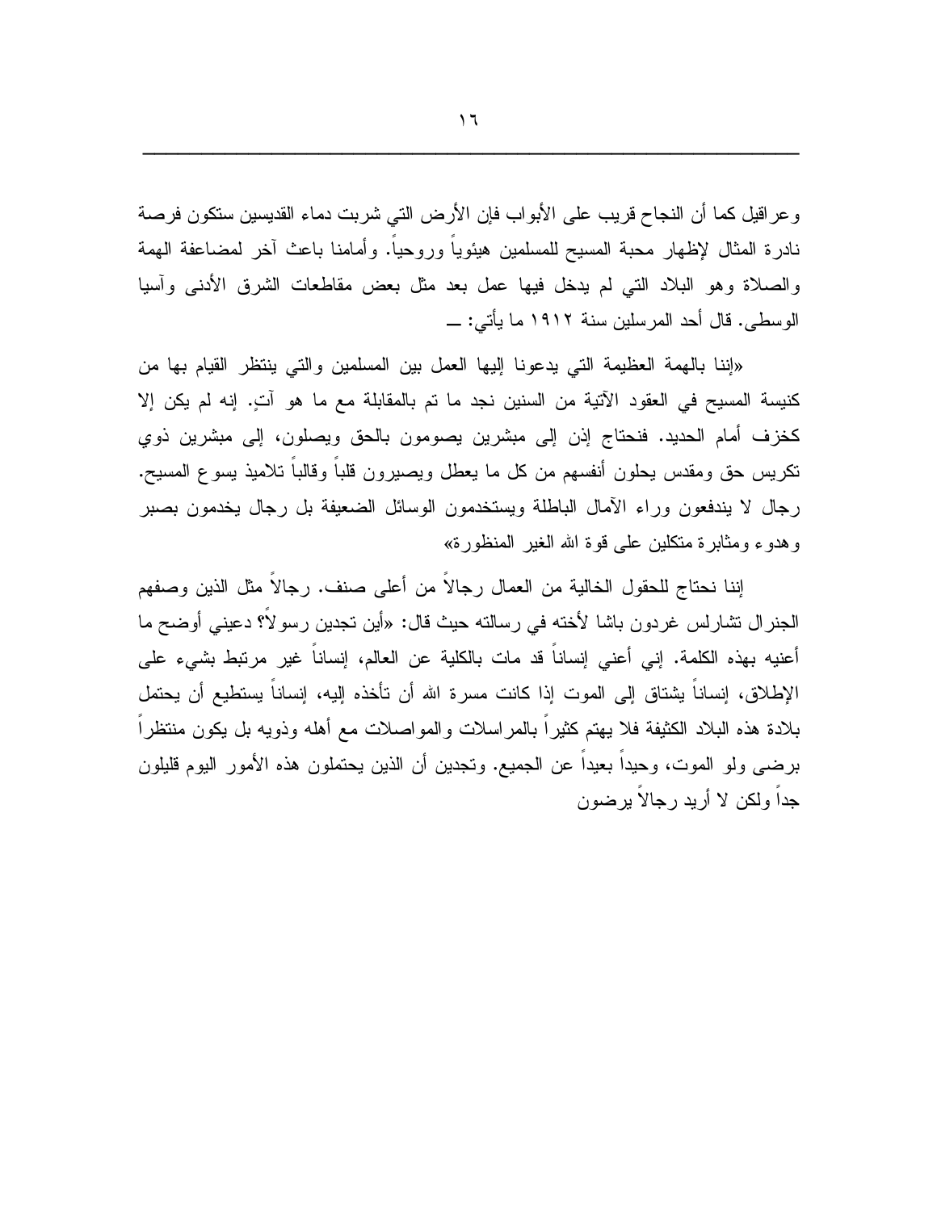وعراقيل كما أن النجاح قريب على الأبواب فإن الأرض التي شربت دماء القديسين ستكون فرصة نادرة المثال لإظهار محبة المسيح للمسلمين هيئوياً وروحياً. وأمامنا باعث آخر لمضاعفة الهمة والصلاة وهو البلاد التي لم يدخل فيها عمل بعد مثل بعض مقاطعات الشرق الأدنى وآسيا الوسطى. قال أحد المرسلين سنة ١٩١٢ ما يأتي: ــ

«إننا بالهمة العظيمة التي يدعونا إليها العمل بين المسلمين والتي ينتظر القيام بها من كنيسة المسيح في العقود الآتية من السنين نجد ما تم بالمقابلة مع ما هو آتٍ. إنه لم يكن إلا كخزف أمام الحديد. فنحتاج إذن إلى مبشرين يصومون بالحق ويصلون، إلى مبشرين ذوي تكريس حق ومقدس يحلون أنفسهم من كل ما يعطل ويصيرون قلباً وقالباً تلاميذ يسوع المسيح. رجال لا يندفعون وراء الآمال الباطلة ويستخدمون الوسائل الضعيفة بل رجال يخدمون بصبر وهدوء ومثابرة متكلين على قوة الله الغير المنظورة»

إننا نحتاج للحقول الخالية من العمال رجالاً من أعلى صنف. رجالاً مثل الذين وصفهم الجنرال تشارلس غردون باشا لأخته في رسالته حيث قال: «أين تجدين رسولاً؟ دعيني أوضح ما أعنيه بهذه الكلمة. إني أعني إنساناً قد مات بالكلية عن العالم، إنساناً غير مرتبط بشيء على الإطلاق، إنساناً يشتاق إلى الموت إذا كانت مسرة الله أن تأخذه إليه، إنساناً يستطيع أن يحتمل بلادة هذه البلاد الكثيفة فلا يهتم كثيراً بالمراسلات والمواصلات مع أهله وذويه بل يكون منتظراً برضى ولو الموت، وحيداً بعيداً عن الجميع. وتجدين أن الذين يحتملون هذه الأمور اليوم قليلون جداً ولكن لا أريد رجالاً يرضون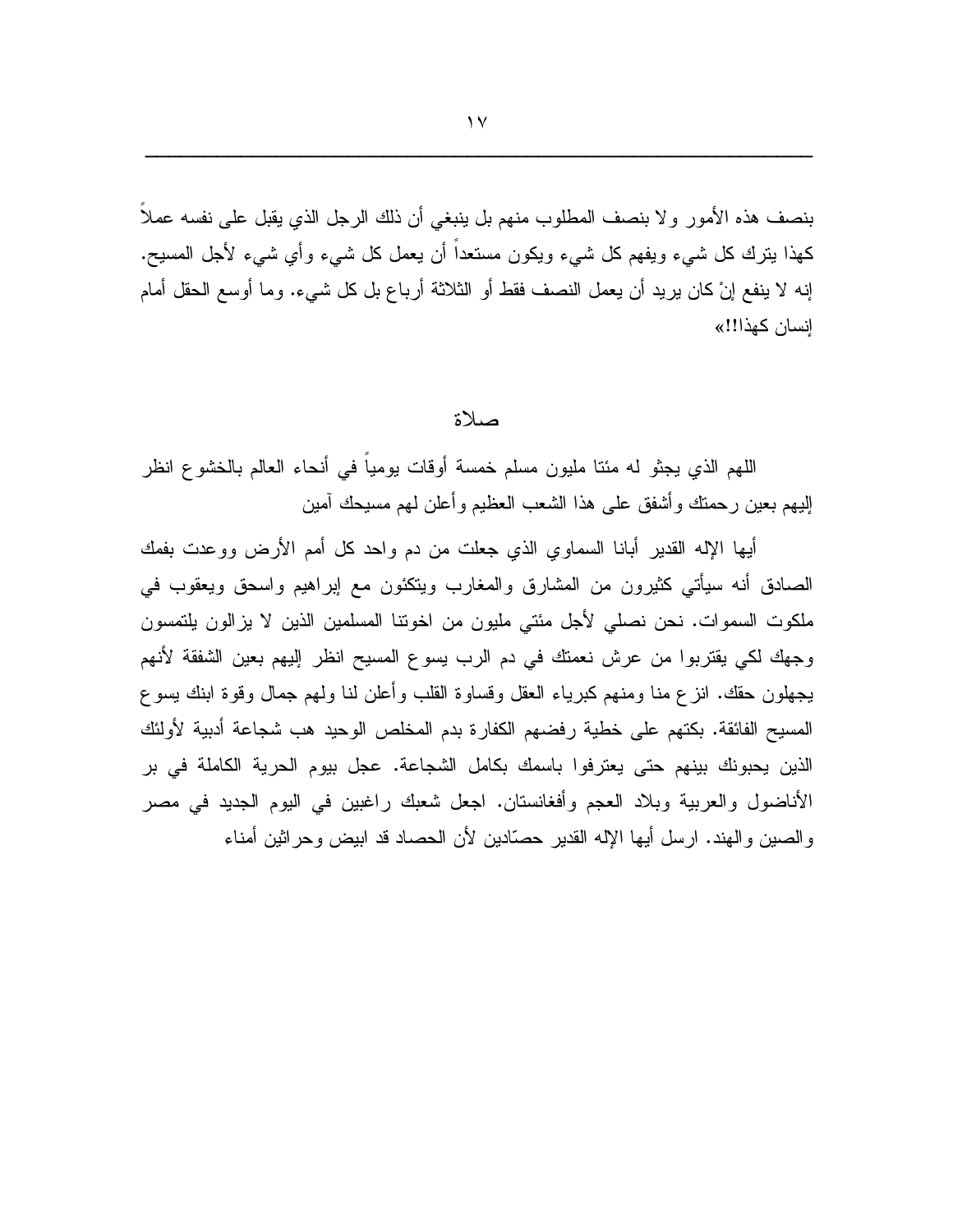بنصف هذه الأمور ولا بنصف المطلوب منهم بل ينبغي أن ذلك الرجل الذي يقبل على نفسه عملاً كهذا يترك كل شيء ويفهم كل شيء ويكون مستعداً أن يعمل كل شيء وأي شيء لأجل المسيح. إنه لا ينفع إنْ كان يريد أن يعمل النصف فقط أو الثلاثة أرباع بل كل شيء. وما أوسع الحقل أمام إنسان كهذا!!»

## صلاة

اللهم الذي يجثو له مئتا مليون مسلم خمسة أوقات يومياً في أنحاء العالم بالخشوع انظر إليهم بعين رحمتك وأشفق على هذا الشعب العظيم وأعلن لهم مسيحك آمين

أيها الإله القدير أبانا السماوي الذي جعلت من دم واحد كل أمم الأرض ووعدت بفمك الصادق أنه سيأتي كثيرون من المشارق والمغارب ويتكئون مع إبراهيم واسحق ويعقوب في ملكوت السموات. نحن نصلي لأجل مئتي مليون من اخوتنا المسلمين الذين لا يزالون يلتمسون وجهك لكي يقتربوا من عرش نعمتك في دم الرب يسوع المسيح انظر إليهم بعين الشفقة لأنهم يجهلون حقك. انزع منا ومنهم كبرياء العقل وقساوة القلب وأعلن لنا ولهم جمال وقوة ابنك يسوع المسيح الفائقة. بكتهم على خطية رفضهم الكفارة بدم المخلص الوحيد هب شجاعة أدبية لأولئك الذين يحبونك بينهم حتى يعترفوا باسمك بكامل الشجاعة. عجل بيوم الحرية الكاملة في بر الأناضول والعربية وبلاد العجم وأفغانستان. اجعل شعبك راغبين في اليوم الجديد في مصر والصين والهند. ارسل أيها الإله القدير حصّادين لأن الحصاد قد ابيض وحراثين أمناء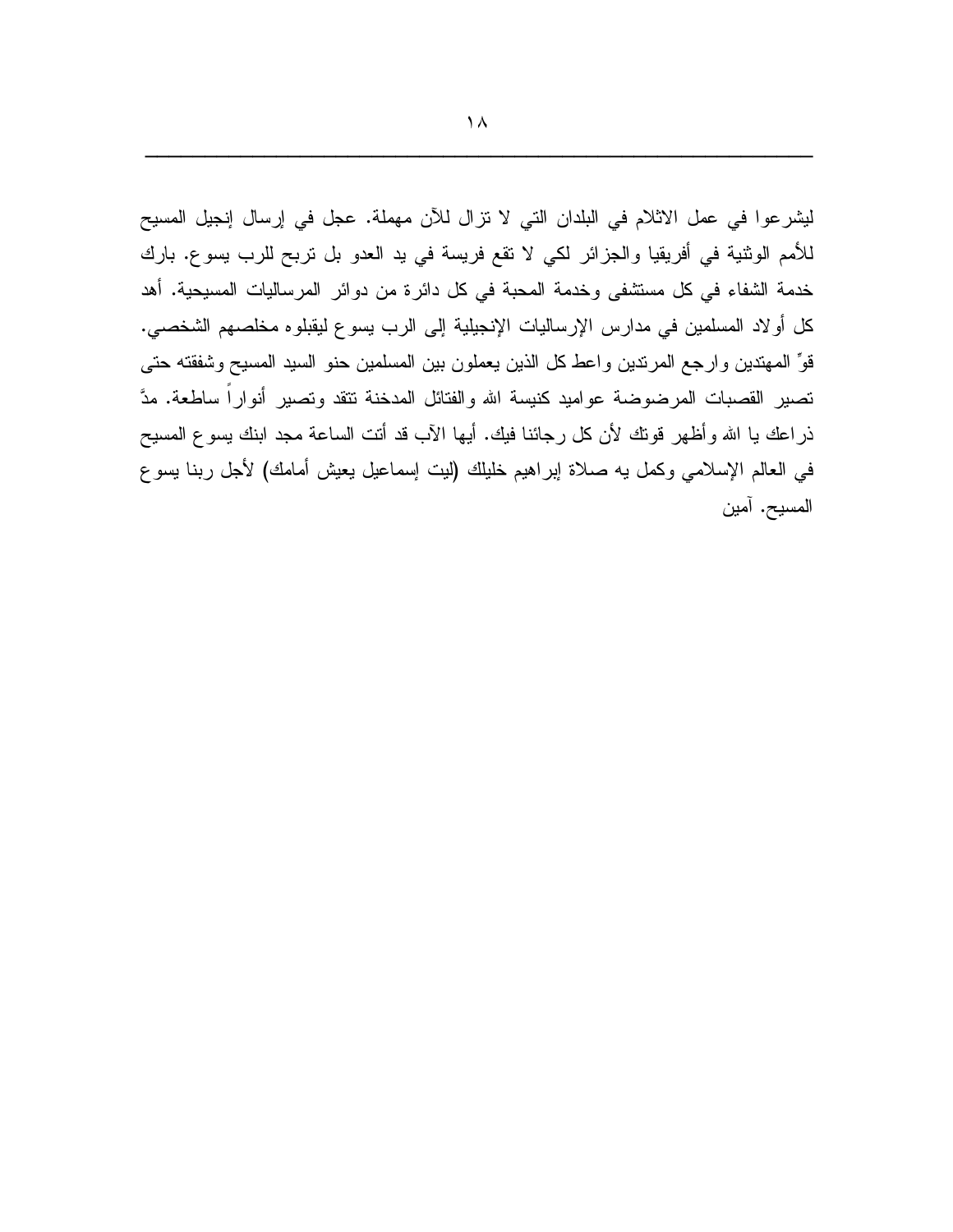ليشرعوا في عمل الاثلام في البلدان التي لا تزال للآن مهملة. عجل في إرسال إنجيل المسيح للأمم الوثنية في أفريقيا والجزائر لكي لا تقع فريسة في يد العدو بل تربح للرب يسوع. بارك خدمة الشفاء في كل مستشفى وخدمة المحبة في كل دائرة من دوائر المرساليات المسيحية. أهد كل أولاد المسلمين في مدارس الإرساليات الإنجيلية إلى الرب يسوع ليقبلوه مخلصهم الشخصي. قوِّ المهتدين وارجع المرتدين واعط كل الذين يعملون بين المسلمين حنو السيد المسيح وشفقته حتى تصير القصبات المرضوضة عواميد كنيسة الله والفتائل المدخنة تتقد وتصير أنواراً ساطعة. مدَّ ذراعك يا الله وأظهر قوتك لأن كل رجائنا فيك. أيها الآب قد أتت الساعة مجد ابنك يسوع المسيح في العالم الإسلامي وكمل يه صلاة إبراهيم خليلك (ليت إسماعيل يعيش أمامك) لأجل ربنا يسوع المسيح. آمين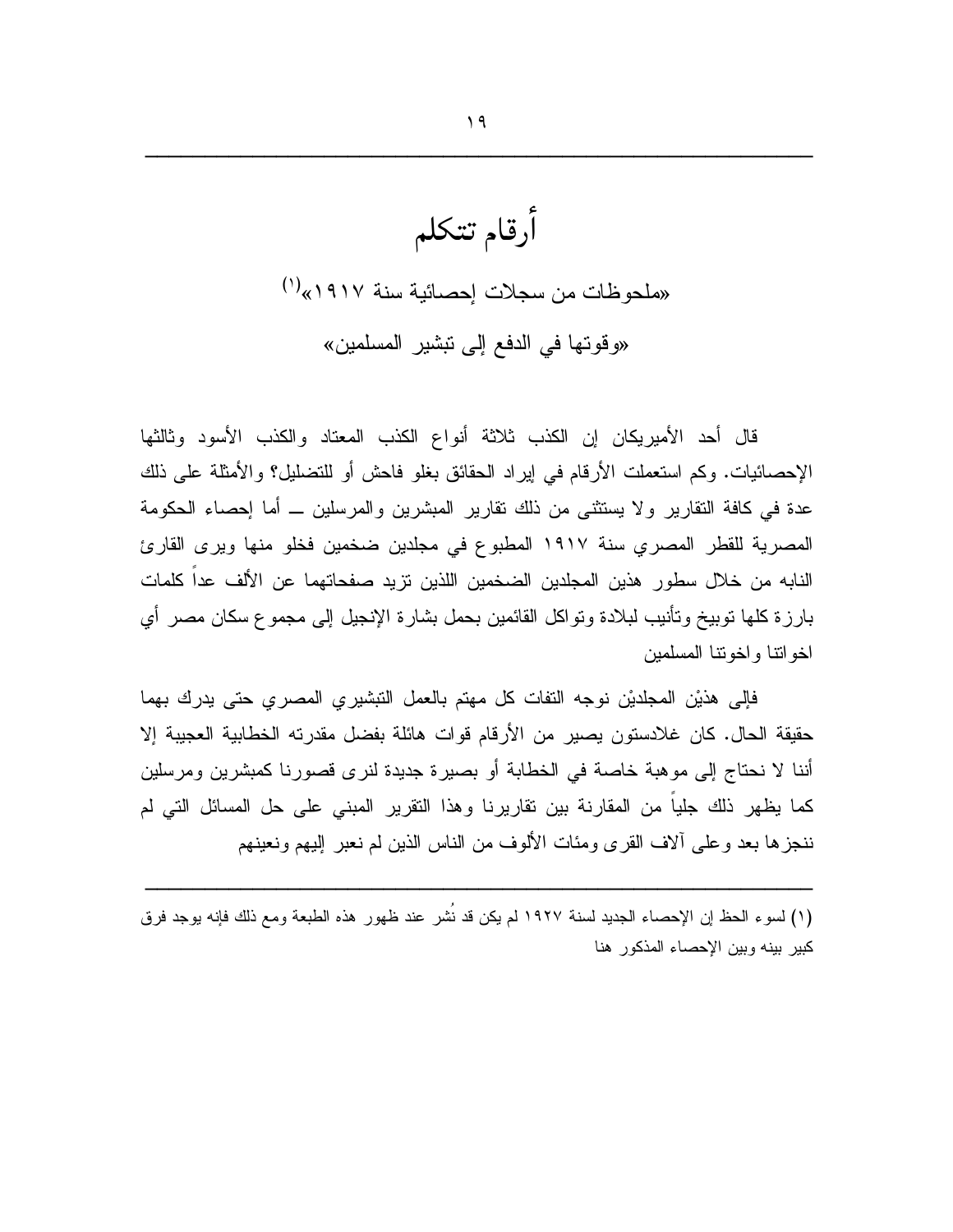# أرقام تتكلم

«ملحوظات من سجلات إحصائية سنة ١٩١٧»[١]

«وقوتها في الدفع إلى تبشير المسلمين»

قال أحد الأميريكان إن الكذب ثلاثة أنواع الكذب المعتاد والكذب الأسود وثالثها الإحصائيات. وكم استعملت الأرقام في إيراد الحقائق بغلو فاحش أو للتضليل؟ والأمثلة على ذلك عدة في كافة التقارير ولا يستثنى من ذلك تقارير المبشرين والمرسلين ــ أما إحصاء الحكومة المصرية للقطر المصري سنة ١٩١٧ المطبوع في مجلدين ضخمين فخلو منها ويرى القارئ النابه من خلال سطور هذين المجلدين الضخمين اللذين تزيد صفحاتهما عن الألف عداً كلمات بارزة كلها توبيخ وتأنيب لبلادة وتواكل القائمين بحمل بشارة الإنجيل إلى مجموع سكان مصر أي اخواتنا واخوتنا المسلمين

فإلى هذيْن المجلديْن نوجه التفات كل مهتم بالعمل التبشيري المصري حتى يدرك بهما حقيقة الحال. كان غلادستون يصير من الأرقام قوات هائلة بفضل مقدرته الخطابية العجيبة إلا أننا لا نحتاج إلى موهبة خاصة في الخطابة أو بصيرة جديدة لنرى قصورنا كمبشرين ومرسلين كما يظهر ذلك جلياً من المقارنة بين تقاريرنا وهذا التقرير المبني على حل المسائل التي لم ننجزها بعد وعلى آلاف القرى ومئات الألوف من الناس الذين لم نعبر إليهم ونعينهم

---

(١) لسوء الحظ إن الإحصاء الجديد لسنة ١٩٢٧ لم يكن قد نُشر عند ظهور هذه الطبعة ومع ذلك فإنه يوجد فرق كبير بينه وبين الإحصاء المذكور هنا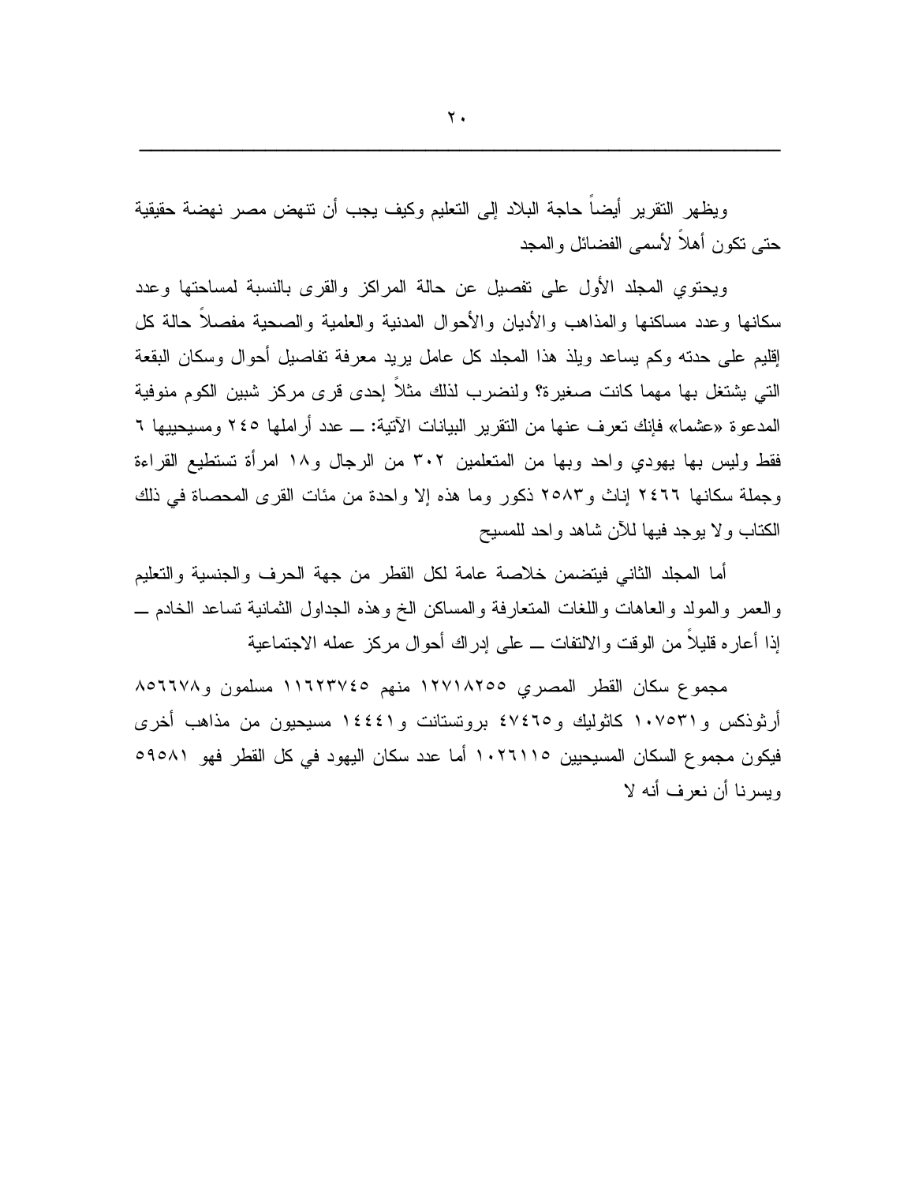ويظهر التقرير أيضاً حاجة البلاد إلى التعليم وكيف يجب أن تنهض مصر نهضة حقيقية حتى تكون أهلاً لأسمى الفضائل والمجد

ويحتوي المجلد الأول على تفصيل عن حالة المراكز والقرى بالنسبة لمساحتها وعدد سكانها وعدد مساكنها والمذاهب والأديان والأحوال المدنية والعلمية والصحية مفصلاً حالة كل إقليم على حدته وكم يساعد ويلذ هذا المجلد كل عامل يريد معرفة تفاصيل أحوال وسكان البقعة التي يشتغل بها مهما كانت صغيرة؟ ولنضرب لذلك مثلاً إحدى قرى مركز شبين الكوم منوفية المدعوة «عشما» فإنك تعرف عنها من التقرير البيانات الآتية: ــ عدد أراملها ٢٤٥ ومسيحييها ٦ فقط وليس بها يهودي واحد وبها من المتعلمين ٣٠٢ من الرجال و١٨ امرأة تستطيع القراءة وجملة سكانها ٢٤٦٦ إناث و٢٥٨٣ ذكور وما هذه إلا واحدة من مئات القرى المحصاة في ذلك الكتاب ولا يوجد فيها للآن شاهد واحد للمسيح

أما المجلد الثاني فيتضمن خلاصة عامة لكل القطر من جهة الحرف والجنسية والتعليم والعمر والمولد والعاهات واللغات المتعارفة والمساكن الخ وهذه الجداول الثمانية تساعد الخادم ــ إذا أعاره قليلاً من الوقت والالتفات ــ على إدراك أحوال مركز عمله الاجتماعية

مجموع سكان القطر المصري ١٢٧١٨٢٥٥ منهم ١١٦٢٣٧٤٥ مسلمون و٨٥٦٦٧٨ أرثوذكس و١٠٧٥٣١ كاثوليك و٤٧٤٦٥ بروتستانت و١٤٤٤١ مسيحيون من مذاهب أخرى فيكون مجموع السكان المسيحيين ١٠٢٦١١٥ أما عدد سكان اليهود في كل القطر فهو ٥٩٥٨١ ويسرنا أن نعرف أنه لا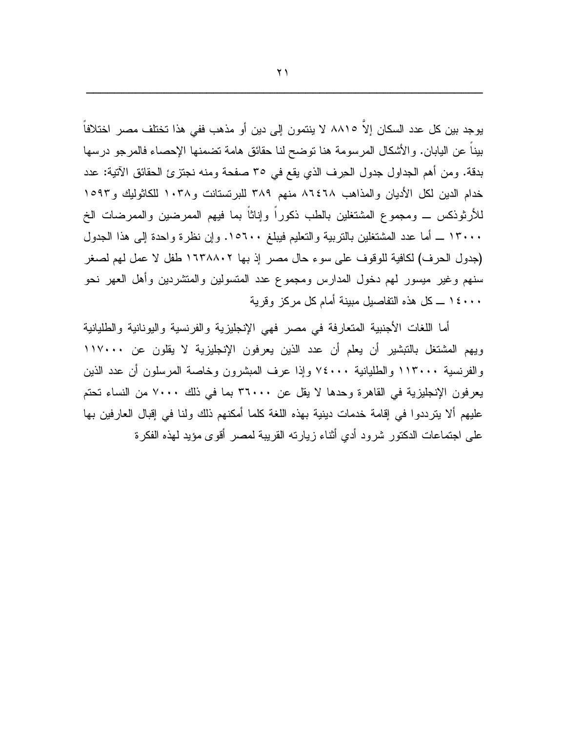يوجد بين كل عدد السكان إلاَّ ٨٨١٥ لا ينتمون إلى دين أو مذهب ففي هذا تختلف مصر اختلافاً بيناً عن اليابان. والأشكال المرسومة هنا توضح لنا حقائق هامة تضمنها الإحصاء فالمرجو درسها بدقة. ومن أهم الجداول جدول الحرف الذي يقع في ٣٥ صفحة ومنه نجتزئ الحقائق الآتية: عدد خدام الدين لكل الأديان والمذاهب ٨٦٤٦٨ منهم ٣٨٩ للبرتستانت و١٠٣٨ للكاثوليك و١٥٩٣ للأرثوذكس ــ ومجموع المشتغلين بالطب ذكوراً وإناثاً بما فيهم الممرضين والممرضات الخ ١٣٠٠٠ ــ أما عدد المشتغلين بالتربية والتعليم فيبلغ ١٥٦٠٠. وإن نظرة واحدة إلى هذا الجدول (جدول الحرف) لكافية للوقوف على سوء حال مصر إذ بها ١٦٣٨٨٠٢ طفل لا عمل لهم لصغر سنهم وغير ميسور لهم دخول المدارس ومجموع عدد المتسولين والمتشردين وأهل العهر نحو ١٤٠٠٠ ــ كل هذه التفاصيل مبينة أمام كل مركز وقرية

أما اللغات الأجنبية المتعارفة في مصر فهي الإنجليزية والفرنسية واليونانية والطليانية ويهم المشتغل بالتبشير أن يعلم أن عدد الذين يعرفون الإنجليزية لا يقلون عن ١١٧٠٠٠ والفرنسية ١١٣٠٠٠ والطليانية ٧٤٠٠٠ وإذا عرف المبشرون وخاصة المرسلون أن عدد الذين يعرفون الإنجليزية في القاهرة وحدها لا يقل عن ٣٦٠٠٠ بما في ذلك ٧٠٠٠ من النساء تحتم عليهم ألا يترددوا في إقامة خدمات دينية بهذه اللغة كلما أمكنهم ذلك ولنا في إقبال العارفين بها على اجتماعات الدكتور شرود أدي أثناء زيارته القريبة لمصر أقوى مؤيد لهذه الفكرة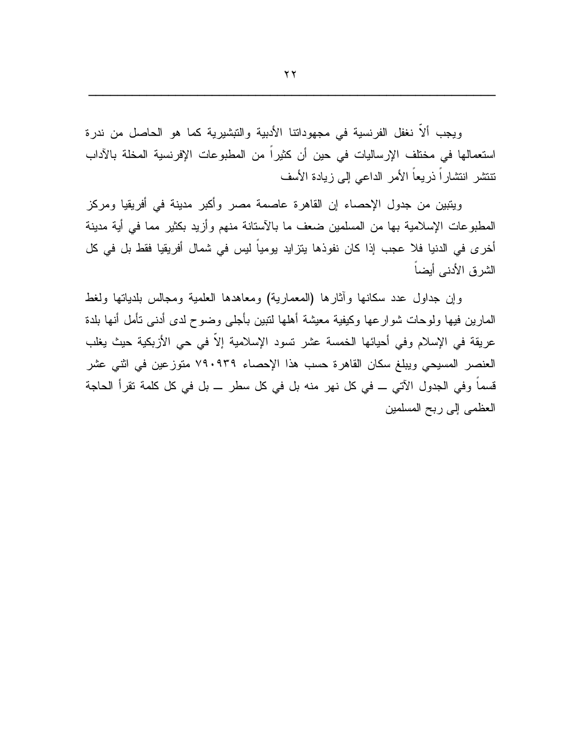ويجب ألاّ نغفل الفرنسية في مجهوداتنا الأدبية والتبشيرية كما هو الحاصل من ندرة استعمالها في مختلف الإرساليات في حين أن كثيراً من المطبوعات الإفرنسية المخلة بالآداب تنتشر انتشاراً ذريعاً الأمر الداعي إلى زيادة الأسف

ويتبين من جدول الإحصاء إن القاهرة عاصمة مصر وأكبر مدينة في أفريقيا ومركز المطبوعات الإسلامية بها من المسلمين ضعف ما بالآستانة منهم وأزيد بكثير مما في أية مدينة أخرى في الدنيا فلا عجب إذا كان نفوذها يتزايد يومياً ليس في شمال أفريقيا فقط بل في كل الشرق الأدنى أيضاً

وإن جداول عدد سكانها وآثارها (المعمارية) ومعاهدها العلمية ومجالس بلدياتها ولغط المارين فيها ولوحات شوارعها وكيفية معيشة أهلها لتبين بأجلى وضوح لدى أدنى تأمل أنها بلدة عريقة في الإسلام وفي أحيائها الخمسة عشر تسود الإسلامية إلاّ في حي الأزبكية حيث يغلب العنصر المسيحي ويبلغ سكان القاهرة حسب هذا الإحصاء ٧٩٠٩٣٩ متوزعين في اثني عشر قسماً وفي الجدول الآتي ــ في كل نهر منه بل في كل سطر ــ بل في كل كلمة تقرأ الحاجة العظمى إلى ربح المسلمين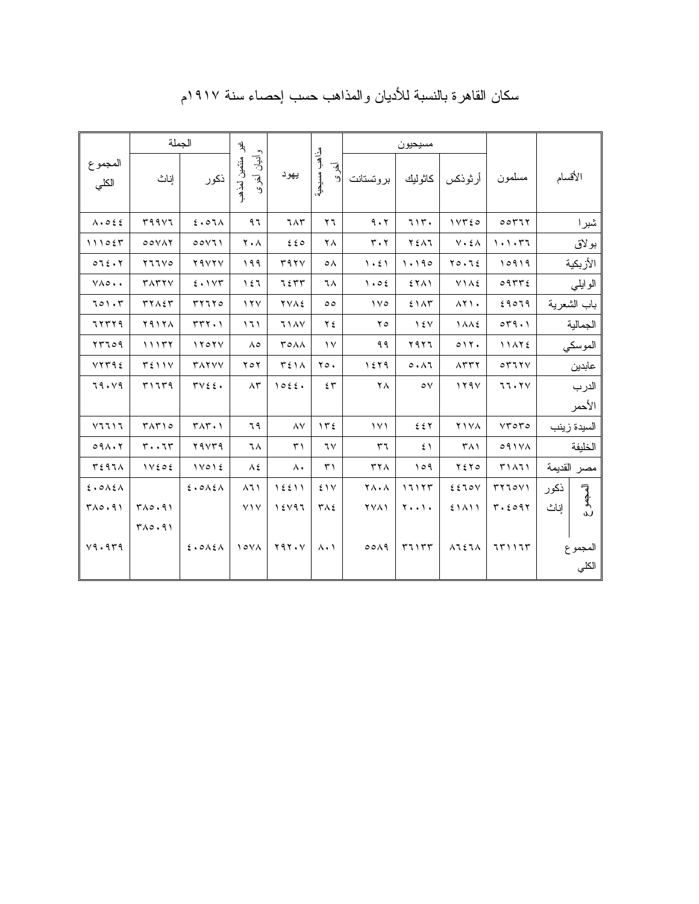## سكان القاهرة بالنسبة للأديان والمذاهب حسب إحصاء سنة ١٩١٧م

| الأقسام | | مسلمون | مسيحيون | | | مذاهب مسيحية أخرى | يهود | غير منتمين لمذاهب وأديان أخرى | الجملة | | المجموع الكلي |
|---|---|---|---|---|---|---|---|---|---|---|---|
| | | | أرثوذكس | كاثوليك | بروتستانت | | | | ذكور | إناث | |
| شبرا | | ٥٥٣٦٢ | ١٧٣٤٥ | ٦١٣٠ | ٩٠٢ | ٢٦ | ٦٨٣ | ٩٦ | ٤٠٥٦٨ | ٣٩٩٧٦ | ٨٠٥٤٤ |
| بولاق | | ١٠١٠٣٦ | ٧٠٤٨ | ٢٤٨٦ | ٣٠٢ | ٢٨ | ٤٤٥ | ٢٠٨ | ٥٥٧٦١ | ٥٥٧٨٢ | ١١١٥٤٣ |
| الأزبكية | | ١٥٩١٩ | ٢٥٠٦٤ | ١٠١٩٥ | ١٠٤١ | ٥٨ | ٣٩٢٧ | ١٩٩ | ٢٩٧٢٧ | ٢٦٦٧٥ | ٥٦٤٠٢ |
| الوايلي | | ٥٩٣٣٤ | ٧١٨٤ | ٤٢٨١ | ١٠٥٤ | ٦٨ | ٦٤٣٣ | ١٤٦ | ٤٠١٧٣ | ٣٨٣٢٧ | ٧٨٥٠٠ |
| باب الشعرية | | ٤٩٥٦٩ | ٨٢١٠ | ٤١٨٣ | ١٧٥ | ٥٥ | ٢٧٨٤ | ١٢٧ | ٣٢٦٦٥ | ٣٢٨٤٣ | ٦٥١٠٣ |
| الجمالية | | ٥٣٩٠١ | ١٨٨٤ | ١٤٧ | ٢٥ | ٢٤ | ٦١٨٧ | ١٦١ | ٣٣٢٠١ | ٢٩١٢٨ | ٦٢٣٢٩ |
| الموسكي | | ١١٨٢٤ | ٥١٢٠ | ٢٩٢٦ | ٩٩ | ١٧ | ٣٥٨٨ | ٨٥ | ١٢٥٢٧ | ١١١٣٢ | ٢٣٦٥٩ |
| عابدين | | ٥٣٦٢٧ | ٨٣٣٢ | ٥٠٨٦ | ١٤٢٩ | ٢٥٠ | ٣٤١٨ | ٢٥٢ | ٣٨٢٧٧ | ٣٤١١٧ | ٧٢٣٩٤ |
| الدرب الأحمر | | ٦٦٠٢٧ | ١٢٩٧ | ٥٧ | ٢٨ | ٤٣ | ١٥٤٤٠ | ٨٣ | ٣٧٤٤٠ | ٣١٦٣٩ | ٦٩٠٧٩ |
| السيدة زينب | | ٧٣٥٣٥ | ٢١٧٨ | ٤٤٢ | ١٧١ | ١٣٤ | ٨٧ | ٦٩ | ٣٨٣٠١ | ٣٨٣١٥ | ٧٦٦١٦ |
| الخليفة | | ٥٩١٧٨ | ٣٨١ | ٤١ | ٣٦ | ٦٧ | ٣١ | ٦٨ | ٢٩٧٣٩ | ٣٠٠٦٣ | ٥٩٨٠٢ |
| مصر القديمة | | ٣١٨٦١ | ٢٤٢٥ | ١٥٩ | ٣٢٨ | ٣١ | ٨٠ | ٨٤ | ١٧٥١٤ | ١٧٤٥٤ | ٣٤٩٦٨ |
| المجموع | ذكور | ٣٢٦٥٧١ | ٤٤٦٥٧ | ١٦١٢٣ | ٢٨٠٨ | ٤١٧ | ١٤٤١١ | ٨٦١ | ٤٠٥٨٤٨ | | ٤٠٥٨٤٨ |
| | إناث | ٣٠٤٥٩٢ | ٤١٨١١ | ٢٠٠١٠ | ٢٧٨١ | ٣٨٤ | ١٤٧٩٦ | ٧١٧ | | ٣٨٥٠٩١ | ٣٨٥٠٩١ |
| المجموع الكلي | | ٦٣١١٦٣ | ٨٦٤٦٨ | ٣٦١٣٣ | ٥٥٨٩ | ٨٠١ | ٢٩٢٠٧ | ١٥٧٨ | ٤٠٥٨٤٨ | ٣٨٥٠٩١ | ٧٩٠٩٣٩ |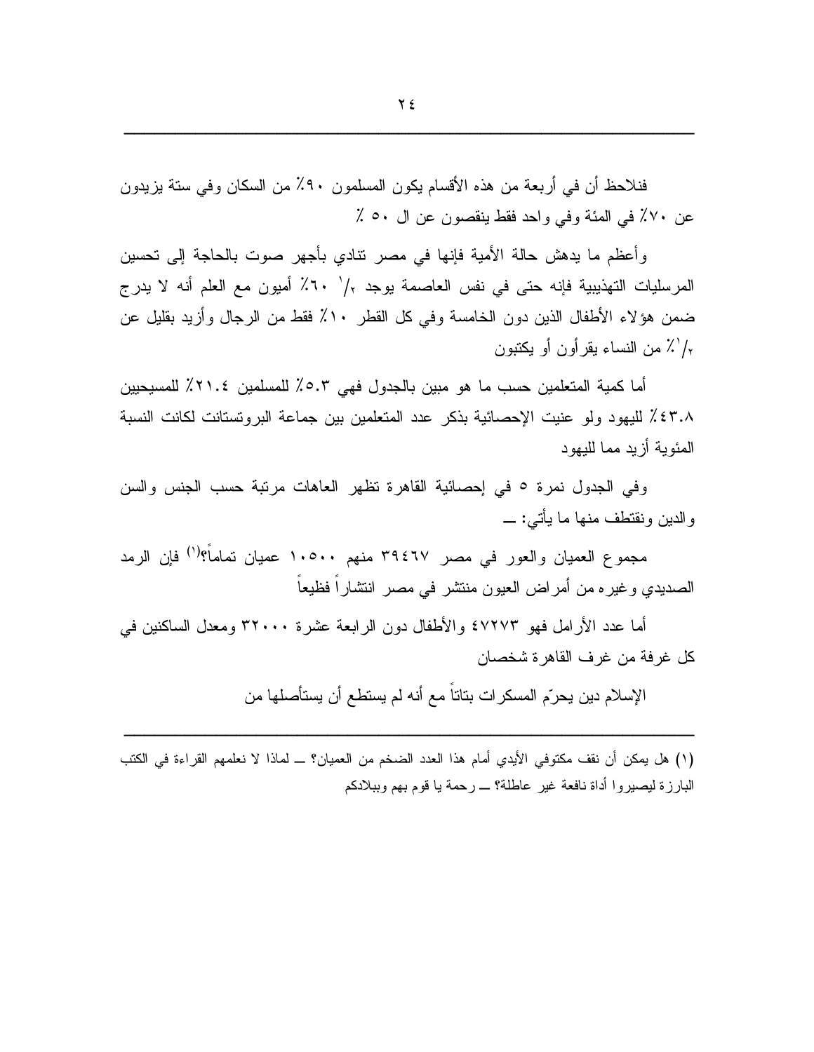فنلاحظ أن في أربعة من هذه الأقسام يكون المسلمون ٩٠٪ من السكان وفي ستة يزيدون عن ٧٠٪ في المئة وفي واحد فقط ينقصون عن ال ٥٠ ٪

وأعظم ما يدهش حالة الأمية فإنها في مصر تنادي بأجهر صوت بالحاجة إلى تحسين المرسليات التهذيبية فإنه حتى في نفس العاصمة يوجد ٦٠ ١/٢٪ أميون مع العلم أنه لا يدرج ضمن هؤلاء الأطفال الذين دون الخامسة وفي كل القطر ١٠٪ فقط من الرجال وأزيد بقليل عن ١/٢٪ من النساء يقرأون أو يكتبون

أما كمية المتعلمين حسب ما هو مبين بالجدول فهي ٥.٣٪ للمسلمين ٢١.٤٪ للمسيحيين ٤٣.٨٪ لليهود ولو عنيت الإحصائية بذكر عدد المتعلمين بين جماعة البروتستانت لكانت النسبة المئوية أزيد مما لليهود

وفي الجدول نمرة ٥ في إحصائية القاهرة تظهر العاهات مرتبة حسب الجنس والسن والدين ونقتطف منها ما يأتي: ــ

مجموع العميان والعور في مصر ٣٩٤٦٧ منهم ١٠٥٠٠ عميان تماماً؟[1] فإن الرمد الصديدي وغيره من أمراض العيون منتشر في مصر انتشاراً فظيعاً

أما عدد الأرامل فهو ٤٧٢٧٣ والأطفال دون الرابعة عشرة ٣٢٠٠٠ ومعدل الساكنين في كل غرفة من غرف القاهرة شخصان

الإسلام دين يحرّم المسكرات بتاتاً مع أنه لم يستطع أن يستأصلها من

---

(١) هل يمكن أن نقف مكتوفي الأيدي أمام هذا العدد الضخم من العميان؟ ــ لماذا لا نعلمهم القراءة في الكتب البارزة ليصيروا أداة نافعة غير عاطلة؟ ــ رحمة يا قوم بهم وببلادكم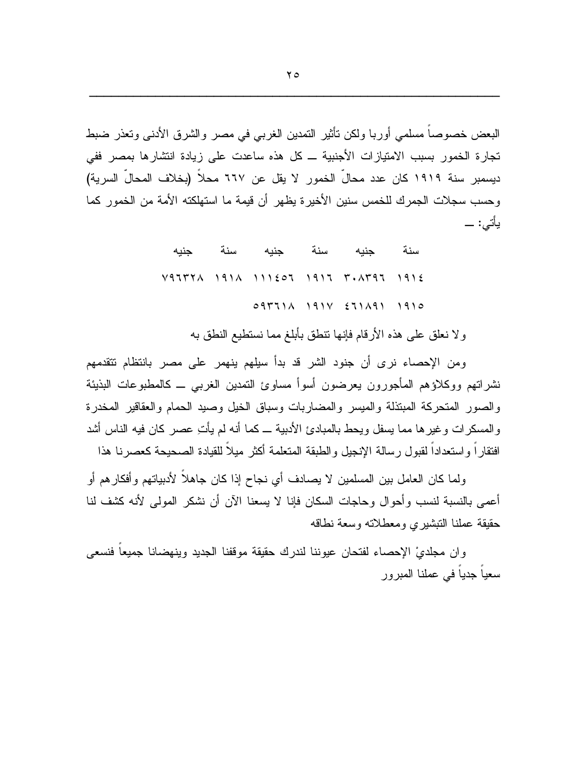البعض خصوصاً مسلمي أوربا ولكن تأثير التمدين الغربي في مصر والشرق الأدنى وتعذر ضبط تجارة الخمور بسبب الامتيازات الأجنبية ــ كل هذه ساعدت على زيادة انتشارها بمصر ففي ديسمبر سنة ١٩١٩ كان عدد محالّ الخمور لا يقل عن ٦٦٧ محلاً (بخلاف المحالّ السرية) وحسب سجلات الجمرك للخمس سنين الأخيرة يظهر أن قيمة ما استهلكته الأمة من الخمور كما يأتي: ــ

| سنة | جنيه | سنة | جنيه | سنة | جنيه |
|---|---|---|---|---|---|
| ١٩١٤ | ٣٠٨٣٩٦ | ١٩١٦ | ١١١٤٥٦ | ١٩١٨ | ٧٩٦٣٢٨ |
| ١٩١٥ | ٤٦١٨٩١ | ١٩١٧ | ٥٩٣٦١٨ | | |

ولا نعلق على هذه الأرقام فإنها تنطق بأبلغ مما نستطيع النطق به

ومن الإحصاء نرى أن جنود الشر قد بدأ سيلهم ينهمر على مصر بانتظام تتقدمهم نشراتهم ووكلاؤهم المأجورون يعرضون أسوأ مساوئ التمدين الغربي ــ كالمطبوعات البذيئة والصور المتحركة المبتذلة والميسر والمضاربات وسباق الخيل وصيد الحمام والعقاقير المخدرة والمسكرات وغيرها مما يسفل ويحط بالمبادئ الأدبية ــ كما أنه لم يأتِ عصر كان فيه الناس أشد افتقاراً واستعداداً لقبول رسالة الإنجيل والطبقة المتعلمة أكثر ميلاً للقيادة الصحيحة كعصرنا هذا

ولما كان العامل بين المسلمين لا يصادف أي نجاح إذا كان جاهلاً لأدبياتهم وأفكارهم أو أعمى بالنسبة لنسب وأحوال وحاجات السكان فإنا لا يسعنا الآن أن نشكر المولى لأنه كشف لنا حقيقة عملنا التبشيري ومعطلاته وسعة نطاقه

وان مجلديْ الإحصاء لفتحان عيوننا لندرك حقيقة موقفنا الجديد وينهضانا جميعاً فنسعى سعياً جدياً في عملنا المبرور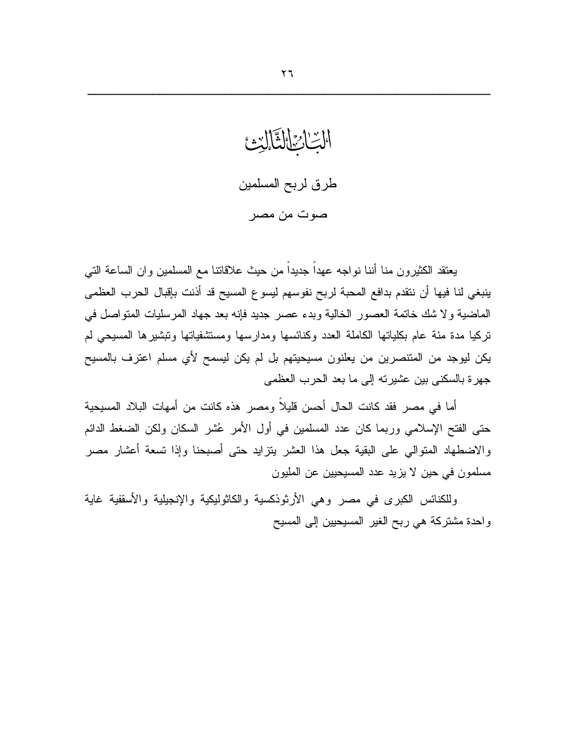# الباب الثالث

## طرق لربح المسلمين

### صوت من مصر

يعتقد الكثيرون منا أننا نواجه عهداً جديداً من حيث علاقاتنا مع المسلمين وان الساعة التي ينبغي لنا فيها أن نتقدم بدافع المحبة لربح نفوسهم ليسوع المسيح قد أذنت بإقبال الحرب العظمى الماضية ولا شك خاتمة العصور الخالية وبدء عصر جديد فإنه بعد جهاد المرسليات المتواصل في تركيا مدة مئة عام بكلياتها الكاملة العدد وكنائسها ومدارسها ومستشفياتها وتبشيرها المسيحي لم يكن ليوجد من المتنصرين من يعلنون مسيحيتهم بل لم يكن ليسمح لأي مسلم اعترف بالمسيح جهرة بالسكنى بين عشيرته إلى ما بعد الحرب العظمى

أما في مصر فقد كانت الحال أحسن قليلاً ومصر هذه كانت من أمهات البلاد المسيحية حتى الفتح الإسلامي وربما كان عدد المسلمين في أول الأمر عُشر السكان ولكن الضغط الدائم والاضطهاد المتوالي على البقية جعل هذا العشر يتزايد حتى أصبحنا وإذا تسعة أعشار مصر مسلمون في حين لا يزيد عدد المسيحيين عن المليون

وللكنائس الكبرى في مصر وهي الأرثوذكسية والكاثوليكية والإنجيلية والأسقفية غاية واحدة مشتركة هي ربح الغير المسيحيين إلى المسيح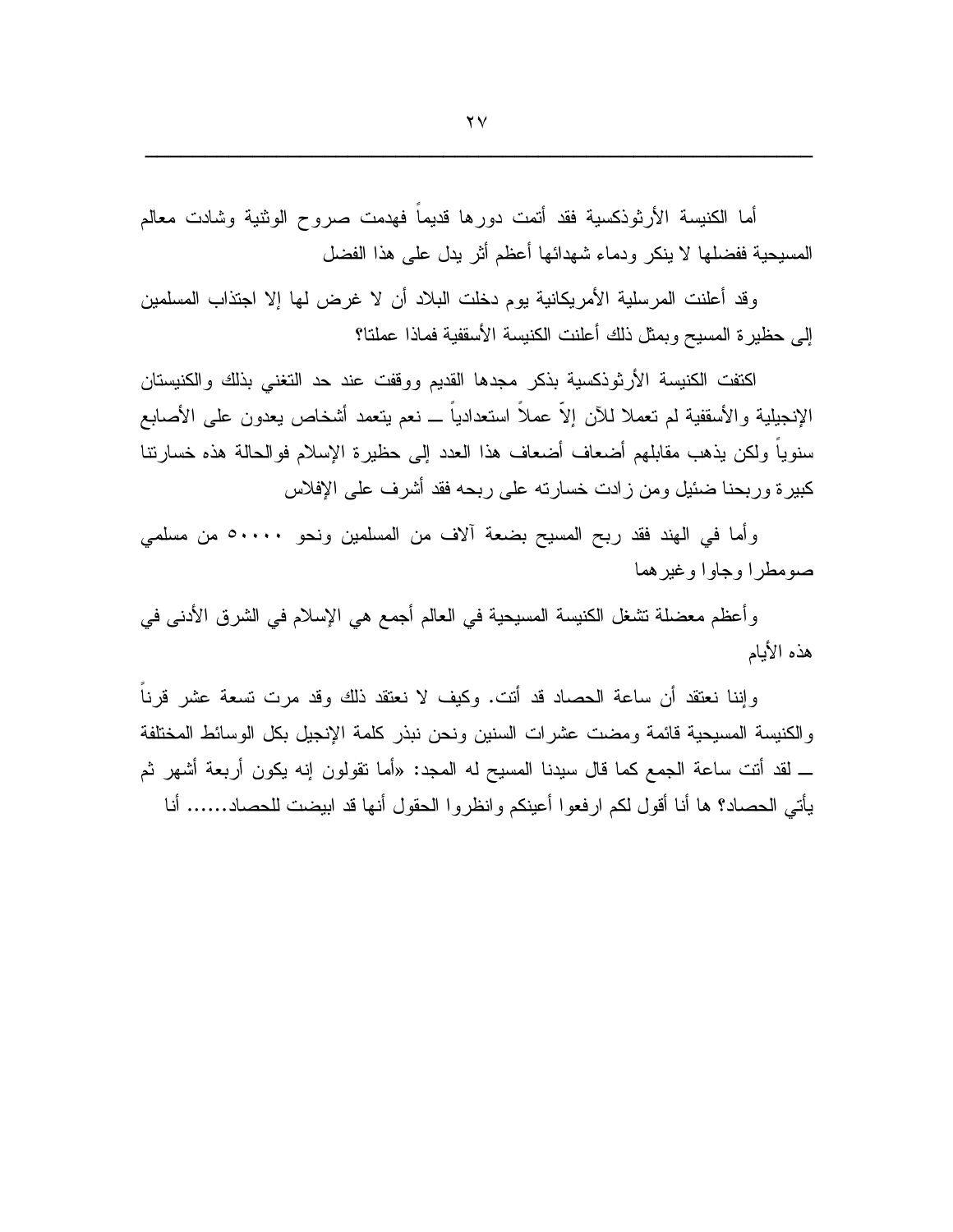أما الكنيسة الأرثوذكسية فقد أتمت دورها قديماً فهدمت صروح الوثنية وشادت معالم المسيحية ففضلها لا ينكر ودماء شهدائها أعظم أثر يدل على هذا الفضل

وقد أعلنت المرسلية الأمريكانية يوم دخلت البلاد أن لا غرض لها إلا اجتذاب المسلمين إلى حظيرة المسيح وبمثل ذلك أعلنت الكنيسة الأسقفية فماذا عملتا؟

اكتفت الكنيسة الأرثوذكسية بذكر مجدها القديم ووقفت عند حد التغني بذلك والكنيستان الإنجيلية والأسقفية لم تعملا للآن إلاّ عملاً استعدادياً ــ نعم يتعمد أشخاص يعدون على الأصابع سنوياً ولكن يذهب مقابلهم أضعاف أضعاف هذا العدد إلى حظيرة الإسلام فالحالة هذه خسارتنا كبيرة وربحنا ضئيل ومن زادت خسارته على ربحه فقد أشرف على الإفلاس

وأما في الهند فقد ربح المسيح بضعة آلاف من المسلمين ونحو ٥٠٠٠٠ من مسلمي صومطرا وجاوا وغيرهما

وأعظم معضلة تشغل الكنيسة المسيحية في العالم أجمع هي الإسلام في الشرق الأدنى في هذه الأيام

وإننا نعتقد أن ساعة الحصاد قد أتت. وكيف لا نعتقد ذلك وقد مرت تسعة عشر قرناً والكنيسة المسيحية قائمة ومضت عشرات السنين ونحن نبذر كلمة الإنجيل بكل الوسائط المختلفة ــ لقد أتت ساعة الجمع كما قال سيدنا المسيح له المجد: «أما تقولون إنه يكون أربعة أشهر ثم يأتي الحصاد؟ ها أنا أقول لكم ارفعوا أعينكم وانظروا الحقول أنها قد ابيضت للحصاد...... أنا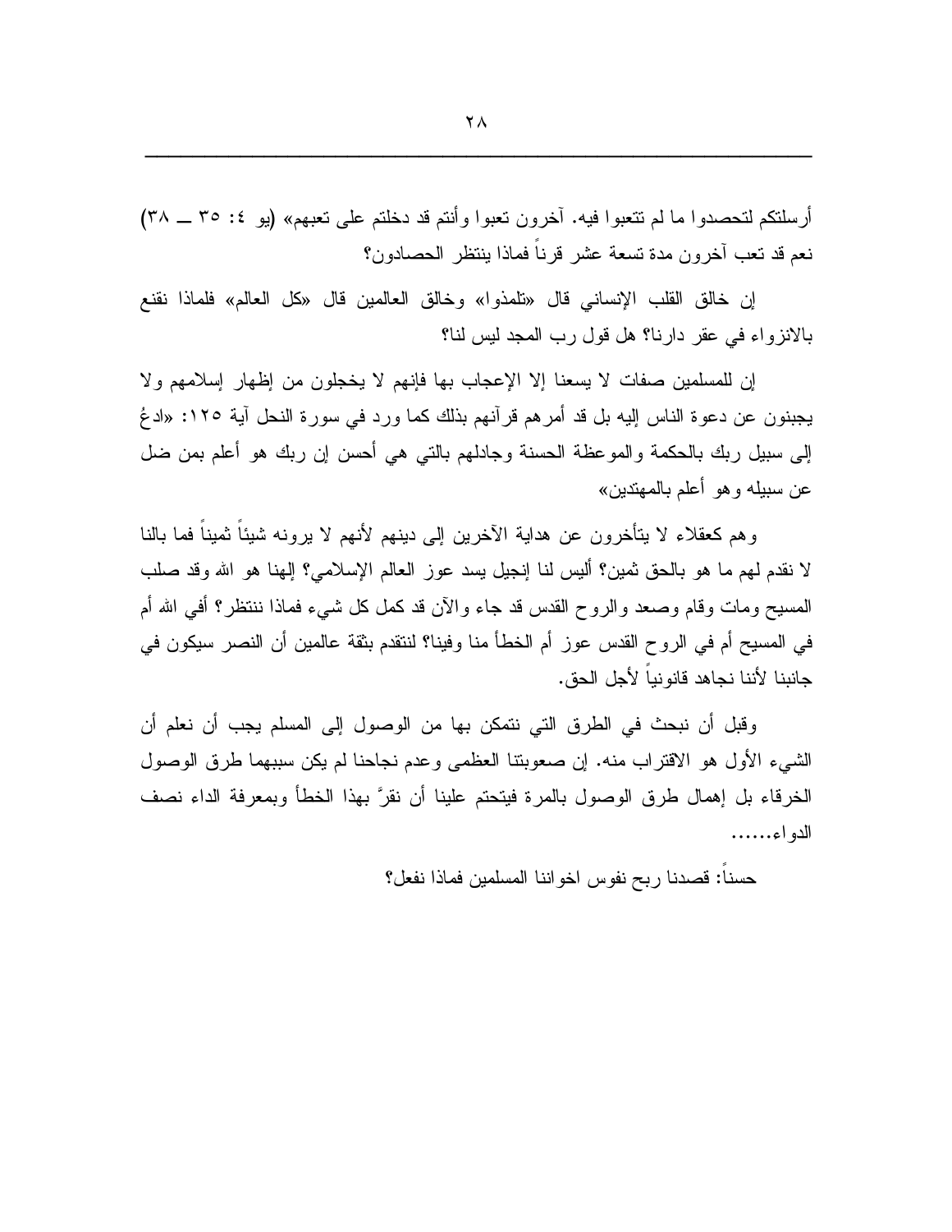أرسلتكم لتحصدوا ما لم تتعبوا فيه. آخرون تعبوا وأنتم قد دخلتم على تعبهم» (يو ٤: ٣٥ ــ ٣٨) نعم قد تعب آخرون مدة تسعة عشر قرناً فماذا ينتظر الحصادون؟

إن خالق القلب الإنساني قال «تلمذوا» وخالق العالمين قال «كل العالم» فلماذا نقنع بالانزواء في عقر دارنا؟ هل قول رب المجد ليس لنا؟

إن للمسلمين صفات لا يسعنا إلا الإعجاب بها فإنهم لا يخجلون من إظهار إسلامهم ولا يجبنون عن دعوة الناس إليه بل قد أمرهم قرآنهم بذلك كما ورد في سورة النحل آية ١٢٥: «ادعُ إلى سبيل ربك بالحكمة والموعظة الحسنة وجادلهم بالتي هي أحسن إن ربك هو أعلم بمن ضل عن سبيله وهو أعلم بالمهتدين»

وهم كعقلاء لا يتأخرون عن هداية الآخرين إلى دينهم لأنهم لا يرونه شيئاً ثميناً فما بالنا لا نقدم لهم ما هو بالحق ثمين؟ أليس لنا إنجيل يسد عوز العالم الإسلامي؟ إلهنا هو الله وقد صلب المسيح ومات وقام وصعد والروح القدس قد جاء والآن قد كمل كل شيء فماذا ننتظر؟ أفي الله أم في المسيح أم في الروح القدس عوز أم الخطأ منا وفينا؟ لنتقدم بثقة عالمين أن النصر سيكون في جانبنا لأننا نجاهد قانونياً لأجل الحق.

وقبل أن نبحث في الطرق التي نتمكن بها من الوصول إلى المسلم يجب أن نعلم أن الشيء الأول هو الاقتراب منه. إن صعوبتنا العظمى وعدم نجاحنا لم يكن سببهما طرق الوصول الخرقاء بل إهمال طرق الوصول بالمرة فيتحتم علينا أن نقرَّ بهذا الخطأ وبمعرفة الداء نصف الدواء......

حسناً: قصدنا ربح نفوس اخواننا المسلمين فماذا نفعل؟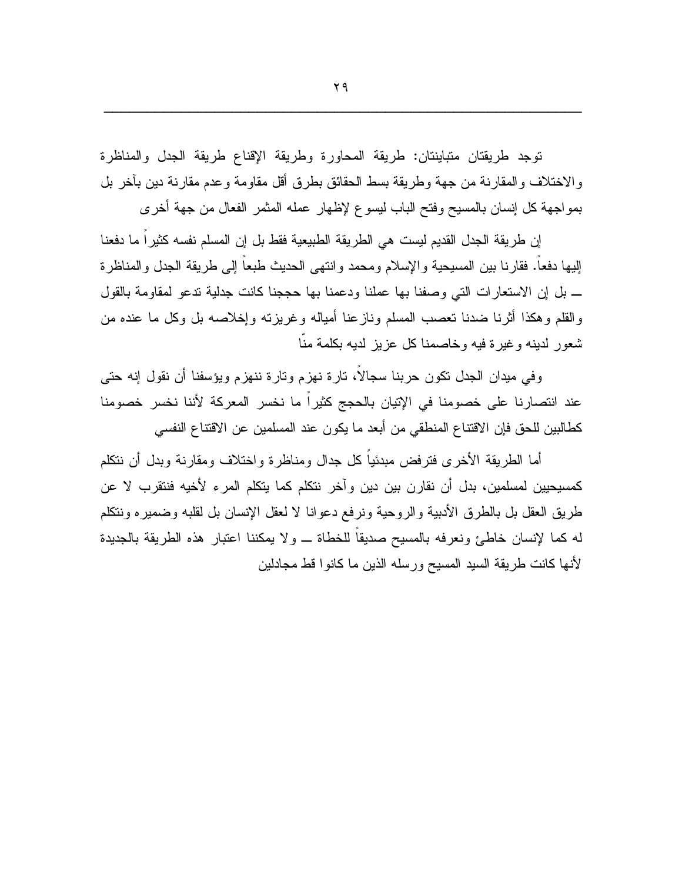توجد طريقتان متباينتان: طريقة المحاورة وطريقة الإقناع طريقة الجدل والمناظرة والاختلاف والمقارنة من جهة وطريقة بسط الحقائق بطرق أقل مقاومة وعدم مقارنة دين بآخر بل بمواجهة كل إنسان بالمسيح وفتح الباب ليسوع لإظهار عمله المثمر الفعال من جهة أخرى

إن طريقة الجدل القديم ليست هي الطريقة الطبيعية فقط بل إن المسلم نفسه كثيراً ما دفعنا إليها دفعاً. فقارنا بين المسيحية والإسلام ومحمد وانتهى الحديث طبعاً إلى طريقة الجدل والمناظرة ــ بل إن الاستعارات التي وصفنا بها عملنا ودعمنا بها حججنا كانت جدلية تدعو لمقاومة بالقول والقلم وهكذا أثرنا ضدنا تعصب المسلم ونازعنا أمياله وغريزته وإخلاصه بل وكل ما عنده من شعور لدينه وغيرة فيه وخاصمنا كل عزيز لديه بكلمة منّا

وفي ميدان الجدل تكون حربنا سجالاً، تارة نهزم وتارة ننهزم ويؤسفنا أن نقول إنه حتى عند انتصارنا على خصومنا في الإتيان بالحجج كثيراً ما نخسر المعركة لأننا نخسر خصومنا كطالبين للحق فإن الاقتناع المنطقي من أبعد ما يكون عند المسلمين عن الاقتناع النفسي

أما الطريقة الأخرى فترفض مبدئياً كل جدال ومناظرة واختلاف ومقارنة وبدل أن نتكلم كمسيحيين لمسلمين، بدل أن نقارن بين دين وآخر نتكلم كما يتكلم المرء لأخيه فنتقرب لا عن طريق العقل بل بالطرق الأدبية والروحية ونرفع دعوانا لا لعقل الإنسان بل لقلبه وضميره ونتكلم له كما لإنسان خاطئ ونعرفه بالمسيح صديقاً للخطاة ــ ولا يمكننا اعتبار هذه الطريقة بالجديدة لأنها كانت طريقة السيد المسيح ورسله الذين ما كانوا قط مجادلين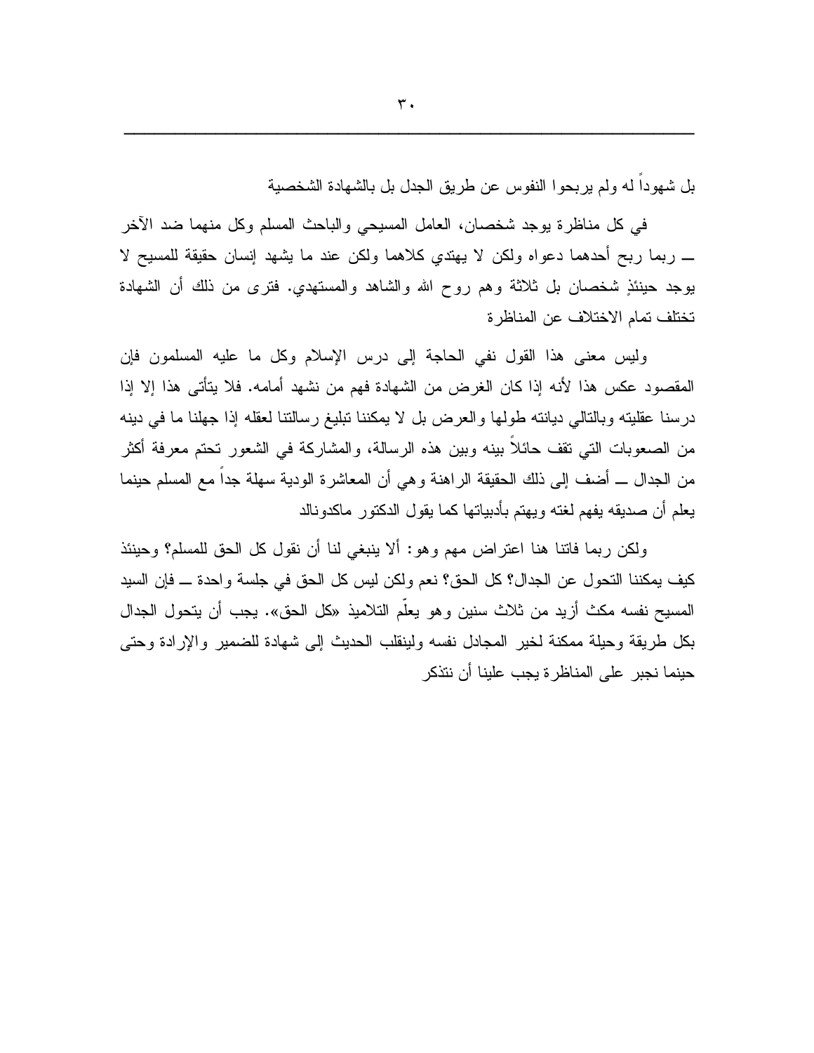بل شهوداً له ولم يربحوا النفوس عن طريق الجدل بل بالشهادة الشخصية

في كل مناظرة يوجد شخصان، العامل المسيحي والباحث المسلم وكل منهما ضد الآخر ــ ربما ربح أحدهما دعواه ولكن لا يهتدي كلاهما ولكن عند ما يشهد إنسان حقيقة للمسيح لا يوجد حينئذٍ شخصان بل ثلاثة وهم روح الله والشاهد والمستهدي. فترى من ذلك أن الشهادة تختلف تمام الاختلاف عن المناظرة

وليس معنى هذا القول نفي الحاجة إلى درس الإسلام وكل ما عليه المسلمون فإن المقصود عكس هذا لأنه إذا كان الغرض من الشهادة فهم من نشهد أمامه. فلا يتأتى هذا إلا إذا درسنا عقليته وبالتالي ديانته طولها والعرض بل لا يمكننا تبليغ رسالتنا لعقله إذا جهلنا ما في دينه من الصعوبات التي تقف حائلاً بينه وبين هذه الرسالة، والمشاركة في الشعور تحتم معرفة أكثر من الجدال ــ أضف إلى ذلك الحقيقة الراهنة وهي أن المعاشرة الودية سهلة جداً مع المسلم حينما يعلم أن صديقه يفهم لغته ويهتم بأدبياتها كما يقول الدكتور ماكدونالد

ولكن ربما فاتنا هنا اعتراض مهم وهو: ألا ينبغي لنا أن نقول كل الحق للمسلم؟ وحينئذ كيف يمكننا التحول عن الجدال؟ كل الحق؟ نعم ولكن ليس كل الحق في جلسة واحدة ــ فإن السيد المسيح نفسه مكث أزيد من ثلاث سنين وهو يعلّم التلاميذ «كل الحق». يجب أن يتحول الجدال بكل طريقة وحيلة ممكنة لخير المجادل نفسه ولينقلب الحديث إلى شهادة للضمير والإرادة وحتى حينما نجبر على المناظرة يجب علينا أن نتذكر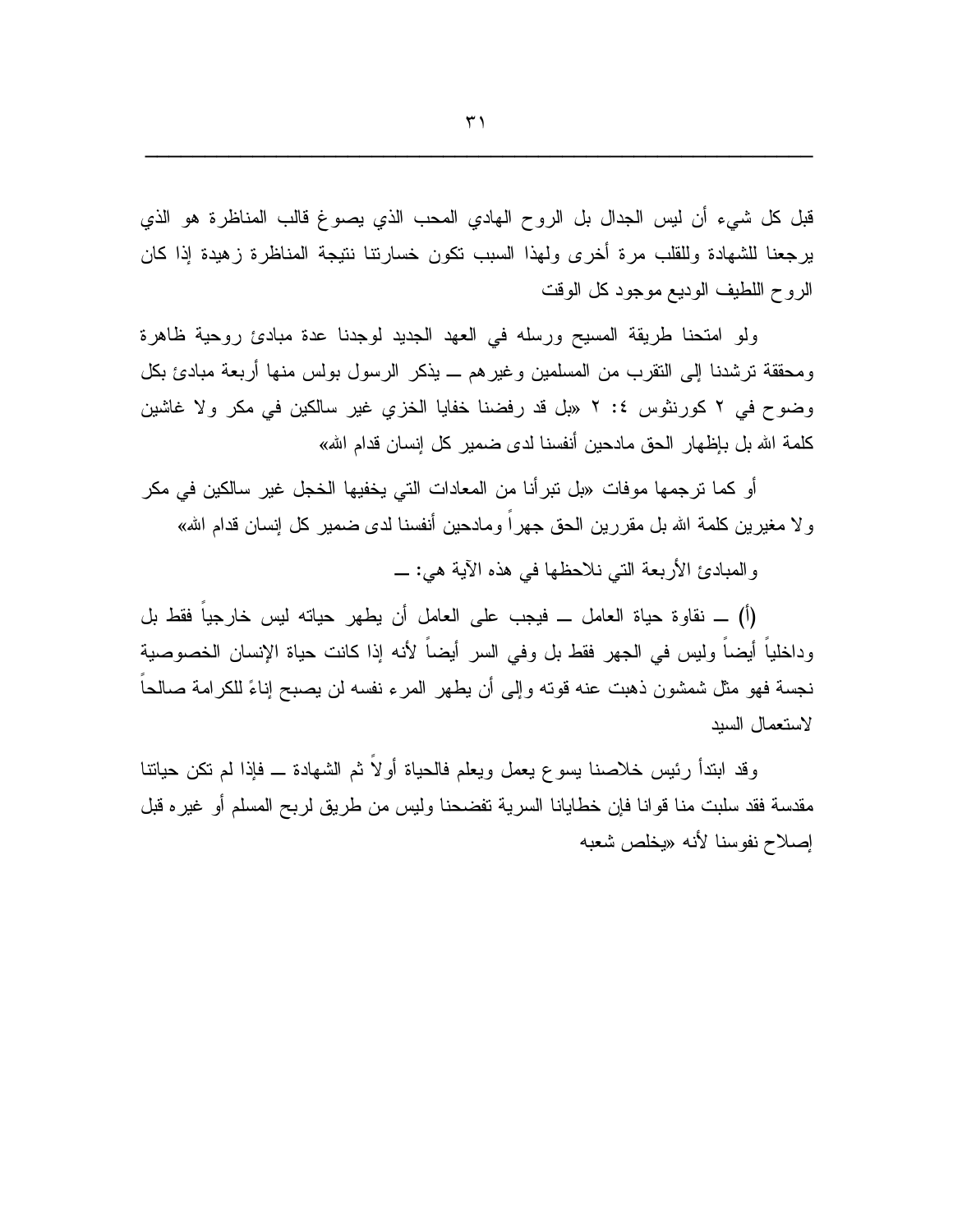قبل كل شيء أن ليس الجدال بل الروح الهادي المحب الذي يصوغ قالب المناظرة هو الذي يرجعنا للشهادة وللقلب مرة أخرى ولهذا السبب تكون خسارتنا نتيجة المناظرة زهيدة إذا كان الروح اللطيف الوديع موجود كل الوقت

ولو امتحنا طريقة المسيح ورسله في العهد الجديد لوجدنا عدة مبادئ روحية ظاهرة ومحققة ترشدنا إلى التقرب من المسلمين وغيرهم ــ يذكر الرسول بولس منها أربعة مبادئ بكل وضوح في ٢ كورنثوس ٤: ٢ «بل قد رفضنا خفايا الخزي غير سالكين في مكر ولا غاشين كلمة الله بل بإظهار الحق مادحين أنفسنا لدى ضمير كل إنسان قدام الله»

أو كما ترجمها موفات «بل تبرأنا من المعادات التي يخفيها الخجل غير سالكين في مكر ولا مغيرين كلمة الله بل مقررين الحق جهراً ومادحين أنفسنا لدى ضمير كل إنسان قدام الله»

والمبادئ الأربعة التي نلاحظها في هذه الآية هي: ــ

(أ) ــ نقاوة حياة العامل ــ فيجب على العامل أن يطهر حياته ليس خارجياً فقط بل وداخلياً أيضاً وليس في الجهر فقط بل وفي السر أيضاً لأنه إذا كانت حياة الإنسان الخصوصية نجسة فهو مثل شمشون ذهبت عنه قوته وإلى أن يطهر المرء نفسه لن يصبح إناءً للكرامة صالحاً لاستعمال السيد

وقد ابتدأ رئيس خلاصنا يسوع يعمل ويعلم فالحياة أولاً ثم الشهادة ــ فإذا لم تكن حياتنا مقدسة فقد سلبت منا قوانا فإن خطايانا السرية تفضحنا وليس من طريق لربح المسلم أو غيره قبل إصلاح نفوسنا لأنه «يخلص شعبه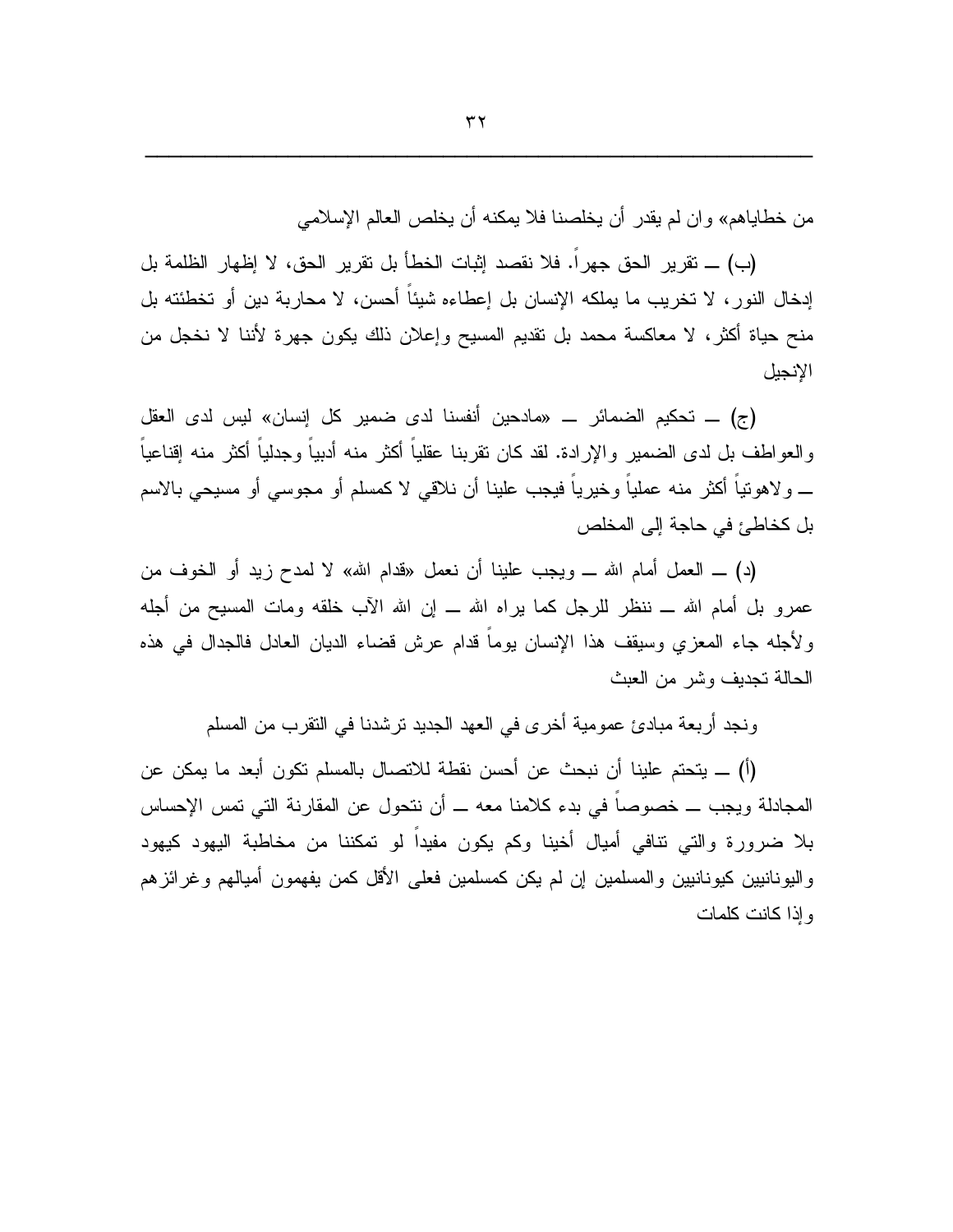من خطاياهم» وان لم يقدر أن يخلصنا فلا يمكنه أن يخلص العالم الإسلامي

(ب) ــ تقرير الحق جهراً. فلا نقصد إثبات الخطأ بل تقرير الحق، لا إظهار الظلمة بل إدخال النور، لا تخريب ما يملكه الإنسان بل إعطاءه شيئاً أحسن، لا محاربة دين أو تخطئته بل منح حياة أكثر، لا معاكسة محمد بل تقديم المسيح وإعلان ذلك يكون جهرة لأننا لا نخجل من الإنجيل

(ج) ــ تحكيم الضمائر ــ «مادحين أنفسنا لدى ضمير كل إنسان» ليس لدى العقل والعواطف بل لدى الضمير والإرادة. لقد كان تقربنا عقلياً أكثر منه أدبياً وجدلياً أكثر منه إقناعياً ــ ولاهوتياً أكثر منه عملياً وخيرياً فيجب علينا أن نلاقي لا كمسلم أو مجوسي أو مسيحي بالاسم بل كخاطئ في حاجة إلى المخلص

(د) ــ العمل أمام الله ــ ويجب علينا أن نعمل «قدام الله» لا لمدح زيد أو الخوف من عمرو بل أمام الله ــ ننظر للرجل كما يراه الله ــ إن الله الآب خلقه ومات المسيح من أجله ولأجله جاء المعزي وسيقف هذا الإنسان يوماً قدام عرش قضاء الديان العادل فالجدال في هذه الحالة تجديف وشر من العبث

ونجد أربعة مبادئ عمومية أخرى في العهد الجديد ترشدنا في التقرب من المسلم

(أ) ــ يتحتم علينا أن نبحث عن أحسن نقطة للاتصال بالمسلم تكون أبعد ما يمكن عن المجادلة ويجب ــ خصوصاً في بدء كلامنا معه ــ أن نتحول عن المقارنة التي تمس الإحساس بلا ضرورة والتي تنافي أميال أخينا وكم يكون مفيداً لو تمكننا من مخاطبة اليهود كيهود واليونانيين كيونانيين والمسلمين إن لم يكن كمسلمين فعلى الأقل كمن يفهمون أميالهم وغرائزهم وإذا كانت كلمات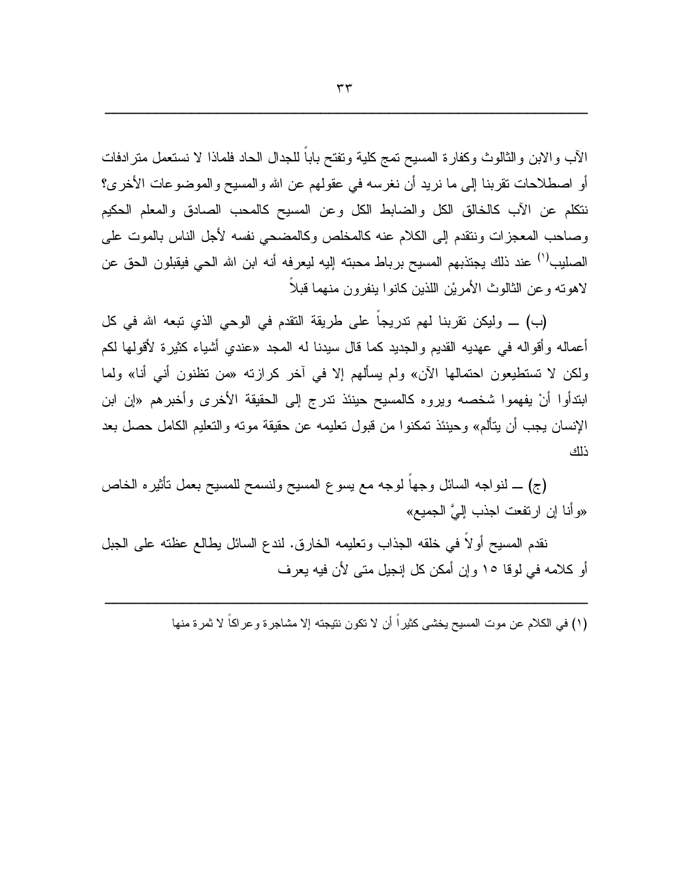الآب والابن والثالوث وكفارة المسيح تمج كلية وتفتح باباً للجدال الحاد فلماذا لا نستعمل مترادفات أو اصطلاحات تقربنا إلى ما نريد أن نغرسه في عقولهم عن الله والمسيح والموضوعات الأخرى؟ نتكلم عن الآب كالخالق الكل والضابط الكل وعن المسيح كالمحب الصادق والمعلم الحكيم وصاحب المعجزات ونتقدم إلى الكلام عنه كالمخلص وكالمضحي نفسه لأجل الناس بالموت على الصليب[1] عند ذلك يجتذبهم المسيح برباط محبته إليه ليعرفه أنه ابن الله الحي فيقبلون الحق عن لاهوته وعن الثالوث الأمريْن اللذين كانوا ينفرون منهما قبلاً

(ب) ــ وليكن تقربنا لهم تدريجاً على طريقة التقدم في الوحي الذي تبعه الله في كل أعماله وأقواله في عهديه القديم والجديد كما قال سيدنا له المجد «عندي أشياء كثيرة لأقولها لكم ولكن لا تستطيعون احتمالها الآن» ولم يسألهم إلا في آخر كرازته «من تظنون أني أنا» ولما ابتدأوا أنْ يفهموا شخصه ويروه كالمسيح حينئذ تدرج إلى الحقيقة الأخرى وأخبرهم «إن ابن الإنسان يجب أن يتألم» وحينئذ تمكنوا من قبول تعليمه عن حقيقة موته والتعليم الكامل حصل بعد ذلك

(ج) ــ لنواجه السائل وجهاً لوجه مع يسوع المسيح ولنسمح للمسيح بعمل تأثيره الخاص «وأنا إن ارتفعت اجذب إليَّ الجميع»

نقدم المسيح أولاً في خلقه الجذاب وتعليمه الخارق. لندع السائل يطالع عظته على الجبل أو كلامه في لوقا ١٥ وإن أمكن كل إنجيل متى لأن فيه يعرف

---

(١) في الكلام عن موت المسيح يخشى كثيراً أن لا تكون نتيجته إلا مشاجرة وعراكاً لا ثمرة منها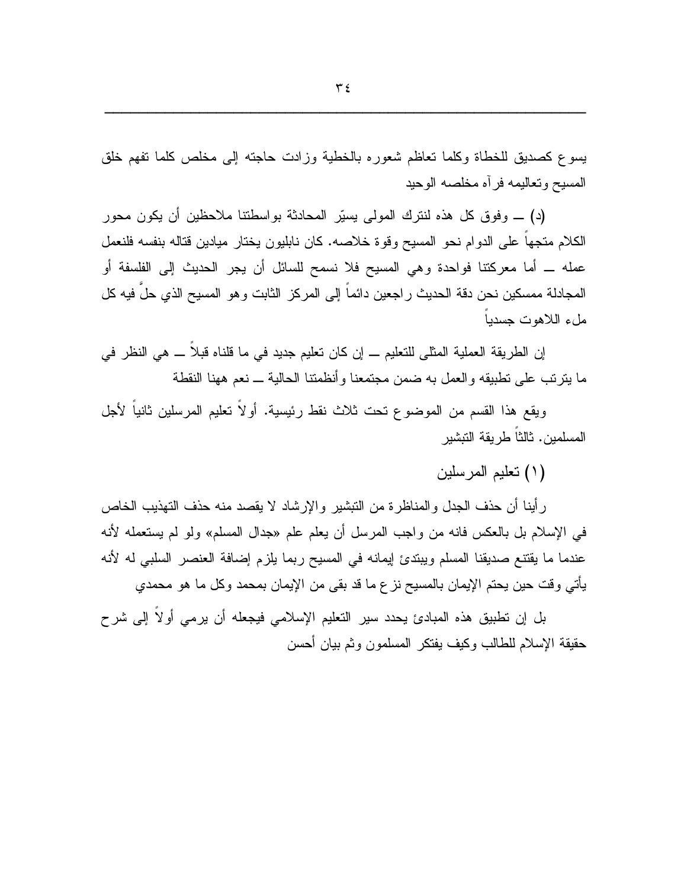يسوع كصديق للخطاة وكلما تعاظم شعوره بالخطية وزادت حاجته إلى مخلص كلما تفهم خلق المسيح وتعاليمه فرآه مخلصه الوحيد

(د) ــ وفوق كل هذه لنترك المولى يسيّر المحادثة بواسطتنا ملاحظين أن يكون محور الكلام متجهاً على الدوام نحو المسيح وقوة خلاصه. كان نابليون يختار ميادين قتاله بنفسه فلنعمل عمله ــ أما معركتنا فواحدة وهي المسيح فلا نسمح للسائل أن يجر الحديث إلى الفلسفة أو المجادلة ممسكين نحن دقة الحديث راجعين دائماً إلى المركز الثابت وهو المسيح الذي حلَّ فيه كل ملء اللاهوت جسدياً

إن الطريقة العملية المثلى للتعليم ــ إن كان تعليم جديد في ما قلناه قبلاً ــ هي النظر في ما يترتب على تطبيقه والعمل به ضمن مجتمعنا وأنظمتنا الحالية ــ نعم ههنا النقطة

ويقع هذا القسم من الموضوع تحت ثلاث نقط رئيسية. أولاً تعليم المرسلين ثانياً لأجل المسلمين. ثالثاً طريقة التبشير

## (١) تعليم المرسلين

رأينا أن حذف الجدل والمناظرة من التبشير والإرشاد لا يقصد منه حذف التهذيب الخاص في الإسلام بل بالعكس فانه من واجب المرسل أن يعلم علم «جدال المسلم» ولو لم يستعمله لأنه عندما ما يقتنع صديقنا المسلم ويبتدئ إيمانه في المسيح ربما يلزم إضافة العنصر السلبي له لأنه يأتي وقت حين يحتم الإيمان بالمسيح نزع ما قد بقى من الإيمان بمحمد وكل ما هو محمدي

بل إن تطبيق هذه المبادئ يحدد سير التعليم الإسلامي فيجعله أن يرمي أولاً إلى شرح حقيقة الإسلام للطالب وكيف يفتكر المسلمون وثم بيان أحسن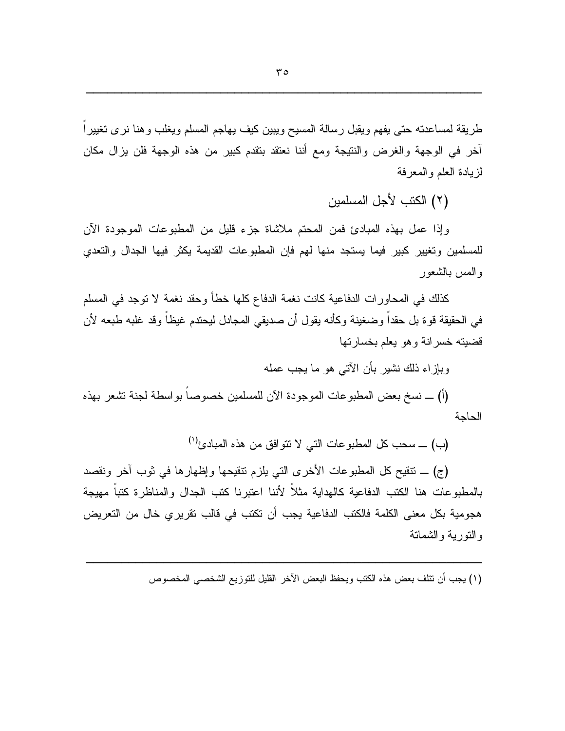طريقة لمساعدته حتى يفهم ويقبل رسالة المسيح ويبين كيف يهاجم المسلم ويغلب وهنا نرى تغييراً آخر في الوجهة والغرض والنتيجة ومع أننا نعتقد بتقدم كبير من هذه الوجهة فلن يزال مكان لزيادة العلم والمعرفة

## (٢) الكتب لأجل المسلمين

وإذا عمل بهذه المبادئ فمن المحتم ملاشاة جزء قليل من المطبوعات الموجودة الآن للمسلمين وتغيير كبير فيما يستجد منها لهم فإن المطبوعات القديمة يكثر فيها الجدال والتعدي والمس بالشعور

كذلك في المحاورات الدفاعية كانت نغمة الدفاع كلها خطأ وحقد نغمة لا توجد في المسلم في الحقيقة قوة بل حقداً وضغينة وكأنه يقول أن صديقي المجادل ليحتدم غيظاً وقد غلبه طبعه لأن قضيته خسرانة وهو يعلم بخسارتها

وبإزاء ذلك نشير بأن الآتي هو ما يجب عمله

(أ) ــ نسخ بعض المطبوعات الموجودة الآن للمسلمين خصوصاً بواسطة لجنة تشعر بهذه الحاجة

(ب) ــ سحب كل المطبوعات التي لا تتوافق من هذه المبادئ[١]

(ج) ــ تنقيح كل المطبوعات الأخرى التي يلزم تنقيحها وإظهارها في ثوب آخر ونقصد بالمطبوعات هنا الكتب الدفاعية كالهداية مثلاً لأننا اعتبرنا كتب الجدال والمناظرة كتباً مهيجة هجومية بكل معنى الكلمة فالكتب الدفاعية يجب أن تكتب في قالب تقريري خال من التعريض والتورية والشماتة

---

(١) يجب أن تتلف بعض هذه الكتب ويحفظ البعض الآخر القليل للتوزيع الشخصي المخصوص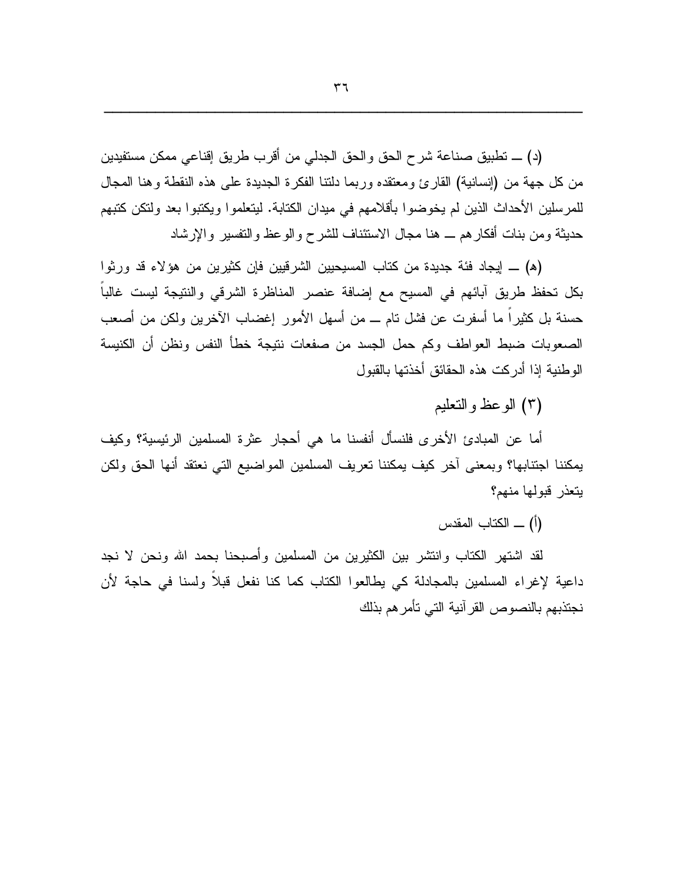(د) ــ تطبيق صناعة شرح الحق والحق الجدلي من أقرب طريق إقناعي ممكن مستفيدين من كل جهة من (إنسانية) القارئ ومعتقده وربما دلتنا الفكرة الجديدة على هذه النقطة وهنا المجال للمرسلين الأحداث الذين لم يخوضوا بأقلامهم في ميدان الكتابة. ليتعلموا ويكتبوا بعد ولتكن كتبهم حديثة ومن بنات أفكارهم ــ هنا مجال الاستئناف للشرح والوعظ والتفسير والإرشاد

(هـ) ــ إيجاد فئة جديدة من كتاب المسيحيين الشرقيين فإن كثيرين من هؤلاء قد ورثوا بكل تحفظ طريق آبائهم في المسيح مع إضافة عنصر المناظرة الشرقي والنتيجة ليست غالباً حسنة بل كثيراً ما أسفرت عن فشل تام ــ من أسهل الأمور إغضاب الآخرين ولكن من أصعب الصعوبات ضبط العواطف وكم حمل الجسد من صفعات نتيجة خطأ النفس ونظن أن الكنيسة الوطنية إذا أدركت هذه الحقائق أخذتها بالقبول

## (٣) الوعظ والتعليم

أما عن المبادئ الأخرى فلنسأل أنفسنا ما هي أحجار عثرة المسلمين الرئيسية؟ وكيف يمكننا اجتنابها؟ وبمعنى آخر كيف يمكننا تعريف المسلمين المواضيع التي نعتقد أنها الحق ولكن يتعذر قبولها منهم؟

### (أ) ــ الكتاب المقدس

لقد اشتهر الكتاب وانتشر بين الكثيرين من المسلمين وأصبحنا بحمد الله ونحن لا نجد داعية لإغراء المسلمين بالمجادلة كي يطالعوا الكتاب كما كنا نفعل قبلاً ولسنا في حاجة لأن نجتذبهم بالنصوص القرآنية التي تأمرهم بذلك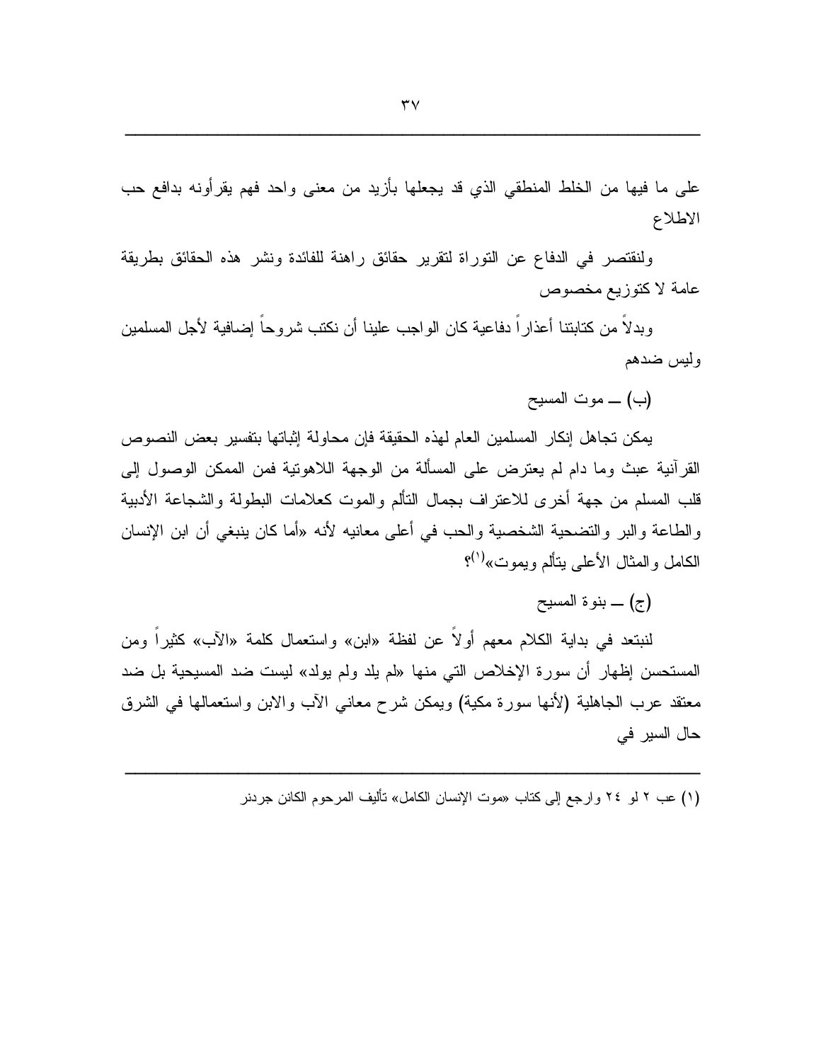على ما فيها من الخلط المنطقي الذي قد يجعلها بأزيد من معنى واحد فهم يقرأونه بدافع حب الاطلاع

ولنقتصر في الدفاع عن التوراة لتقرير حقائق راهنة للفائدة ونشر هذه الحقائق بطريقة عامة لا كتوزيع مخصوص

وبدلاً من كتابتنا أعذاراً دفاعية كان الواجب علينا أن نكتب شروحاً إضافية لأجل المسلمين وليس ضدهم

(ب) ــ موت المسيح

يمكن تجاهل إنكار المسلمين العام لهذه الحقيقة فإن محاولة إثباتها بتفسير بعض النصوص القرآنية عبث وما دام لم يعترض على المسألة من الوجهة اللاهوتية فمن الممكن الوصول إلى قلب المسلم من جهة أخرى للاعتراف بجمال التألم والموت كعلامات البطولة والشجاعة الأدبية والطاعة والبر والتضحية الشخصية والحب في أعلى معانيه لأنه «أما كان ينبغي أن ابن الإنسان الكامل والمثال الأعلى يتألم ويموت»[1]؟

(ج) ــ بنوة المسيح

لنبتعد في بداية الكلام معهم أولاً عن لفظة «ابن» واستعمال كلمة «الآب» كثيراً ومن المستحسن إظهار أن سورة الإخلاص التي منها «لم يلد ولم يولد» ليست ضد المسيحية بل ضد معتقد عرب الجاهلية (لأنها سورة مكية) ويمكن شرح معاني الآب والابن واستعمالها في الشرق حال السير في

---

(١) عب ٢ لو ٢٤ وارجع إلى كتاب «موت الإنسان الكامل» تأليف المرحوم الكانن جردنر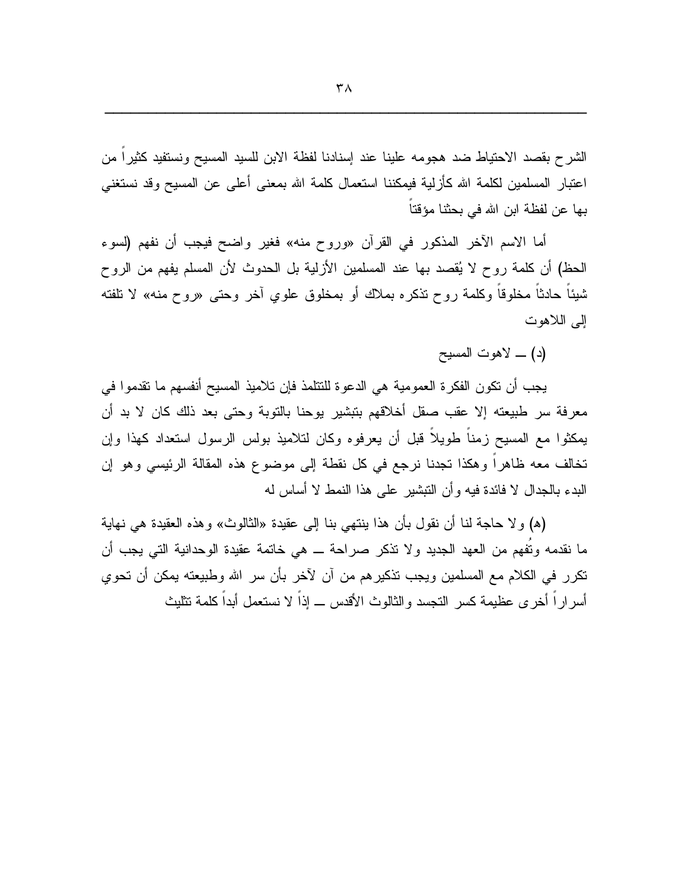الشرح بقصد الاحتياط ضد هجومه علينا عند إسنادنا لفظة الابن للسيد المسيح ونستفيد كثيراً من اعتبار المسلمين لكلمة الله كأزلية فيمكننا استعمال كلمة الله بمعنى أعلى عن المسيح وقد نستغني بها عن لفظة ابن الله في بحثنا مؤقتاً

أما الاسم الآخر المذكور في القرآن «وروح منه» فغير واضح فيجب أن نفهم (لسوء الحظ) أن كلمة روح لا يُقصد بها عند المسلمين الأزلية بل الحدوث لأن المسلم يفهم من الروح شيئاً حادثاً مخلوقاً وكلمة روح تذكره بملاك أو بمخلوق علوي آخر وحتى «روح منه» لا تلفته إلى اللاهوت

(د) ــ لاهوت المسيح

يجب أن تكون الفكرة العمومية هي الدعوة للتتلمذ فإن تلاميذ المسيح أنفسهم ما تقدموا في معرفة سر طبيعته إلا عقب صقل أخلاقهم بتبشير يوحنا بالتوبة وحتى بعد ذلك كان لا بد أن يمكثوا مع المسيح زمناً طويلاً قبل أن يعرفوه وكان لتلاميذ بولس الرسول استعداد كهذا وإن تخالف معه ظاهراً وهكذا تجدنا نرجع في كل نقطة إلى موضوع هذه المقالة الرئيسي وهو إن البدء بالجدال لا فائدة فيه وأن التبشير على هذا النمط لا أساس له

(هـ) ولا حاجة لنا أن نقول بأن هذا ينتهي بنا إلى عقيدة «الثالوث» وهذه العقيدة هي نهاية ما نقدمه وتُفهم من العهد الجديد ولا تذكر صراحة ــ هي خاتمة عقيدة الوحدانية التي يجب أن تكرر في الكلام مع المسلمين ويجب تذكيرهم من آن لآخر بأن سر الله وطبيعته يمكن أن تحوي أسراراً أخرى عظيمة كسر التجسد والثالوث الأقدس ــ إذاً لا نستعمل أبداً كلمة تثليث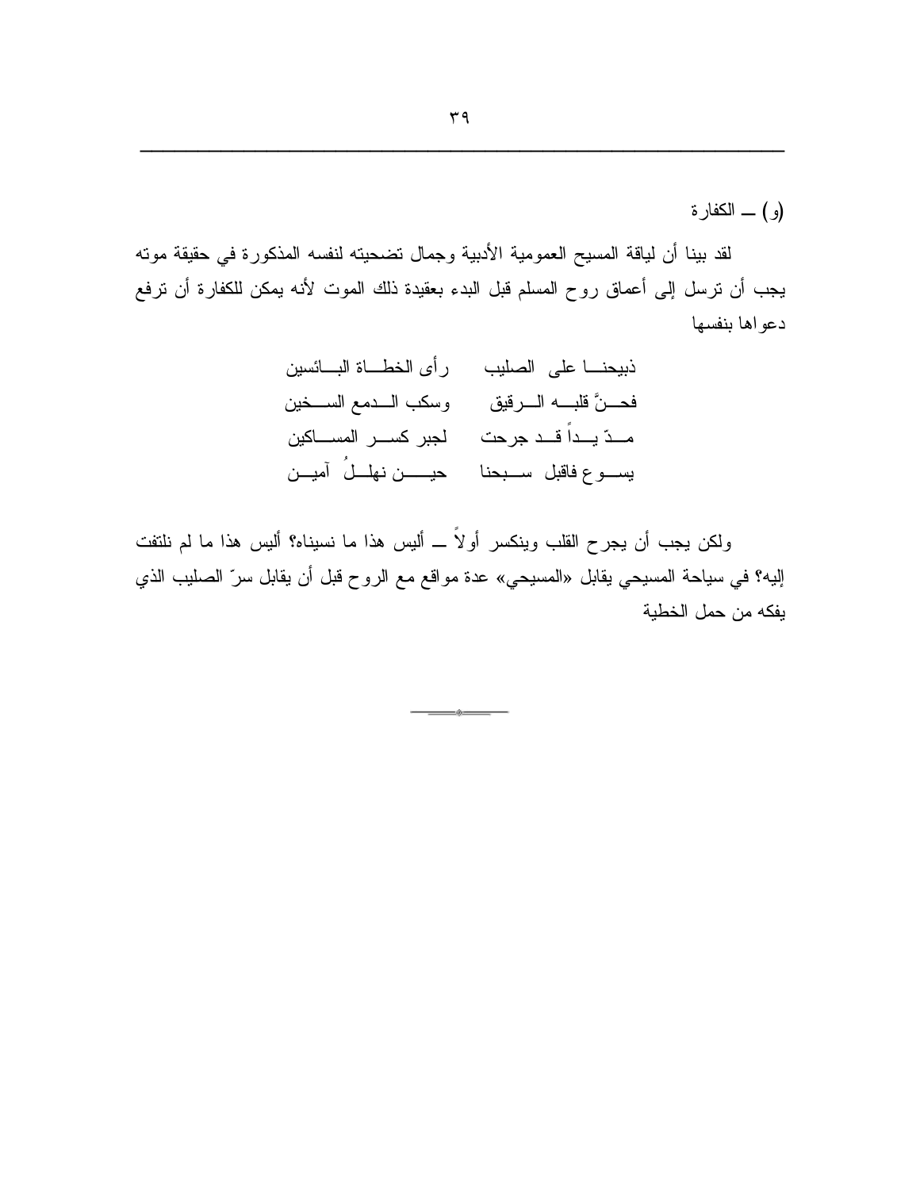(و) ـــ الكفارة

لقد بينا أن لياقة المسيح العمومية الأدبية وجمال تضحيته لنفسه المذكورة في حقيقة موته يجب أن ترسل إلى أعماق روح المسلم قبل البدء بعقيدة ذلك الموت لأنه يمكن للكفارة أن ترفع دعواها بنفسها

ذبيحنـــا على الصليب رأى الخطـــاة البـــائسين
فحـــنَّ قلبـــه الـــرقيق وسكب الـــدمع الســـخين
مـــدّ يـــداً قـــد جرحت لجبر كســـر المســـاكين
يســـوع فاقبل ســـبحنا حيـــــن نهلـــلُ آميـــن

ولكن يجب أن يجرح القلب وينكسر أولاً ـــ أليس هذا ما نسيناه؟ أليس هذا ما لم نلتفت إليه؟ في سياحة المسيحي يقابل «المسيحي» عدة مواقع مع الروح قبل أن يقابل سرّ الصليب الذي يفكه من حمل الخطية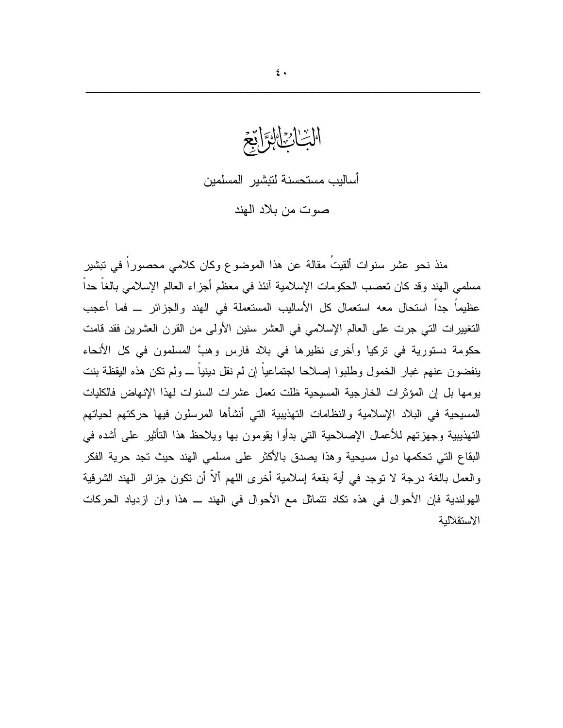# البَابُ الرَّابِعُ

## أساليب مستحسنة لتبشير المسلمين

## صوت من بلاد الهند

منذ نحو عشر سنوات ألقيتُ مقالة عن هذا الموضوع وكان كلامي محصوراً في تبشير مسلمي الهند وقد كان تعصب الحكومات الإسلامية آنئذ في معظم أجزاء العالم الإسلامي بالغاً حداً عظيماً جداً استحال معه استعمال كل الأساليب المستعملة في الهند والجزائر ــ فما أعجب التغييرات التي جرت على العالم الإسلامي في العشر سنين الأولى من القرن العشرين فقد قامت حكومة دستورية في تركيا وأخرى نظيرها في بلاد فارس وهبَّ المسلمون في كل الأنحاء ينفضون عنهم غبار الخمول وطلبوا إصلاحا اجتماعياً إن لم نقل دينياً ــ ولم تكن هذه اليقظة بنت يومها بل إن المؤثرات الخارجية المسيحية ظلت تعمل عشرات السنوات لهذا الإنهاض فالكليات المسيحية في البلاد الإسلامية والنظامات التهذيبية التي أنشأها المرسلون فيها حركتهم لحياتهم التهذيبية وجهزتهم للأعمال الإصلاحية التي بدأوا يقومون بها ويلاحظ هذا التأثير على أشده في البقاع التي تحكمها دول مسيحية وهذا يصدق بالأكثر على مسلمي الهند حيث تجد حرية الفكر والعمل بالغة درجة لا توجد في أية بقعة إسلامية أخرى اللهم ألاّ أن تكون جزائر الهند الشرقية الهولندية فإن الأحوال في هذه تكاد تتماثل مع الأحوال في الهند ــ هذا وان ازدياد الحركات الاستقلالية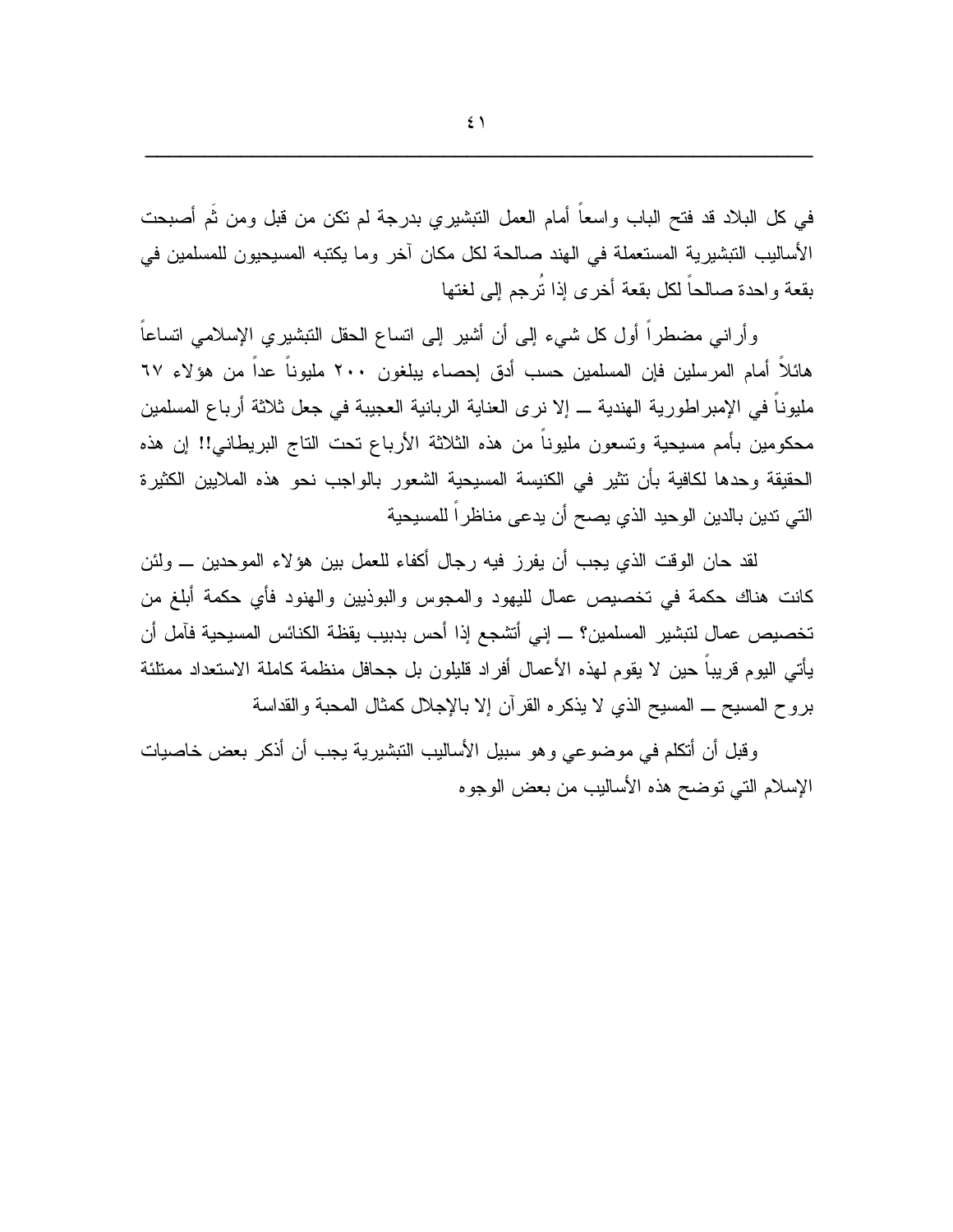في كل البلاد قد فتح الباب واسعاً أمام العمل التبشيري بدرجة لم تكن من قبل ومن ثَم أصبحت الأساليب التبشيرية المستعملة في الهند صالحة لكل مكان آخر وما يكتبه المسيحيون للمسلمين في بقعة واحدة صالحاً لكل بقعة أخرى إذا تُرجم إلى لغتها

وأراني مضطراً أول كل شيء إلى أن أشير إلى اتساع الحقل التبشيري الإسلامي اتساعاً هائلاً أمام المرسلين فإن المسلمين حسب أدق إحصاء يبلغون ٢٠٠ مليوناً عداً من هؤلاء ٦٧ مليوناً في الإمبراطورية الهندية ــ إلا نرى العناية الربانية العجيبة في جعل ثلاثة أرباع المسلمين محكومين بأمم مسيحية وتسعون مليوناً من هذه الثلاثة الأرباع تحت التاج البريطاني!! إن هذه الحقيقة وحدها لكافية بأن تثير في الكنيسة المسيحية الشعور بالواجب نحو هذه الملايين الكثيرة التي تدين بالدين الوحيد الذي يصح أن يدعى مناظراً للمسيحية

لقد حان الوقت الذي يجب أن يفرز فيه رجال أكفاء للعمل بين هؤلاء الموحدين ــ ولئن كانت هناك حكمة في تخصيص عمال لليهود والمجوس والبوذيين والهنود فأي حكمة أبلغ من تخصيص عمال لتبشير المسلمين؟ ــ إني أتشجع إذا أحس بدبيب يقظة الكنائس المسيحية فآمل أن يأتي اليوم قريباً حين لا يقوم لهذه الأعمال أفراد قليلون بل جحافل منظمة كاملة الاستعداد ممتلئة بروح المسيح ــ المسيح الذي لا يذكره القرآن إلا بالإجلال كمثال المحبة والقداسة

وقبل أن أتكلم في موضوعي وهو سبيل الأساليب التبشيرية يجب أن أذكر بعض خاصيات الإسلام التي توضح هذه الأساليب من بعض الوجوه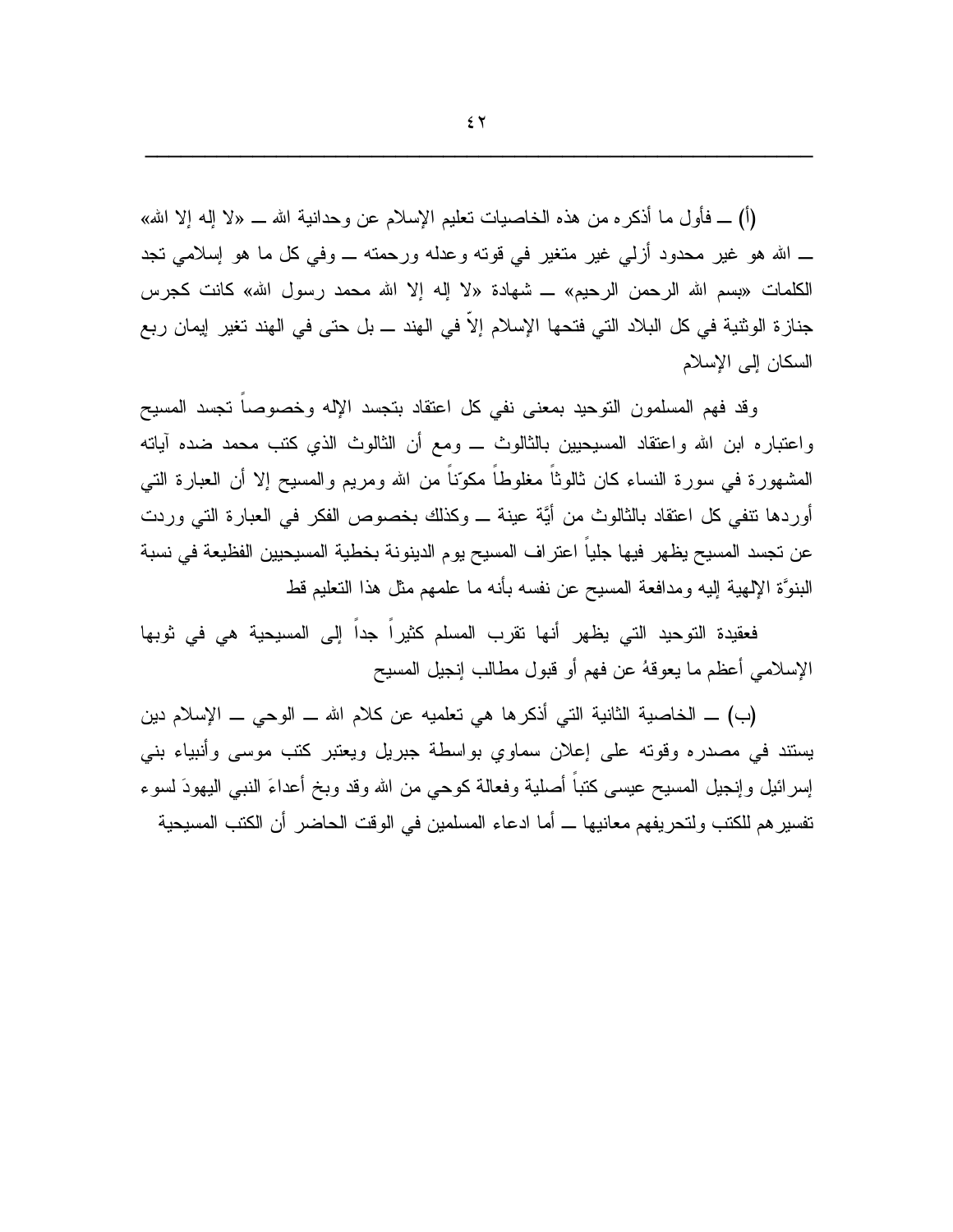(أ) ــ فأول ما أذكره من هذه الخاصيات تعليم الإسلام عن وحدانية الله ــ «لا إله إلا الله» ــ الله هو غير محدود أزلي غير متغير في قوته وعدله ورحمته ــ وفي كل ما هو إسلامي تجد الكلمات «بسم الله الرحمن الرحيم» ــ شهادة «لا إله إلا الله محمد رسول الله» كانت كجرس جنازة الوثنية في كل البلاد التي فتحها الإسلام إلاّ في الهند ــ بل حتى في الهند تغير إيمان ربع السكان إلى الإسلام

وقد فهم المسلمون التوحيد بمعنى نفي كل اعتقاد بتجسد الإله وخصوصاً تجسد المسيح واعتباره ابن الله واعتقاد المسيحيين بالثالوث ــ ومع أن الثالوث الذي كتب محمد ضده آياته المشهورة في سورة النساء كان ثالوثاً مغلوطاً مكوّناً من الله ومريم والمسيح إلا أن العبارة التي أوردها تنفي كل اعتقاد بالثالوث من أيَّة عينة ــ وكذلك بخصوص الفكر في العبارة التي وردت عن تجسد المسيح يظهر فيها جلياً اعتراف المسيح يوم الدينونة بخطية المسيحيين الفظيعة في نسبة البنوَّة الإلهية إليه ومدافعة المسيح عن نفسه بأنه ما علمهم مثل هذا التعليم قط

فعقيدة التوحيد التي يظهر أنها تقرب المسلم كثيراً جداً إلى المسيحية هي في ثوبها الإسلامي أعظم ما يعوقهُ عن فهم أو قبول مطالب إنجيل المسيح

(ب) ــ الخاصية الثانية التي أذكرها هي تعلميه عن كلام الله ــ الوحي ــ الإسلام دين يستند في مصدره وقوته على إعلان سماوي بواسطة جبريل ويعتبر كتب موسى وأنبياء بني إسرائيل وإنجيل المسيح عيسى كتباً أصلية وفعالة كوحي من الله وقد وبخ أعداءَ النبي اليهودَ لسوء تفسيرهم للكتب ولتحريفهم معانيها ــ أما ادعاء المسلمين في الوقت الحاضر أن الكتب المسيحية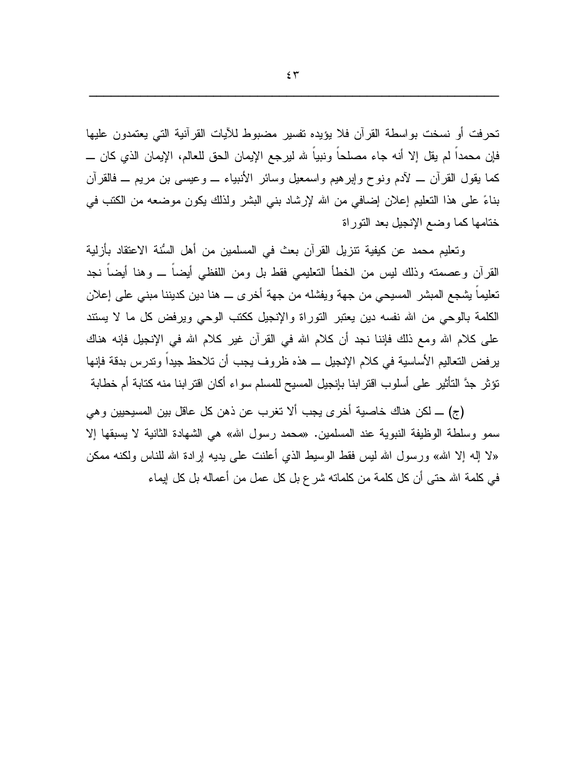تحرفت أو نسخت بواسطة القرآن فلا يؤيده تفسير مضبوط للآيات القرآنية التي يعتمدون عليها فإن محمداً لم يقل إلا أنه جاء مصلحاً ونبياً لله ليرجع الإيمان الحق للعالم، الإيمان الذي كان ــ كما يقول القرآن ــ لآدم ونوح وإبرهيم واسمعيل وسائر الأنبياء ــ وعيسى بن مريم ــ فالقرآن بناءً على هذا التعليم إعلان إضافي من الله لإرشاد بني البشر ولذلك يكون موضعه من الكتب في ختامها كما وضع الإنجيل بعد التوراة

وتعليم محمد عن كيفية تنزيل القرآن بعث في المسلمين من أهل السُّنة الاعتقاد بأزلية القرآن وعصمته وذلك ليس من الخطأ التعليمي فقط بل ومن اللفظي أيضاً ــ وهنا أيضاً نجد تعليماً يشجع المبشر المسيحي من جهة ويفشله من جهة أخرى ــ هنا دين كديننا مبني على إعلان الكلمة بالوحي من الله نفسه دين يعتبر التوراة والإنجيل ككتب الوحي ويرفض كل ما لا يستند على كلام الله ومع ذلك فإننا نجد أن كلام الله في القرآن غير كلام الله في الإنجيل فإنه هناك يرفض التعاليم الأساسية في كلام الإنجيل ــ هذه ظروف يجب أن تلاحظ جيداً وتدرس بدقة فإنها تؤثر جدَّ التأثير على أسلوب اقترابنا بإنجيل المسيح للمسلم سواء أكان اقترابنا منه كتابة أم خطابة

(ج) ــ لكن هناك خاصية أخرى يجب ألا تغرب عن ذهن كل عاقل بين المسيحيين وهي سمو وسلطة الوظيفة النبوية عند المسلمين. «محمد رسول الله» هي الشهادة الثانية لا يسبقها إلا «لا إله إلا الله» ورسول الله ليس فقط الوسيط الذي أعلنت على يديه إرادة الله للناس ولكنه ممكن في كلمة الله حتى أن كل كلمة من كلماته شرع بل كل عمل من أعماله بل كل إيماء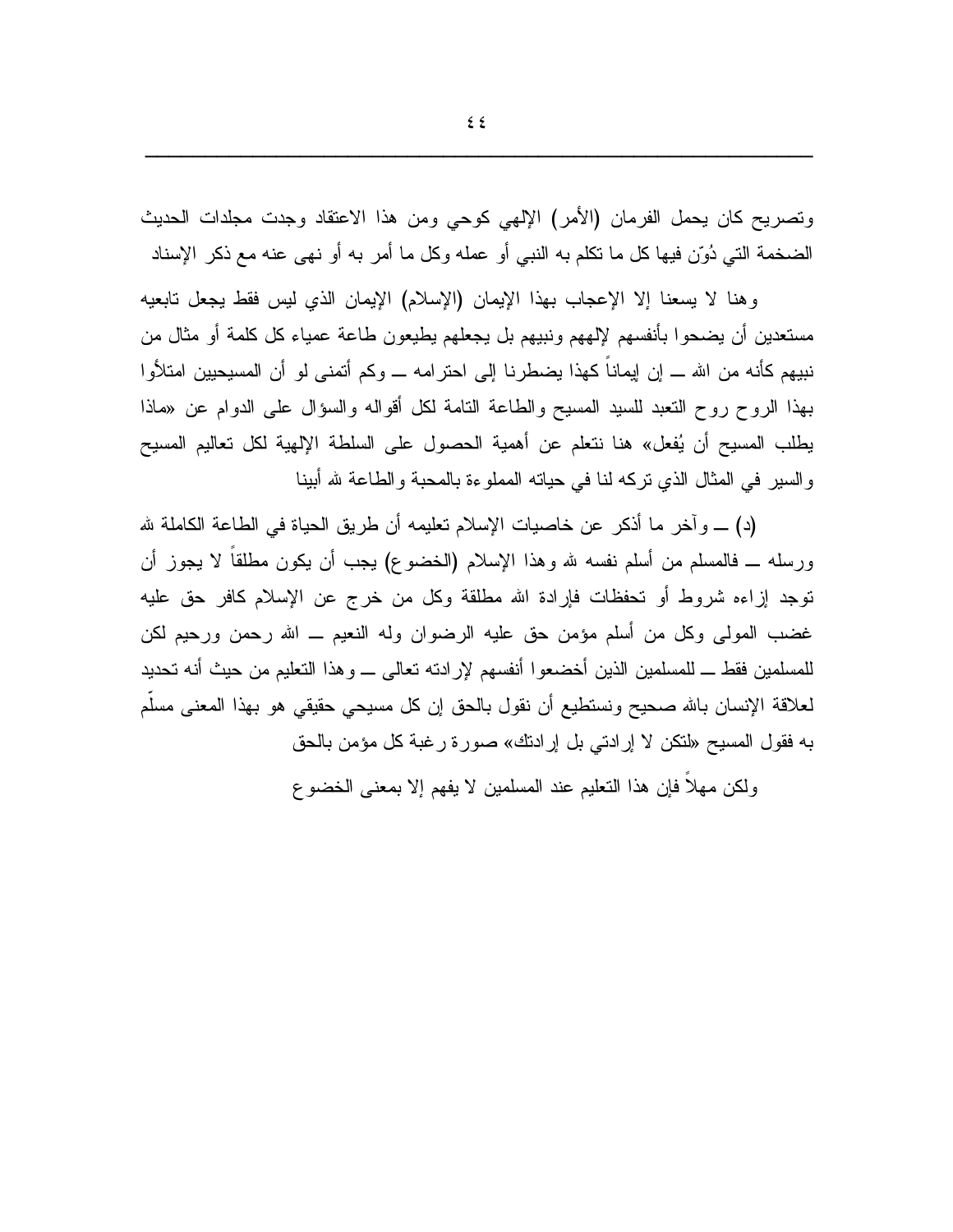وتصريح كان يحمل الفرمان (الأمر) الإلهي كوحي ومن هذا الاعتقاد وجدت مجلدات الحديث الضخمة التي دُوّن فيها كل ما تكلم به النبي أو عمله وكل ما أمر به أو نهى عنه مع ذكر الإسناد

وهنا لا يسعنا إلا الإعجاب بهذا الإيمان (الإسلام) الإيمان الذي ليس فقط يجعل تابعيه مستعدين أن يضحوا بأنفسهم لإلههم ونبيهم بل يجعلهم يطيعون طاعة عمياء كل كلمة أو مثال من نبيهم كأنه من الله ــ إن إيماناً كهذا يضطرنا إلى احترامه ــ وكم أتمنى لو أن المسيحيين امتلأوا بهذا الروح روح التعبد للسيد المسيح والطاعة التامة لكل أقواله والسؤال على الدوام عن «ماذا يطلب المسيح أن يُفعل» هنا نتعلم عن أهمية الحصول على السلطة الإلهية لكل تعاليم المسيح والسير في المثال الذي تركه لنا في حياته المملوءة بالمحبة والطاعة لله أبينا

(د) ــ وآخر ما أذكر عن خاصيات الإسلام تعليمه أن طريق الحياة في الطاعة الكاملة لله ورسله ــ فالمسلم من أسلم نفسه لله وهذا الإسلام (الخضوع) يجب أن يكون مطلقاً لا يجوز أن توجد إزاءه شروط أو تحفظات فإرادة الله مطلقة وكل من خرج عن الإسلام كافر حق عليه غضب المولى وكل من أسلم مؤمن حق عليه الرضوان وله النعيم ــ الله رحمن ورحيم لكن للمسلمين فقط ــ للمسلمين الذين أخضعوا أنفسهم لإرادته تعالى ــ وهذا التعليم من حيث أنه تحديد لعلاقة الإنسان بالله صحيح ونستطيع أن نقول بالحق إن كل مسيحي حقيقي هو بهذا المعنى مسلّم به فقول المسيح «لتكن لا إرادتي بل إرادتك» صورة رغبة كل مؤمن بالحق

ولكن مهلاً فإن هذا التعليم عند المسلمين لا يفهم إلا بمعنى الخضوع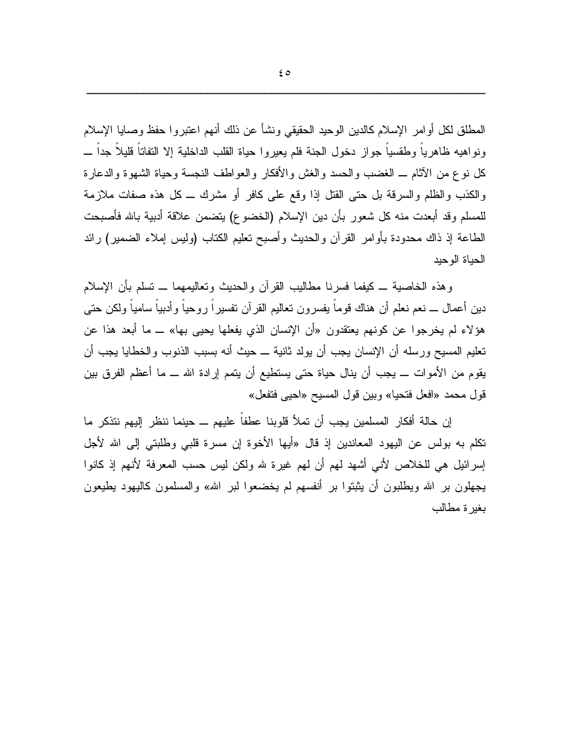المطلق لكل أوامر الإسلام كالدين الوحيد الحقيقي ونشأ عن ذلك أنهم اعتبروا حفظ وصايا الإسلام ونواهيه ظاهرياً وطقسياً جواز دخول الجنة فلم يعيروا حياة القلب الداخلية إلا التفاتاً قليلاً جداً ــ كل نوع من الآثام ــ الغضب والحسد والغش والأفكار والعواطف النجسة وحياة الشهوة والدعارة والكذب والظلم والسرقة بل حتى القتل إذا وقع على كافر أو مشرك ــ كل هذه صفات ملازمة للمسلم وقد أبعدت منه كل شعور بأن دين الإسلام (الخضوع) يتضمن علاقة أدبية بالله فأصبحت الطاعة إذ ذاك محدودة بأوامر القرآن والحديث وأصبح تعليم الكتاب (وليس إملاء الضمير) رائد الحياة الوحيد

وهذه الخاصية ــ كيفما فسرنا مطاليب القرآن والحديث وتعاليمهما ــ تسلم بأن الإسلام دين أعمال ــ نعم نعلم أن هناك قوماً يفسرون تعاليم القرآن تفسيراً روحياً وأدبياً سامياً ولكن حتى هؤلاء لم يخرجوا عن كونهم يعتقدون «أن الإنسان الذي يفعلها يحيى بها» ــ ما أبعد هذا عن تعليم المسيح ورسله أن الإنسان يجب أن يولد ثانية ــ حيث أنه بسبب الذنوب والخطايا يجب أن يقوم من الأموات ــ يجب أن ينال حياة حتى يستطيع أن يتمم إرادة الله ــ ما أعظم الفرق بين قول محمد «افعل فتحيا» وبين قول المسيح «احيى فتفعل»

إن حالة أفكار المسلمين يجب أن تملأ قلوبنا عطفاً عليهم ــ حينما ننظر إليهم نتذكر ما تكلم به بولس عن اليهود المعاندين إذ قال «أيها الأخوة إن مسرة قلبي وطلبتي إلى الله لأجل إسرائيل هي للخلاص لأني أشهد لهم أن لهم غيرة لله ولكن ليس حسب المعرفة لأنهم إذ كانوا يجهلون بر الله ويطلبون أن يثبتوا بر أنفسهم لم يخضعوا لبر الله» والمسلمون كاليهود يطيعون بغيرة مطالب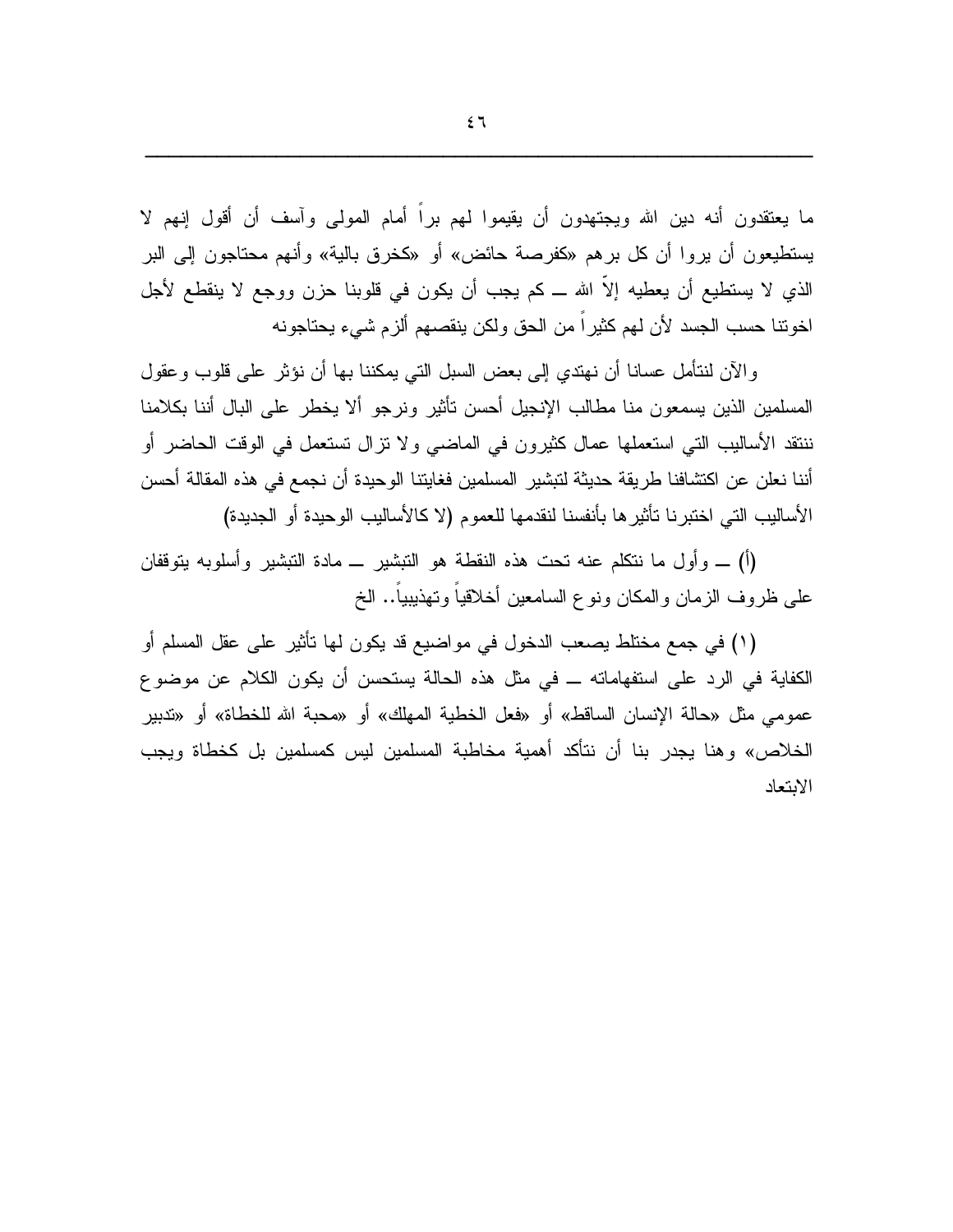ما يعتقدون أنه دين الله ويجتهدون أن يقيموا لهم براً أمام المولى وآسف أن أقول إنهم لا يستطيعون أن يروا أن كل برهم «كفرصة حائض» أو «كخرق بالية» وأنهم محتاجون إلى البر الذي لا يستطيع أن يعطيه إلاّ الله ــ كم يجب أن يكون في قلوبنا حزن ووجع لا ينقطع لأجل اخوتنا حسب الجسد لأن لهم كثيراً من الحق ولكن ينقصهم ألزم شيء يحتاجونه

والآن لنتأمل عسانا أن نهتدي إلى بعض السبل التي يمكننا بها أن نؤثر على قلوب وعقول المسلمين الذين يسمعون منا مطالب الإنجيل أحسن تأثير ونرجو ألا يخطر على البال أننا بكلامنا ننتقد الأساليب التي استعملها عمال كثيرون في الماضي ولا تزال تستعمل في الوقت الحاضر أو أننا نعلن عن اكتشافنا طريقة حديثة لتبشير المسلمين فغايتنا الوحيدة أن نجمع في هذه المقالة أحسن الأساليب التي اختبرنا تأثيرها بأنفسنا لنقدمها للعموم (لا كالأساليب الوحيدة أو الجديدة)

(أ) ــ وأول ما نتكلم عنه تحت هذه النقطة هو التبشير ــ مادة التبشير وأسلوبه يتوقفان على ظروف الزمان والمكان ونوع السامعين أخلاقياً وتهذيبياً.. الخ

(١) في جمع مختلط يصعب الدخول في مواضيع قد يكون لها تأثير على عقل المسلم أو الكفاية في الرد على استفهاماته ــ في مثل هذه الحالة يستحسن أن يكون الكلام عن موضوع عمومي مثل «حالة الإنسان الساقط» أو «فعل الخطية المهلك» أو «محبة الله للخطاة» أو «تدبير الخلاص» وهنا يجدر بنا أن نتأكد أهمية مخاطبة المسلمين ليس كمسلمين بل كخطاة ويجب الابتعاد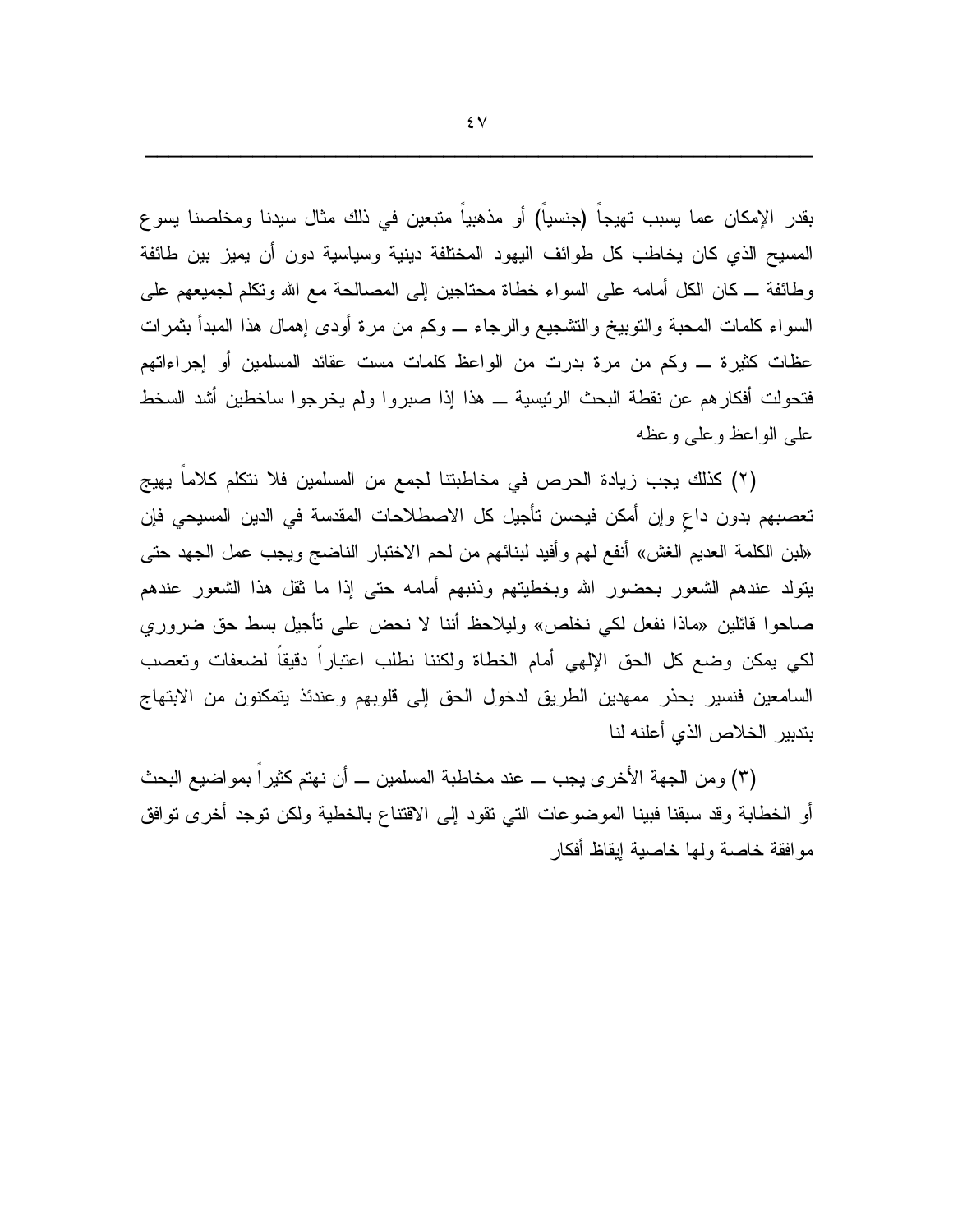بقدر الإمكان عما يسبب تهيجاً (جنسياً) أو مذهبياً متبعين في ذلك مثال سيدنا ومخلصنا يسوع المسيح الذي كان يخاطب كل طوائف اليهود المختلفة دينية وسياسية دون أن يميز بين طائفة وطائفة ــ كان الكل أمامه على السواء خطاة محتاجين إلى المصالحة مع الله وتكلم لجميعهم على السواء كلمات المحبة والتوبيخ والتشجيع والرجاء ــ وكم من مرة أودى إهمال هذا المبدأ بثمرات عظات كثيرة ــ وكم من مرة بدرت من الواعظ كلمات مست عقائد المسلمين أو إجراءاتهم فتحولت أفكارهم عن نقطة البحث الرئيسية ــ هذا إذا صبروا ولم يخرجوا ساخطين أشد السخط على الواعظ وعلى وعظه

(٢) كذلك يجب زيادة الحرص في مخاطبتنا لجمع من المسلمين فلا نتكلم كلاماً يهيج تعصبهم بدون داعٍ وإن أمكن فيحسن تأجيل كل الاصطلاحات المقدسة في الدين المسيحي فإن «لبن الكلمة العديم الغش» أنفع لهم وأفيد لبنائهم من لحم الاختبار الناضج ويجب عمل الجهد حتى يتولد عندهم الشعور بحضور الله وبخطيتهم وذنبهم أمامه حتى إذا ما ثقل هذا الشعور عندهم صاحوا قائلين «ماذا نفعل لكي نخلص» وليلاحظ أننا لا نحض على تأجيل بسط حق ضروري لكي يمكن وضع كل الحق الإلهي أمام الخطاة ولكننا نطلب اعتباراً دقيقاً لضعفات وتعصب السامعين فنسير بحذر ممهدين الطريق لدخول الحق إلى قلوبهم وعندئذ يتمكنون من الابتهاج بتدبير الخلاص الذي أعلنه لنا

(٣) ومن الجهة الأخرى يجب ــ عند مخاطبة المسلمين ــ أن نهتم كثيراً بمواضيع البحث أو الخطابة وقد سبقنا فبينا الموضوعات التي تقود إلى الاقتناع بالخطية ولكن توجد أخرى توافق موافقة خاصة ولها خاصية إيقاظ أفكار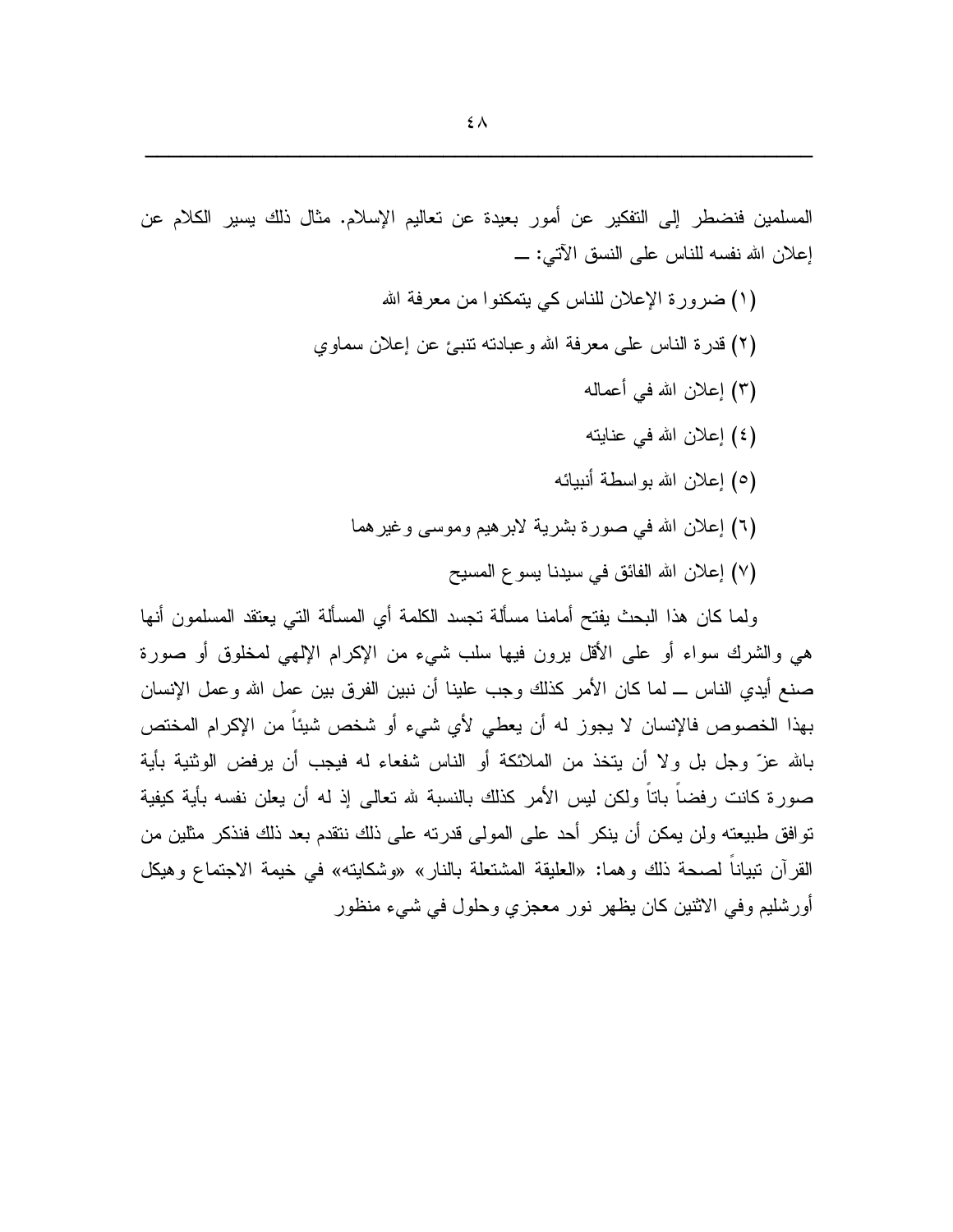المسلمين فنضطر إلى التفكير عن أمور بعيدة عن تعاليم الإسلام. مثال ذلك يسير الكلام عن إعلان الله نفسه للناس على النسق الآتي: ــ

(١) ضرورة الإعلان للناس كي يتمكنوا من معرفة الله

(٢) قدرة الناس على معرفة الله وعبادته تنبئ عن إعلان سماوي

(٣) إعلان الله في أعماله

(٤) إعلان الله في عنايته

(٥) إعلان الله بواسطة أنبيائه

(٦) إعلان الله في صورة بشرية لابرهيم وموسى وغيرهما

(٧) إعلان الله الفائق في سيدنا يسوع المسيح

ولما كان هذا البحث يفتح أمامنا مسألة تجسد الكلمة أي المسألة التي يعتقد المسلمون أنها هي والشرك سواء أو على الأقل يرون فيها سلب شيء من الإكرام الإلهي لمخلوق أو صورة صنع أيدي الناس ــ لما كان الأمر كذلك وجب علينا أن نبين الفرق بين عمل الله وعمل الإنسان بهذا الخصوص فالإنسان لا يجوز له أن يعطي لأي شيء أو شخص شيئاً من الإكرام المختص بالله عزّ وجل بل ولا أن يتخذ من الملائكة أو الناس شفعاء له فيجب أن يرفض الوثنية بأية صورة كانت رفضاً باتاً ولكن ليس الأمر كذلك بالنسبة لله تعالى إذ له أن يعلن نفسه بأية كيفية توافق طبيعته ولن يمكن أن ينكر أحد على المولى قدرته على ذلك نتقدم بعد ذلك فنذكر مثلين من القرآن تبياناً لصحة ذلك وهما: «العليقة المشتعلة بالنار» «وشكايته» في خيمة الاجتماع وهيكل أورشليم وفي الاثنين كان يظهر نور معجزي وحلول في شيء منظور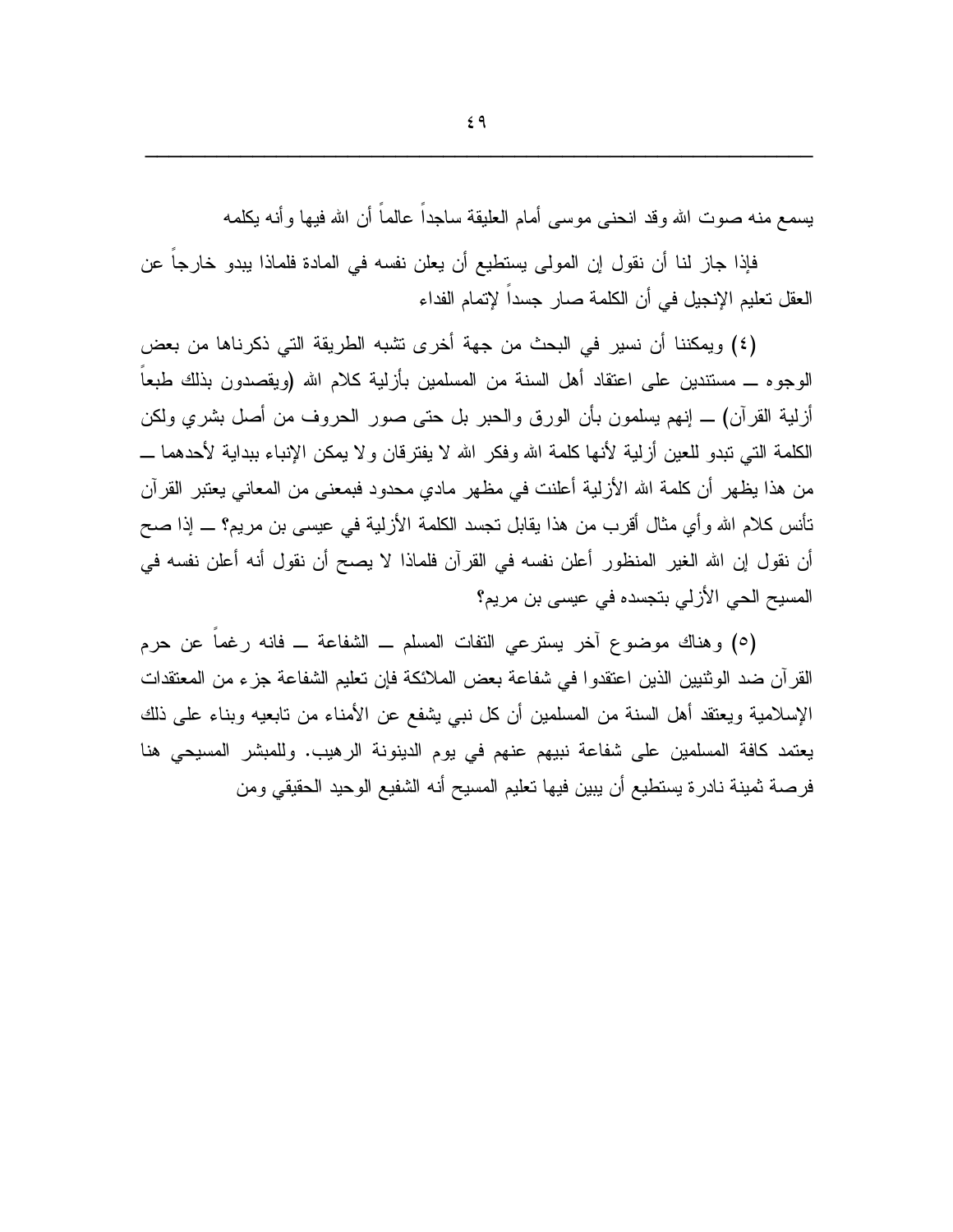يسمع منه صوت الله وقد انحنى موسى أمام العليقة ساجداً عالماً أن الله فيها وأنه يكلمه

فإذا جاز لنا أن نقول إن المولى يستطيع أن يعلن نفسه في المادة فلماذا يبدو خارجاً عن العقل تعليم الإنجيل في أن الكلمة صار جسداً لإتمام الفداء

(٤) ويمكننا أن نسير في البحث من جهة أخرى تشبه الطريقة التي ذكرناها من بعض الوجوه ــ مستندين على اعتقاد أهل السنة من المسلمين بأزلية كلام الله (ويقصدون بذلك طبعاً أزلية القرآن) ــ إنهم يسلمون بأن الورق والحبر بل حتى صور الحروف من أصل بشري ولكن الكلمة التي تبدو للعين أزلية لأنها كلمة الله وفكر الله لا يفترقان ولا يمكن الإنباء ببداية لأحدهما ــ من هذا يظهر أن كلمة الله الأزلية أعلنت في مظهر مادي محدود فبمعنى من المعاني يعتبر القرآن تأنس كلام الله وأي مثال أقرب من هذا يقابل تجسد الكلمة الأزلية في عيسى بن مريم؟ ــ إذا صح أن نقول إن الله الغير المنظور أعلن نفسه في القرآن فلماذا لا يصح أن نقول أنه أعلن نفسه في المسيح الحي الأزلي بتجسده في عيسى بن مريم؟

(٥) وهناك موضوع آخر يسترعي التفات المسلم ــ الشفاعة ــ فانه رغماً عن حرم القرآن ضد الوثنيين الذين اعتقدوا في شفاعة بعض الملائكة فإن تعليم الشفاعة جزء من المعتقدات الإسلامية ويعتقد أهل السنة من المسلمين أن كل نبي يشفع عن الأمناء من تابعيه وبناء على ذلك يعتمد كافة المسلمين على شفاعة نبيهم عنهم في يوم الدينونة الرهيب. وللمبشر المسيحي هنا فرصة ثمينة نادرة يستطيع أن يبين فيها تعليم المسيح أنه الشفيع الوحيد الحقيقي ومن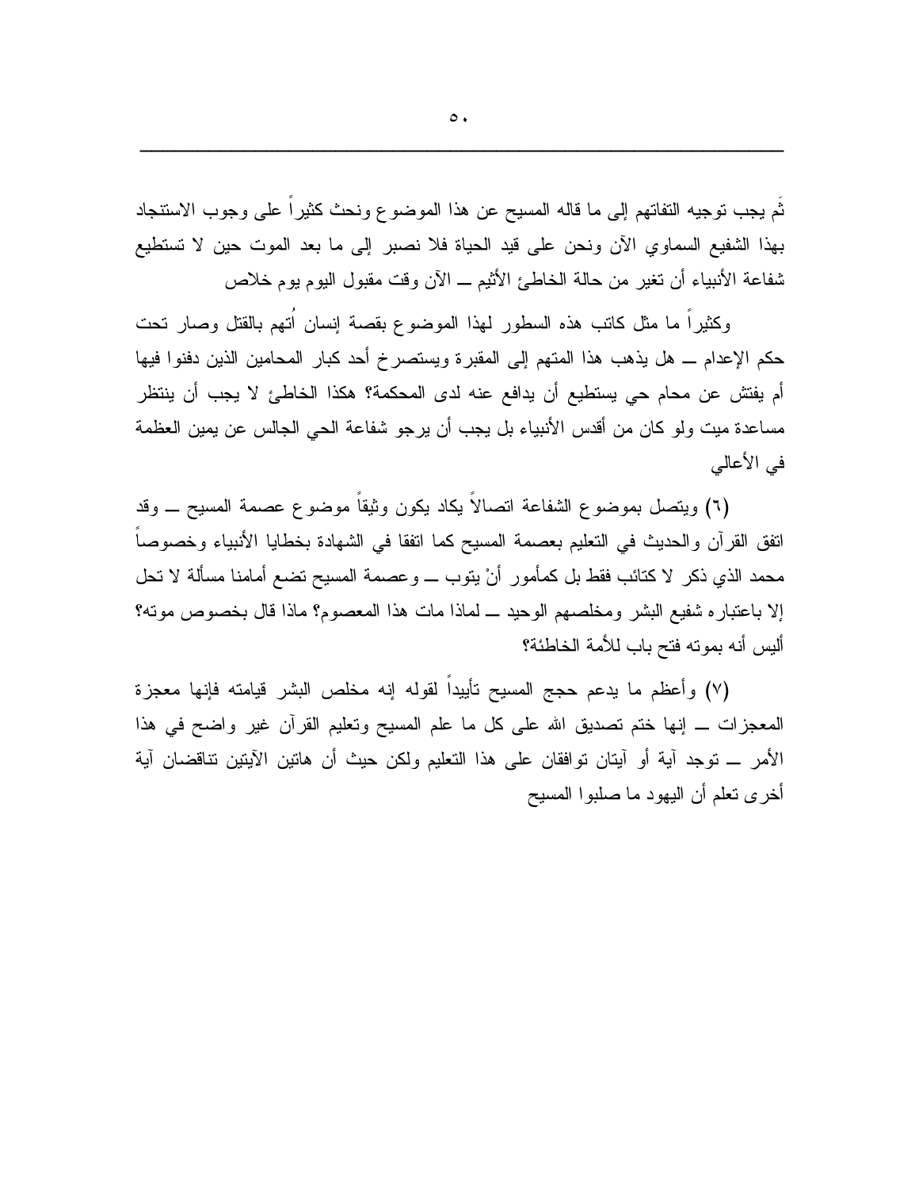ثَم يجب توجيه التفاتهم إلى ما قاله المسيح عن هذا الموضوع ونحث كثيراً على وجوب الاستنجاد بهذا الشفيع السماوي الآن ونحن على قيد الحياة فلا نصبر إلى ما بعد الموت حين لا تستطيع شفاعة الأنبياء أن تغير من حالة الخاطئ الأثيم ــ الآن وقت مقبول اليوم يوم خلاص

وكثيراً ما مثل كاتب هذه السطور لهذا الموضوع بقصة إنسان اُتهم بالقتل وصار تحت حكم الإعدام ــ هل يذهب هذا المتهم إلى المقبرة ويستصرخ أحد كبار المحامين الذين دفنوا فيها أم يفتش عن محام حي يستطيع أن يدافع عنه لدى المحكمة؟ هكذا الخاطئ لا يجب أن ينتظر مساعدة ميت ولو كان من أقدس الأنبياء بل يجب أن يرجو شفاعة الحي الجالس عن يمين العظمة في الأعالي

(٦) ويتصل بموضوع الشفاعة اتصالاً يكاد يكون وثيقاً موضوع عصمة المسيح ــ وقد اتفق القرآن والحديث في التعليم بعصمة المسيح كما اتفقا في الشهادة بخطايا الأنبياء وخصوصاً محمد الذي ذكر لا كتائب فقط بل كمأمور أنْ يتوب ــ وعصمة المسيح تضع أمامنا مسألة لا تحل إلا باعتباره شفيع البشر ومخلصهم الوحيد ــ لماذا مات هذا المعصوم؟ ماذا قال بخصوص موته؟ أليس أنه بموته فتح باب للأمة الخاطئة؟

(٧) وأعظم ما يدعم حجج المسيح تأييداً لقوله إنه مخلص البشر قيامته فإنها معجزة المعجزات ــ إنها ختم تصديق الله على كل ما علم المسيح وتعليم القرآن غير واضح في هذا الأمر ــ توجد آية أو آيتان توافقان على هذا التعليم ولكن حيث أن هاتين الآيتين تناقضان آية أخرى تعلم أن اليهود ما صلبوا المسيح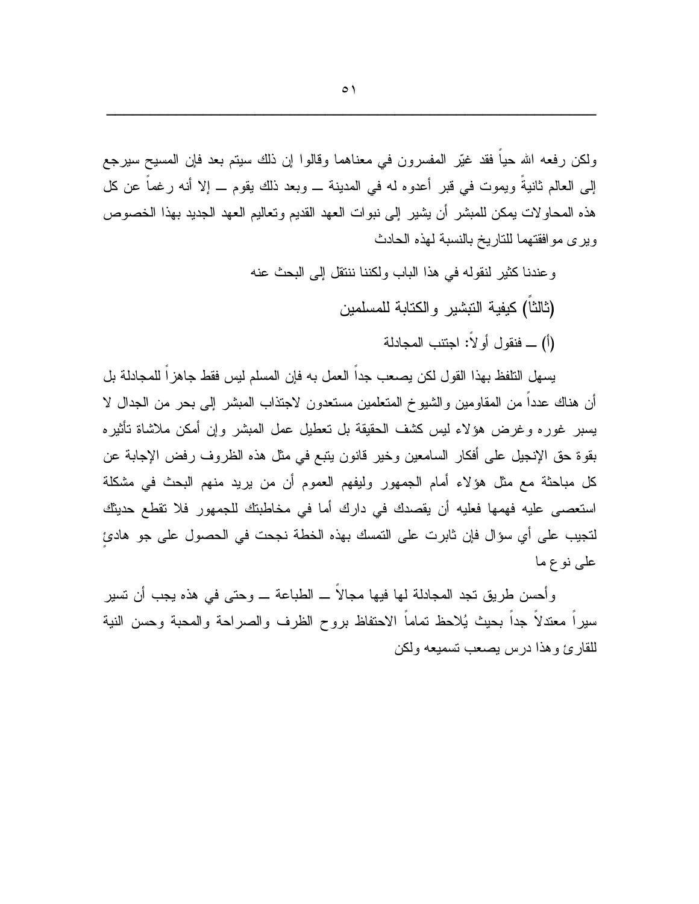ولكن رفعه الله حياً فقد غيّر المفسرون في معناهما وقالوا إن ذلك سيتم بعد فإن المسيح سيرجع إلى العالم ثانيةً ويموت في قبر أعدوه له في المدينة ـــ وبعد ذلك يقوم ـــ إلا أنه رغماً عن كل هذه المحاولات يمكن للمبشر أن يشير إلى نبوات العهد القديم وتعاليم العهد الجديد بهذا الخصوص ويرى موافقتهما للتاريخ بالنسبة لهذه الحادث

وعندنا كثير لنقوله في هذا الباب ولكننا ننتقل إلى البحث عنه

## (ثالثاً) كيفية التبشير والكتابة للمسلمين

### (أ) ـــ فنقول أولاً: اجتنب المجادلة

يسهل التلفظ بهذا القول لكن يصعب جداً العمل به فإن المسلم ليس فقط جاهزاً للمجادلة بل أن هناك عدداً من المقاومين والشيوخ المتعلمين مستعدون لاجتذاب المبشر إلى بحر من الجدال لا يسبر غوره وغرض هؤلاء ليس كشف الحقيقة بل تعطيل عمل المبشر وإن أمكن ملاشاة تأثيره بقوة حق الإنجيل على أفكار السامعين وخير قانون يتبع في مثل هذه الظروف رفض الإجابة عن كل مباحثة مع مثل هؤلاء أمام الجمهور وليفهم العموم أن من يريد منهم البحث في مشكلة استعصى عليه فهمها فعليه أن يقصدك في دارك أما في مخاطبتك للجمهور فلا تقطع حديثك لتجيب على أي سؤال فإن ثابرت على التمسك بهذه الخطة نجحت في الحصول على جو هادئٍ على نوع ما

وأحسن طريق تجد المجادلة لها فيها مجالاً ـــ الطباعة ـــ وحتى في هذه يجب أن تسير سيراً معتدلاً جداً بحيث يُلاحظ تماماً الاحتفاظ بروح الظرف والصراحة والمحبة وحسن النية للقارئ وهذا درس يصعب تسميعه ولكن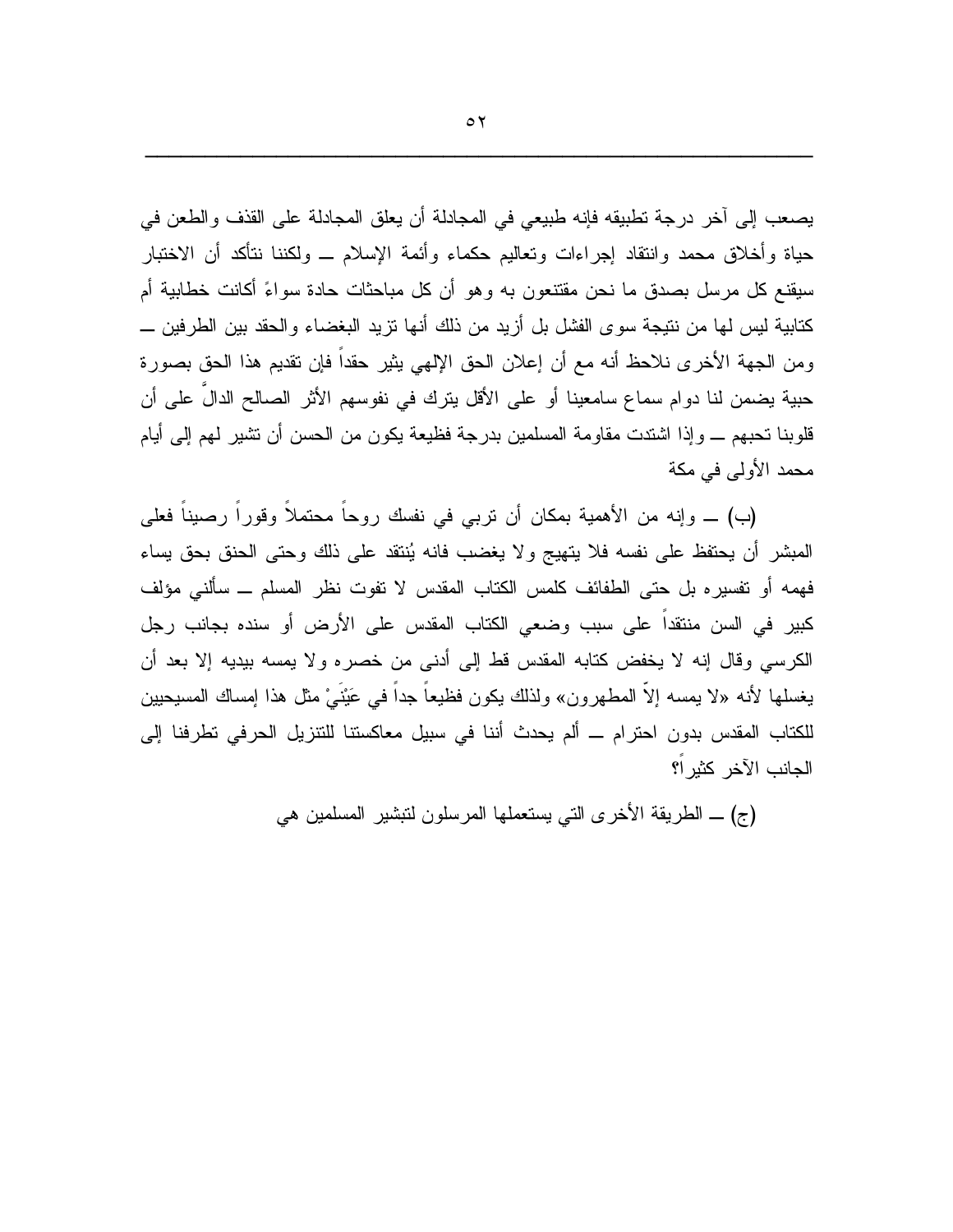يصعب إلى آخر درجة تطبيقه فإنه طبيعي في المجادلة أن يعلق المجادلة على القذف والطعن في حياة وأخلاق محمد وانتقاد إجراءات وتعاليم حكماء وأئمة الإسلام ــ ولكننا نتأكد أن الاختبار سيقنع كل مرسل بصدق ما نحن مقتنعون به وهو أن كل مباحثات حادة سواءً أكانت خطابية أم كتابية ليس لها من نتيجة سوى الفشل بل أزيد من ذلك أنها تزيد البغضاء والحقد بين الطرفين ــ ومن الجهة الأخرى نلاحظ أنه مع أن إعلان الحق الإلهي يثير حقداً فإن تقديم هذا الحق بصورة حبية يضمن لنا دوام سماع سامعينا أو على الأقل يترك في نفوسهم الأثر الصالح الدالَّ على أن قلوبنا تحبهم ــ وإذا اشتدت مقاومة المسلمين بدرجة فظيعة يكون من الحسن أن تشير لهم إلى أيام محمد الأولى في مكة

(ب) ــ وإنه من الأهمية بمكان أن تربي في نفسك روحاً محتملاً وقوراً رصيناً فعلى المبشر أن يحتفظ على نفسه فلا يتهيج ولا يغضب فانه يُنتقد على ذلك وحتى الحنق بحق يساء فهمه أو تفسيره بل حتى الطفائف كلمس الكتاب المقدس لا تفوت نظر المسلم ــ سألني مؤلف كبير في السن منتقداً على سبب وضعي الكتاب المقدس على الأرض أو سنده بجانب رجل الكرسي وقال إنه لا يخفض كتابه المقدس قط إلى أدنى من خصره ولا يمسه بيديه إلا بعد أن يغسلها لأنه «لا يمسه إلاّ المطهرون» ولذلك يكون فظيعاً جداً في عَيْنَيْ مثل هذا إمساك المسيحيين للكتاب المقدس بدون احترام ــ ألم يحدث أننا في سبيل معاكستنا للتنزيل الحرفي تطرفنا إلى الجانب الآخر كثيراً؟

(ج) ــ الطريقة الأخرى التي يستعملها المرسلون لتبشير المسلمين هي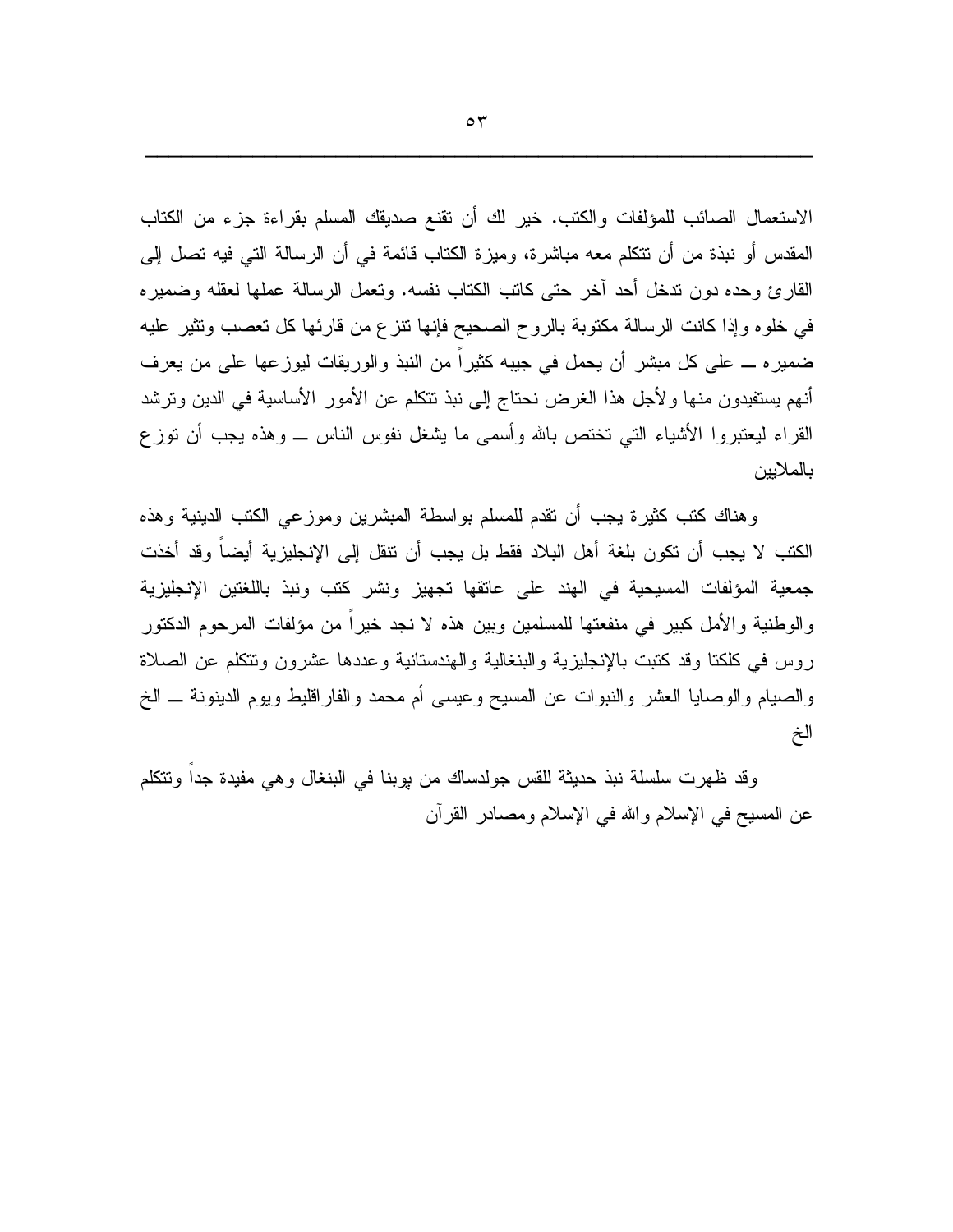الاستعمال الصائب للمؤلفات والكتب. خير لك أن تقنع صديقك المسلم بقراءة جزء من الكتاب المقدس أو نبذة من أن تتكلم معه مباشرة، وميزة الكتاب قائمة في أن الرسالة التي فيه تصل إلى القارئ وحده دون تدخل أحد آخر حتى كاتب الكتاب نفسه. وتعمل الرسالة عملها لعقله وضميره في خلوه وإذا كانت الرسالة مكتوبة بالروح الصحيح فإنها تنزع من قارئها كل تعصب وتثير عليه ضميره ـــ على كل مبشر أن يحمل في جيبه كثيراً من النبذ والوريقات ليوزعها على من يعرف أنهم يستفيدون منها ولأجل هذا الغرض نحتاج إلى نبذ تتكلم عن الأمور الأساسية في الدين وترشد القراء ليعتبروا الأشياء التي تختص بالله وأسمى ما يشغل نفوس الناس ـــ وهذه يجب أن توزع بالملايين

وهناك كتب كثيرة يجب أن تقدم للمسلم بواسطة المبشرين وموزعي الكتب الدينية وهذه الكتب لا يجب أن تكون بلغة أهل البلاد فقط بل يجب أن تنقل إلى الإنجليزية أيضاً وقد أخذت جمعية المؤلفات المسيحية في الهند على عاتقها تجهيز ونشر كتب ونبذ باللغتين الإنجليزية والوطنية والأمل كبير في منفعتها للمسلمين وبين هذه لا نجد خيراً من مؤلفات المرحوم الدكتور روس في كلكتا وقد كتبت بالإنجليزية والبنغالية والهندستانية وعددها عشرون وتتكلم عن الصلاة والصيام والوصايا العشر والنبوات عن المسيح وعيسى أم محمد والفاراقليط ويوم الدينونة ـــ الخ الخ

وقد ظهرت سلسلة نبذ حديثة للقس جولدساك من بوبنا في البنغال وهي مفيدة جداً وتتكلم عن المسيح في الإسلام والله في الإسلام ومصادر القرآن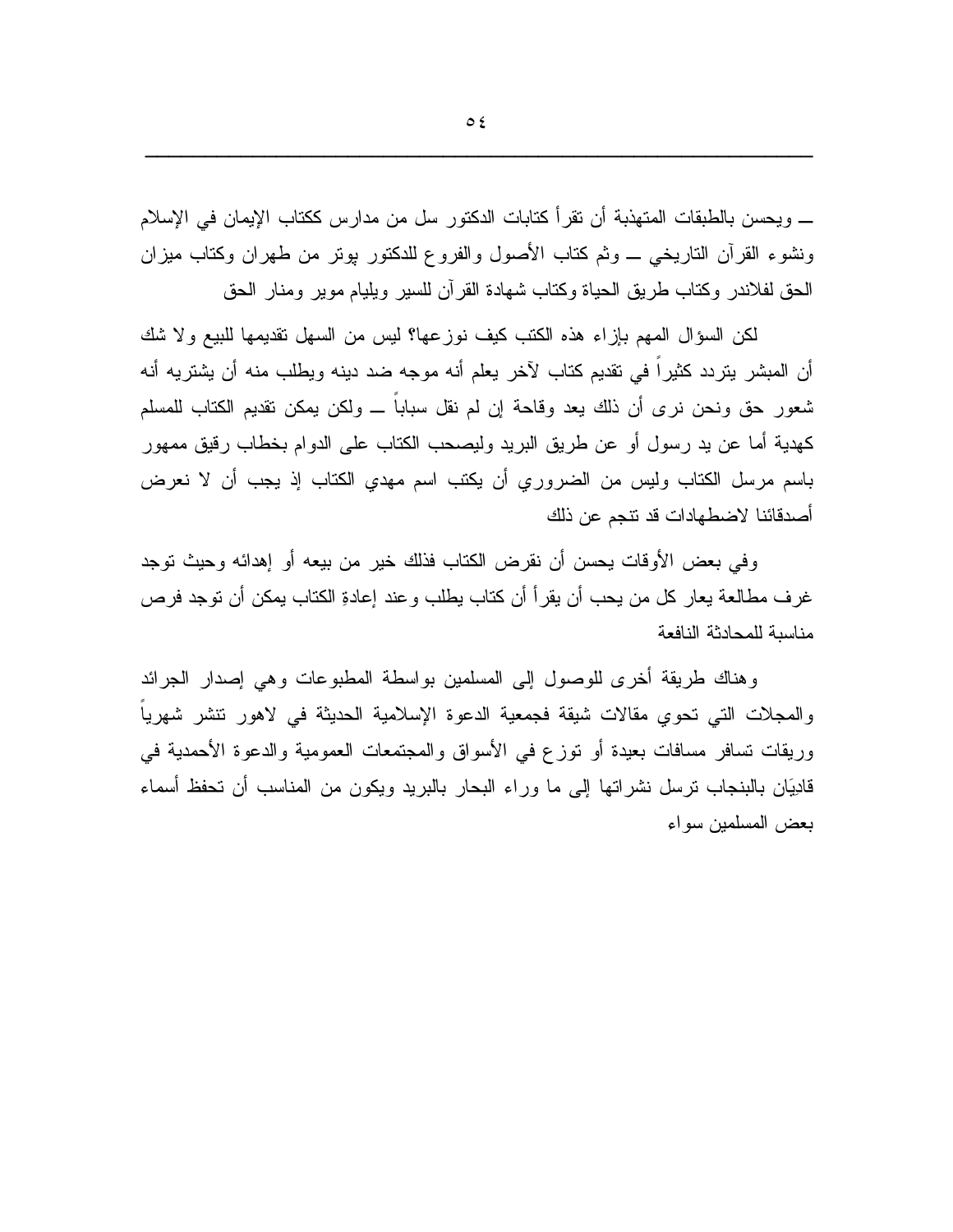ـــ ويحسن بالطبقات المتهذبة أن تقرأ كتابات الدكتور سل من مدارس ككتاب الإيمان في الإسلام ونشوء القرآن التاريخي ـــ وثم كتاب الأصول والفروع للدكتور يوتر من طهران وكتاب ميزان الحق لفلاندر وكتاب طريق الحياة وكتاب شهادة القرآن للسير ويليام موير ومنار الحق

لكن السؤال المهم بإزاء هذه الكتب كيف نوزعها؟ ليس من السهل تقديمها للبيع ولا شك أن المبشر يتردد كثيراً في تقديم كتاب لآخر يعلم أنه موجه ضد دينه ويطلب منه أن يشتريه أنه شعور حق ونحن نرى أن ذلك يعد وقاحة إن لم نقل سباباً ـــ ولكن يمكن تقديم الكتاب للمسلم كهدية أما عن يد رسول أو عن طريق البريد وليصحب الكتاب على الدوام بخطاب رقيق ممهور باسم مرسل الكتاب وليس من الضروري أن يكتب اسم مهدي الكتاب إذ يجب أن لا نعرض أصدقائنا لاضطهادات قد تنجم عن ذلك

وفي بعض الأوقات يحسن أن نقرض الكتاب فذلك خير من بيعه أو إهدائه وحيث توجد غرف مطالعة يعار كل من يحب أن يقرأ أن كتاب يطلب وعند إعادةِ الكتاب يمكن أن توجد فرص مناسبة للمحادثة النافعة

وهناك طريقة أخرى للوصول إلى المسلمين بواسطة المطبوعات وهي إصدار الجرائد والمجلات التي تحوي مقالات شيقة فجمعية الدعوة الإسلامية الحديثة في لاهور تنشر شهرياً وريقات تسافر مسافات بعيدة أو توزع في الأسواق والمجتمعات العمومية والدعوة الأحمدية في قاديَان بالبنجاب ترسل نشراتها إلى ما وراء البحار بالبريد ويكون من المناسب أن تحفظ أسماء بعض المسلمين سواء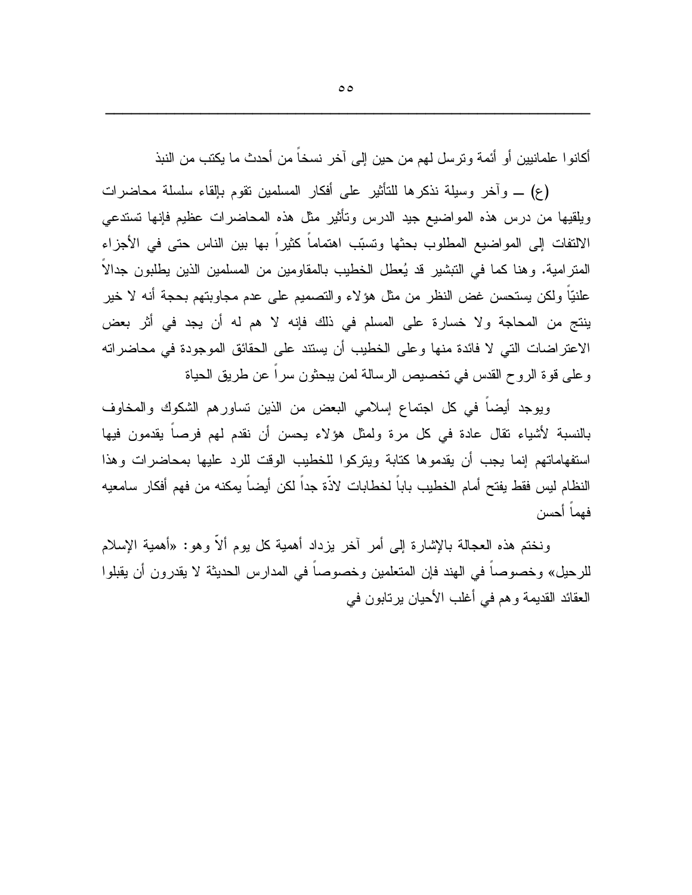أكانوا علمانيين أو أئمة وترسل لهم من حين إلى آخر نسخاً من أحدث ما يكتب من النبذ

(ع) ــ وآخر وسيلة نذكرها للتأثير على أفكار المسلمين تقوم بإلقاء سلسلة محاضرات ويلقيها من درس هذه المواضيع جيد الدرس وتأثير مثل هذه المحاضرات عظيم فإنها تستدعي الالتفات إلى المواضيع المطلوب بحثها وتسبّب اهتماماً كثيراً بها بين الناس حتى في الأجزاء المترامية. وهنا كما في التبشير قد يُعطل الخطيب بالمقاومين من المسلمين الذين يطلبون جدالاً علنيّاً ولكن يستحسن غض النظر من مثل هؤلاء والتصميم على عدم مجاوبتهم بحجة أنه لا خير ينتج من المحاجة ولا خسارة على المسلم في ذلك فإنه لا هم له أن يجد في أثر بعض الاعتراضات التي لا فائدة منها وعلى الخطيب أن يستند على الحقائق الموجودة في محاضراته وعلى قوة الروح القدس في تخصيص الرسالة لمن يبحثون سراً عن طريق الحياة

ويوجد أيضاً في كل اجتماع إسلامي البعض من الذين تساورهم الشكوك والمخاوف بالنسبة لأشياء تقال عادة في كل مرة ولمثل هؤلاء يحسن أن نقدم لهم فرصاً يقدمون فيها استفهاماتهم إنما يجب أن يقدموها كتابة ويتركوا للخطيب الوقت للرد عليها بمحاضرات وهذا النظام ليس فقط يفتح أمام الخطيب باباً لخطابات لاذّة جداً لكن أيضاً يمكنه من فهم أفكار سامعيه فهماً أحسن

ونختم هذه العجالة بالإشارة إلى أمر آخر يزداد أهمية كل يوم ألاّ وهو: «أهمية الإسلام للرحيل» وخصوصاً في الهند فإن المتعلمين وخصوصاً في المدارس الحديثة لا يقدرون أن يقبلوا العقائد القديمة وهم في أغلب الأحيان يرتابون في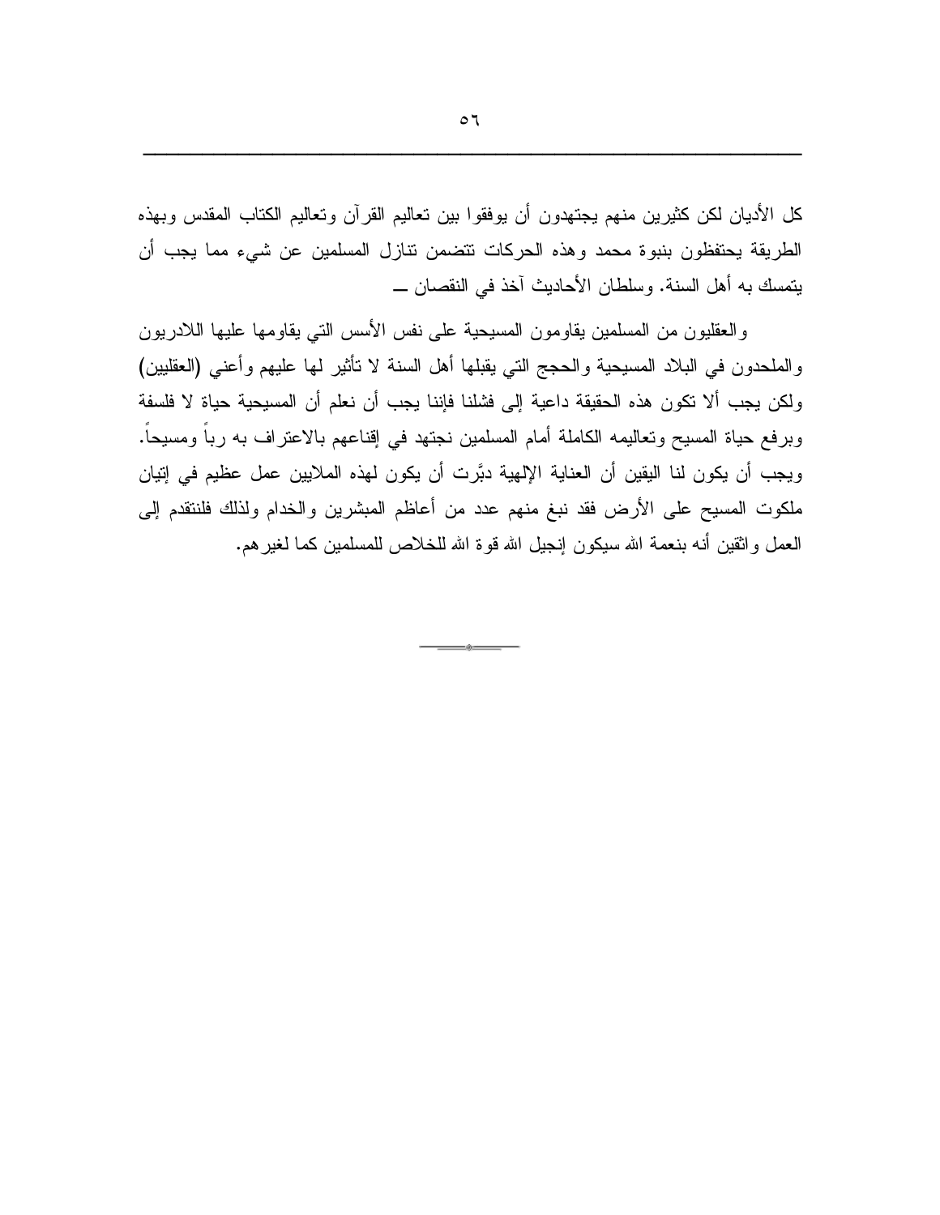كل الأديان لكن كثيرين منهم يجتهدون أن يوفقوا بين تعاليم القرآن وتعاليم الكتاب المقدس وبهذه الطريقة يحتفظون بنبوة محمد وهذه الحركات تتضمن تنازل المسلمين عن شيء مما يجب أن يتمسك به أهل السنة. وسلطان الأحاديث آخذ في النقصان ـــ

والعقليون من المسلمين يقاومون المسيحية على نفس الأسس التي يقاومها عليها اللادريون والملحدون في البلاد المسيحية والحجج التي يقبلها أهل السنة لا تأثير لها عليهم وأعني (العقليين) ولكن يجب ألا تكون هذه الحقيقة داعية إلى فشلنا فإننا يجب أن نعلم أن المسيحية حياة لا فلسفة وبرفع حياة المسيح وتعاليمه الكاملة أمام المسلمين نجتهد في إقناعهم بالاعتراف به رباً ومسيحاً. ويجب أن يكون لنا اليقين أن العناية الإلهية دبَّرت أن يكون لهذه الملايين عمل عظيم في إتيان ملكوت المسيح على الأرض فقد نبغ منهم عدد من أعاظم المبشرين والخدام ولذلك فلنتقدم إلى العمل واثقين أنه بنعمة الله سيكون إنجيل الله قوة الله للخلاص للمسلمين كما لغيرهم.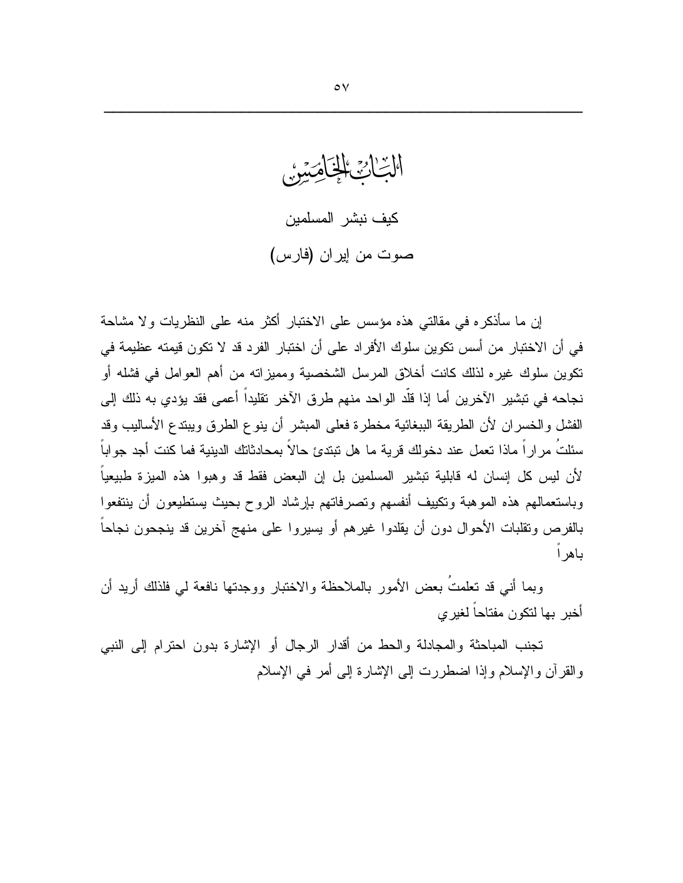# الباب الخامس

## كيف نبشر المسلمين

## صوت من إيران (فارس)

إن ما سأذكره في مقالتي هذه مؤسس على الاختبار أكثر منه على النظريات ولا مشاحة في أن الاختبار من أسس تكوين سلوك الأفراد على أن اختبار الفرد قد لا تكون قيمته عظيمة في تكوين سلوك غيره لذلك كانت أخلاق المرسل الشخصية ومميزاته من أهم العوامل في فشله أو نجاحه في تبشير الآخرين أما إذا قلّد الواحد منهم طرق الآخر تقليداً أعمى فقد يؤدي به ذلك إلى الفشل والخسران لأن الطريقة الببغائية مخطرة فعلى المبشر أن ينوع الطرق ويبتدع الأساليب وقد سئلتُ مراراً ماذا تعمل عند دخولك قرية ما هل تبتدئ حالاً بمحادثاتك الدينية فما كنت أجد جواباً لأن ليس كل إنسان له قابلية تبشير المسلمين بل إن البعض فقط قد وهبوا هذه الميزة طبيعياً وباستعمالهم هذه الموهبة وتكييف أنفسهم وتصرفاتهم بإرشاد الروح بحيث يستطيعون أن ينتفعوا بالفرص وتقلبات الأحوال دون أن يقلدوا غيرهم أو يسيروا على منهج آخرين قد ينجحون نجاحاً باهراً

وبما أني قد تعلمتُ بعض الأمور بالملاحظة والاختبار ووجدتها نافعة لي فلذلك أريد أن أخبر بها لتكون مفتاحاً لغيري

تجنب المباحثة والمجادلة والحط من أقدار الرجال أو الإشارة بدون احترام إلى النبي والقرآن والإسلام وإذا اضطررت إلى الإشارة إلى أمر في الإسلام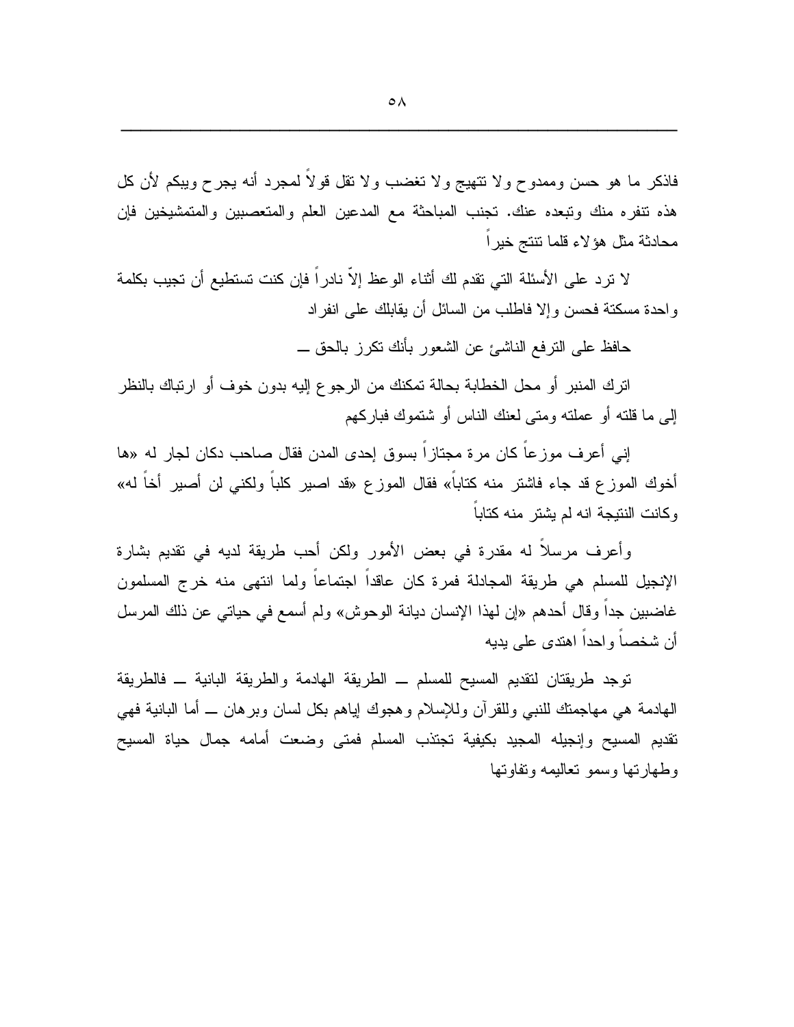فاذكر ما هو حسن وممدوح ولا تتهيج ولا تغضب ولا تقل قولاً لمجرد أنه يجرح ويبكم لأن كل هذه تنفره منك وتبعده عنك. تجنب المباحثة مع المدعين العلم والمتعصبين والمتمشيخين فإن محادثة مثل هؤلاء قلما تنتج خيراً

لا ترد على الأسئلة التي تقدم لك أثناء الوعظ إلاّ نادراً فإن كنت تستطيع أن تجيب بكلمة واحدة مسكتة فحسن وإلا فاطلب من السائل أن يقابلك على انفراد

حافظ على الترفع الناشئ عن الشعور بأنك تكرز بالحق ــ

اترك المنبر أو محل الخطابة بحالة تمكنك من الرجوع إليه بدون خوف أو ارتباك بالنظر إلى ما قلته أو عملته ومتى لعنك الناس أو شتموك فباركهم

إني أعرف موزعاً كان مرة مجتازاً بسوق إحدى المدن فقال صاحب دكان لجار له «ها أخوك الموزع قد جاء فاشتر منه كتاباً» فقال الموزع «قد اصير كلباً ولكني لن أصير أخاً له» وكانت النتيجة انه لم يشتر منه كتاباً

وأعرف مرسلاً له مقدرة في بعض الأمور ولكن أحب طريقة لديه في تقديم بشارة الإنجيل للمسلم هي طريقة المجادلة فمرة كان عاقداً اجتماعاً ولما انتهى منه خرج المسلمون غاضبين جداً وقال أحدهم «إن لهذا الإنسان ديانة الوحوش» ولم أسمع في حياتي عن ذلك المرسل أن شخصاً واحداً اهتدى على يديه

توجد طريقتان لتقديم المسيح للمسلم ــ الطريقة الهادمة والطريقة البانية ــ فالطريقة الهادمة هي مهاجمتك للنبي وللقرآن وللإسلام وهجوك إياهم بكل لسان وبرهان ــ أما البانية فهي تقديم المسيح وإنجيله المجيد بكيفية تجتذب المسلم فمتى وضعت أمامه جمال حياة المسيح وطهارتها وسمو تعاليمه وتفاوتها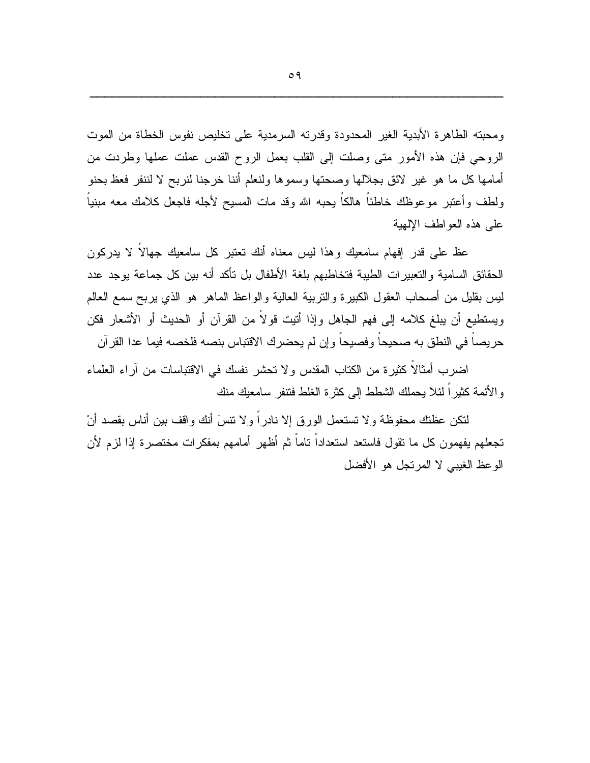ومحبته الطاهرة الأبدية الغير المحدودة وقدرته السرمدية على تخليص نفوس الخطاة من الموت الروحي فإن هذه الأمور متى وصلت إلى القلب بعمل الروح القدس عملت عملها وطردت من أمامها كل ما هو غير لائق بجلالها وصحتها وسموها ولنعلم أننا خرجنا لنربح لا لننفر فعظ بحنو ولطف وأعتبر موعوظك خاطئاً هالكاً يحبه الله وقد مات المسيح لأجله فاجعل كلامك معه مبنياً على هذه العواطف الإلهية

عظ على قدر إفهام سامعيك وهذا ليس معناه أنك تعتبر كل سامعيك جهالاً لا يدركون الحقائق السامية والتعبيرات الطيبة فتخاطبهم بلغة الأطفال بل تأكد أنه بين كل جماعة يوجد عدد ليس بقليل من أصحاب العقول الكبيرة والتربية العالية والواعظ الماهر هو الذي يربح سمع العالم ويستطيع أن يبلغ كلامه إلى فهم الجاهل وإذا أتيت قولاً من القرآن أو الحديث أو الأشعار فكن حريصاً في النطق به صحيحاً وفصيحاً وإن لم يحضرك الاقتباس بنصه فلخصه فيما عدا القرآن

اضرب أمثالاً كثيرة من الكتاب المقدس ولا تحشر نفسك في الاقتباسات من آراء العلماء والأئمة كثيراً لئلا يحملك الشطط إلى كثرة الغلط فتنفر سامعيك منك

لتكن عظتك محفوظة ولا تستعمل الورق إلا نادراً ولا تنسَ أنك واقف بين أناس بقصد أنْ تجعلهم يفهمون كل ما تقول فاستعد استعداداً تاماً ثم أظهر أمامهم بمفكرات مختصرة إذا لزم لأن الوعظ الغيبي لا المرتجل هو الأفضل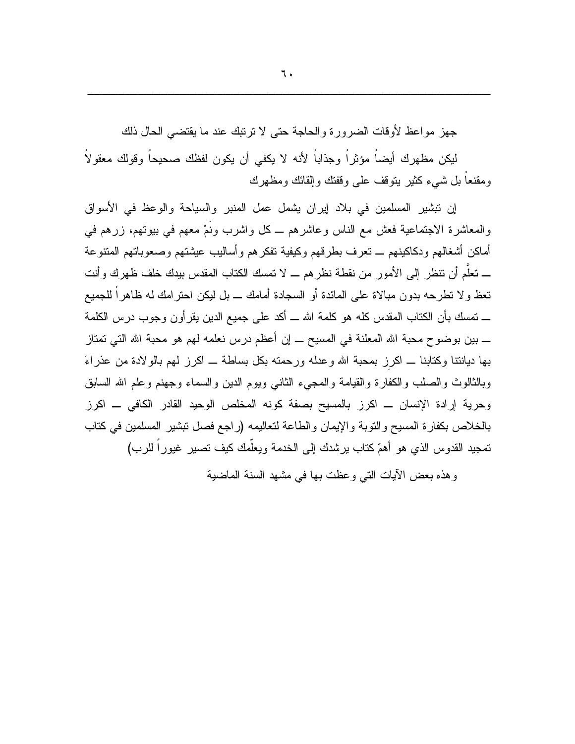جهز مواعظ لأوقات الضرورة والحاجة حتى لا ترتبك عند ما يقتضي الحال ذلك

ليكن مظهرك أيضاً مؤثراً وجذاباً لأنه لا يكفي أن يكون لفظك صحيحاً وقولك معقولاً ومقنعاً بل شيء كثير يتوقف على وقفتك وإلقائك ومظهرك

إن تبشير المسلمين في بلاد إيران يشمل عمل المنبر والسياحة والوعظ في الأسواق والمعاشرة الاجتماعية فعش مع الناس وعاشرهم ــ كل واشرب ونَمْ معهم في بيوتهم، زرهم في أماكن أشغالهم ودكاكينهم ــ تعرف بطرقهم وكيفية تفكرهم وأساليب عيشتهم وصعوباتهم المتنوعة ــ تعلَّم أن تنظر إلى الأمور من نقطة نظرهم ــ لا تمسك الكتاب المقدس بيدك خلف ظهرك وأنت تعظ ولا تطرحه بدون مبالاة على المائدة أو السجادة أمامك ــ بل ليكن احترامك له ظاهراً للجميع ــ تمسك بأن الكتاب المقدس كله هو كلمة الله ــ أكد على جميع الدين يقرأون وجوب درس الكلمة ــ بين بوضوح محبة الله المعلنة في المسيح ــ إن أعظم درس نعلمه لهم هو محبة الله التي تمتاز بها ديانتنا وكتابنا ــ اكرِز بمحبة الله وعدله ورحمته بكل بساطة ــ اكرز لهم بالولادة من عذراءَ وبالثالوث والصلب والكفارة والقيامة والمجيء الثاني ويوم الدين والسماء وجهنم وعلم الله السابق وحرية إرادة الإنسان ــ اكرز بالمسيح بصفة كونه المخلص الوحيد القادر الكافي ــ اكرز بالخلاص بكفارة المسيح والتوبة والإيمان والطاعة لتعاليمه (راجع فصل تبشير المسلمين في كتاب تمجيد القدوس الذي هو أهمّ كتاب يرشدك إلى الخدمة ويعلّمك كيف تصير غيوراً للرب)

وهذه بعض الآيات التي وعظت بها في مشهد السنة الماضية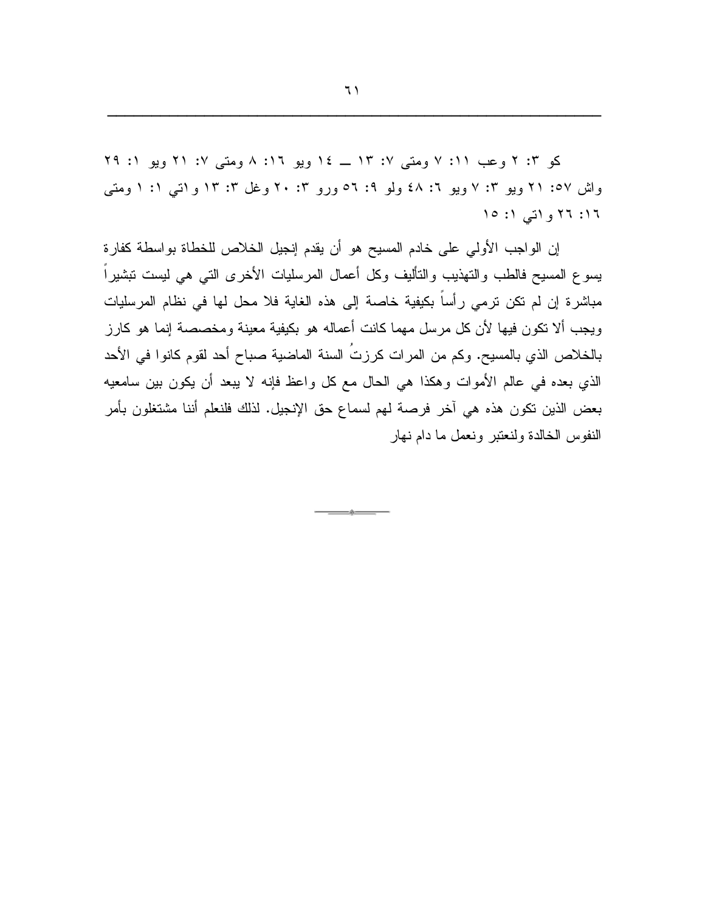كو ٣: ٢ وعب ١١: ٧ ومتى ٧: ١٣ ــ ١٤ ويو ١٦: ٨ ومتى ٧: ٢١ ويو ١: ٢٩ واش ٥٧: ٢١ ويو ٣: ٧ ويو ٦: ٤٨ ولو ٩: ٥٦ ورو ٣: ٢٠ وغل ٣: ١٣ واتي ١: ١ ومتى ١٦: ٢٦ واتي ١: ١٥

إن الواجب الأولي على خادم المسيح هو أن يقدم إنجيل الخلاص للخطاة بواسطة كفارة يسوع المسيح فالطب والتهذيب والتأليف وكل أعمال المرسليات الأخرى التي هي ليست تبشيراً مباشرة إن لم تكن ترمي رأساً بكيفية خاصة إلى هذه الغاية فلا محل لها في نظام المرسليات ويجب ألا تكون فيها لأن كل مرسل مهما كانت أعماله هو بكيفية معينة ومخصصة إنما هو كارز بالخلاص الذي بالمسيح. وكم من المرات كرزتُ السنة الماضية صباح أحد لقوم كانوا في الأحد الذي بعده في عالم الأموات وهكذا هي الحال مع كل واعظ فإنه لا يبعد أن يكون بين سامعيه بعض الذين تكون هذه هي آخر فرصة لهم لسماع حق الإنجيل. لذلك فلنعلم أننا مشتغلون بأمر النفوس الخالدة ولنعتبر ونعمل ما دام نهار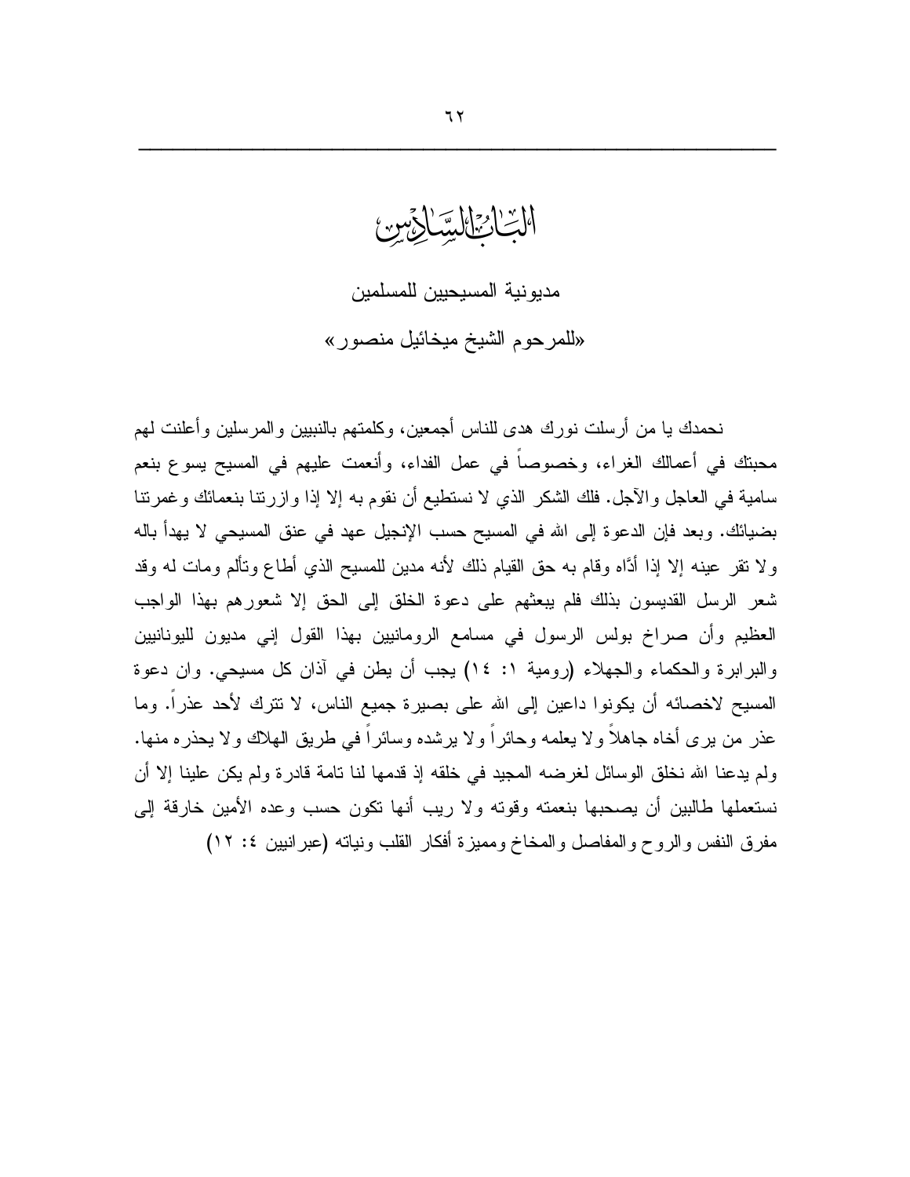# الباب السادس

## مديونية المسيحيين للمسلمين

### «للمرحوم الشيخ ميخائيل منصور»

نحمدك يا من أرسلت نورك هدى للناس أجمعين، وكلمتهم بالنبيين والمرسلين وأعلنت لهم محبتك في أعمالك الغراء، وخصوصاً في عمل الفداء، وأنعمت عليهم في المسيح يسوع بنعم سامية في العاجل والآجل. فلك الشكر الذي لا نستطيع أن نقوم به إلا إذا وازرتنا بنعمائك وغمرتنا بضيائك. وبعد فإن الدعوة إلى الله في المسيح حسب الإنجيل عهد في عنق المسيحي لا يهدأ باله ولا تقر عينه إلا إذا أدَّاه وقام به حق القيام ذلك لأنه مدين للمسيح الذي أطاع وتألم ومات له وقد شعر الرسل القديسون بذلك فلم يبعثهم على دعوة الخلق إلى الحق إلا شعورهم بهذا الواجب العظيم وأن صراخ بولس الرسول في مسامع الرومانيين بهذا القول إني مديون لليونانيين والبرابرة والحكماء والجهلاء (رومية ١: ١٤) يجب أن يطن في آذان كل مسيحي. وان دعوة المسيح لاخصائه أن يكونوا داعين إلى الله على بصيرة جميع الناس، لا تترك لأحد عذراً. وما عذر من يرى أخاه جاهلاً ولا يعلمه وحائراً ولا يرشده وسائراً في طريق الهلاك ولا يحذره منها. ولم يدعنا الله نخلق الوسائل لغرضه المجيد في خلقه إذ قدمها لنا تامة قادرة ولم يكن علينا إلا أن نستعملها طالبين أن يصحبها بنعمته وقوته ولا ريب أنها تكون حسب وعده الأمين خارقة إلى مفرق النفس والروح والمفاصل والمخاخ ومميزة أفكار القلب ونياته (عبرانيين ٤: ١٢)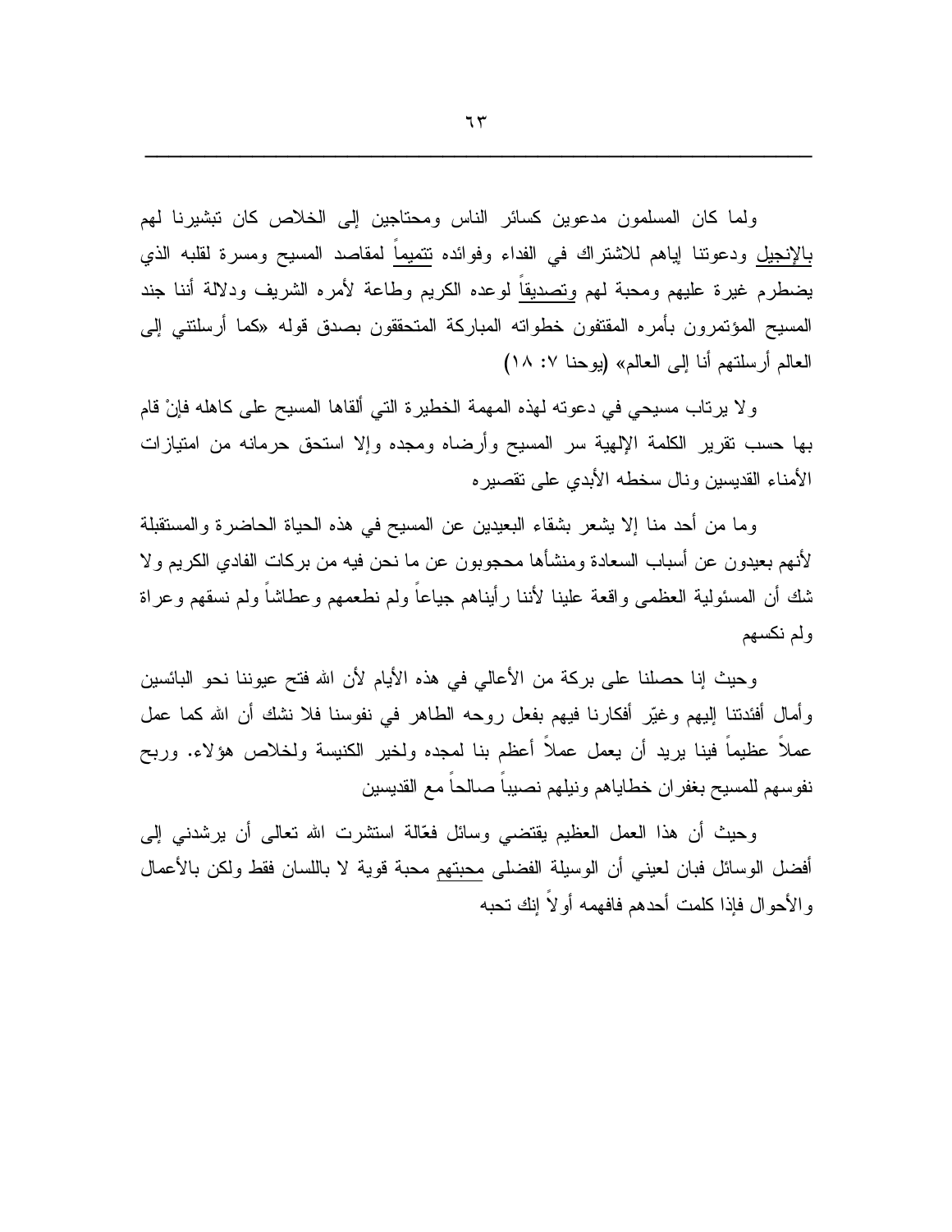ولما كان المسلمون مدعوين كسائر الناس ومحتاجين إلى الخلاص كان تبشيرنا لهم بالإنجيل ودعوتنا إياهم للاشتراك في الفداء وفوائده تتميماً لمقاصد المسيح ومسرة لقلبه الذي يضطرم غيرة عليهم ومحبة لهم وتصديقاً لوعده الكريم وطاعة لأمره الشريف ودلالة أننا جند المسيح المؤتمرون بأمره المقتفون خطواته المباركة المتحققون بصدق قوله «كما أرسلتني إلى العالم أرسلتهم أنا إلى العالم» (يوحنا ٧: ١٨)

ولا يرتاب مسيحي في دعوته لهذه المهمة الخطيرة التي ألقاها المسيح على كاهله فإنْ قام بها حسب تقرير الكلمة الإلهية سر المسيح وأرضاه ومجده وإلا استحق حرمانه من امتيازات الأمناء القديسين ونال سخطه الأبدي على تقصيره

وما من أحد منا إلا يشعر بشقاء البعيدين عن المسيح في هذه الحياة الحاضرة والمستقبلة لأنهم بعيدون عن أسباب السعادة ومنشأها محجوبون عن ما نحن فيه من بركات الفادي الكريم ولا شك أن المسئولية العظمى واقعة علينا لأننا رأيناهم جياعاً ولم نطعمهم وعطاشاً ولم نسقهم وعراة ولم نكسهم

وحيث إنا حصلنا على بركة من الأعالي في هذه الأيام لأن الله فتح عيوننا نحو البائسين وأمال أفئدتنا إليهم وغيّر أفكارنا فيهم بفعل روحه الطاهر في نفوسنا فلا نشك أن الله كما عمل عملاً عظيماً فينا يريد أن يعمل عملاً أعظم بنا لمجده ولخير الكنيسة ولخلاص هؤلاء. وربح نفوسهم للمسيح بغفران خطاياهم ونيلهم نصيباً صالحاً مع القديسين

وحيث أن هذا العمل العظيم يقتضي وسائل فعّالة استشرت الله تعالى أن يرشدني إلى أفضل الوسائل فبان لعيني أن الوسيلة الفضلى محبتهم محبة قوية لا باللسان فقط ولكن بالأعمال والأحوال فإذا كلمت أحدهم فافهمه أولاً إنك تحبه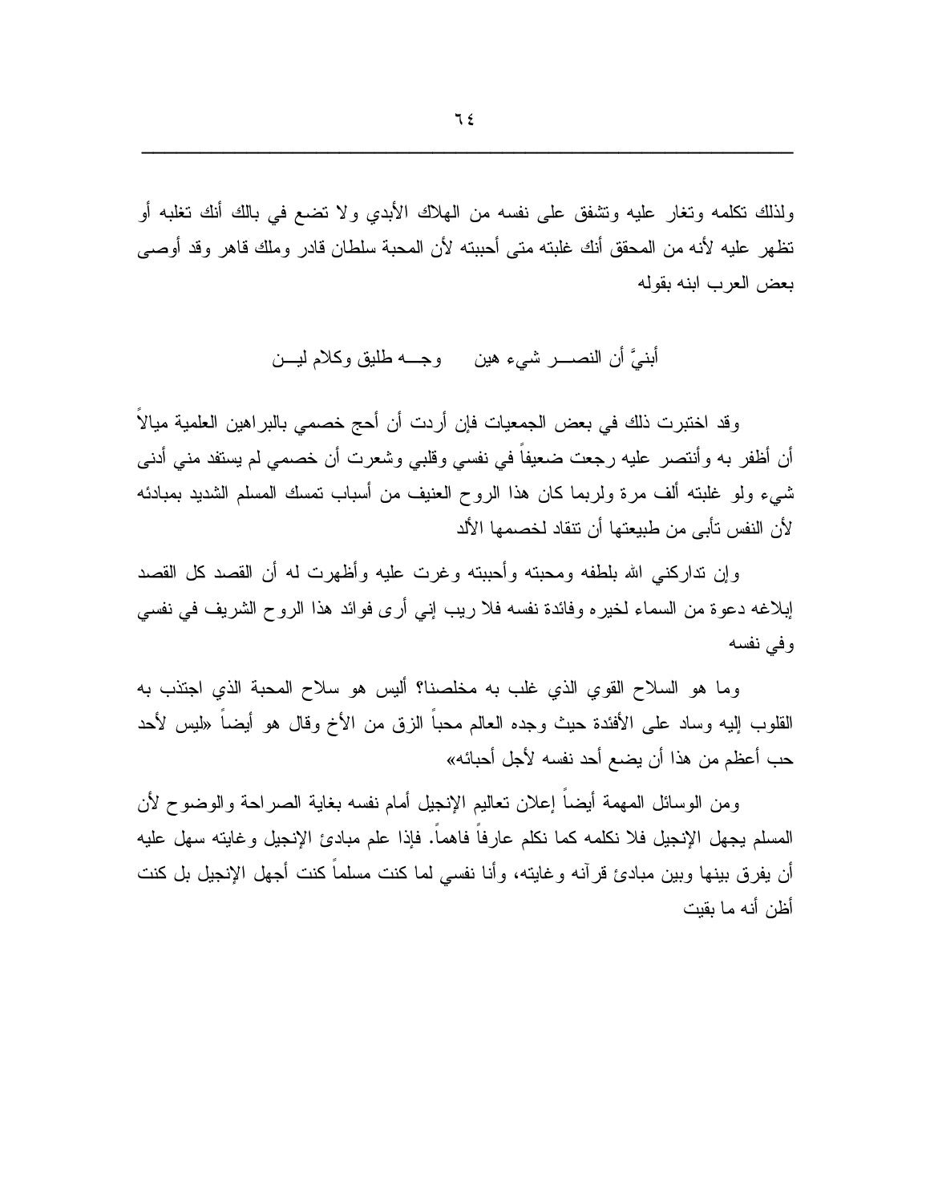ولذلك تكلمه وتغار عليه وتشفق على نفسه من الهلاك الأبدي ولا تضع في بالك أنك تغلبه أو تظهر عليه لأنه من المحقق أنك غلبته متى أحببته لأن المحبة سلطان قادر وملك قاهر وقد أوصى بعض العرب ابنه بقوله

أبنيَّ أن النصـــر شيء هين وجـــه طليق وكلام ليـــن

وقد اختبرت ذلك في بعض الجمعيات فإن أردت أن أحج خصمي بالبراهين العلمية ميالاً أن أظفر به وأنتصر عليه رجعت ضعيفاً في نفسي وقلبي وشعرت أن خصمي لم يستفد مني أدنى شيء ولو غلبته ألف مرة ولربما كان هذا الروح العنيف من أسباب تمسك المسلم الشديد بمبادئه لأن النفس تأبى من طبيعتها أن تنقاد لخصمها الألد

وإن تداركني الله بلطفه ومحبته وأحببته وغرت عليه وأظهرت له أن القصد كل القصد إبلاغه دعوة من السماء لخيره وفائدة نفسه فلا ريب إني أرى فوائد هذا الروح الشريف في نفسي وفي نفسه

وما هو السلاح القوي الذي غلب به مخلصنا؟ أليس هو سلاح المحبة الذي اجتذب به القلوب إليه وساد على الأفئدة حيث وجده العالم محباً الزق من الأخ وقال هو أيضاً «ليس لأحد حب أعظم من هذا أن يضع أحد نفسه لأجل أحبائه»

ومن الوسائل المهمة أيضاً إعلان تعاليم الإنجيل أمام نفسه بغاية الصراحة والوضوح لأن المسلم يجهل الإنجيل فلا نكلمه كما نكلم عارفاً فاهماً. فإذا علم مبادئ الإنجيل وغايته سهل عليه أن يفرق بينها وبين مبادئ قرآنه وغايته، وأنا نفسي لما كنت مسلماً كنت أجهل الإنجيل بل كنت أظن أنه ما بقيت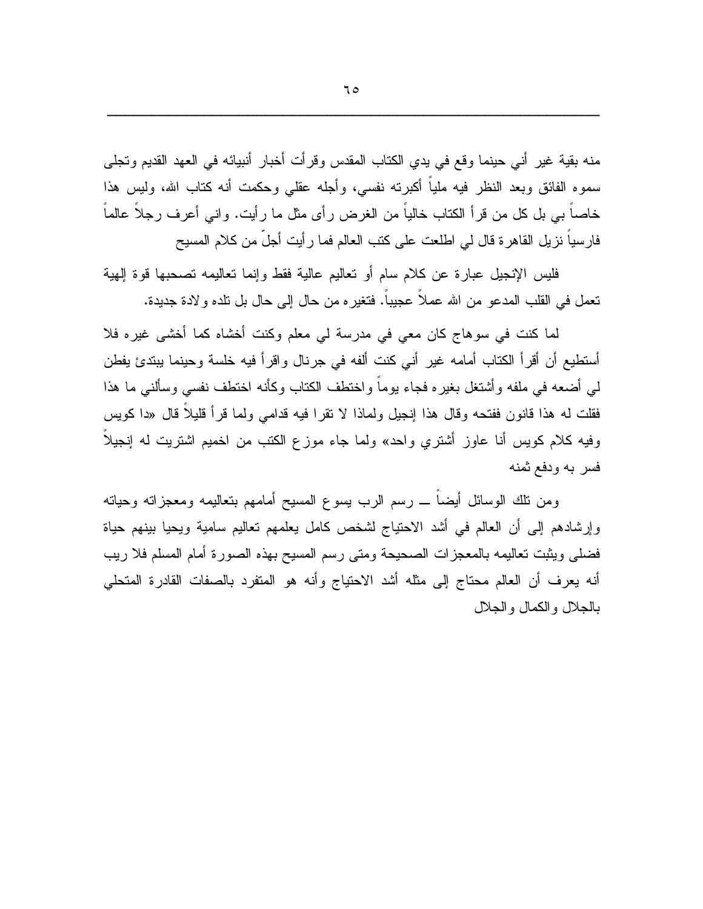منه بقية غير أني حينما وقع في يدي الكتاب المقدس وقرأت أخبار أنبيائه في العهد القديم وتجلى سموه الفائق وبعد النظر فيه ملياً أكبرته نفسي، وأجله عقلي وحكمت أنه كتاب الله، وليس هذا خاصاً بي بل كل من قرأ الكتاب خالياً من الغرض رأى مثل ما رأيت. واني أعرف رجلاً عالماً فارسياً نزيل القاهرة قال لي اطلعت على كتب العالم فما رأيت أجلّ من كلام المسيح

فليس الإنجيل عبارة عن كلام سام أو تعاليم عالية فقط وإنما تعاليمه تصحبها قوة إلهية تعمل في القلب المدعو من الله عملاً عجيباً. فتغيره من حال إلى حال بل تلده ولادة جديدة.

لما كنت في سوهاج كان معي في مدرسة لي معلم وكنت أخشاه كما أخشى غيره فلا أستطيع أن أقرأ الكتاب أمامه غير أني كنت ألفه في جرنال واقرأ فيه خلسة وحينما يبتدئ يفطن لي أضعه في ملفه وأشتغل بغيره فجاء يوماً واختطف الكتاب وكأنه اختطف نفسي وسألني ما هذا فقلت له هذا قانون ففتحه وقال هذا إنجيل ولماذا لا تقرا فيه قدامي ولما قرأ قليلاً قال «دا كويس وفيه كلام كويس أنا عاوز أشتري واحد» ولما جاء موزع الكتب من اخميم اشتريت له إنجيلاً فسر به ودفع ثمنه

ومن تلك الوسائل أيضاً ــ رسم الرب يسوع المسيح أمامهم بتعاليمه ومعجزاته وحياته وإرشادهم إلى أن العالم في أشد الاحتياج لشخص كامل يعلمهم تعاليم سامية ويحيا بينهم حياة فضلى ويثبت تعاليمه بالمعجزات الصحيحة ومتى رسم المسيح بهذه الصورة أمام المسلم فلا ريب أنه يعرف أن العالم محتاج إلى مثله أشد الاحتياج وأنه هو المتفرد بالصفات القادرة المتحلي بالجلال والكمال والجلال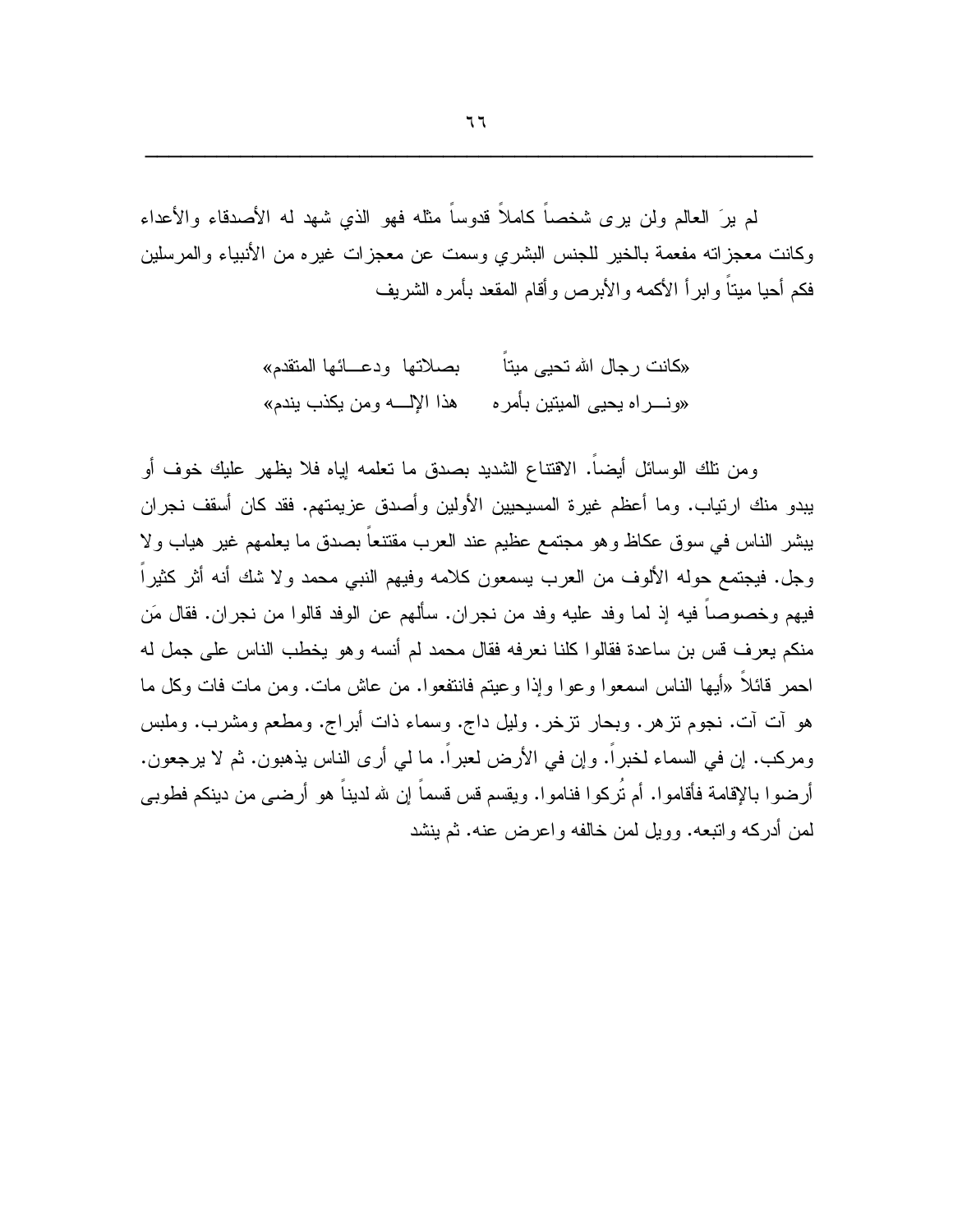لم يرَ العالم ولن يرى شخصاً كاملاً قدوساً مثله فهو الذي شهد له الأصدقاء والأعداء وكانت معجزاته مفعمة بالخير للجنس البشري وسمت عن معجزات غيره من الأنبياء والمرسلين فكم أحيا ميتاً وابرأ الأكمه والأبرص وأقام المقعد بأمره الشريف

«كانت رجال الله تحيى ميتاً     بصلاتها ودعـــائها المتقدم»
«ونــــراه يحيى الميتين بأمره     هذا الإلـــه ومن يكذب يندم»

ومن تلك الوسائل أيضاً. الاقتناع الشديد بصدق ما تعلمه إياه فلا يظهر عليك خوف أو يبدو منك ارتياب. وما أعظم غيرة المسيحيين الأولين وأصدق عزيمتهم. فقد كان أسقف نجران يبشر الناس في سوق عكاظ وهو مجتمع عظيم عند العرب مقتنعاً بصدق ما يعلمهم غير هياب ولا وجل. فيجتمع حوله الألوف من العرب يسمعون كلامه وفيهم النبي محمد ولا شك أنه أثر كثيراً فيهم وخصوصاً فيه إذ لما وفد عليه وفد من نجران. سألهم عن الوفد قالوا من نجران. فقال مَن منكم يعرف قس بن ساعدة فقالوا كلنا نعرفه فقال محمد لم أنسه وهو يخطب الناس على جمل له احمر قائلاً «أيها الناس اسمعوا وعوا وإذا وعيتم فانتفعوا. من عاش مات. ومن مات فات وكل ما هو آت آت. نجوم تزهر. وبحار تزخر. وليل داج. وسماء ذات أبراج. ومطعم ومشرب. وملبس ومركب. إن في السماء لخبراً. وإن في الأرض لعبراً. ما لي أرى الناس يذهبون. ثم لا يرجعون. أرضوا بالإقامة فأقاموا. أم تُركوا فناموا. ويقسم قس قسماً إن لله لديناً هو أرضى من دينكم فطوبى لمن أدركه واتبعه. وويل لمن خالفه واعرض عنه. ثم ينشد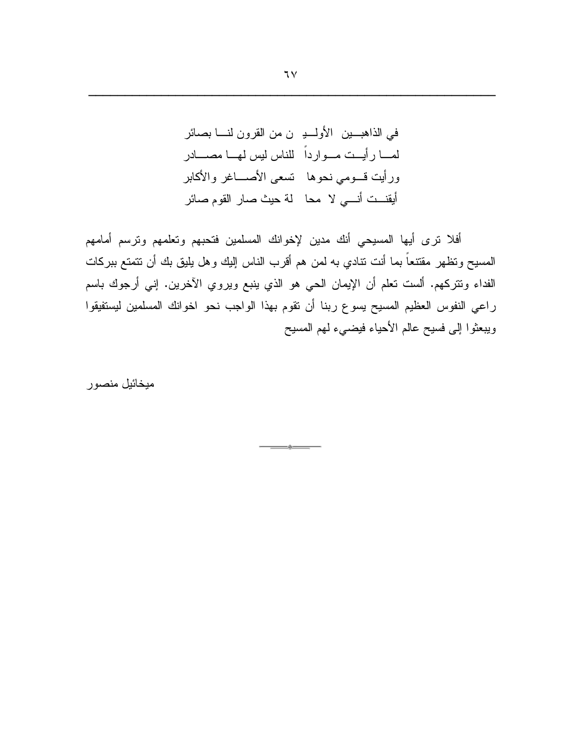في الذاهبين الأولين من القرون لنا بصائر
لما رأيت موارداً للناس ليس لها مصادر
ورأيت قومي نحوها تسعى الأصاغر والأكابر
أيقنت أني لا محالة حيث صار القوم صائر

أفلا ترى أيها المسيحي أنك مدين لإخوانك المسلمين فتحبهم وتعلمهم وترسم أمامهم المسيح وتظهر مقتنعاً بما أنت تنادي به لمن هم أقرب الناس إليك وهل يليق بك أن تتمتع ببركات الفداء وتتركهم. ألست تعلم أن الإيمان الحي هو الذي ينبع ويروي الآخرين. إني أرجوك باسم راعي النفوس العظيم المسيح يسوع ربنا أن تقوم بهذا الواجب نحو اخوانك المسلمين ليستفيقوا ويبعثوا إلى فسيح عالم الأحياء فيضيء لهم المسيح

ميخائيل منصور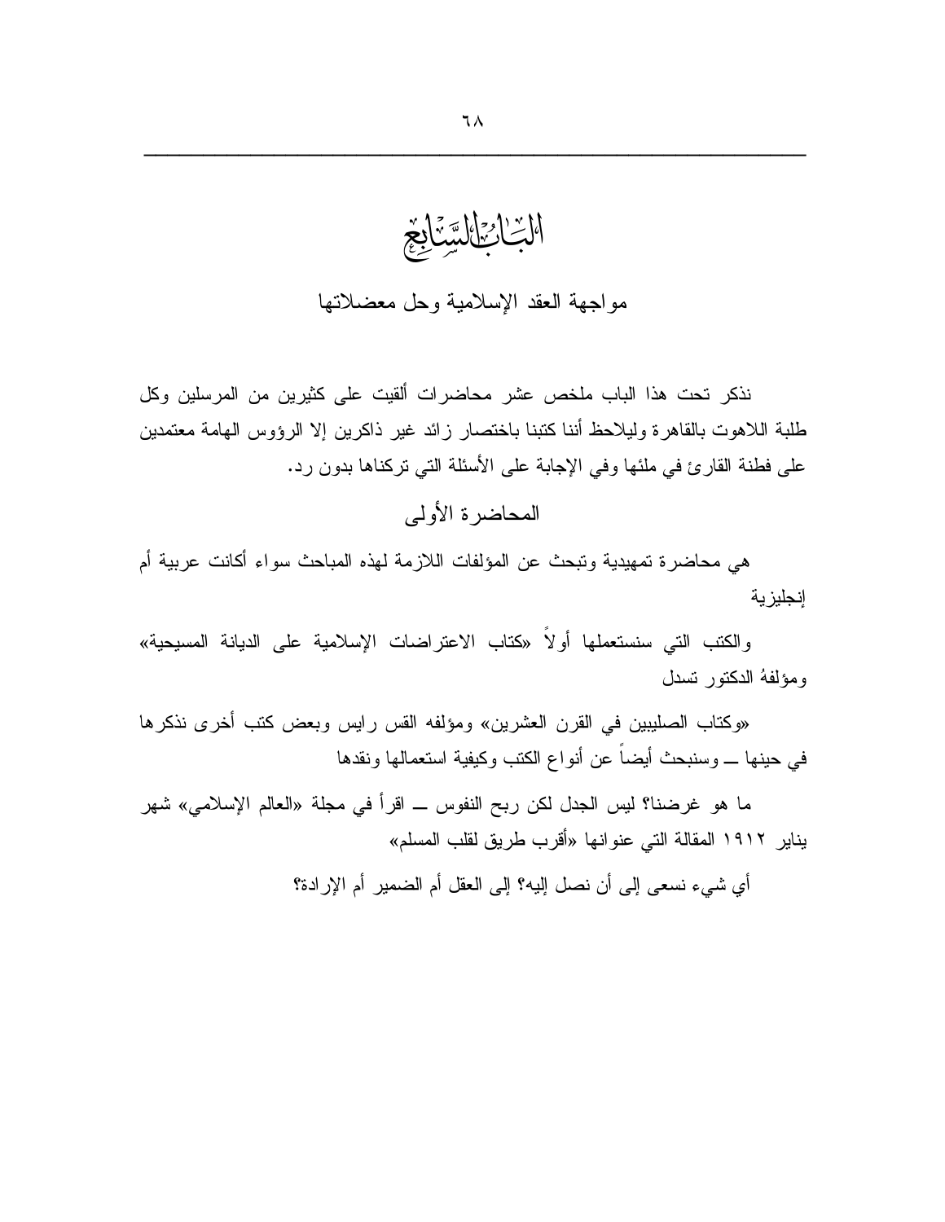# الباب السابع

## مواجهة العقد الإسلامية وحل معضلاتها

نذكر تحت هذا الباب ملخص عشر محاضرات ألقيت على كثيرين من المرسلين وكل طلبة اللاهوت بالقاهرة وليلاحظ أننا كتبنا باختصار زائد غير ذاكرين إلا الرؤوس الهامة معتمدين على فطنة القارئ في ملئها وفي الإجابة على الأسئلة التي تركناها بدون رد.

### المحاضرة الأولى

هي محاضرة تمهيدية وتبحث عن المؤلفات اللازمة لهذه المباحث سواء أكانت عربية أم إنجليزية

والكتب التي سنستعملها أولاً «كتاب الاعتراضات الإسلامية على الديانة المسيحية» ومؤلفهُ الدكتور تسدل

«وكتاب الصليبين في القرن العشرين» ومؤلفه القس رايس وبعض كتب أخرى نذكرها في حينها ــ وسنبحث أيضاً عن أنواع الكتب وكيفية استعمالها ونقدها

ما هو غرضنا؟ ليس الجدل لكن ربح النفوس ــ اقرأ في مجلة «العالم الإسلامي» شهر يناير ١٩١٢ المقالة التي عنوانها «أقرب طريق لقلب المسلم»

أي شيء نسعى إلى أن نصل إليه؟ إلى العقل أم الضمير أم الإرادة؟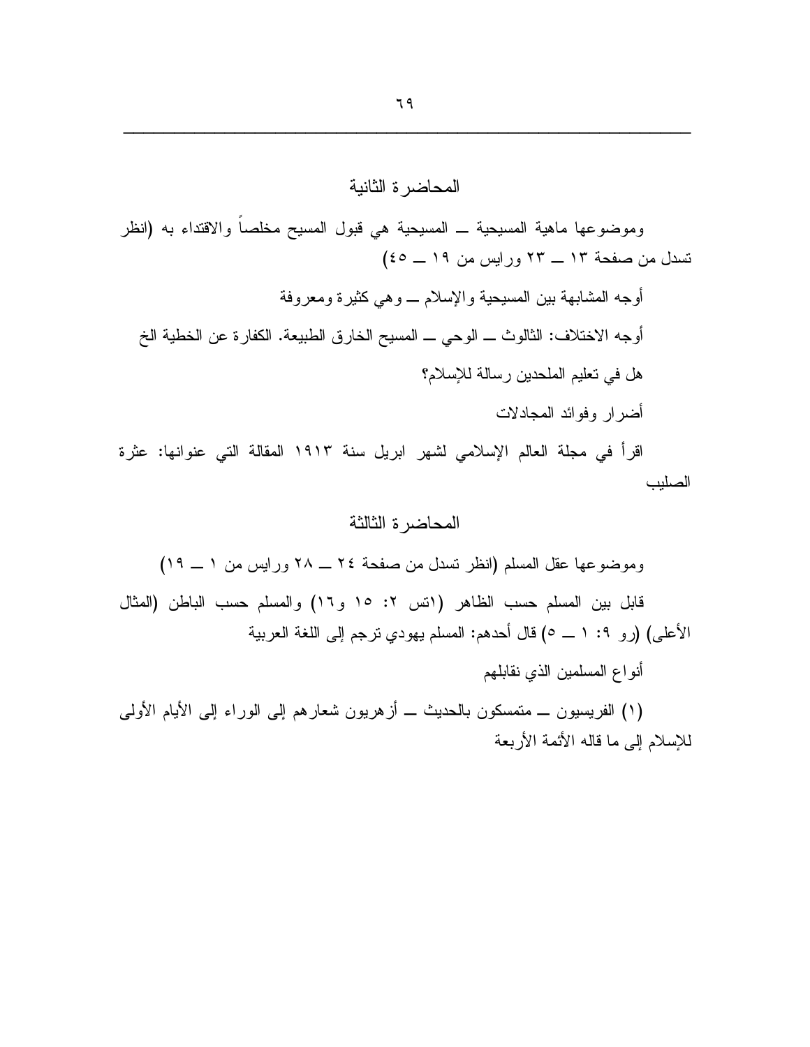## المحاضرة الثانية

وموضوعها ماهية المسيحية ــ المسيحية هي قبول المسيح مخلصاً والاقتداء به (انظر تسدل من صفحة ١٣ ــ ٢٣ ورايس من ١٩ ــ ٤٥)

أوجه المشابهة بين المسيحية والإسلام ــ وهي كثيرة ومعروفة

أوجه الاختلاف: الثالوث ــ الوحي ــ المسيح الخارق الطبيعة. الكفارة عن الخطية الخ

هل في تعليم الملحدين رسالة للإسلام؟

أضرار وفوائد المجادلات

اقرأ في مجلة العالم الإسلامي لشهر ابريل سنة ١٩١٣ المقالة التي عنوانها: عثرة الصليب

## المحاضرة الثالثة

وموضوعها عقل المسلم (انظر تسدل من صفحة ٢٤ ــ ٢٨ ورايس من ١ ــ ١٩)

قابل بين المسلم حسب الظاهر (اتس ٢: ١٥ و١٦) والمسلم حسب الباطن (المثال الأعلى) (رو ٩: ١ ــ ٥) قال أحدهم: المسلم يهودي ترجم إلى اللغة العربية

أنواع المسلمين الذي نقابلهم

(١) الفريسيون ــ متمسكون بالحديث ــ أزهريون شعارهم إلى الوراء إلى الأيام الأولى للإسلام إلى ما قاله الأئمة الأربعة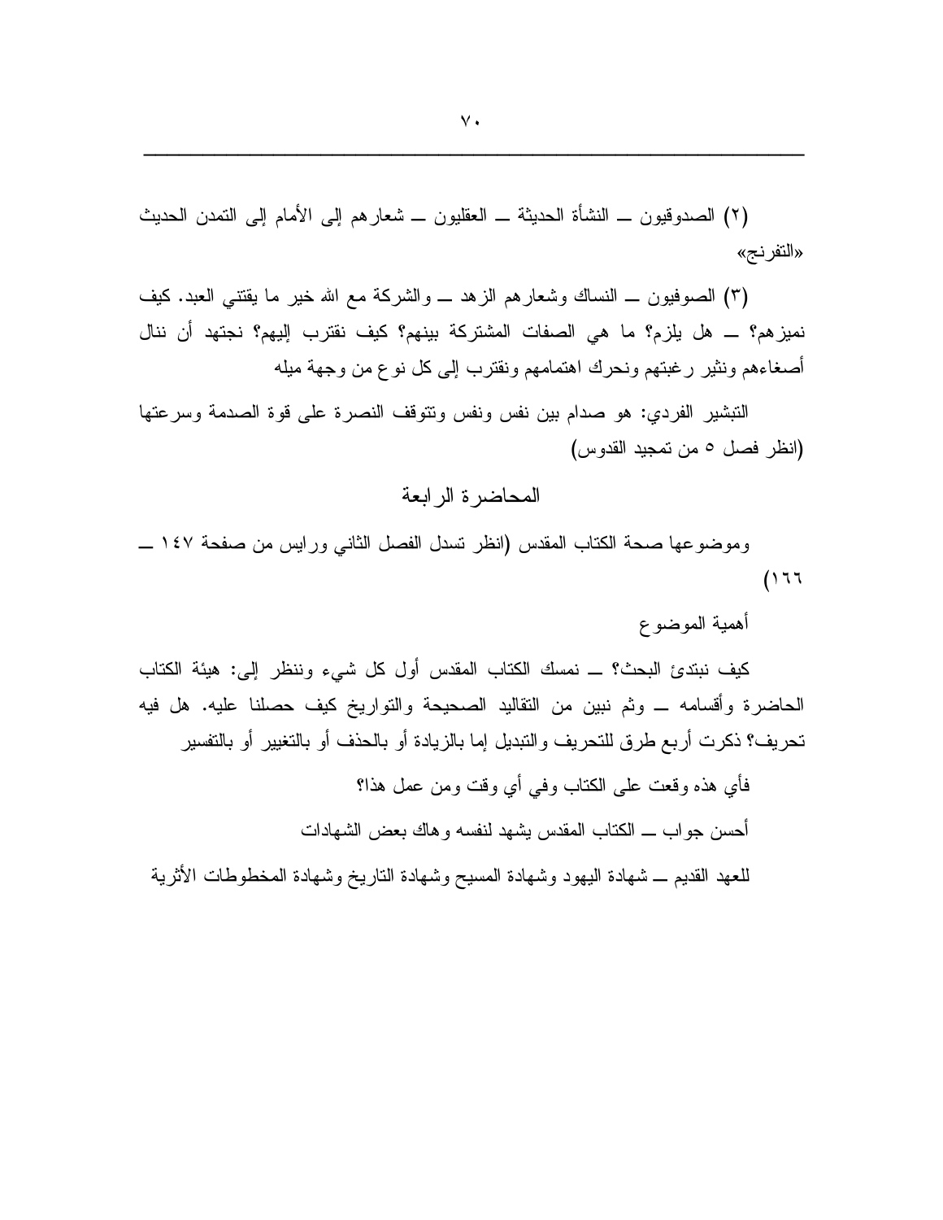(٢) الصدوقيون ــ النشأة الحديثة ــ العقليون ــ شعارهم إلى الأمام إلى التمدن الحديث «التفرنج»

(٣) الصوفيون ــ النساك وشعارهم الزهد ــ والشركة مع الله خير ما يقتني العبد. كيف نميزهم؟ ــ هل يلزم؟ ما هي الصفات المشتركة بينهم؟ كيف نقترب إليهم؟ نجتهد أن ننال أصغاءهم ونثير رغبتهم ونحرك اهتمامهم ونقترب إلى كل نوع من وجهة ميله

التبشير الفردي: هو صدام بين نفس ونفس وتتوقف النصرة على قوة الصدمة وسرعتها (انظر فصل ٥ من تمجيد القدوس)

## المحاضرة الرابعة

وموضوعها صحة الكتاب المقدس (انظر تسدل الفصل الثاني ورايس من صفحة ١٤٧ ــ ١٦٦)

أهمية الموضوع

كيف نبتدئ البحث؟ ــ نمسك الكتاب المقدس أول كل شيء وننظر إلى: هيئة الكتاب الحاضرة وأقسامه ــ وثم نبين من التقاليد الصحيحة والتواريخ كيف حصلنا عليه. هل فيه تحريف؟ ذكرت أربع طرق للتحريف والتبديل إما بالزيادة أو بالحذف أو بالتغيير أو بالتفسير

فأي هذه وقعت على الكتاب وفي أي وقت ومن عمل هذا؟

أحسن جواب ــ الكتاب المقدس يشهد لنفسه وهاك بعض الشهادات

للعهد القديم ــ شهادة اليهود وشهادة المسيح وشهادة التاريخ وشهادة المخطوطات الأثرية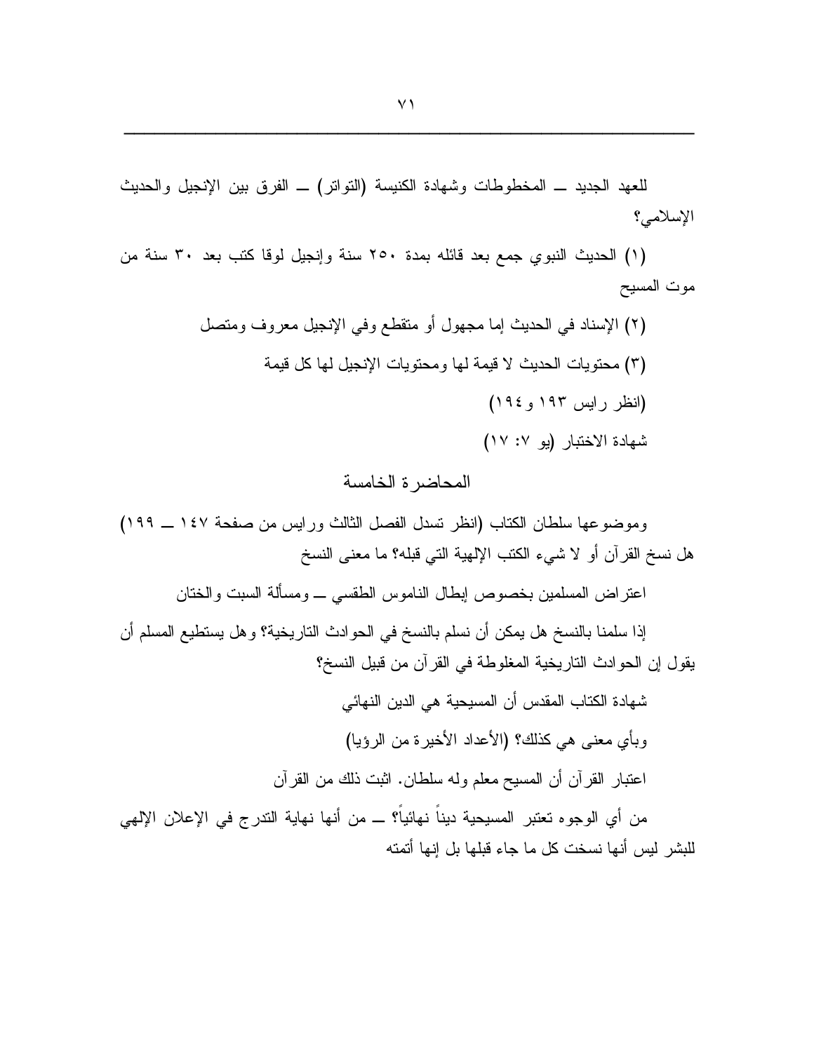للعهد الجديد ــ المخطوطات وشهادة الكنيسة (التواتر) ــ الفرق بين الإنجيل والحديث الإسلامي؟

(١) الحديث النبوي جمع بعد قائله بمدة ٢٥٠ سنة وإنجيل لوقا كتب بعد ٣٠ سنة من موت المسيح

(٢) الإسناد في الحديث إما مجهول أو متقطع وفي الإنجيل معروف ومتصل

(٣) محتويات الحديث لا قيمة لها ومحتويات الإنجيل لها كل قيمة

(انظر رايس ١٩٣ و١٩٤)

شهادة الاختبار (يو ٧: ١٧)

## المحاضرة الخامسة

وموضوعها سلطان الكتاب (انظر تسدل الفصل الثالث ورايس من صفحة ١٤٧ ــ ١٩٩)
هل نسخ القرآن أو لا شيء الكتب الإلهية التي قبله؟ ما معنى النسخ

اعتراض المسلمين بخصوص إبطال الناموس الطقسي ــ ومسألة السبت والختان

إذا سلمنا بالنسخ هل يمكن أن نسلم بالنسخ في الحوادث التاريخية؟ وهل يستطيع المسلم أن يقول إن الحوادث التاريخية المغلوطة في القرآن من قبيل النسخ؟

شهادة الكتاب المقدس أن المسيحية هي الدين النهائي

وبأي معنى هي كذلك؟ (الأعداد الأخيرة من الرؤيا)

اعتبار القرآن أن المسيح معلم وله سلطان. اثبت ذلك من القرآن

من أي الوجوه تعتبر المسيحية ديناً نهائياً؟ ــ من أنها نهاية التدرج في الإعلان الإلهي للبشر ليس أنها نسخت كل ما جاء قبلها بل إنها أتمته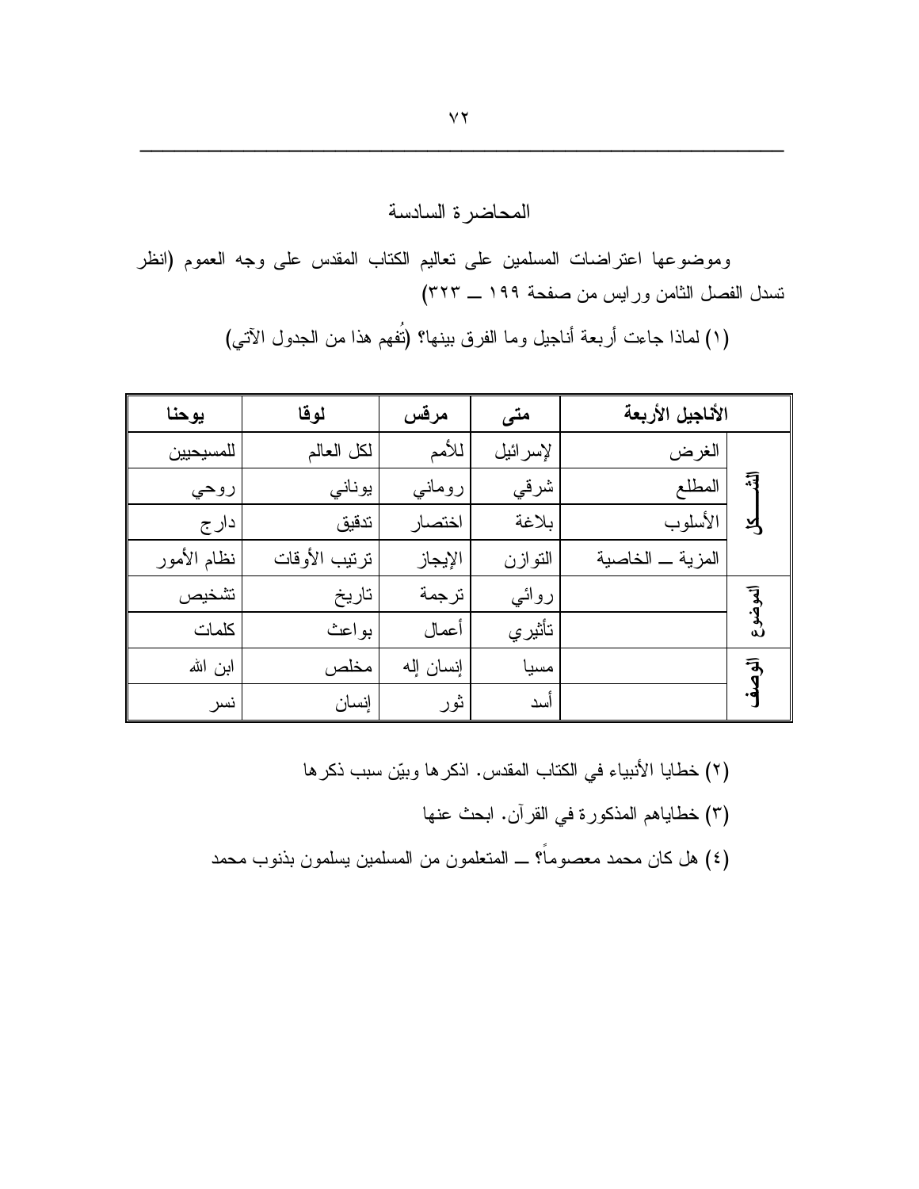## المحاضرة السادسة

وموضوعها اعتراضات المسلمين على تعاليم الكتاب المقدس على وجه العموم (انظر تسدل الفصل الثامن ورايس من صفحة ١٩٩ ــ ٣٢٣)

(١) لماذا جاءت أربعة أناجيل وما الفرق بينها؟ (تُفهم هذا من الجدول الآتي)

| | الأناجيل الأربعة | متى | مرقس | لوقا | يوحنا |
|---|---|---|---|---|---|
| الشكل | الغرض | لإسرائيل | للأمم | لكل العالم | للمسيحيين |
| | المطلع | شرقي | روماني | يوناني | روحي |
| | الأسلوب | بلاغة | اختصار | تدقيق | دارج |
| | المزية ــ الخاصية | التوازن | الإيجاز | ترتيب الأوقات | نظام الأمور |
| الموضوع | | روائي | ترجمة | تاريخ | تشخيص |
| | | تأثيري | أعمال | بواعث | كلمات |
| الوصف | | مسيا | إنسان إله | مخلص | ابن الله |
| | | أسد | ثور | إنسان | نسر |

(٢) خطايا الأنبياء في الكتاب المقدس. اذكرها وبيّن سبب ذكرها

(٣) خطاياهم المذكورة في القرآن. ابحث عنها

(٤) هل كان محمد معصوماً؟ ــ المتعلمون من المسلمين يسلمون بذنوب محمد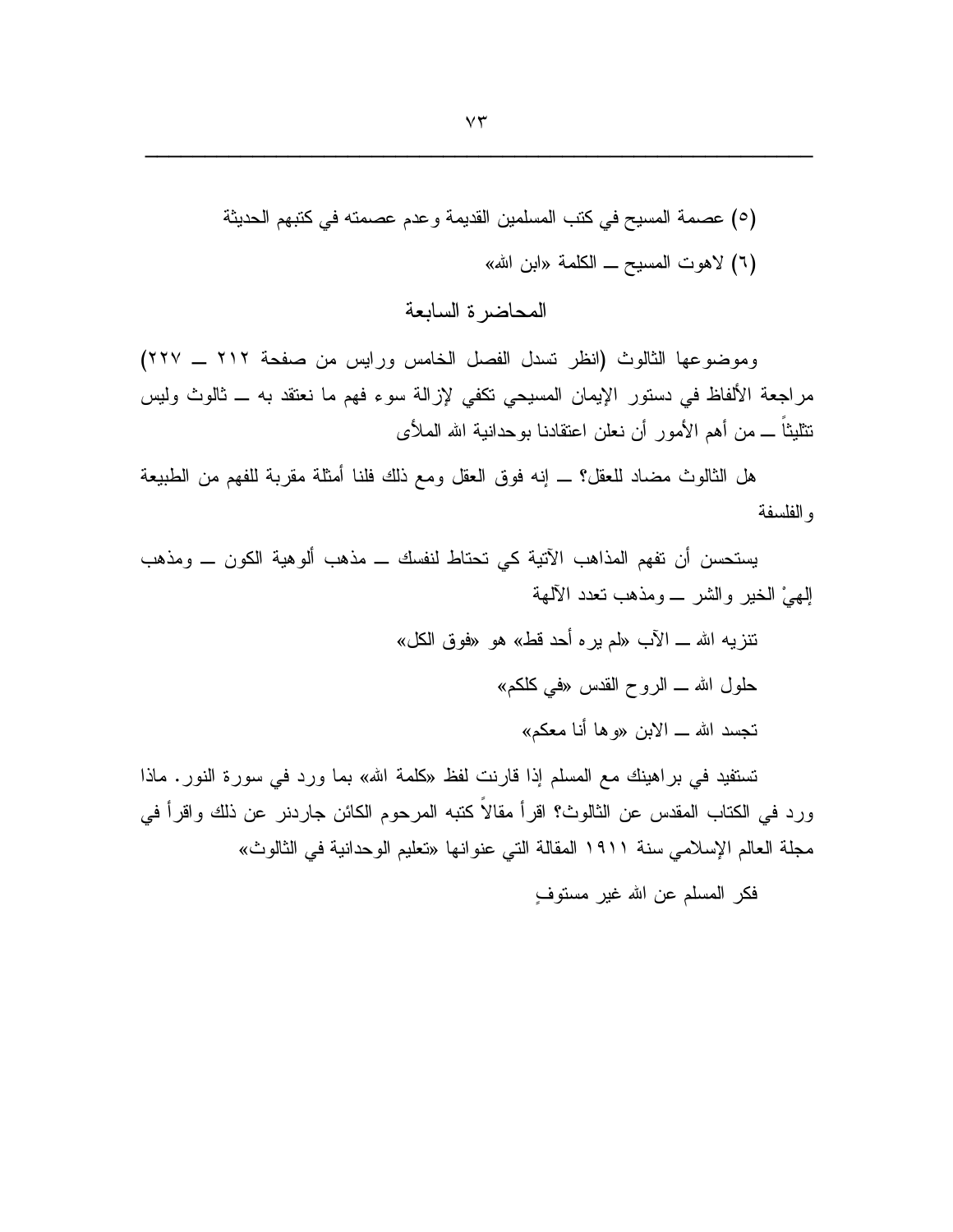(٥) عصمة المسيح في كتب المسلمين القديمة وعدم عصمته في كتبهم الحديثة

(٦) لاهوت المسيح ــ الكلمة «ابن الله»

## المحاضرة السابعة

وموضوعها الثالوث (انظر تسدل الفصل الخامس ورايس من صفحة ٢١٢ ــ ٢٢٧) مراجعة الألفاظ في دستور الإيمان المسيحي تكفي لإزالة سوء فهم ما نعتقد به ــ ثالوث وليس تثليثاً ــ من أهم الأمور أن نعلن اعتقادنا بوحدانية الله الملأى

هل الثالوث مضاد للعقل؟ ــ إنه فوق العقل ومع ذلك فلنا أمثلة مقربة للفهم من الطبيعة والفلسفة

يستحسن أن تفهم المذاهب الآتية كي تحتاط لنفسك ــ مذهب ألوهية الكون ــ ومذهب إلهيْ الخير والشر ــ ومذهب تعدد الآلهة

تنزيه الله ــ الآب «لم يره أحد قط» هو «فوق الكل»

حلول الله ــ الروح القدس «في كلكم»

تجسد الله ــ الابن «وها أنا معكم»

تستفيد في براهينك مع المسلم إذا قارنت لفظ «كلمة الله» بما ورد في سورة النور. ماذا ورد في الكتاب المقدس عن الثالوث؟ اقرأ مقالاً كتبه المرحوم الكائن جاردنر عن ذلك واقرأ في مجلة العالم الإسلامي سنة ١٩١١ المقالة التي عنوانها «تعليم الوحدانية في الثالوث»

فكر المسلم عن الله غير مستوفٍ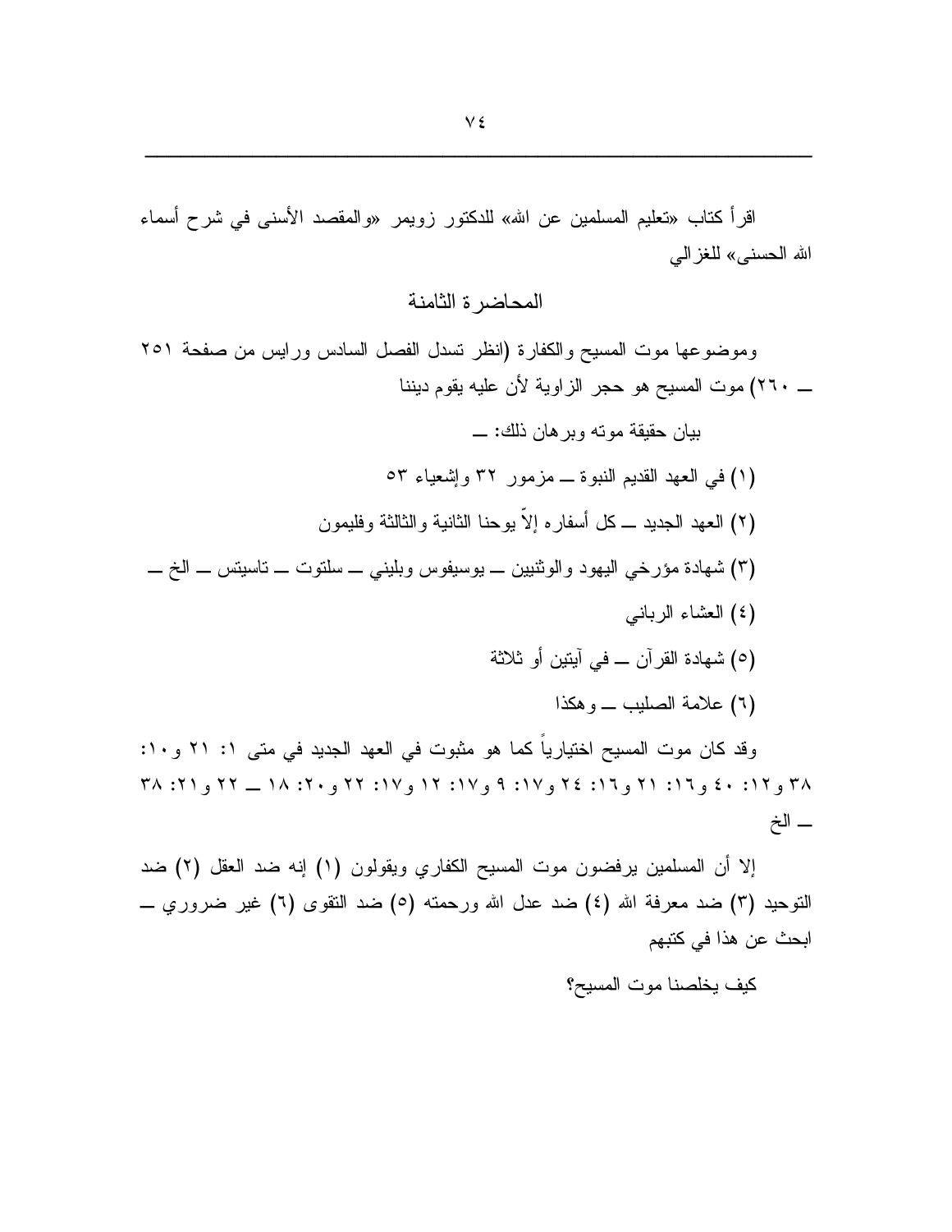اقرأ كتاب «تعليم المسلمين عن الله» للدكتور زويمر «والمقصد الأسنى في شرح أسماء الله الحسنى» للغزالي

## المحاضرة الثامنة

وموضوعها موت المسيح والكفارة (انظر تسدل الفصل السادس ورايس من صفحة ٢٥١ ــ ٢٦٠) موت المسيح هو حجر الزاوية لأن عليه يقوم ديننا

بيان حقيقة موته وبرهان ذلك: ــ

(١) في العهد القديم النبوة ــ مزمور ٣٢ وإشعياء ٥٣

(٢) العهد الجديد ــ كل أسفاره إلاّ يوحنا الثانية والثالثة وفليمون

(٣) شهادة مؤرخي اليهود والوثنيين ــ يوسيفوس وبليني ــ سلتوت ــ تاسيتس ــ الخ ــ

(٤) العشاء الرباني

(٥) شهادة القرآن ــ في آيتين أو ثلاثة

(٦) علامة الصليب ــ وهكذا

وقد كان موت المسيح اختيارياً كما هو مثبوت في العهد الجديد في متى ١: ٢١ و١٠: ٣٨ و١٢: ٤٠ و١٦: ٢١ و١٦: ٢٤ و١٧: ٩ و١٧: ١٢ و١٧: ٢٢ و٢٠: ١٨ ــ ٢٢ و٢١: ٣٨ ــ الخ

إلا أن المسلمين يرفضون موت المسيح الكفاري ويقولون (١) إنه ضد العقل (٢) ضد التوحيد (٣) ضد معرفة الله (٤) ضد عدل الله ورحمته (٥) ضد التقوى (٦) غير ضروري ــ ابحث عن هذا في كتبهم

كيف يخلصنا موت المسيح؟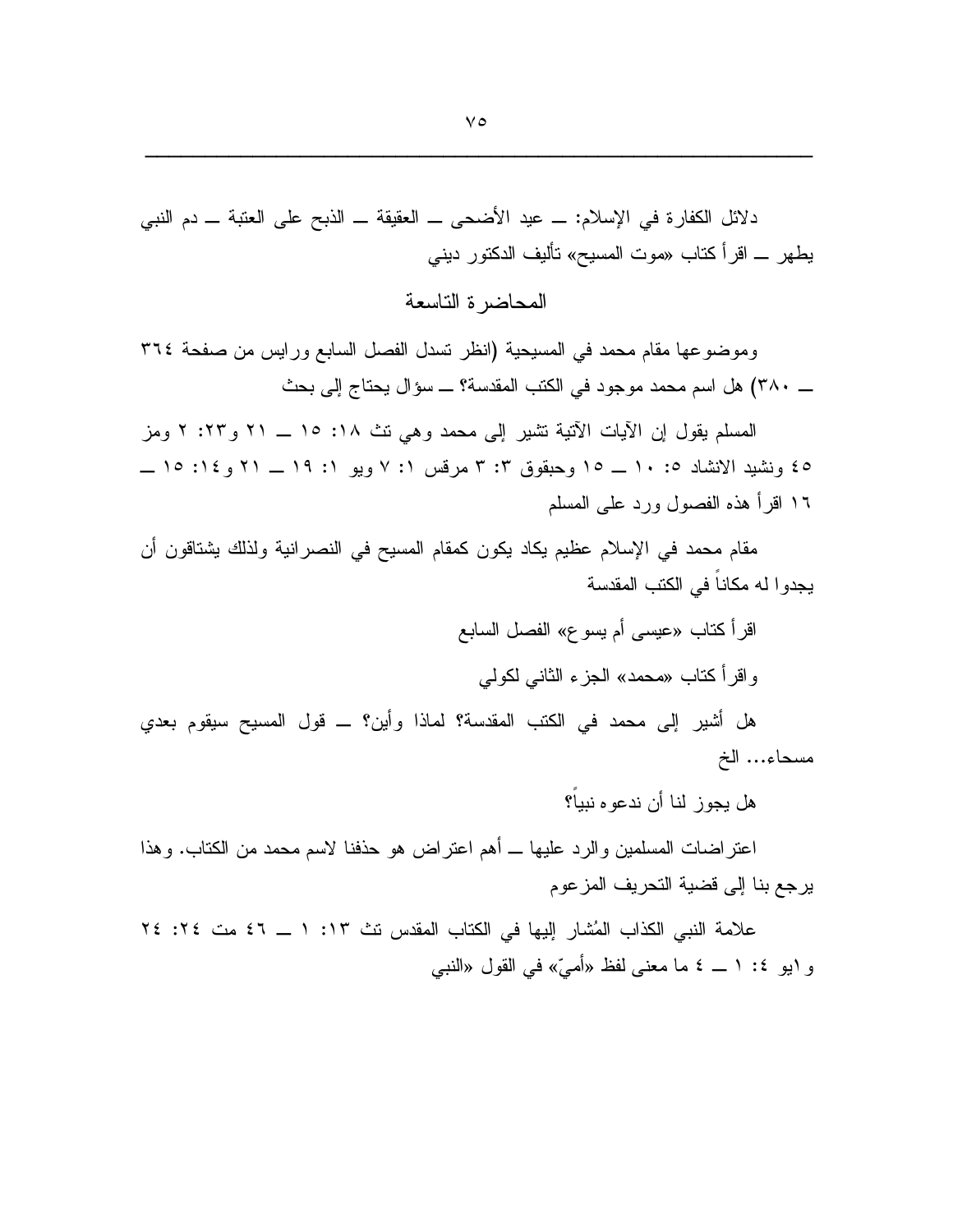دلائل الكفارة في الإسلام: ــ عيد الأضحى ــ العقيقة ــ الذبح على العتبة ــ دم النبي يطهر ــ اقرأ كتاب «موت المسيح» تأليف الدكتور ديني

## المحاضرة التاسعة

وموضوعها مقام محمد في المسيحية (انظر تسدل الفصل السابع ورايس من صفحة ٣٦٤ ــ ٣٨٠) هل اسم محمد موجود في الكتب المقدسة؟ ــ سؤال يحتاج إلى بحث

المسلم يقول إن الآيات الآتية تشير إلى محمد وهي تث ١٨: ١٥ ــ ٢١ و٣٣: ٢ ومز ٤٥ ونشيد الانشاد ٥: ١٠ ــ ١٥ وحبقوق ٣: ٣ مرقس ١: ٧ ويو ١: ١٩ ــ ٢١ و١٤: ١٥ ــ ١٦ اقرأ هذه الفصول ورد على المسلم

مقام محمد في الإسلام عظيم يكاد يكون كمقام المسيح في النصرانية ولذلك يشتاقون أن يجدوا له مكاناً في الكتب المقدسة

اقرأ كتاب «عيسى أم يسوع» الفصل السابع

واقرأ كتاب «محمد» الجزء الثاني لكولي

هل أشير إلى محمد في الكتب المقدسة؟ لماذا وأين؟ ــ قول المسيح سيقوم بعدي مسحاء... الخ

هل يجوز لنا أن ندعوه نبياً؟

اعتراضات المسلمين والرد عليها ــ أهم اعتراض هو حذفنا لاسم محمد من الكتاب. وهذا يرجع بنا إلى قضية التحريف المزعوم

علامة النبي الكذاب المُشار إليها في الكتاب المقدس تث ١٣: ١ ــ ٤٦ مت ٢٤: ٢٤ و١يو ٤: ١ ــ ٤ ما معنى لفظ «أميّ» في القول «النبي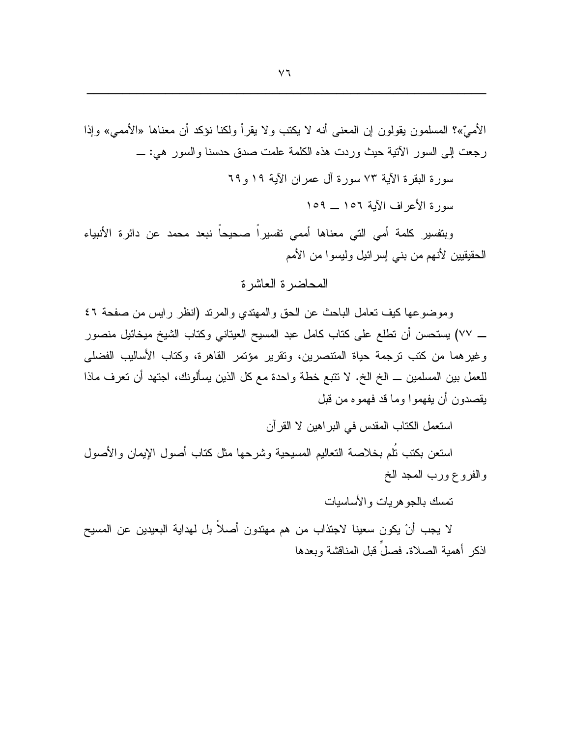الأميّ»؟ المسلمون يقولون إن المعنى أنه لا يكتب ولا يقرأ ولكنا نؤكد أن معناها «الأممي» وإذا رجعت إلى السور الآتية حيث وردت هذه الكلمة علمت صدق حدسنا والسور هي: ــ

سورة البقرة الآية ٧٣ سورة آل عمران الآية ١٩ و٦٩

سورة الأعراف الآية ١٥٦ ــ ١٥٩

وبتفسير كلمة أمي التي معناها أممي تفسيراً صحيحاً نبعد محمد عن دائرة الأنبياء الحقيقيين لأنهم من بني إسرائيل وليسوا من الأمم

## المحاضرة العاشرة

وموضوعها كيف تعامل الباحث عن الحق والمهتدي والمرتد (انظر رايس من صفحة ٤٦ ــ ٧٧) يستحسن أن تطلع على كتاب كامل عبد المسيح العيتاني وكتاب الشيخ ميخائيل منصور وغيرهما من كتب ترجمة حياة المتنصرين، وتقرير مؤتمر القاهرة، وكتاب الأساليب الفضلى للعمل بين المسلمين ــ الخ الخ. لا تتبع خطة واحدة مع كل الذين يسألونك، اجتهد أن تعرف ماذا يقصدون أن يفهموا وما قد فهموه من قبل

استعمل الكتاب المقدس في البراهين لا القرآن

استعن بكتب تُلم بخلاصة التعاليم المسيحية وشرحها مثل كتاب أصول الإيمان والأصول والفروع ورب المجد الخ

تمسك بالجوهريات والأساسيات

لا يجب أنْ يكون سعينا لاجتذاب من هم مهتدون أصلاً بل لهداية البعيدين عن المسيح اذكر أهمية الصلاة. فصلِّ قبل المناقشة وبعدها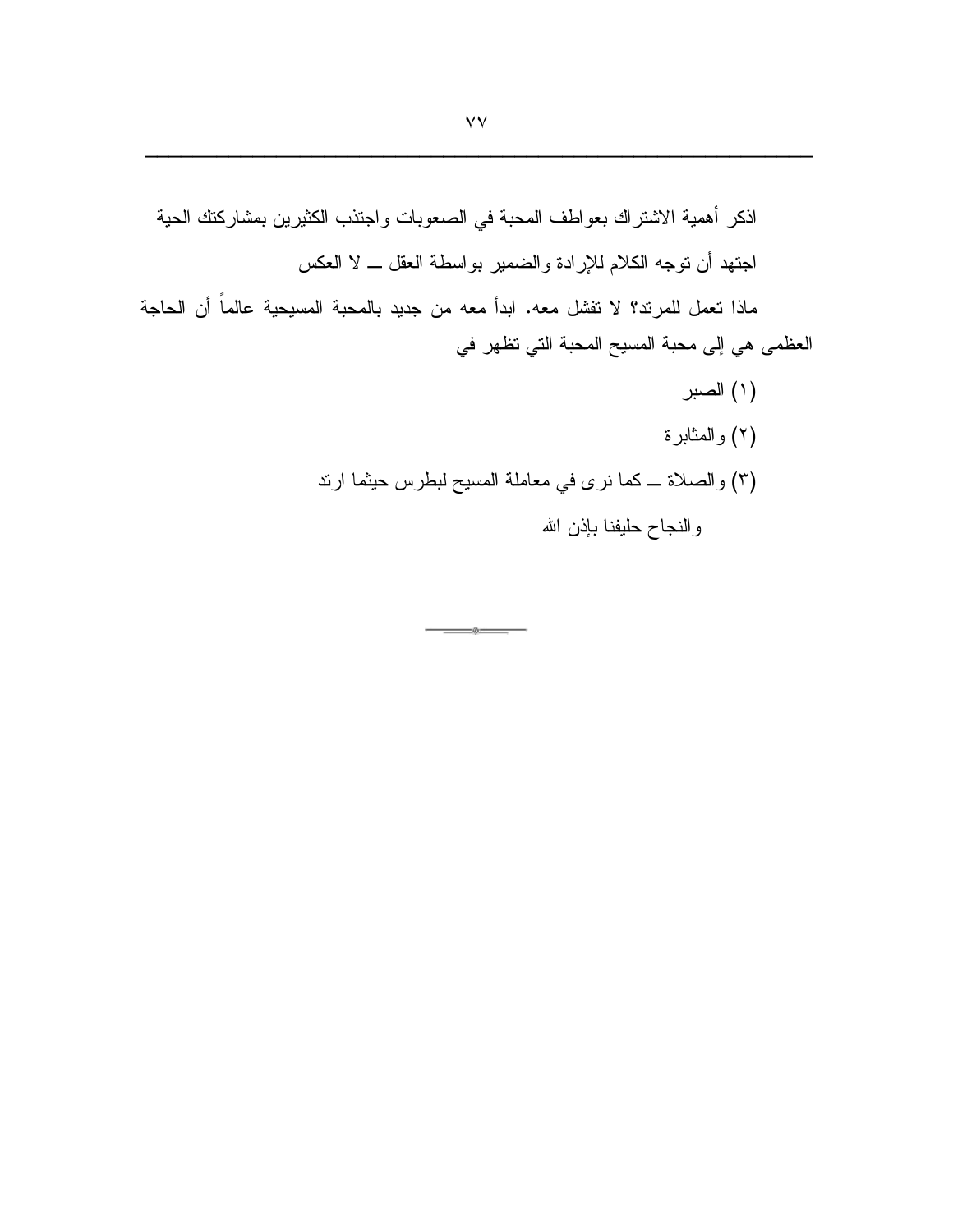اذكر أهمية الاشتراك بعواطف المحبة في الصعوبات واجتذب الكثيرين بمشاركتك الحية

اجتهد أن توجه الكلام للإرادة والضمير بواسطة العقل ــ لا العكس

ماذا تعمل للمرتد؟ لا تفشل معه. ابدأ معه من جديد بالمحبة المسيحية عالماً أن الحاجة العظمى هي إلى محبة المسيح المحبة التي تظهر في

(١) الصبر

(٢) والمثابرة

(٣) والصلاة ــ كما نرى في معاملة المسيح لبطرس حيثما ارتد

والنجاح حليفنا بإذن الله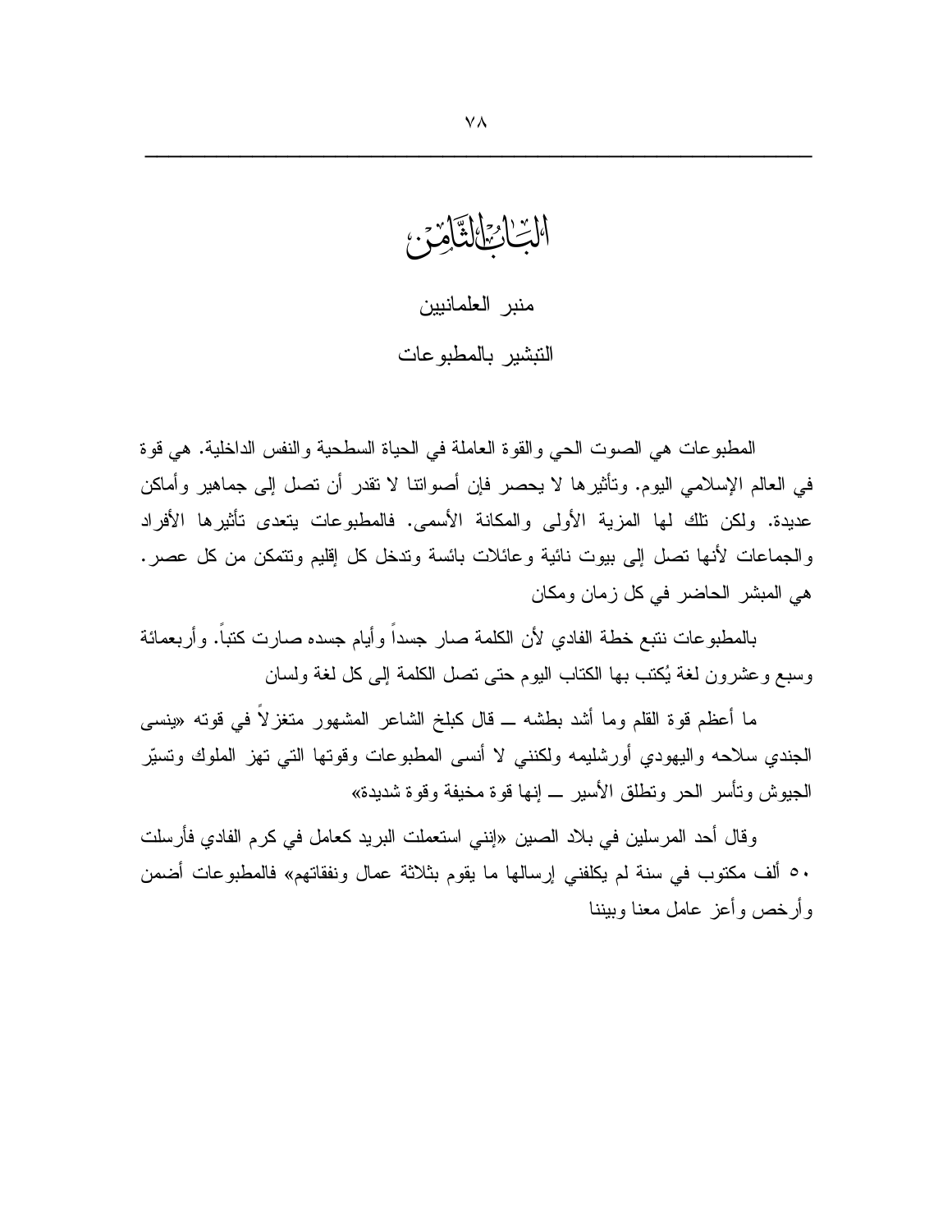# الباب الثامن

## منبر العلمانيين

## التبشير بالمطبوعات

المطبوعات هي الصوت الحي والقوة العاملة في الحياة السطحية والنفس الداخلية. هي قوة في العالم الإسلامي اليوم. وتأثيرها لا يحصر فإن أصواتنا لا تقدر أن تصل إلى جماهير وأماكن عديدة. ولكن تلك لها المزية الأولى والمكانة الأسمى. فالمطبوعات يتعدى تأثيرها الأفراد والجماعات لأنها تصل إلى بيوت نائية وعائلات بائسة وتدخل كل إقليم وتتمكن من كل عصر. هي المبشر الحاضر في كل زمان ومكان

بالمطبوعات نتبع خطة الفادي لأن الكلمة صار جسداً وأيام جسده صارت كتباً. وأربعمائة وسبع وعشرون لغة يُكتب بها الكتاب اليوم حتى تصل الكلمة إلى كل لغة ولسان

ما أعظم قوة القلم وما أشد بطشه ـــ قال كبلخ الشاعر المشهور متغزلاً في قوته «ينسى الجندي سلاحه واليهودي أورشليمه ولكنني لا أنسى المطبوعات وقوتها التي تهز الملوك وتسيّر الجيوش وتأسر الحر وتطلق الأسير ـــ إنها قوة مخيفة وقوة شديدة»

وقال أحد المرسلين في بلاد الصين «إنني استعملت البريد كعامل في كرم الفادي فأرسلت ٥٠ ألف مكتوب في سنة لم يكلفني إرسالها ما يقوم بثلاثة عمال ونفقاتهم» فالمطبوعات أضمن وأرخص وأعز عامل معنا وبيننا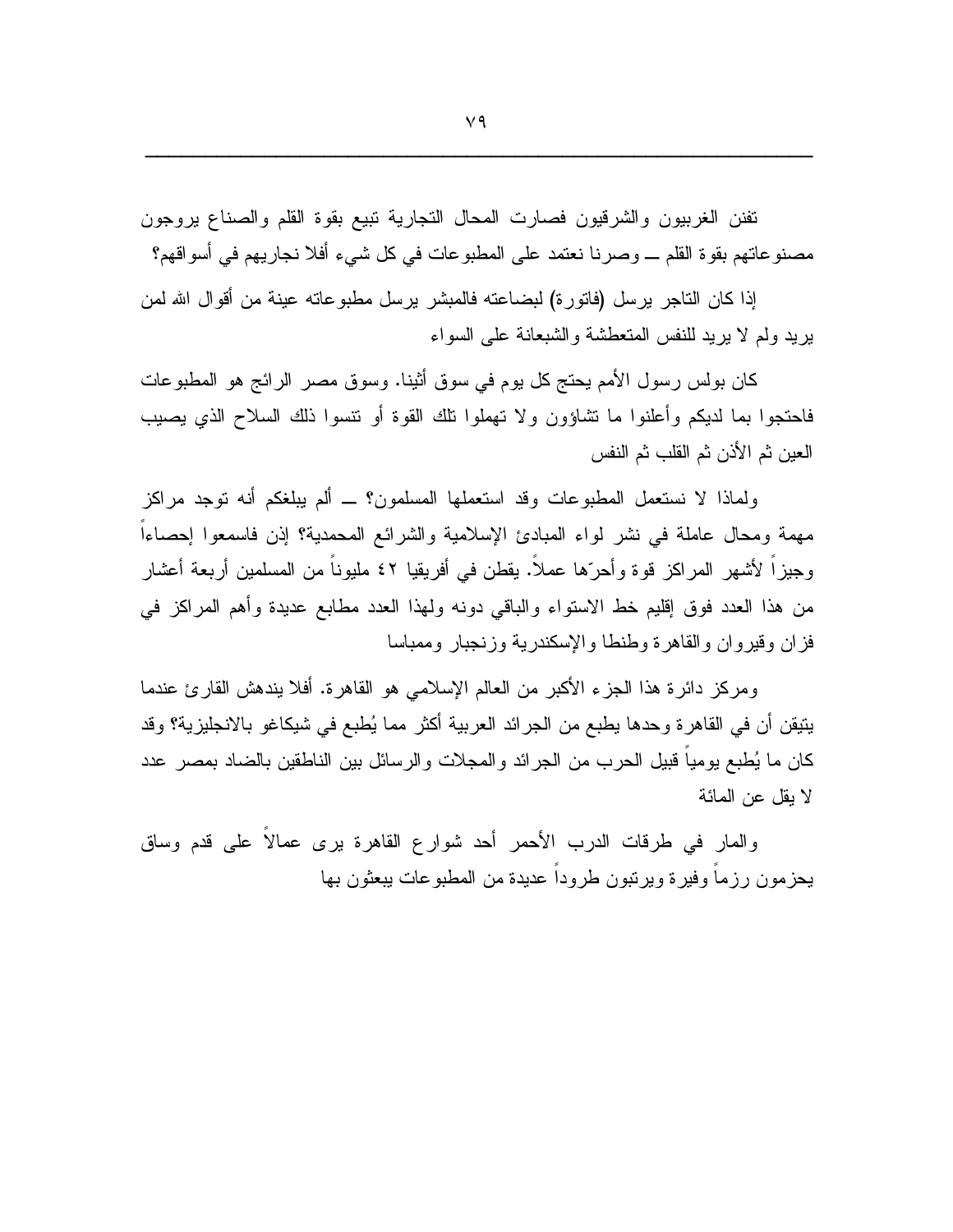تفنن الغربيون والشرقيون فصارت المحال التجارية تبيع بقوة القلم والصناع يروجون مصنوعاتهم بقوة القلم ــ وصرنا نعتمد على المطبوعات في كل شيء أفلا نجاريهم في أسواقهم؟

إذا كان التاجر يرسل (فاتورة) لبضاعته فالمبشر يرسل مطبوعاته عينة من أقوال الله لمن يريد ولم لا يريد للنفس المتعطشة والشبعانة على السواء

كان بولس رسول الأمم يحتج كل يوم في سوق أثينا. وسوق مصر الرائج هو المطبوعات فاحتجوا بما لديكم وأعلنوا ما تشاؤون ولا تهملوا تلك القوة أو تنسوا ذلك السلاح الذي يصيب العين ثم الأذن ثم القلب ثم النفس

ولماذا لا نستعمل المطبوعات وقد استعملها المسلمون؟ ــ ألم يبلغكم أنه توجد مراكز مهمة ومحال عاملة في نشر لواء المبادئ الإسلامية والشرائع المحمدية؟ إذن فاسمعوا إحصاءاً وجيزاً لأشهر المراكز قوة وأحرّها عملاً. يقطن في أفريقيا ٤٢ مليوناً من المسلمين أربعة أعشار من هذا العدد فوق إقليم خط الاستواء والباقي دونه ولهذا العدد مطابع عديدة وأهم المراكز في فزان وقيروان والقاهرة وطنطا والإسكندرية وزنجبار وممباسا

ومركز دائرة هذا الجزء الأكبر من العالم الإسلامي هو القاهرة. أفلا يندهش القارئ عندما يتيقن أن في القاهرة وحدها يطبع من الجرائد العربية أكثر مما يُطبع في شيكاغو بالانجليزية؟ وقد كان ما يُطبع يومياً قبيل الحرب من الجرائد والمجلات والرسائل بين الناطقين بالضاد بمصر عدد لا يقل عن المائة

والمار في طرقات الدرب الأحمر أحد شوارع القاهرة يرى عمالاً على قدم وساق يحزمون رزماً وفيرة ويرتبون طروداً عديدة من المطبوعات يبعثون بها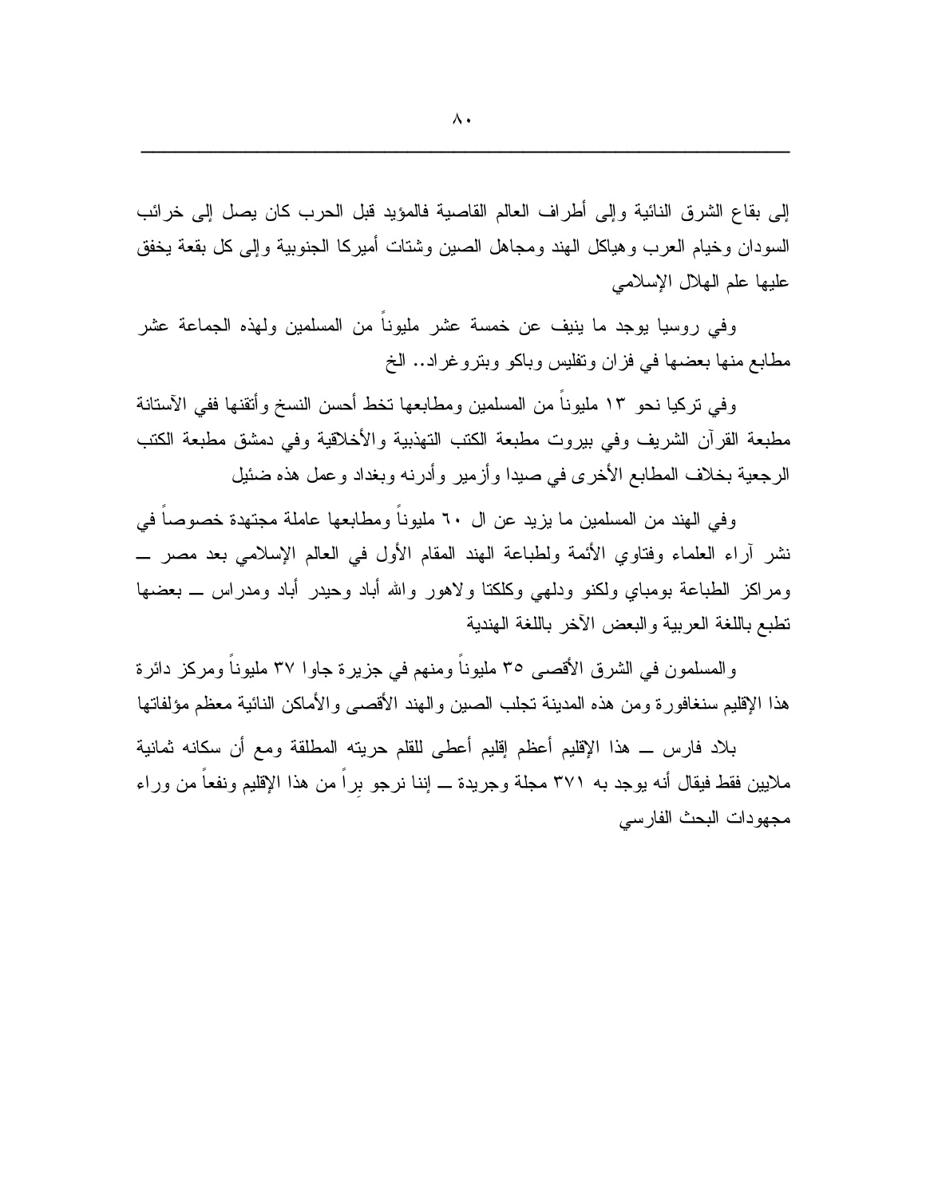إلى بقاع الشرق النائية وإلى أطراف العالم القاصية فالمؤيد قبل الحرب كان يصل إلى خرائب السودان وخيام العرب وهياكل الهند ومجاهل الصين وشتات أميركا الجنوبية وإلى كل بقعة يخفق عليها علم الهلال الإسلامي

وفي روسيا يوجد ما ينيف عن خمسة عشر مليوناً من المسلمين ولهذه الجماعة عشر مطابع منها بعضها في قزان وتفليس وباكو وبتروغراد.. الخ

وفي تركيا نحو ١٣ مليوناً من المسلمين ومطابعها تخط أحسن النسخ وأتقنها ففي الآستانة مطبعة القرآن الشريف وفي بيروت مطبعة الكتب التهذيبية والأخلاقية وفي دمشق مطبعة الكتب الرجعية بخلاف المطابع الأخرى في صيدا وأزمير وأدرنه وبغداد وعمل هذه ضئيل

وفي الهند من المسلمين ما يزيد عن ال ٦٠ مليوناً ومطابعها عاملة مجتهدة خصوصاً في نشر آراء العلماء وفتاوي الأئمة ولطباعة الهند المقام الأول في العالم الإسلامي بعد مصر ـــ ومراكز الطباعة بومباي ولكنو ودلهي وكلكتا ولاهور والله أباد وحيدر أباد ومدراس ـــ بعضها تطبع باللغة العربية والبعض الآخر باللغة الهندية

والمسلمون في الشرق الأقصى ٣٥ مليوناً ومنهم في جزيرة جاوا ٣٧ مليوناً ومركز دائرة هذا الإقليم سنغافورة ومن هذه المدينة تجلب الصين والهند الأقصى والأماكن النائية معظم مؤلفاتها

بلاد فارس ـــ هذا الإقليم أعظم إقليم أعطى للقلم حريته المطلقة ومع أن سكانه ثمانية ملايين فقط فيقال أنه يوجد به ٣٧١ مجلة وجريدة ـــ إننا نرجو براً من هذا الإقليم ونفعاً من وراء مجهودات البحث الفارسي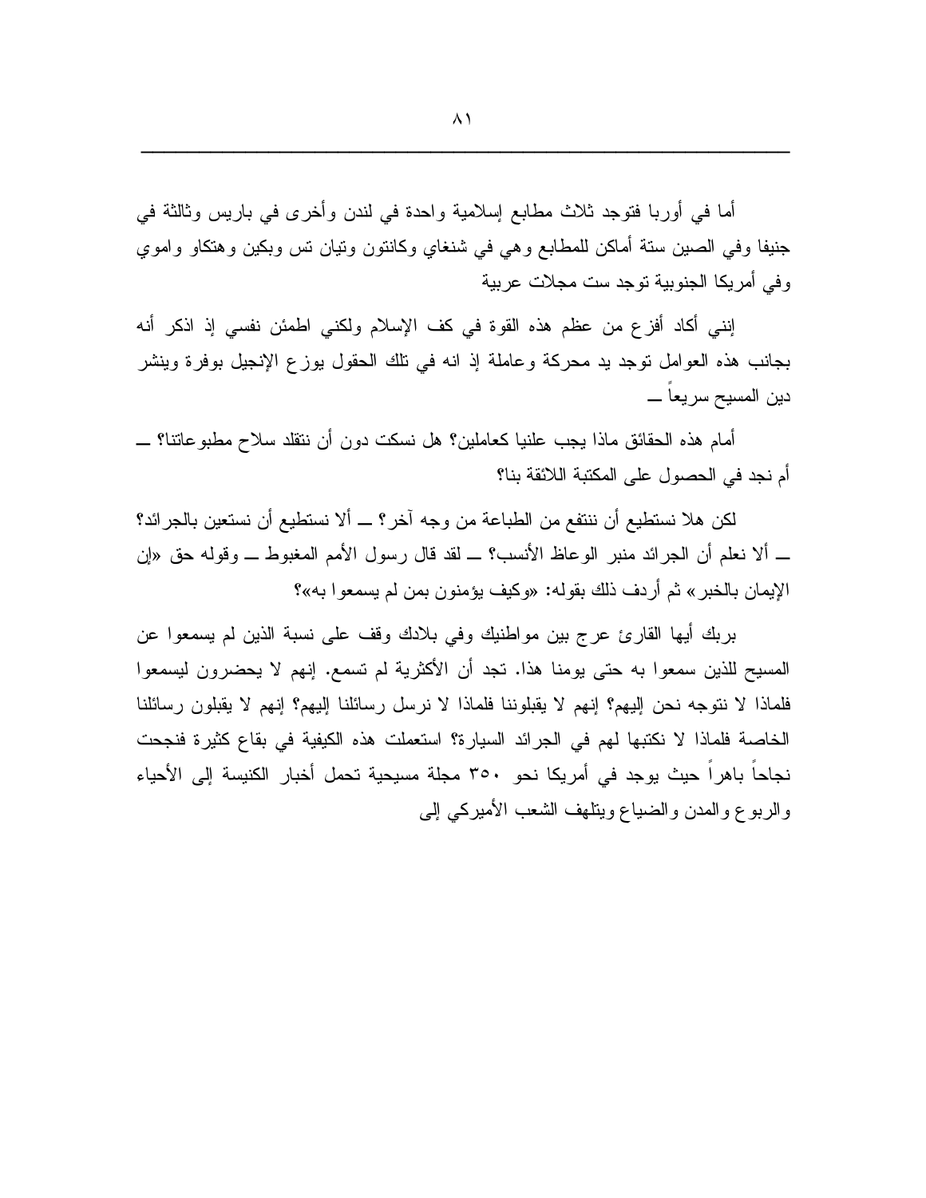أما في أوربا فتوجد ثلاث مطابع إسلامية واحدة في لندن وأخرى في باريس وثالثة في جنيفا وفي الصين ستة أماكن للمطابع وهي في شنغاي وكانتون وتيان تس وبكين وهنكاو واموي وفي أمريكا الجنوبية توجد ست مجلات عربية

إنني أكاد أفزع من عظم هذه القوة في كف الإسلام ولكني اطمئن نفسي إذ اذكر أنه بجانب هذه العوامل توجد يد محركة وعاملة إذ انه في تلك الحقول يوزع الإنجيل بوفرة وينشر دين المسيح سريعاً ــ

أمام هذه الحقائق ماذا يجب علنيا كعاملين؟ هل نسكت دون أن نتقلد سلاح مطبوعاتنا؟ ــ أم نجد في الحصول على المكتبة اللائقة بنا؟

لكن هلا نستطيع أن ننتفع من الطباعة من وجه آخر؟ ــ ألا نستطيع أن نستعين بالجرائد؟ ــ ألا نعلم أن الجرائد منبر الوعاظ الأنسب؟ ــ لقد قال رسول الأمم المغبوط ــ وقوله حق «إن الإيمان بالخبر» ثم أردف ذلك بقوله: «وكيف يؤمنون بمن لم يسمعوا به»؟

بربك أيها القارئ عرج بين مواطنيك وفي بلادك وقف على نسبة الذين لم يسمعوا عن المسيح للذين سمعوا به حتى يومنا هذا. تجد أن الأكثرية لم تسمع. إنهم لا يحضرون ليسمعوا فلماذا لا نتوجه نحن إليهم؟ إنهم لا يقبلوننا فلماذا لا نرسل رسائلنا إليهم؟ إنهم لا يقبلون رسائلنا الخاصة فلماذا لا نكتبها لهم في الجرائد السيارة؟ استعملت هذه الكيفية في بقاع كثيرة فنجحت نجاحاً باهراً حيث يوجد في أمريكا نحو ٣٥٠ مجلة مسيحية تحمل أخبار الكنيسة إلى الأحياء والربوع والمدن والضياع ويتلهف الشعب الأميركي إلى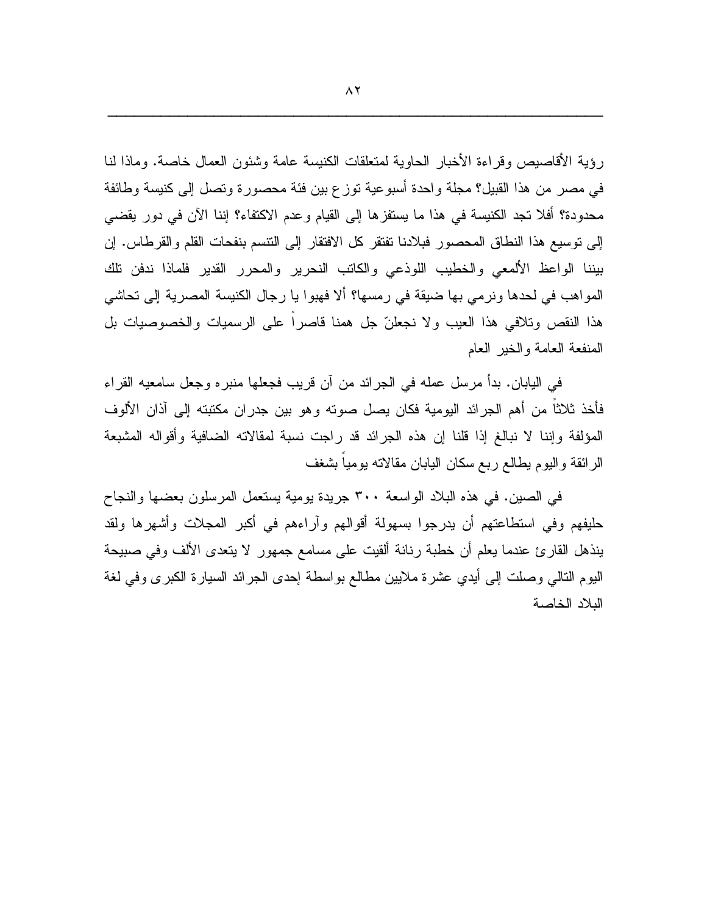رؤية الأقاصيص وقراءة الأخبار الحاوية لمتعلقات الكنيسة عامة وشئون العمال خاصة. وماذا لنا في مصر من هذا القبيل؟ مجلة واحدة أسبوعية توزع بين فئة محصورة وتصل إلى كنيسة وطائفة محدودة؟ أفلا تجد الكنيسة في هذا ما يستفزها إلى القيام وعدم الاكتفاء؟ إننا الآن في دور يقضي إلى توسيع هذا النطاق المحصور فبلادنا تفتقر كل الافتقار إلى التنسم بنفحات القلم والقرطاس. إن بيننا الواعظ الألمعي والخطيب اللوذعي والكاتب النحرير والمحرر القدير فلماذا ندفن تلك المواهب في لحدها ونرمي بها ضيقة في رمسها؟ ألا فهبوا يا رجال الكنيسة المصرية إلى تحاشي هذا النقص وتلافي هذا العيب ولا نجعلنّ جل همنا قاصراً على الرسميات والخصوصيات بل المنفعة العامة والخير العام

في اليابان. بدأ مرسل عمله في الجرائد من آن قريب فجعلها منبره وجعل سامعيه القراء فأخذ ثلاثاً من أهم الجرائد اليومية فكان يصل صوته وهو بين جدران مكتبته إلى آذان الألوف المؤلفة وإننا لا نبالغ إذا قلنا إن هذه الجرائد قد راجت نسبة لمقالاته الضافية وأقواله المشبعة الرائقة واليوم يطالع ربع سكان اليابان مقالاته يومياً بشغف

في الصين. في هذه البلاد الواسعة ٣٠٠ جريدة يومية يستعمل المرسلون بعضها والنجاح حليفهم وفي استطاعتهم أن يدرجوا بسهولة أقوالهم وآراءهم في أكبر المجلات وأشهرها ولقد يندهل القارئ عندما يعلم أن خطبة رنانة ألقيت على مسامع جمهور لا يتعدى الألف وفي صبيحة اليوم التالي وصلت إلى أيدي عشرة ملايين مطالع بواسطة إحدى الجرائد السيارة الكبرى وفي لغة البلاد الخاصة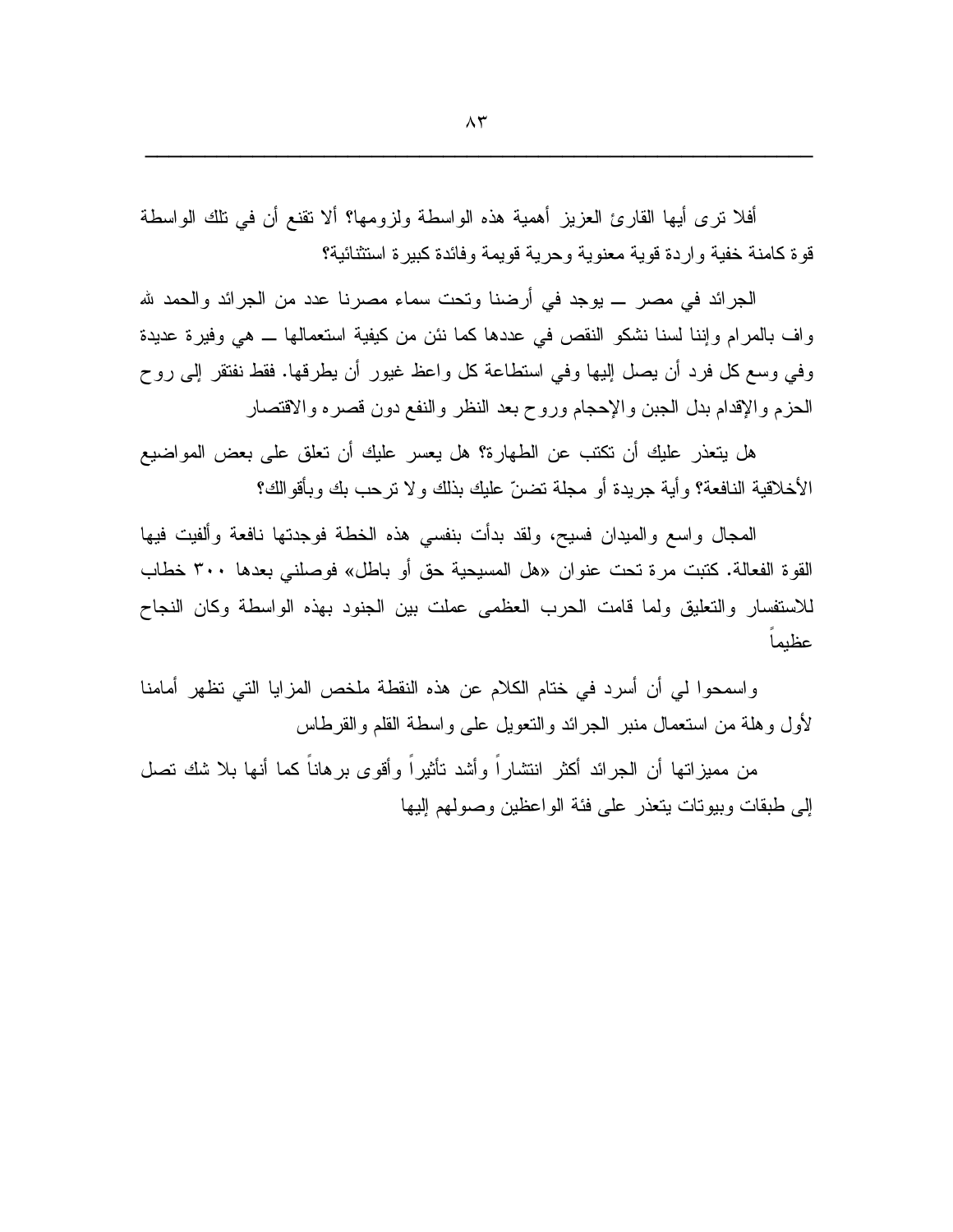أفلا ترى أيها القارئ العزيز أهمية هذه الواسطة ولزومها؟ ألا تقنع أن في تلك الواسطة قوة كامنة خفية واردة قوية معنوية وحرية قويمة وفائدة كبيرة استثنائية؟

الجرائد في مصر ــ يوجد في أرضنا وتحت سماء مصرنا عدد من الجرائد والحمد لله واف بالمرام وإننا لسنا نشكو النقص في عددها كما نئن من كيفية استعمالها ــ هي وفيرة عديدة وفي وسع كل فرد أن يصل إليها وفي استطاعة كل واعظ غيور أن يطرقها. فقط نفتقر إلى روح الحزم والإقدام بدل الجبن والإحجام وروح بعد النظر والنفع دون قصره والاقتصار

هل يتعذر عليك أن تكتب عن الطهارة؟ هل يعسر عليك أن تعلق على بعض المواضيع الأخلاقية النافعة؟ وأية جريدة أو مجلة تضنّ عليك بذلك ولا ترحب بك وبأقوالك؟

المجال واسع والميدان فسيح، ولقد بدأت بنفسي هذه الخطة فوجدتها نافعة وألفيت فيها القوة الفعالة. كتبت مرة تحت عنوان «هل المسيحية حق أو باطل» فوصلني بعدها ٣٠٠ خطاب للاستفسار والتعليق ولما قامت الحرب العظمى عملت بين الجنود بهذه الواسطة وكان النجاح عظيماً

واسمحوا لي أن أسرد في ختام الكلام عن هذه النقطة ملخص المزايا التي تظهر أمامنا لأول وهلة من استعمال منبر الجرائد والتعويل على واسطة القلم والقرطاس

من مميزاتها أن الجرائد أكثر انتشاراً وأشد تأثيراً وأقوى برهاناً كما أنها بلا شك تصل إلى طبقات وبيوتات يتعذر على فئة الواعظين وصولهم إليها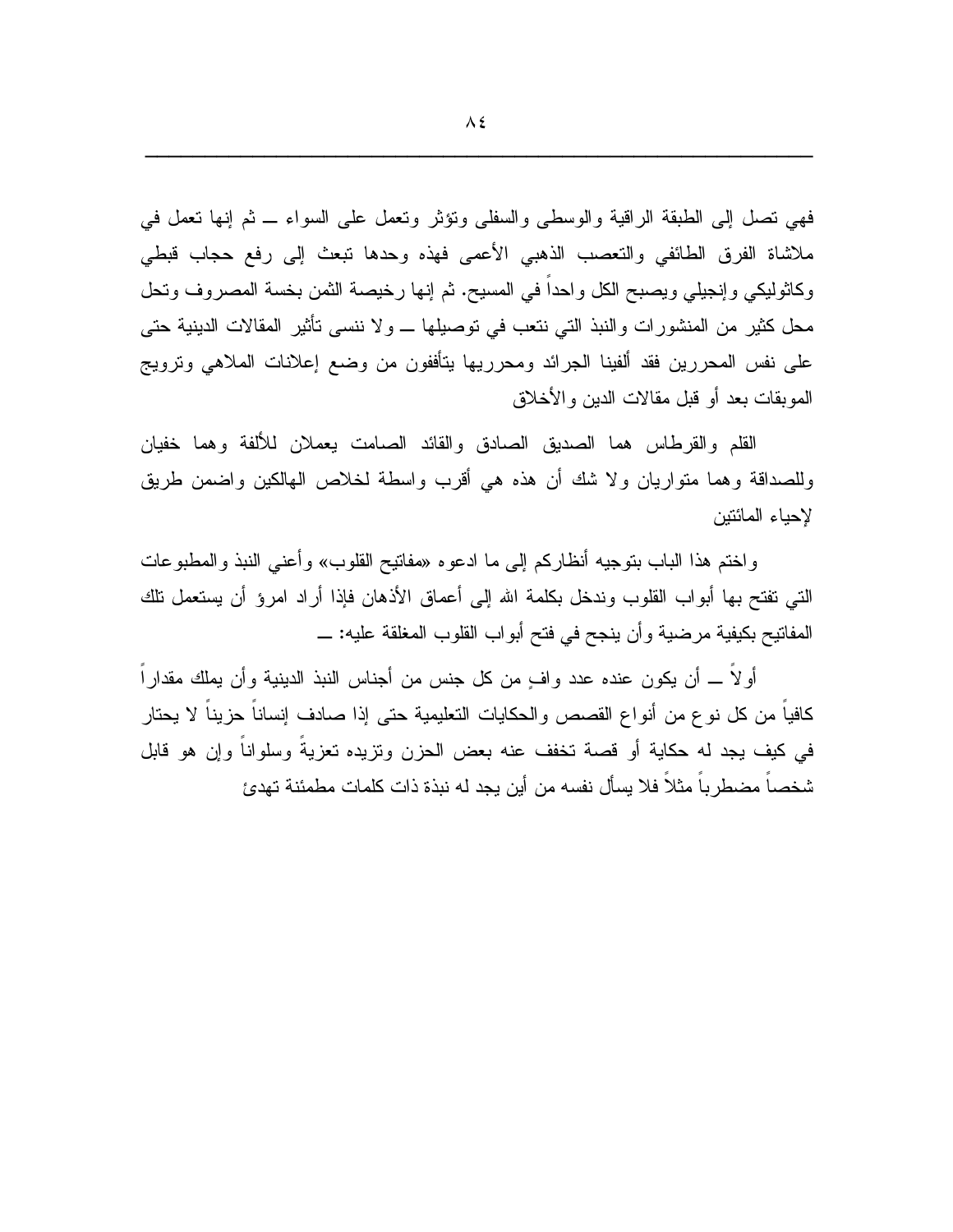فهي تصل إلى الطبقة الراقية والوسطى والسفلى وتؤثر وتعمل على السواء ــ ثم إنها تعمل في ملاشاة الفرق الطائفي والتعصب الذهبي الأعمى فهذه وحدها تبعث إلى رفع حجاب قبطي وكاثوليكي وإنجيلي ويصبح الكل واحداً في المسيح. ثم إنها رخيصة الثمن بخسة المصروف وتحل محل كثير من المنشورات والنبذ التي نتعب في توصيلها ــ ولا ننسى تأثير المقالات الدينية حتى على نفس المحررين فقد ألفينا الجرائد ومحرريها يتأففون من وضع إعلانات الملاهي وترويج الموبقات بعد أو قبل مقالات الدين والأخلاق

القلم والقرطاس هما الصديق الصادق والقائد الصامت يعملان للألفة وهما خفيان وللصداقة وهما متواريان ولا شك أن هذه هي أقرب واسطة لخلاص الهالكين واضمن طريق لإحياء المائتين

واختم هذا الباب بتوجيه أنظاركم إلى ما ادعوه «مفاتيح القلوب» وأعني النبذ والمطبوعات التي تفتح بها أبواب القلوب وندخل بكلمة الله إلى أعماق الأذهان فإذا أراد امرؤ أن يستعمل تلك المفاتيح بكيفية مرضية وأن ينجح في فتح أبواب القلوب المغلقة عليه: ــ

أولاً ــ أن يكون عنده عدد وافٍ من كل جنس من أجناس النبذ الدينية وأن يملك مقداراً كافياً من كل نوع من أنواع القصص والحكايات التعليمية حتى إذا صادف إنساناً حزيناً لا يحتار في كيف يجد له حكاية أو قصة تخفف عنه بعض الحزن وتزيده تعزيةً وسلواناً وإن هو قابل شخصاً مضطرباً مثلاً فلا يسأل نفسه من أين يجد له نبذة ذات كلمات مطمئنة تهدئ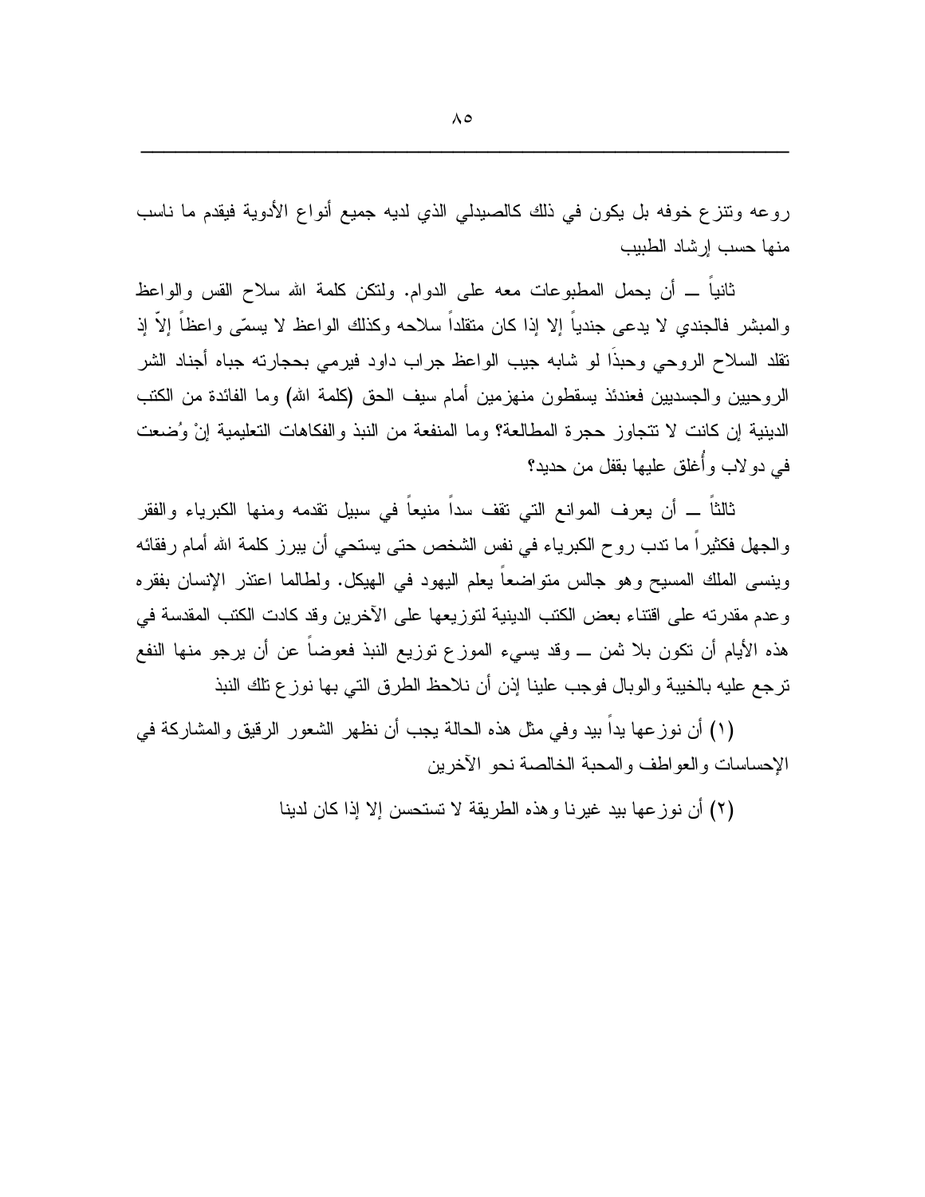روعه وتنزع خوفه بل يكون في ذلك كالصيدلي الذي لديه جميع أنواع الأدوية فيقدم ما ناسب منها حسب إرشاد الطبيب

ثانياً ــ أن يحمل المطبوعات معه على الدوام. ولتكن كلمة الله سلاح القس والواعظ والمبشر فالجندي لا يدعى جندياً إلا إذا كان متقلداً سلاحه وكذلك الواعظ لا يسمّى واعظاً إلاّ إذ تقلد السلاح الروحي وحبذَا لو شابه جيب الواعظ جراب داود فيرمي بحجارته جباه أجناد الشر الروحيين والجسديين فعندئذ يسقطون منهزمين أمام سيف الحق (كلمة الله) وما الفائدة من الكتب الدينية إن كانت لا تتجاوز حجرة المطالعة؟ وما المنفعة من النبذ والفكاهات التعليمية إنْ وُضعت في دولاب وأُغلق عليها بقفل من حديد؟

ثالثاً ــ أن يعرف الموانع التي تقف سداً منيعاً في سبيل تقدمه ومنها الكبرياء والفقر والجهل فكثيراً ما تدب روح الكبرياء في نفس الشخص حتى يستحي أن يبرز كلمة الله أمام رفقائه وينسى الملك المسيح وهو جالس متواضعاً يعلم اليهود في الهيكل. ولطالما اعتذر الإنسان بفقره وعدم مقدرته على اقتناء بعض الكتب الدينية لتوزيعها على الآخرين وقد كادت الكتب المقدسة في هذه الأيام أن تكون بلا ثمن ــ وقد يسيء الموزع توزيع النبذ فعوضاً عن أن يرجو منها النفع ترجع عليه بالخيبة والوبال فوجب علينا إذن أن نلاحظ الطرق التي بها نوزع تلك النبذ

(١) أن نوزعها يداً بيد وفي مثل هذه الحالة يجب أن نظهر الشعور الرقيق والمشاركة في الإحساسات والعواطف والمحبة الخالصة نحو الآخرين

(٢) أن نوزعها بيد غيرنا وهذه الطريقة لا تستحسن إلا إذا كان لدينا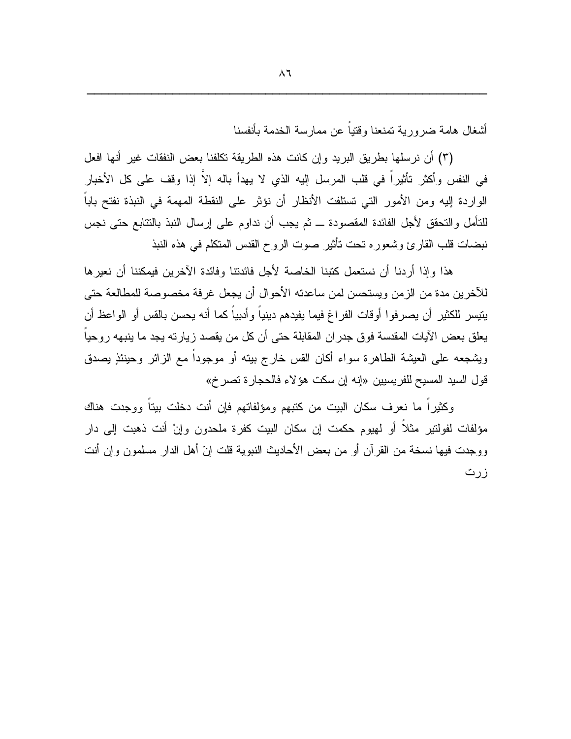أشغال هامة ضرورية تمنعنا وقتياً عن ممارسة الخدمة بأنفسنا

(٣) أن نرسلها بطريق البريد وإن كانت هذه الطريقة تكلفنا بعض النفقات غير أنها افعل في النفس وأكثر تأثيراً في قلب المرسل إليه الذي لا يهدأ باله إلاَّ إذا وقف على كل الأخبار الواردة إليه ومن الأمور التي تستلفت الأنظار أن نؤثر على النقطة المهمة في النبذة نفتح باباً للتأمل والتحقق لأجل الفائدة المقصودة ـــ ثم يجب أن نداوم على إرسال النبذ بالتتابع حتى نجس نبضات قلب القارئ وشعوره تحت تأثير صوت الروح القدس المتكلم في هذه النبذ

هذا وإذا أردنا أن نستعمل كتبنا الخاصة لأجل فائدتنا وفائدة الآخرين فيمكننا أن نعيرها للآخرين مدة من الزمن ويستحسن لمن ساعدته الأحوال أن يجعل غرفة مخصوصة للمطالعة حتى يتيسر للكثير أن يصرفوا أوقات الفراغ فيما يفيدهم دينياً وأدبياً كما أنه يحسن بالقس أو الواعظ أن يعلق بعض الآيات المقدسة فوق جدران المقابلة حتى أن كل من يقصد زيارته يجد ما ينبهه روحياً ويشجعه على العيشة الطاهرة سواء أكان القس خارج بيته أو موجوداً مع الزائر وحينئذٍ يصدق قول السيد المسيح للفريسيين «إنه إن سكت هؤلاء فالحجارة تصرخ»

وكثيراً ما نعرف سكان البيت من كتبهم ومؤلفاتهم فإن أنت دخلت بيتاً ووجدت هناك مؤلفات لفولتير مثلاً أو لهيوم حكمت إن سكان البيت كفرة ملحدون وإنْ أنت ذهبت إلى دار ووجدت فيها نسخة من القرآن أو من بعض الأحاديث النبوية قلت إنّ أهل الدار مسلمون وإن أنت زرت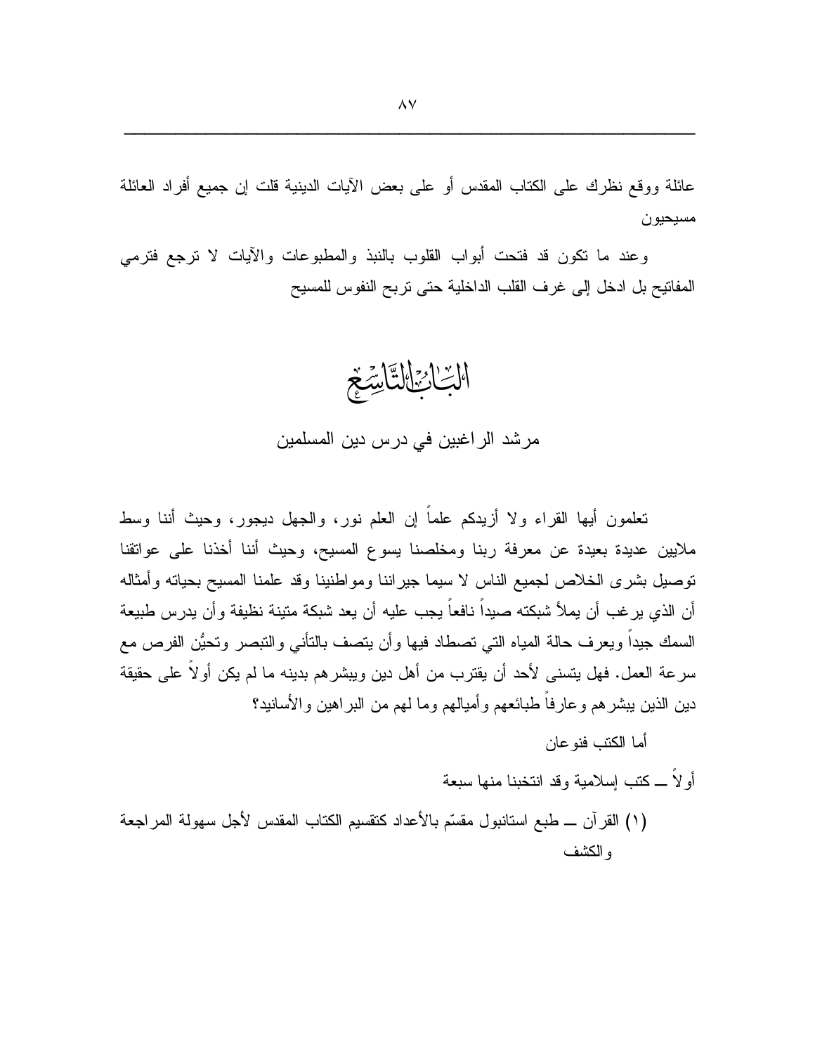عائلة ووقع نظرك على الكتاب المقدس أو على بعض الآيات الدينية قلت إن جميع أفراد العائلة مسيحيون

وعند ما تكون قد فتحت أبواب القلوب بالنبذ والمطبوعات والآيات لا ترجع فترمي المفاتيح بل ادخل إلى غرف القلب الداخلية حتى تربح النفوس للمسيح

# الباب التاسع

## مرشد الراغبين في درس دين المسلمين

تعلمون أيها القراء ولا أزيدكم علماً إن العلم نور، والجهل ديجور، وحيث أننا وسط ملايين عديدة بعيدة عن معرفة ربنا ومخلصنا يسوع المسيح، وحيث أننا أخذنا على عواتقنا توصيل بشرى الخلاص لجميع الناس لا سيما جيراننا ومواطنينا وقد علمنا المسيح بحياته وأمثاله أن الذي يرغب أن يملأ شبكته صيداً نافعاً يجب عليه أن يعد شبكة متينة نظيفة وأن يدرس طبيعة السمك جيداً ويعرف حالة المياه التي تصطاد فيها وأن يتصف بالتأني والتبصر وتحيُّن الفرص مع سرعة العمل. فهل يتسنى لأحد أن يقترب من أهل دين ويبشرهم بدينه ما لم يكن أولاً على حقيقة دين الذين يبشرهم وعارفاً طبائعهم وأميالهم وما لهم من البراهين والأسانيد؟

أما الكتب فنوعان

أولاً ــ كتب إسلامية وقد انتخبنا منها سبعة

(١) القرآن ــ طبع استانبول مقسّم بالأعداد كتقسيم الكتاب المقدس لأجل سهولة المراجعة والكشف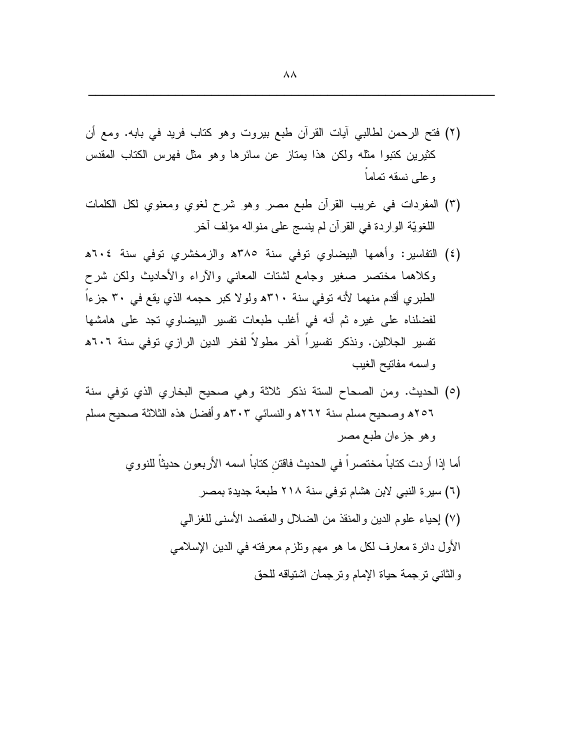(٢) فتح الرحمن لطالبي آيات القرآن طبع بيروت وهو كتاب فريد في بابه. ومع أن كثيرين كتبوا مثله ولكن هذا يمتاز عن سائرها وهو مثل فهرس الكتاب المقدس وعلى نسقه تماماً

(٣) المفردات في غريب القرآن طبع مصر وهو شرح لغوي ومعنوي لكل الكلمات اللغويّة الواردة في القرآن لم ينسج على منواله مؤلف آخر

(٤) التفاسير: وأهمها البيضاوي توفي سنة ٣٨٥هـ والزمخشري توفي سنة ٦٠٤هـ وكلاهما مختصر صغير وجامع لشتات المعاني والآراء والأحاديث ولكن شرح الطبري أقدم منهما لأنه توفي سنة ٣١٠هـ ولولا كبر حجمه الذي يقع في ٣٠ جزءاً لفضلناه على غيره ثم أنه في أغلب طبعات تفسير البيضاوي تجد على هامشها تفسير الجلالين. ونذكر تفسيراً آخر مطولاً لفخر الدين الرازي توفي سنة ٦٠٦هـ واسمه مفاتيح الغيب

(٥) الحديث. ومن الصحاح الستة نذكر ثلاثة وهي صحيح البخاري الذي توفي سنة ٢٥٦هـ وصحيح مسلم سنة ٢٦٢هـ والنسائي ٣٠٣هـ وأفضل هذه الثلاثة صحيح مسلم وهو جزءان طبع مصر

أما إذا أردت كتاباً مختصراً في الحديث فاقتنِ كتاباً اسمه الأربعون حديثاً للنووي

(٦) سيرة النبي لابن هشام توفي سنة ٢١٨ طبعة جديدة بمصر

(٧) إحياء علوم الدين والمنقذ من الضلال والمقصد الأسنى للغزالي

الأول دائرة معارف لكل ما هو مهم وتلزم معرفته في الدين الإسلامي

والثاني ترجمة حياة الإمام وترجمان اشتياقه للحق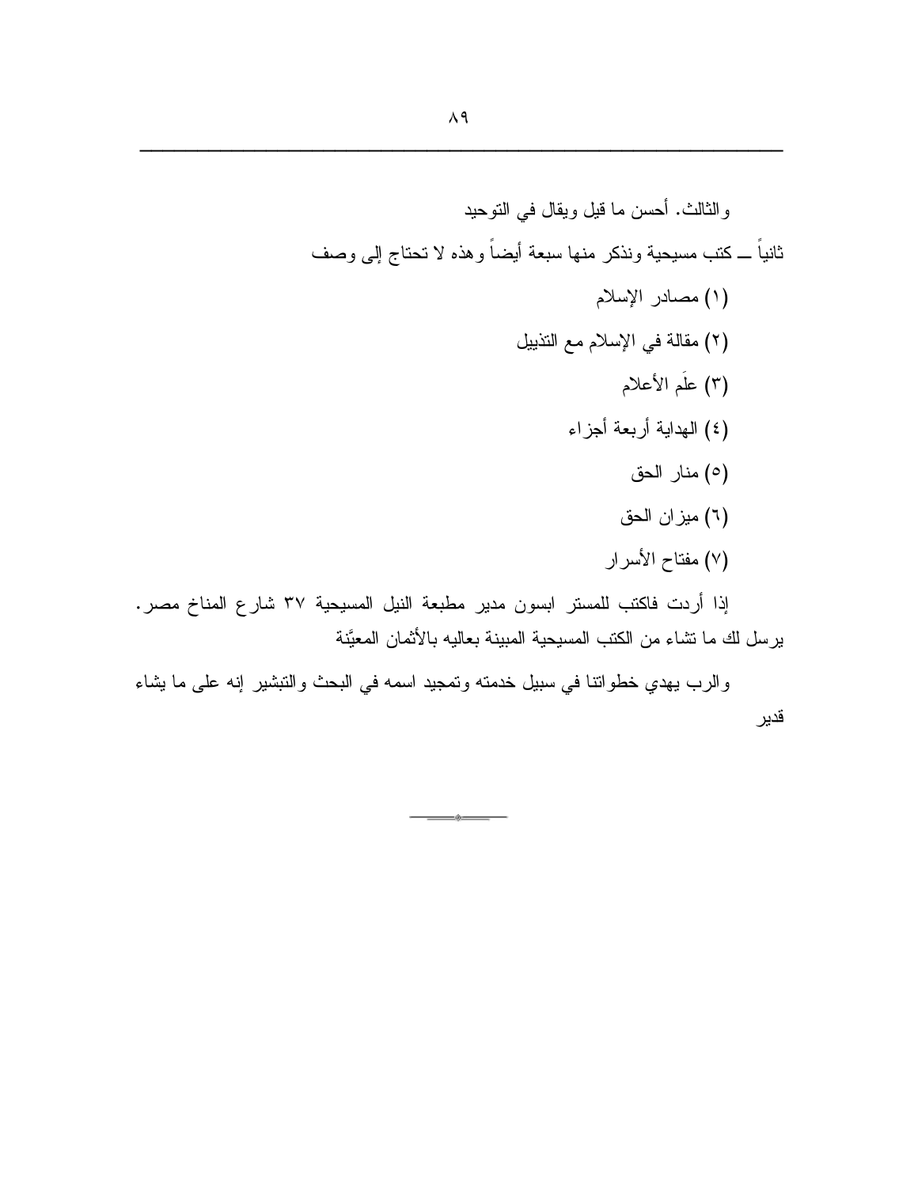والثالث. أحسن ما قيل ويقال في التوحيد

ثانياً ــ كتب مسيحية ونذكر منها سبعة أيضاً وهذه لا تحتاج إلى وصف

(١) مصادر الإسلام

(٢) مقالة في الإسلام مع التذييل

(٣) علَم الأعلام

(٤) الهداية أربعة أجزاء

(٥) منار الحق

(٦) ميزان الحق

(٧) مفتاح الأسرار

إذا أردت فاكتب للمستر ابسون مدير مطبعة النيل المسيحية ٣٧ شارع المناخ مصر. يرسل لك ما تشاء من الكتب المسيحية المبينة بعاليه بالأثمان المعيَّنة

والرب يهدي خطواتنا في سبيل خدمته وتمجيد اسمه في البحث والتبشير إنه على ما يشاء قدير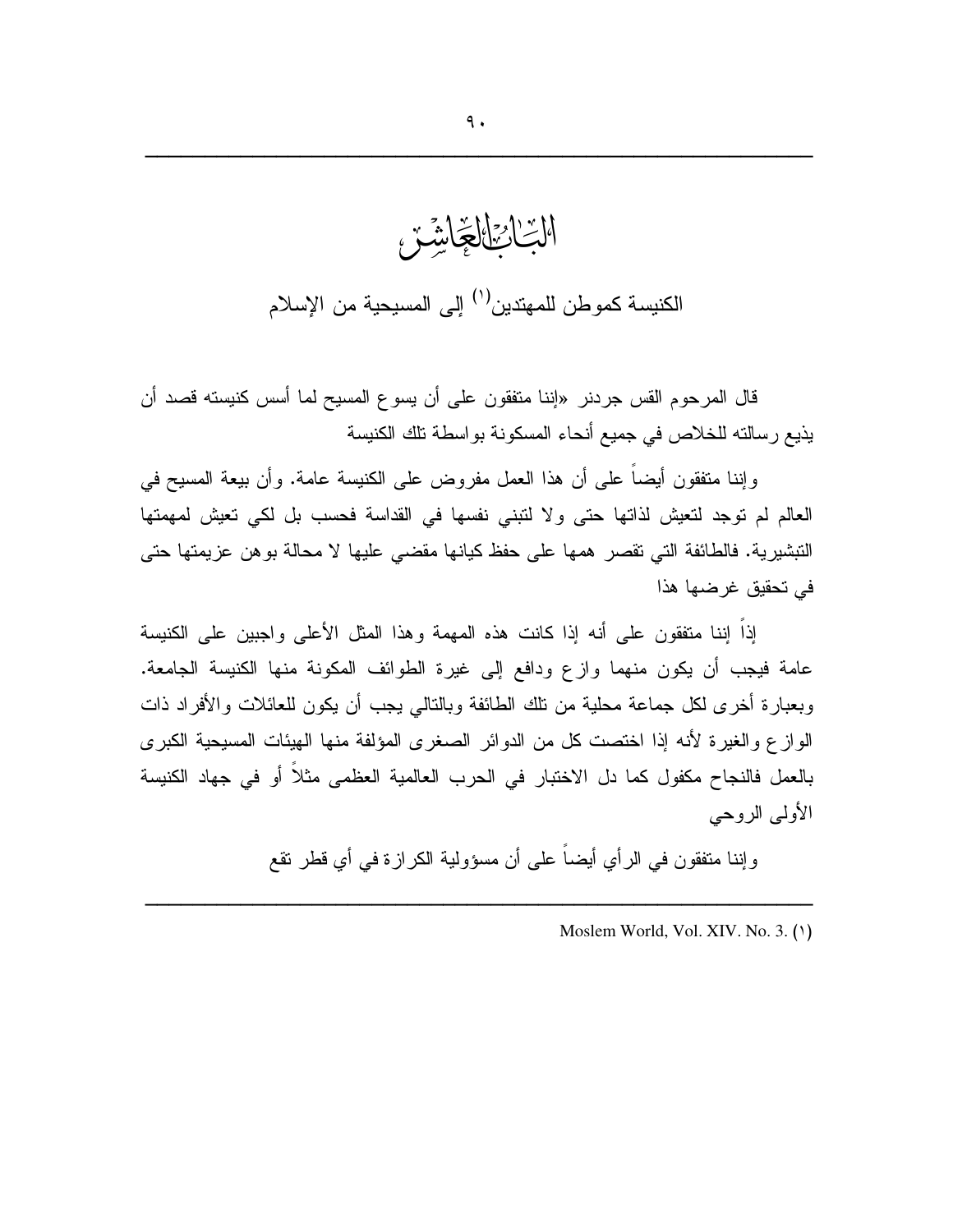# الباب العاشر

## الكنيسة كموطن للمهتدين[1] إلى المسيحية من الإسلام

قال المرحوم القس جردنر «إننا متفقون على أن يسوع المسيح لما أسس كنيسته قصد أن يذيع رسالته للخلاص في جميع أنحاء المسكونة بواسطة تلك الكنيسة

وإننا متفقون أيضاً على أن هذا العمل مفروض على الكنيسة عامة. وأن بيعة المسيح في العالم لم توجد لتعيش لذاتها حتى ولا لتبني نفسها في القداسة فحسب بل لكي تعيش لمهمتها التبشيرية. فالطائفة التي تقصر همها على حفظ كيانها مقضي عليها لا محالة بوهن عزيمتها حتى في تحقيق غرضها هذا

إذاً إننا متفقون على أنه إذا كانت هذه المهمة وهذا المثل الأعلى واجبين على الكنيسة عامة فيجب أن يكون منهما وازع ودافع إلى غيرة الطوائف المكونة منها الكنيسة الجامعة. وبعبارة أخرى لكل جماعة محلية من تلك الطائفة وبالتالي يجب أن يكون للعائلات والأفراد ذات الوازع والغيرة لأنه إذا اختصت كل من الدوائر الصغرى المؤلفة منها الهيئات المسيحية الكبرى بالعمل فالنجاح مكفول كما دل الاختبار في الحرب العالمية العظمى مثلاً أو في جهاد الكنيسة الأولى الروحي

وإننا متفقون في الرأي أيضاً على أن مسؤولية الكرازة في أي قطر تقع

---

(١) Moslem World, Vol. XIV. No. 3.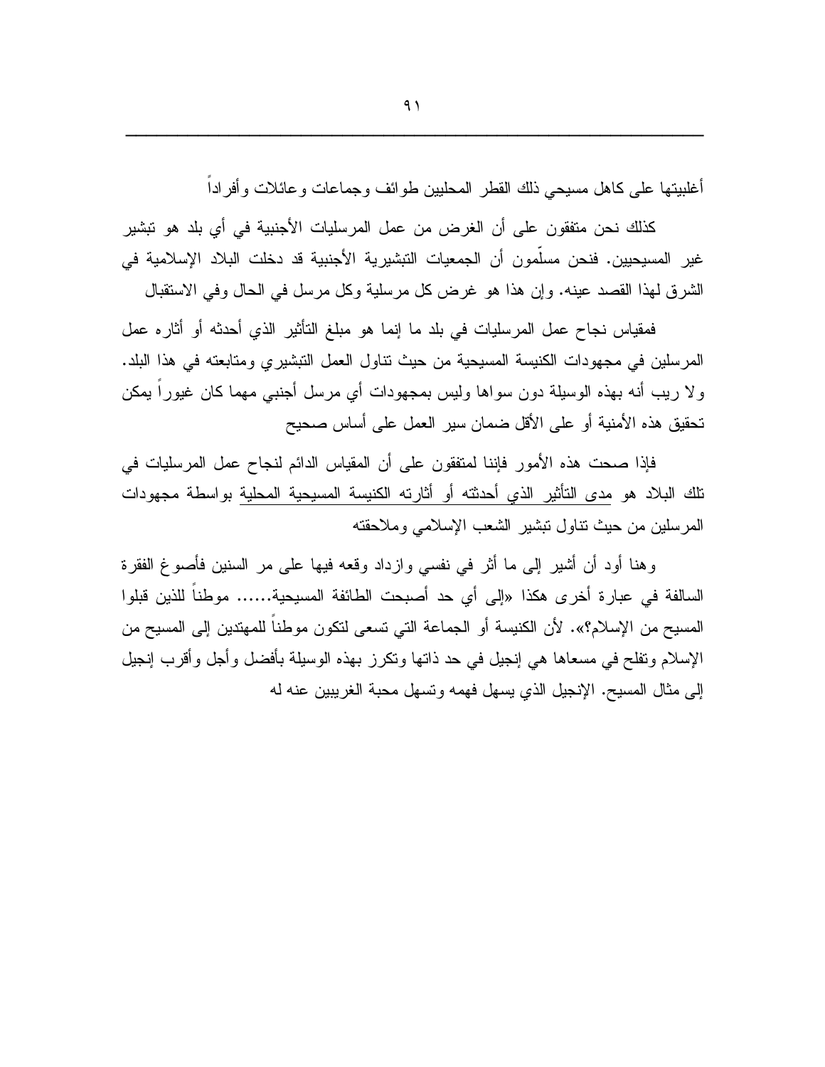أغلبيتها على كاهل مسيحي ذلك القطر المحليين طوائف وجماعات وعائلات وأفراداً

كذلك نحن متفقون على أن الغرض من عمل المرسليات الأجنبية في أي بلد هو تبشير غير المسيحيين. فنحن مسلّمون أن الجمعيات التبشيرية الأجنبية قد دخلت البلاد الإسلامية في الشرق لهذا القصد عينه. وإن هذا هو غرض كل مرسلية وكل مرسل في الحال وفي الاستقبال

فمقياس نجاح عمل المرسليات في بلد ما إنما هو مبلغ التأثير الذي أحدثه أو أثاره عمل المرسلين في مجهودات الكنيسة المسيحية من حيث تناول العمل التبشيري ومتابعته في هذا البلد. ولا ريب أنه بهذه الوسيلة دون سواها وليس بمجهودات أي مرسل أجنبي مهما كان غيوراً يمكن تحقيق هذه الأمنية أو على الأقل ضمان سير العمل على أساس صحيح

فإذا صحت هذه الأمور فإننا لمتفقون على أن المقياس الدائم لنجاح عمل المرسليات في تلك البلاد هو مدى التأثير الذي أحدثته أو أثارته الكنيسة المسيحية المحلية بواسطة مجهودات المرسلين من حيث تناول تبشير الشعب الإسلامي وملاحقته

وهنا أود أن أشير إلى ما أثر في نفسي وازداد وقعه فيها على مر السنين فأصوغ الفقرة السالفة في عبارة أخرى هكذا «إلى أي حد أصبحت الطائفة المسيحية...... موطناً للذين قبلوا المسيح من الإسلام؟». لأن الكنيسة أو الجماعة التي تسعى لتكون موطناً للمهتدين إلى المسيح من الإسلام وتفلح في مسعاها هي إنجيل في حد ذاتها وتكرز بهذه الوسيلة بأفضل وأجل وأقرب إنجيل إلى مثال المسيح. الإنجيل الذي يسهل فهمه وتسهل محبة الغريبين عنه له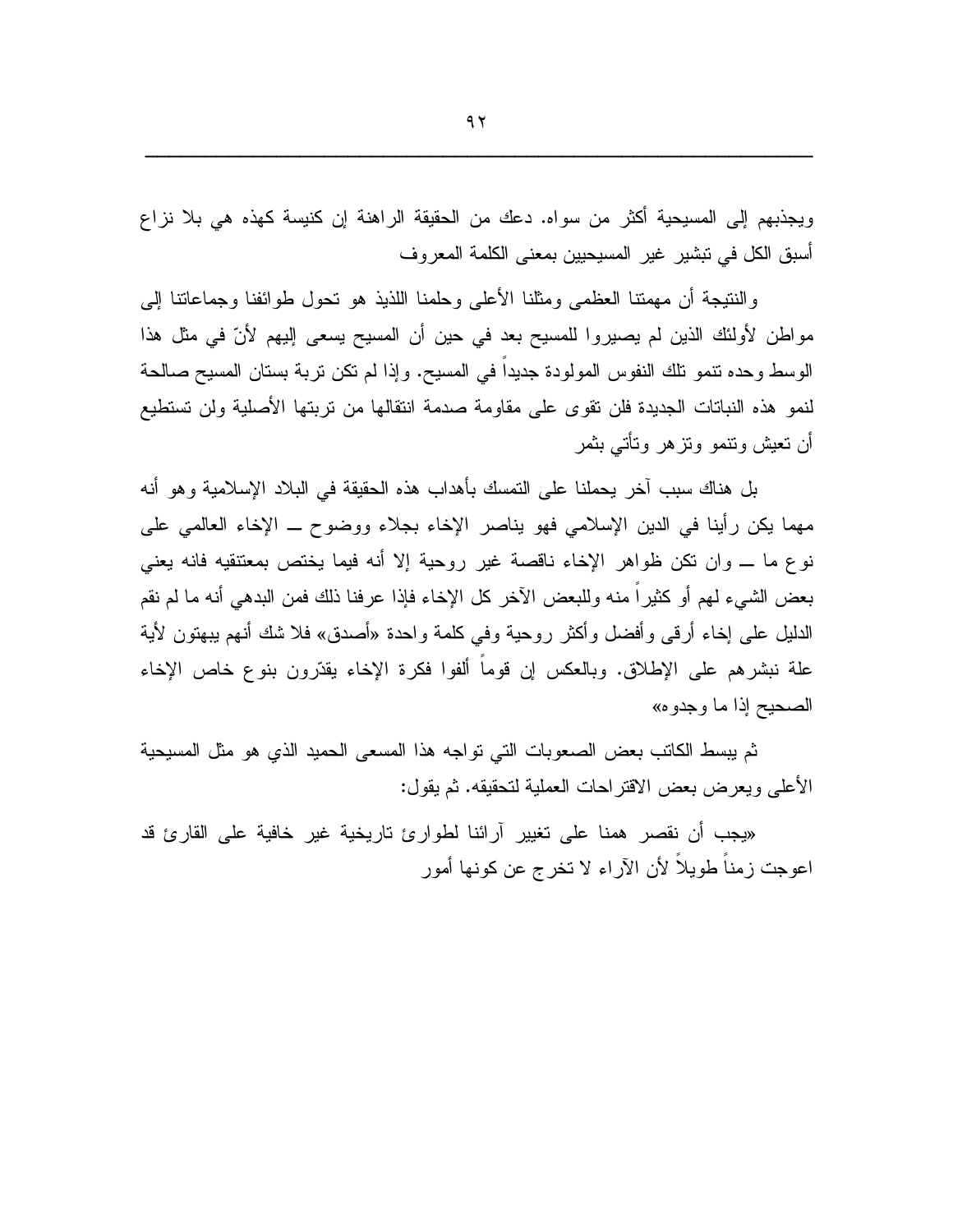ويجذبهم إلى المسيحية أكثر من سواه. دعك من الحقيقة الراهنة إن كنيسة كهذه هي بلا نزاع أسبق الكل في تبشير غير المسيحيين بمعنى الكلمة المعروف

والنتيجة أن مهمتنا العظمى ومثلنا الأعلى وحلمنا اللذيذ هو تحول طوائفنا وجماعاتنا إلى مواطن لأولئك الذين لم يصيروا للمسيح بعد في حين أن المسيح يسعى إليهم لأنّ في مثل هذا الوسط وحده تنمو تلك النفوس المولودة جديداً في المسيح. وإذا لم تكن تربة بستان المسيح صالحة لنمو هذه النباتات الجديدة فلن تقوى على مقاومة صدمة انتقالها من تربتها الأصلية ولن تستطيع أن تعيش وتنمو وتزهر وتأتي بثمر

بل هناك سبب آخر يحملنا على التمسك بأهداب هذه الحقيقة في البلاد الإسلامية وهو أنه مهما يكن رأينا في الدين الإسلامي فهو يناصر الإخاء بجلاء ووضوح ــ الإخاء العالمي على نوع ما ــ وان تكن ظواهر الإخاء ناقصة غير روحية إلا أنه فيما يختص بمعتنقيه فانه يعني بعض الشيء لهم أو كثيراً منه وللبعض الآخر كل الإخاء فإذا عرفنا ذلك فمن البدهي أنه ما لم نقم الدليل على إخاء أرقى وأفضل وأكثر روحية وفي كلمة واحدة «أصدق» فلا شك أنهم يبهتون لأية علة نبشرهم على الإطلاق. وبالعكس إن قوماً ألفوا فكرة الإخاء يقدّرون بنوع خاص الإخاء الصحيح إذا ما وجدوه»

ثم يبسط الكاتب بعض الصعوبات التي تواجه هذا المسعى الحميد الذي هو مثل المسيحية الأعلى ويعرض بعض الاقتراحات العملية لتحقيقه. ثم يقول:

«يجب أن نقصر همنا على تغيير آرائنا لطوارئ تاريخية غير خافية على القارئ قد اعوجت زمناً طويلاً لأن الآراء لا تخرج عن كونها أمور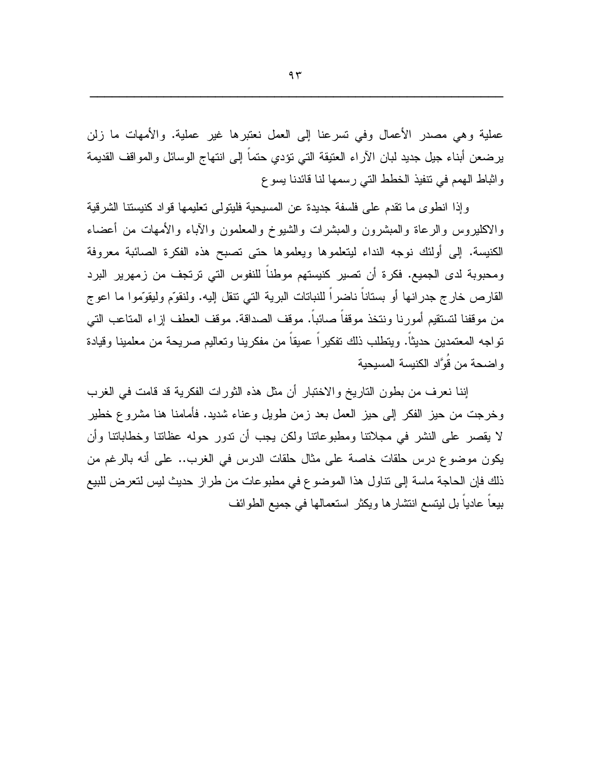عملية وهي مصدر الأعمال وفي تسرعنا إلى العمل نعتبرها غير عملية. والأمهات ما زلن يرضعن أبناء جيل جديد لبان الآراء العتيقة التي تؤدي حتماً إلى انتهاج الوسائل والمواقف القديمة واثباط الهمم في تنفيذ الخطط التي رسمها لنا قائدنا يسوع

وإذا انطوى ما تقدم على فلسفة جديدة عن المسيحية فليتولى تعليمها قواد كنيستنا الشرقية والاكليروس والرعاة والمبشرون والمبشرات والشيوخ والمعلمون والآباء والأمهات من أعضاء الكنيسة. إلى أولئك نوجه النداء ليتعلموها ويعلموها حتى تصبح هذه الفكرة الصائبة معروفة ومحبوبة لدى الجميع. فكرة أن تصير كنيستهم موطناً للنفوس التي ترتجف من زمهرير البرد القارص خارج جدرانها أو بستاناً ناضراً للنباتات البرية التي تنقل إليه. ولنقوّم وليقوّموا ما اعوج من موقفنا لتستقيم أمورنا ونتخذ موقفاً صائباً. موقف الصداقة. موقف العطف إزاء المتاعب التي تواجه المعتمدين حديثاً. ويتطلب ذلك تفكيراً عميقاً من مفكرينا وتعاليم صريحة من معلمينا وقيادة واضحة من قُوَّاد الكنيسة المسيحية

إننا نعرف من بطون التاريخ والاختبار أن مثل هذه الثورات الفكرية قد قامت في الغرب وخرجت من حيز الفكر إلى حيز العمل بعد زمن طويل وعناء شديد. فأمامنا هنا مشروع خطير لا يقصر على النشر في مجلاتنا ومطبوعاتنا ولكن يجب أن تدور حوله عظاتنا وخطاباتنا وأن يكون موضوع درس حلقات خاصة على مثال حلقات الدرس في الغرب.. على أنه بالرغم من ذلك فإن الحاجة ماسة إلى تناول هذا الموضوع في مطبوعات من طراز حديث ليس لتعرض للبيع بيعاً عادياً بل ليتسع انتشارها ويكثر استعمالها في جميع الطوائف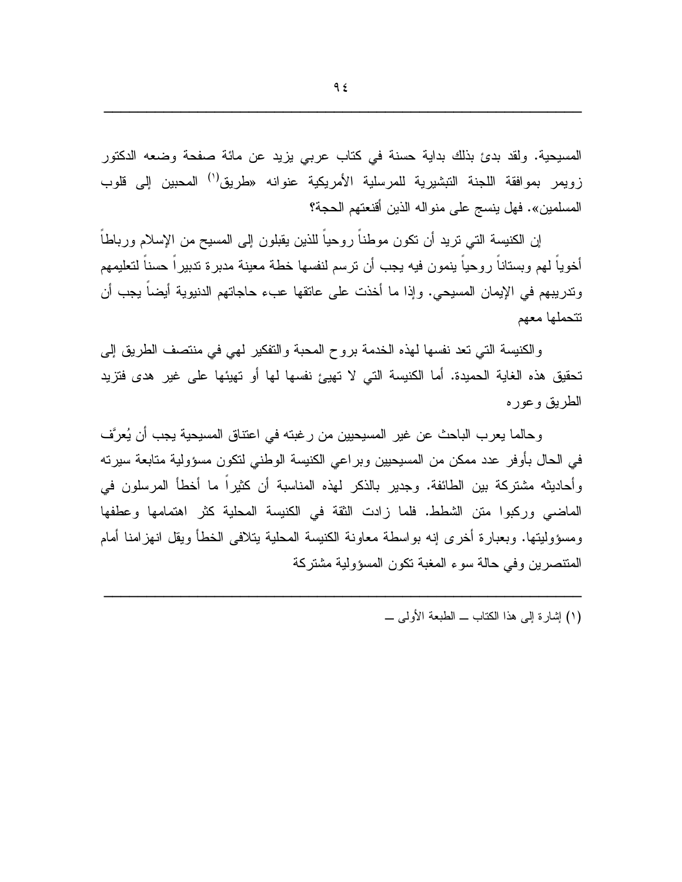المسيحية. ولقد بدئ بذلك بداية حسنة في كتاب عربي يزيد عن مائة صفحة وضعه الدكتور زويمر بموافقة اللجنة التبشيرية للمرسلية الأمريكية عنوانه «طريق[1] المحبين إلى قلوب المسلمين». فهل ينسج على منواله الذين أقنعتهم الحجة؟

إن الكنيسة التي تريد أن تكون موطناً روحياً للذين يقبلون إلى المسيح من الإسلام ورباطاً أخوياً لهم وبستاناً روحياً ينمون فيه يجب أن ترسم لنفسها خطة معينة مدبرة تدبيراً حسناً لتعليمهم وتدريبهم في الإيمان المسيحي. وإذا ما أخذت على عاتقها عبء حاجاتهم الدنيوية أيضاً يجب أن تتحملها معهم

والكنيسة التي تعد نفسها لهذه الخدمة بروح المحبة والتفكير لهي في منتصف الطريق إلى تحقيق هذه الغاية الحميدة. أما الكنيسة التي لا تهيئ نفسها لها أو تهيئها على غير هدى فتزيد الطريق وعوره

وحالما يعرب الباحث عن غير المسيحيين من رغبته في اعتناق المسيحية يجب أن يُعرَّف في الحال بأوفر عدد ممكن من المسيحيين وبراعي الكنيسة الوطني لتكون مسؤولية متابعة سيرته وأحاديثه مشتركة بين الطائفة. وجدير بالذكر لهذه المناسبة أن كثيراً ما أخطأ المرسلون في الماضي وركبوا متن الشطط. فلما زادت الثقة في الكنيسة المحلية كثر اهتمامها وعطفها ومسؤوليتها. وبعبارة أخرى إنه بواسطة معاونة الكنيسة المحلية يتلافى الخطأ ويقل انهزامنا أمام المتنصرين وفي حالة سوء المغبة تكون المسؤولية مشتركة

---

(١) إشارة إلى هذا الكتاب ــ الطبعة الأولى ــ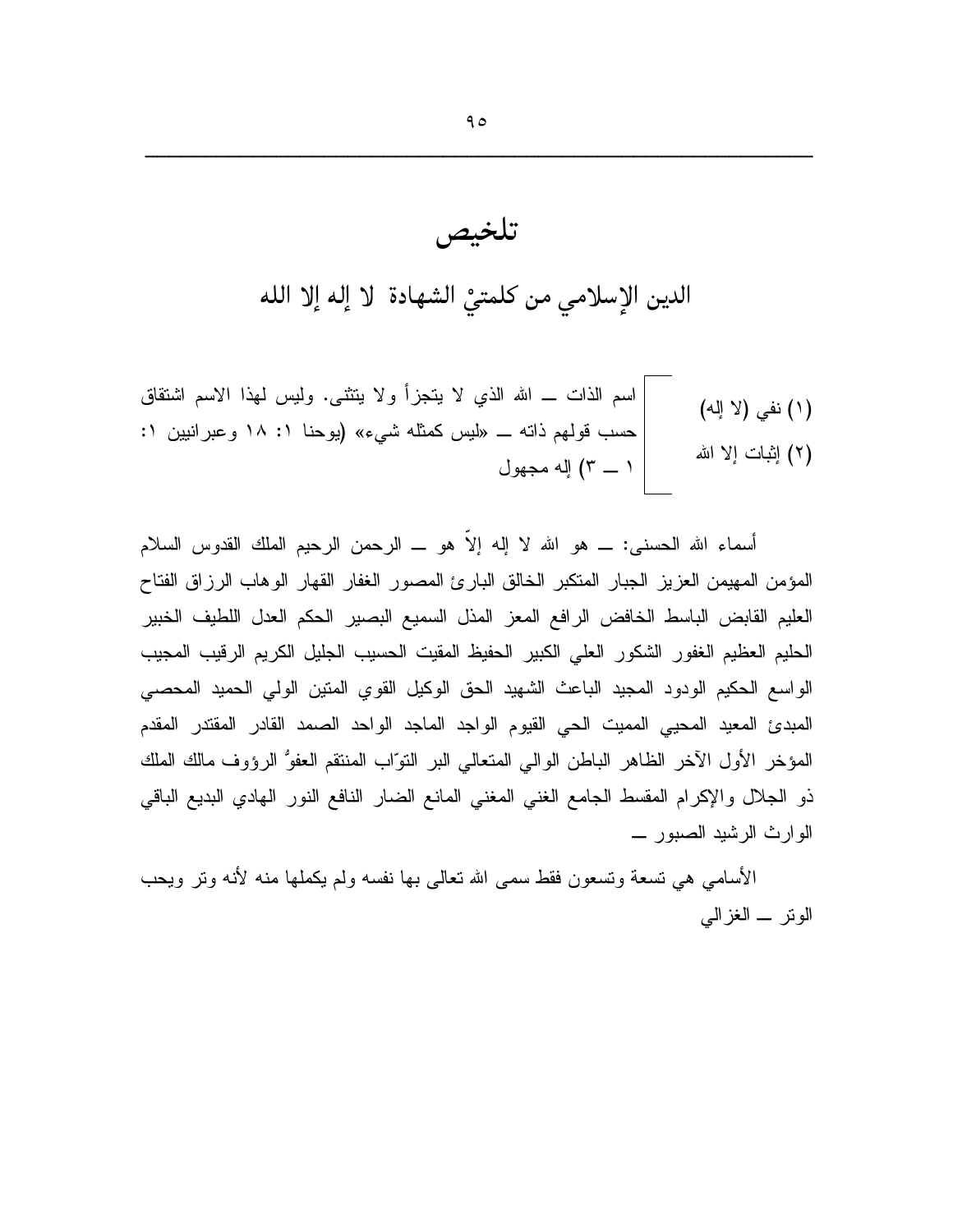# تلخيص

## الدين الإسلامي من كلمتيْ الشهادة لا إله إلا الله

| | |
|---|---|
| (١) نفي (لا إله)<br>(٢) إثبات إلا الله | اسم الذات ــ الله الذي لا يتجزأ ولا يتثنى. وليس لهذا الاسم اشتقاق حسب قولهم ذاته ــ «ليس كمثله شيء» (يوحنا ١: ١٨ وعبرانيين ١: ١ ــ ٣) إله مجهول |

أسماء الله الحسنى: ــ هو الله لا إله إلاّ هو ــ الرحمن الرحيم الملك القدوس السلام المؤمن المهيمن العزيز الجبار المتكبر الخالق البارئ المصور الغفار القهار الوهاب الرزاق الفتاح العليم القابض الباسط الخافض الرافع المعز المذل السميع البصير الحكم العدل اللطيف الخبير الحليم العظيم الغفور الشكور العلي الكبير الحفيظ المقيت الحسيب الجليل الكريم الرقيب المجيب الواسع الحكيم الودود المجيد الباعث الشهيد الحق الوكيل القوي المتين الولي الحميد المحصي المبدئ المعيد المحيي المميت الحي القيوم الواجد الماجد الواحد الصمد القادر المقتدر المقدم المؤخر الأول الآخر الظاهر الباطن الوالي المتعالي البر التوّاب المنتقم العفوُّ الرؤوف مالك الملك ذو الجلال والإكرام المقسط الجامع الغني المغني المانع الضار النافع النور الهادي البديع الباقي الوارث الرشيد الصبور ــ

الأسامي هي تسعة وتسعون فقط سمى الله تعالى بها نفسه ولم يكملها منه لأنه وتر ويحب الوتر ــ الغزالي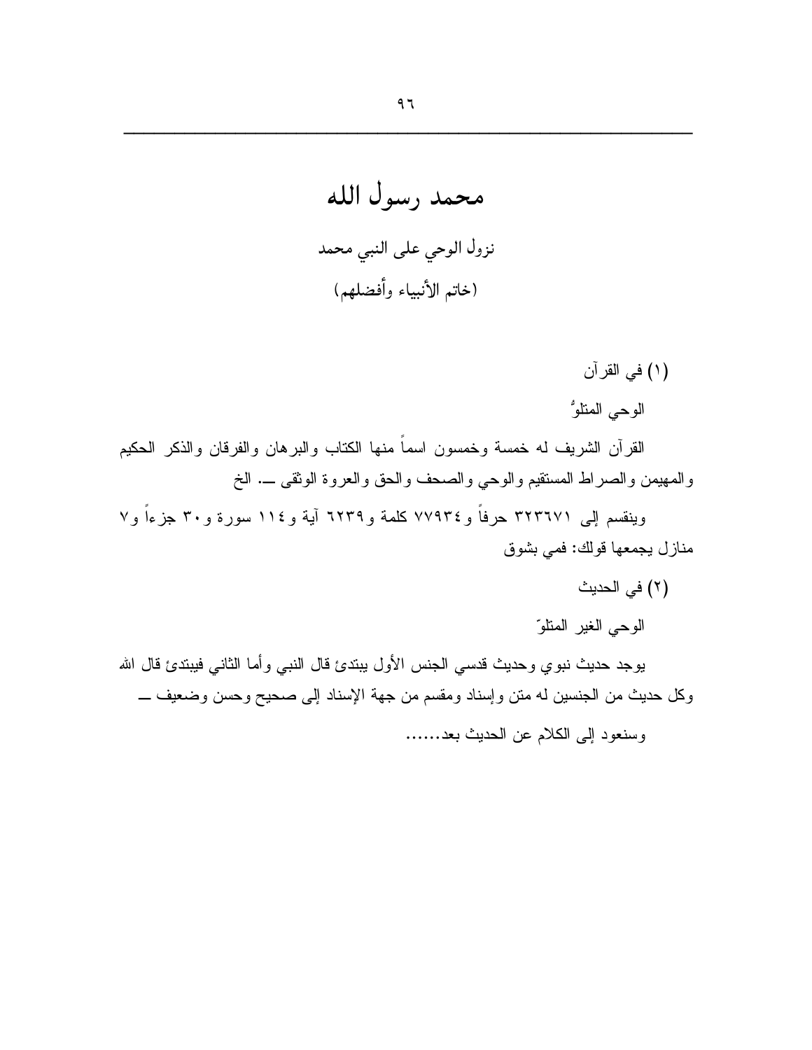# محمد رسول الله

نزول الوحي على النبي محمد

(خاتم الأنبياء وأفضلهم)

(١) في القرآن

الوحي المتلوُّ

القرآن الشريف له خمسة وخمسون اسماً منها الكتاب والبرهان والفرقان والذكر الحكيم والمهيمن والصراط المستقيم والوحي والصحف والحق والعروة الوثقى ـــ الخ

وينقسم إلى ٣٢٣٦٧١ حرفاً و٧٧٩٣٤ كلمة و٦٢٣٩ آية و١١٤ سورة و٣٠ جزءاً و٧ منازل يجمعها قولك: فمي بشوق

(٢) في الحديث

الوحي الغير المتلوّ

يوجد حديث نبوي وحديث قدسي الجنس الأول يبتدئ قال النبي وأما الثاني فيبتدئ قال الله وكل حديث من الجنسين له متن وإسناد ومقسم من جهة الإسناد إلى صحيح وحسن وضعيف ـــ

وسنعود إلى الكلام عن الحديث بعد......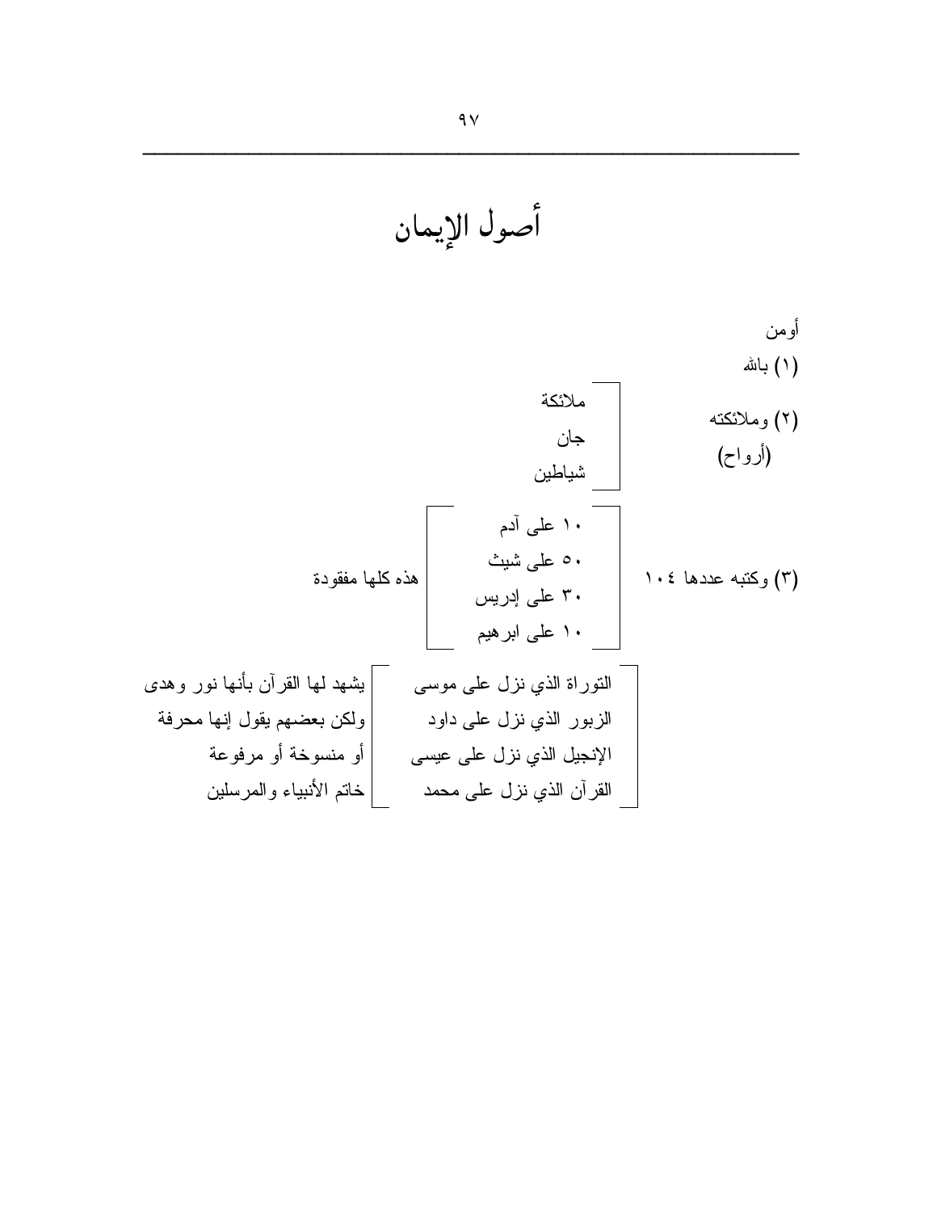# أصول الإيمان

أومن

(١) بالله

(٢) وملائكته (أرواح)

- ملائكة
- جان
- شياطين

(٣) وكتبه عددها ١٠٤

- ١٠ على آدم
- ٥٠ على شيث
- ٣٠ على إدريس
- ١٠ على ابرهيم

هذه كلها مفقودة

- التوراة الذي نزل على موسى
- الزبور الذي نزل على داود
- الإنجيل الذي نزل على عيسى

يشهد لها القرآن بأنها نور وهدى ولكن بعضهم يقول إنها محرفة أو منسوخة أو مرفوعة

- القرآن الذي نزل على محمد

خاتم الأنبياء والمرسلين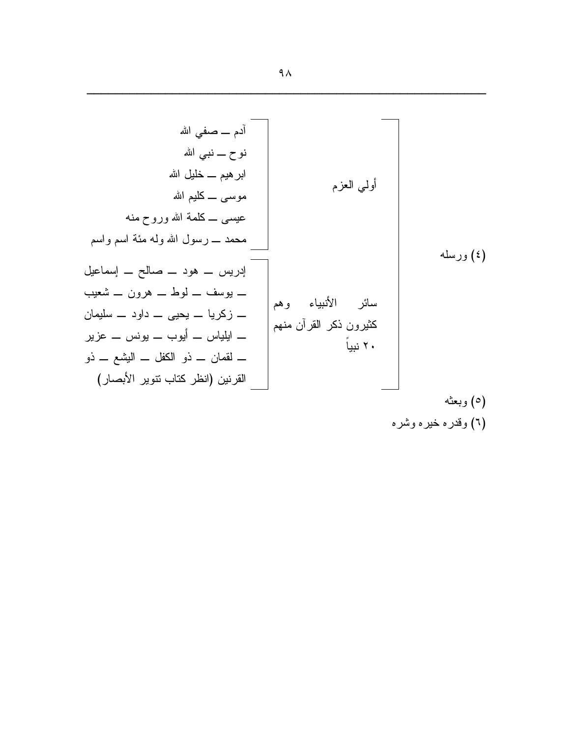(٤) ورسله

- أولي العزم
  - آدم ــ صفي الله
  - نوح ــ نبي الله
  - ابرهيم ــ خليل الله
  - موسى ــ كليم الله
  - عيسى ــ كلمة الله وروح منه
  - محمد ــ رسول الله وله مئة اسم واسم
- سائر الأنبياء وهم كثيرون ذكر القرآن منهم ٢٠ نبياً
  - إدريس ــ هود ــ صالح ــ إسماعيل ــ يوسف ــ لوط ــ هرون ــ شعيب ــ زكريا ــ يحيى ــ داود ــ سليمان ــ ايلياس ــ أيوب ــ يونس ــ عزير ــ لقمان ــ ذو الكفل ــ اليشع ــ ذو القرنين (انظر كتاب تنوير الأبصار)

(٥) وبعثه

(٦) وقدره خيره وشره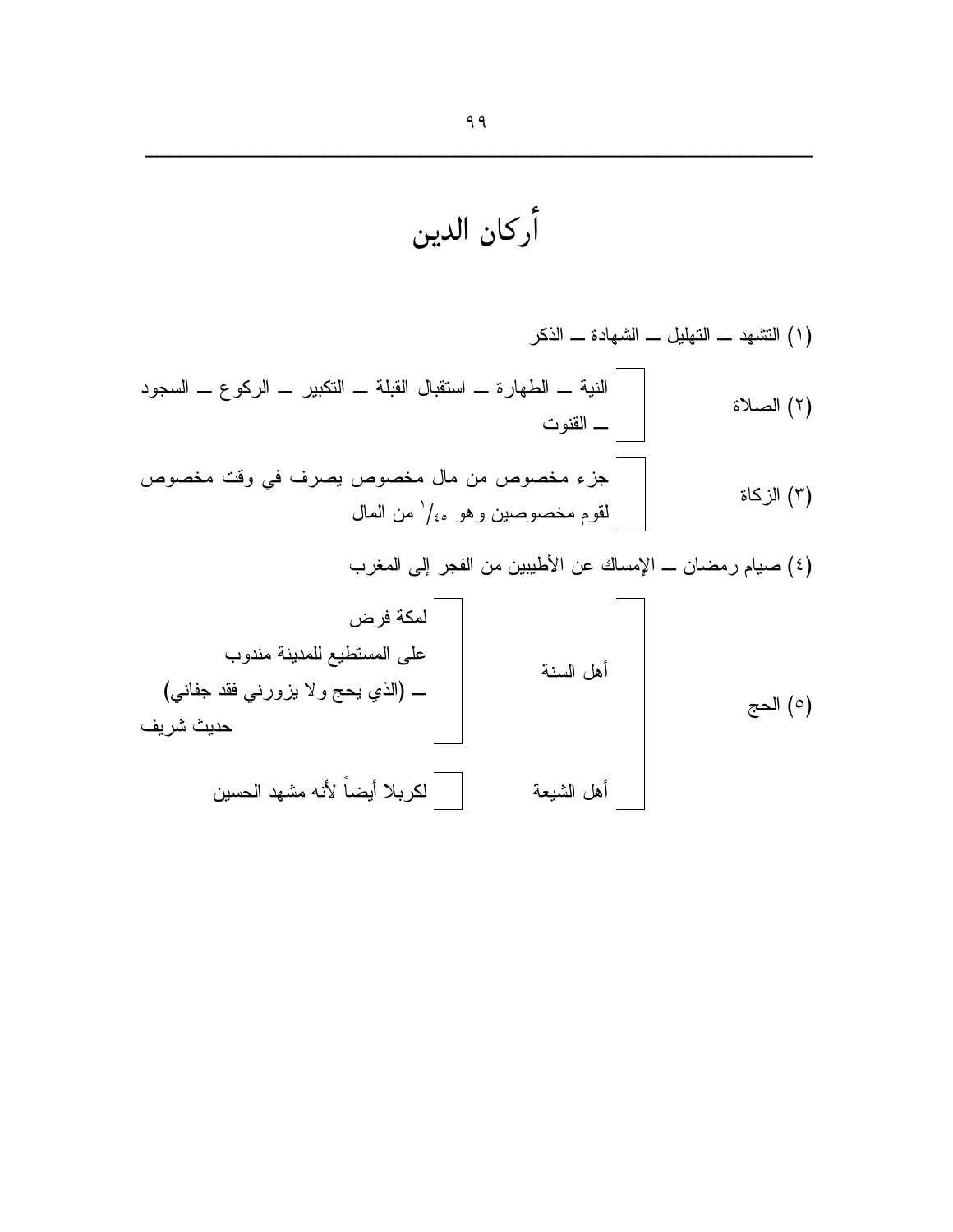# أركان الدين

(١) التشهد ــ التهليل ــ الشهادة ــ الذكر

(٢) الصلاة: النية ــ الطهارة ــ استقبال القبلة ــ التكبير ــ الركوع ــ السجود ــ القنوت

(٣) الزكاة: جزء مخصوص من مال مخصوص يصرف في وقت مخصوص لقوم مخصوصين وهو ١/٤٠ من المال

(٤) صيام رمضان ــ الإمساك عن الأطيبين من الفجر إلى المغرب

(٥) الحج:

- أهل السنة:
  - لمكة فرض
  - على المستطيع للمدينة مندوب
  - ــ (الذي يحج ولا يزورني فقد جفاني) حديث شريف
- أهل الشيعة:
  - لكربلا أيضاً لأنه مشهد الحسين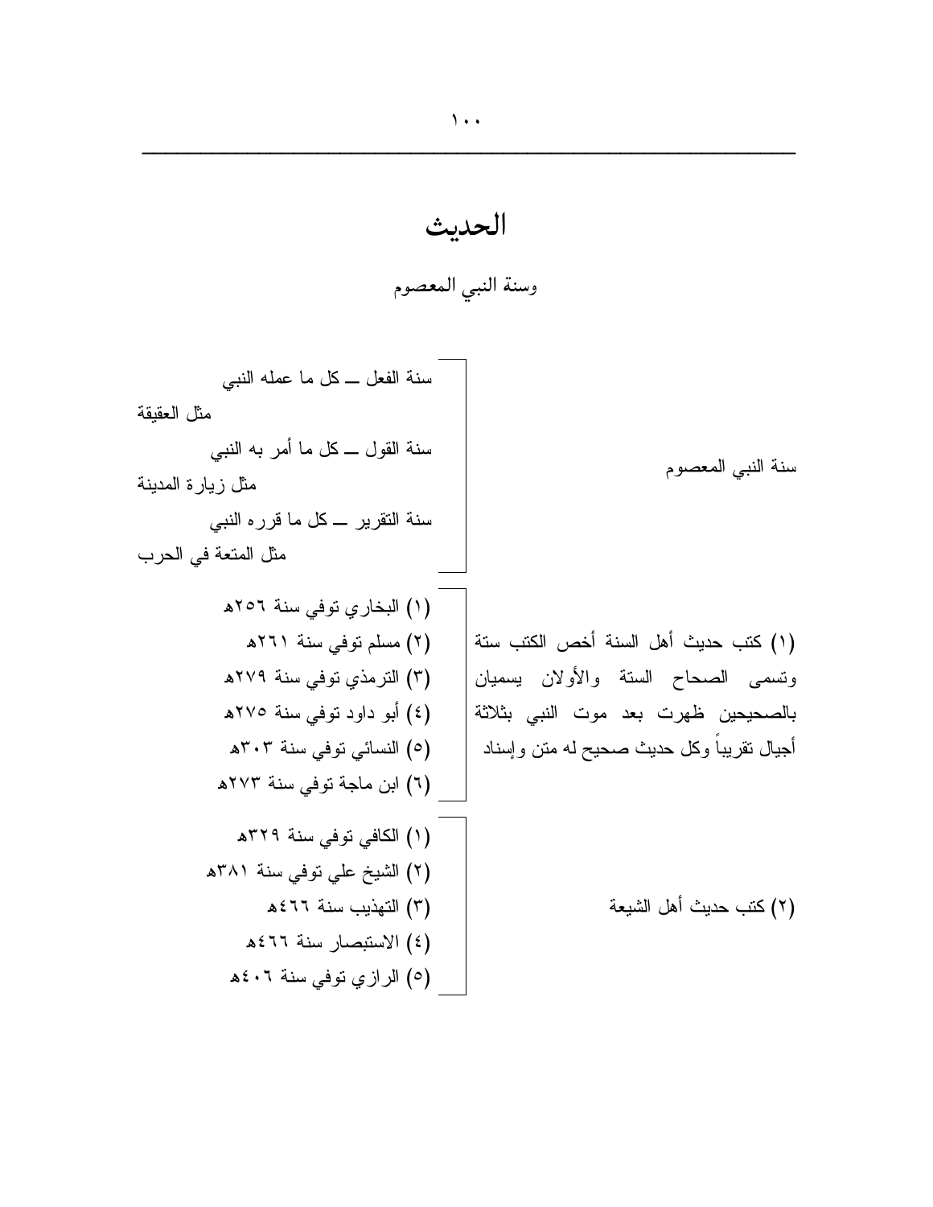# الحديث

وسنة النبي المعصوم

سنة النبي المعصوم

- سنة الفعل ــ كل ما عمله النبي
  مثل العقيقة
- سنة القول ــ كل ما أمر به النبي
  مثل زيارة المدينة
- سنة التقرير ــ كل ما قرره النبي
  مثل المتعة في الحرب

(١) كتب حديث أهل السنة أخص الكتب ستة وتسمى الصحاح الستة والأولان يسميان بالصحيحين ظهرت بعد موت النبي بثلاثة أجيال تقريباً وكل حديث صحيح له متن وإسناد

(١) البخاري توفي سنة ٢٥٦هـ
(٢) مسلم توفي سنة ٢٦١هـ
(٣) الترمذي توفي سنة ٢٧٩هـ
(٤) أبو داود توفي سنة ٢٧٥هـ
(٥) النسائي توفي سنة ٣٠٣هـ
(٦) ابن ماجة توفي سنة ٢٧٣هـ

(٢) كتب حديث أهل الشيعة

(١) الكافي توفي سنة ٣٢٩هـ
(٢) الشيخ علي توفي سنة ٣٨١هـ
(٣) التهذيب سنة ٤٦٦هـ
(٤) الاستبصار سنة ٤٦٦هـ
(٥) الرازي توفي سنة ٤٠٦هـ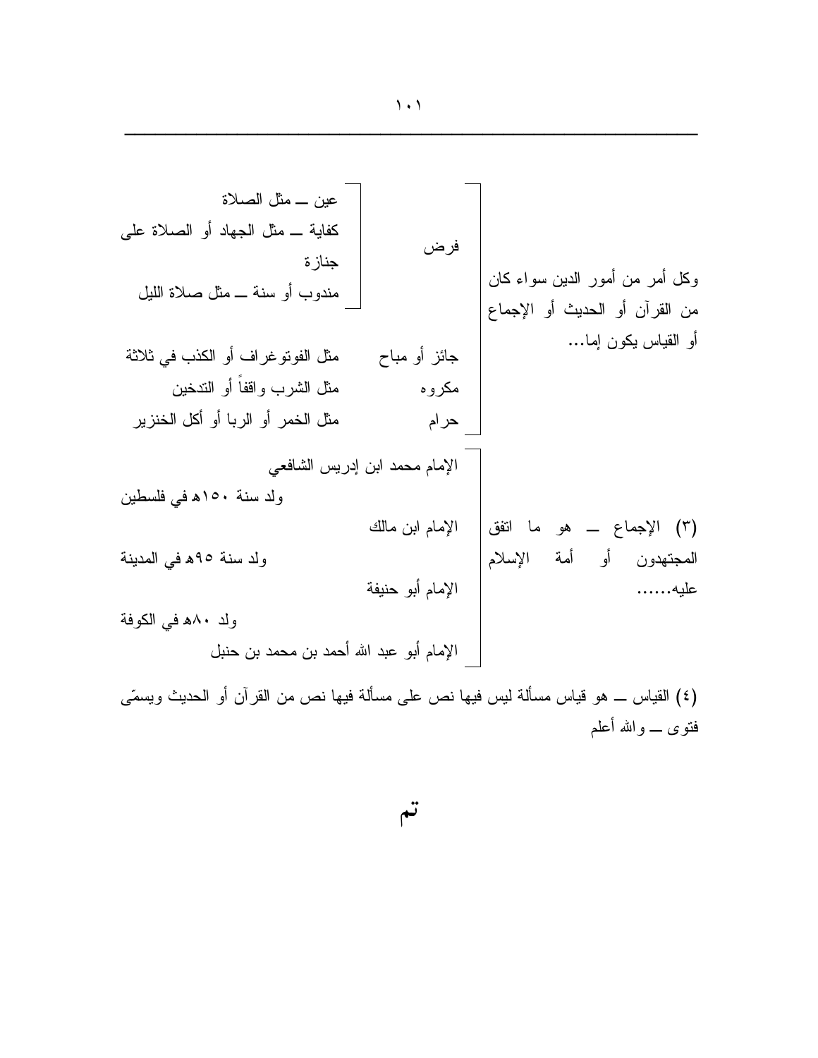وكل أمر من أمور الدين سواء كان من القرآن أو الحديث أو الإجماع أو القياس يكون إما...

- فرض
  - عين ــ مثل الصلاة
  - كفاية ــ مثل الجهاد أو الصلاة على جنازة
  - مندوب أو سنة ــ مثل صلاة الليل
- جائز أو مباح — مثل الفوتوغراف أو الكذب في ثلاثة
- مكروه — مثل الشرب واقفاً أو التدخين
- حرام — مثل الخمر أو الربا أو أكل الخنزير

(٣) الإجماع ــ هو ما اتفق المجتهدون أو أمة الإسلام عليه......

- الإمام محمد ابن إدريس الشافعي
  - ولد سنة ١٥٠هـ في فلسطين
- الإمام ابن مالك
  - ولد سنة ٩٥هـ في المدينة
- الإمام أبو حنيفة
  - ولد ٨٠هـ في الكوفة
- الإمام أبو عبد الله أحمد بن محمد بن حنبل

(٤) القياس ــ هو قياس مسألة ليس فيها نص على مسألة فيها نص من القرآن أو الحديث ويسمّى فتوى ــ والله أعلم

**تم**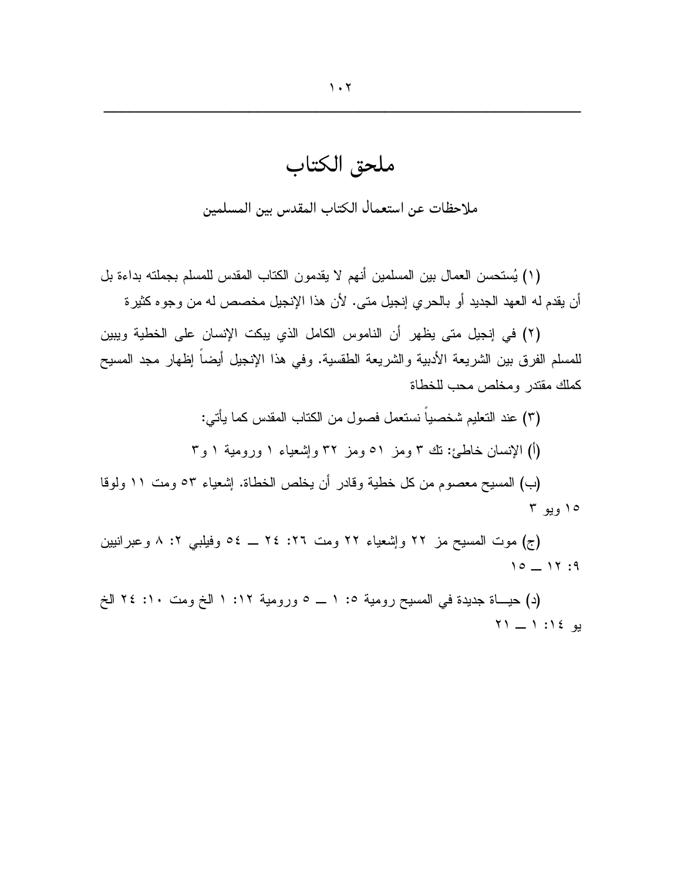# ملحق الكتاب

## ملاحظات عن استعمال الكتاب المقدس بين المسلمين

(١) يُستحسن العمال بين المسلمين أنهم لا يقدمون الكتاب المقدس للمسلم بجملته بداءة بل أن يقدم له العهد الجديد أو بالحري إنجيل متى. لأن هذا الإنجيل مخصص له من وجوه كثيرة

(٢) في إنجيل متى يظهر أن الناموس الكامل الذي يبكت الإنسان على الخطية ويبين للمسلم الفرق بين الشريعة الأدبية والشريعة الطقسية. وفي هذا الإنجيل أيضاً إظهار مجد المسيح كملك مقتدر ومخلص محب للخطاة

(٣) عند التعليم شخصياً نستعمل فصول من الكتاب المقدس كما يأتي:

(أ) الإنسان خاطئ: تك ٣ ومز ٥١ ومز ٣٢ وإشعياء ١ ورومية ١ و٣

(ب) المسيح معصوم من كل خطية وقادر أن يخلص الخطاة. إشعياء ٥٣ ومت ١١ ولوقا ١٥ ويو ٣

(ج) موت المسيح مز ٢٢ وإشعياء ٢٢ ومت ٢٦: ٢٤ ــ ٥٤ وفيلبي ٢: ٨ وعبرانيين ٩: ١٢ ــ ١٥

(د) حيـــاة جديدة في المسيح رومية ٥: ١ ــ ٥ ورومية ١٢: ١ الخ ومت ١٠: ٢٤ الخ يو ١٤: ١ ــ ٢١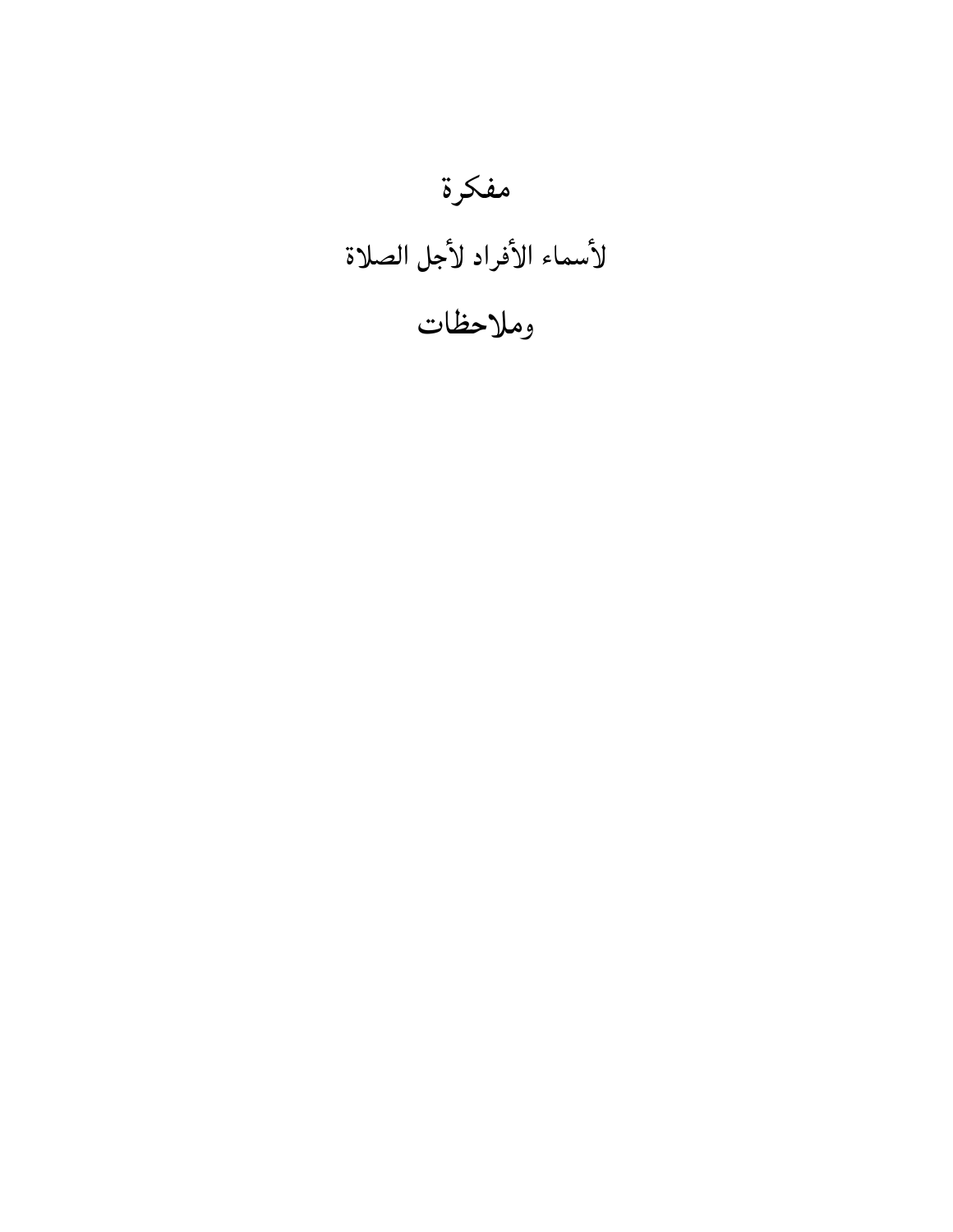# مفكرة

## لأسماء الأفراد لأجل الصلاة

# وملاحظات